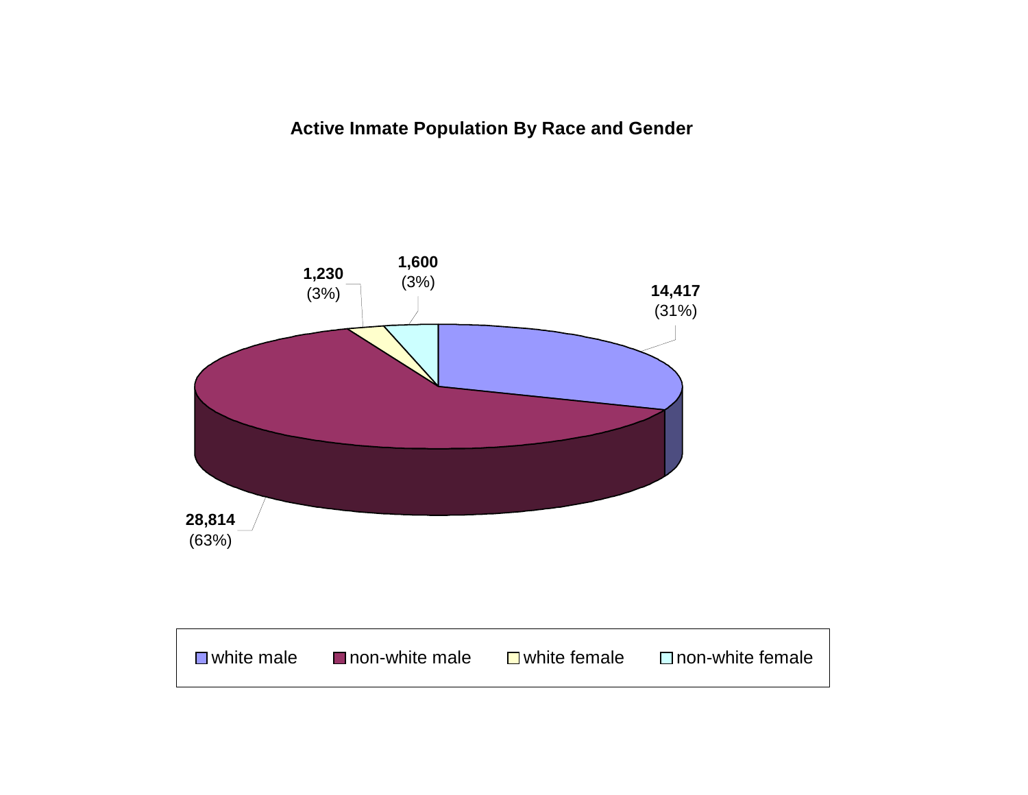**Active Inmate Population By Race and Gender**

| Category | Count | Percent |
|---|---|---|
| white male | 14,417 | (31%) |
| non-white male | 28,814 | (63%) |
| white female | 1,230 | (3%) |
| non-white female | 1,600 | (3%) |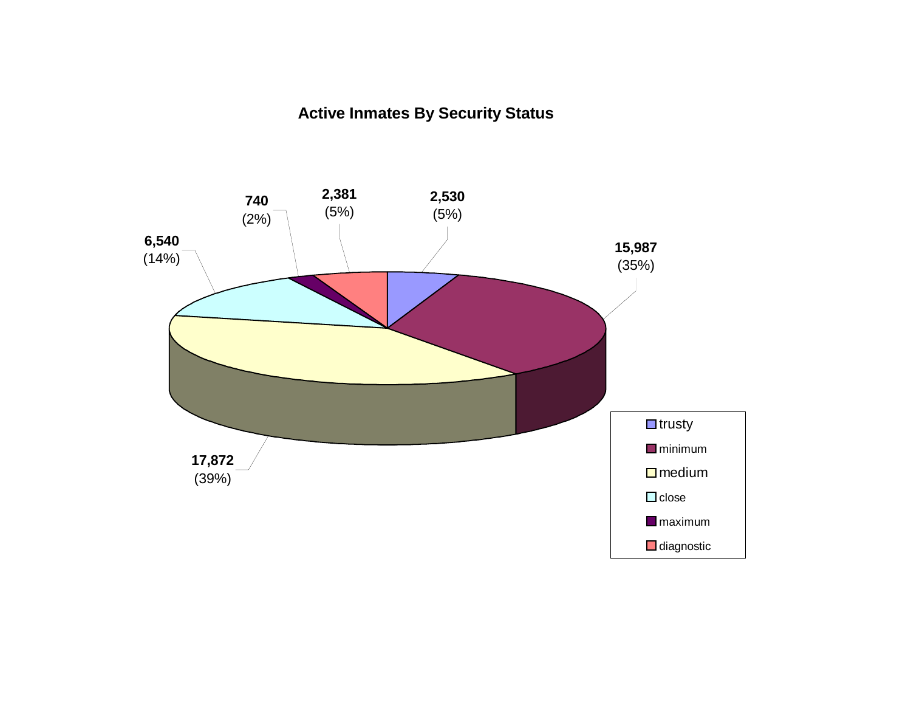## Active Inmates By Security Status

| Security Status | Inmates | Percent |
|---|---|---|
| trusty | 2,530 | (5%) |
| minimum | 15,987 | (35%) |
| medium | 17,872 | (39%) |
| close | 6,540 | (14%) |
| maximum | 740 | (2%) |
| diagnostic | 2,381 | (5%) |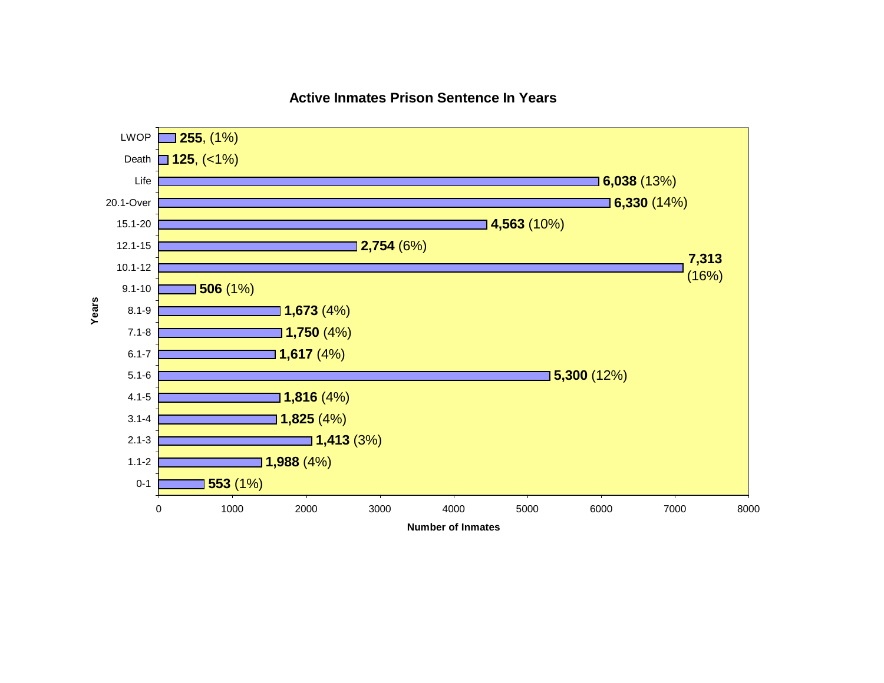## Active Inmates Prison Sentence In Years

| Years | Number of Inmates | Percent |
|---|---|---|
| LWOP | 255 | 1% |
| Death | 125 | <1% |
| Life | 6,038 | 13% |
| 20.1-Over | 6,330 | 14% |
| 15.1-20 | 4,563 | 10% |
| 12.1-15 | 2,754 | 6% |
| 10.1-12 | 7,313 | 16% |
| 9.1-10 | 506 | 1% |
| 8.1-9 | 1,673 | 4% |
| 7.1-8 | 1,750 | 4% |
| 6.1-7 | 1,617 | 4% |
| 5.1-6 | 5,300 | 12% |
| 4.1-5 | 1,816 | 4% |
| 3.1-4 | 1,825 | 4% |
| 2.1-3 | 1,413 | 3% |
| 1.1-2 | 1,988 | 4% |
| 0-1 | 553 | 1% |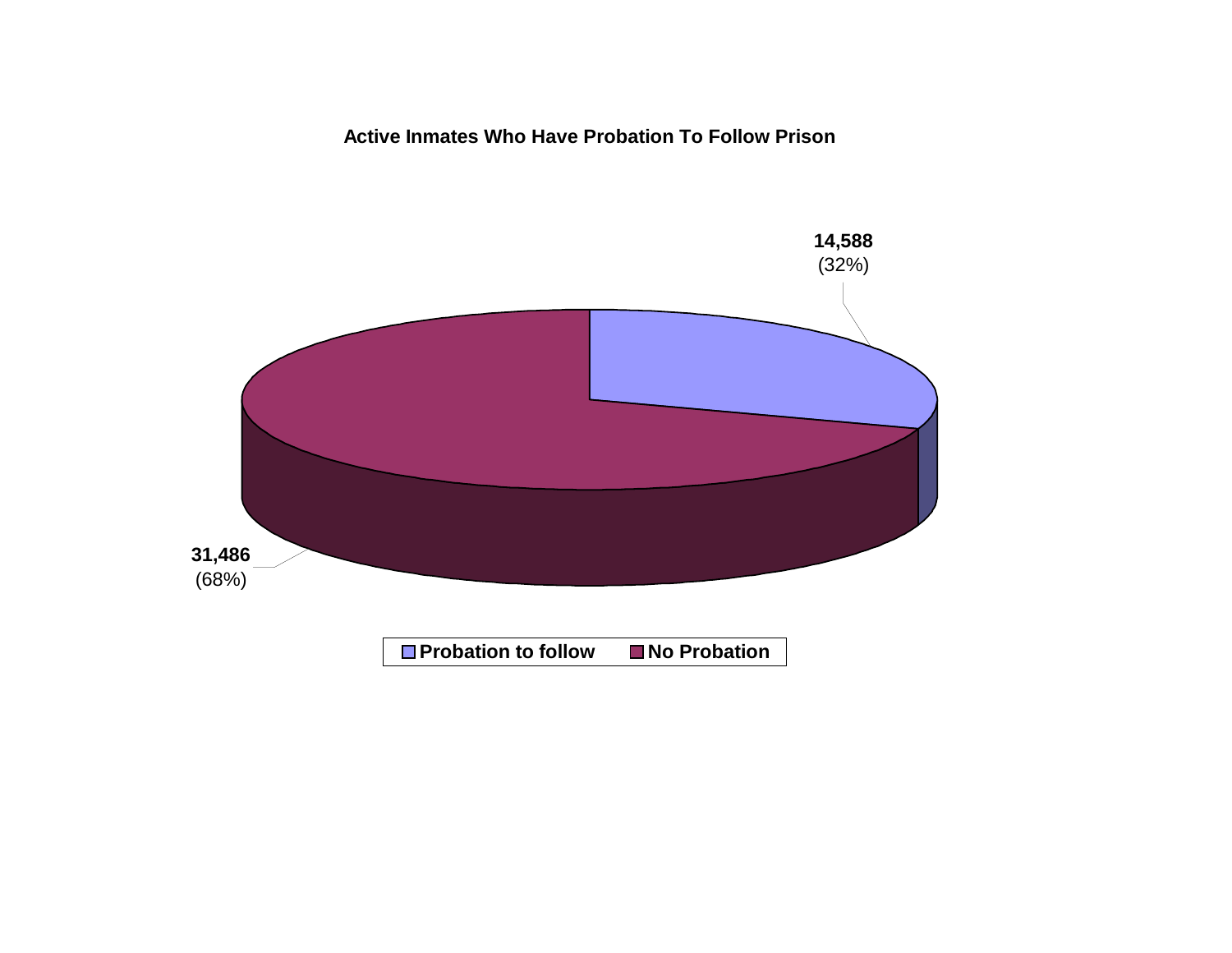**Active Inmates Who Have Probation To Follow Prison**

**14,588**
(32%)

**31,486**
(68%)

**Probation to follow** **No Probation**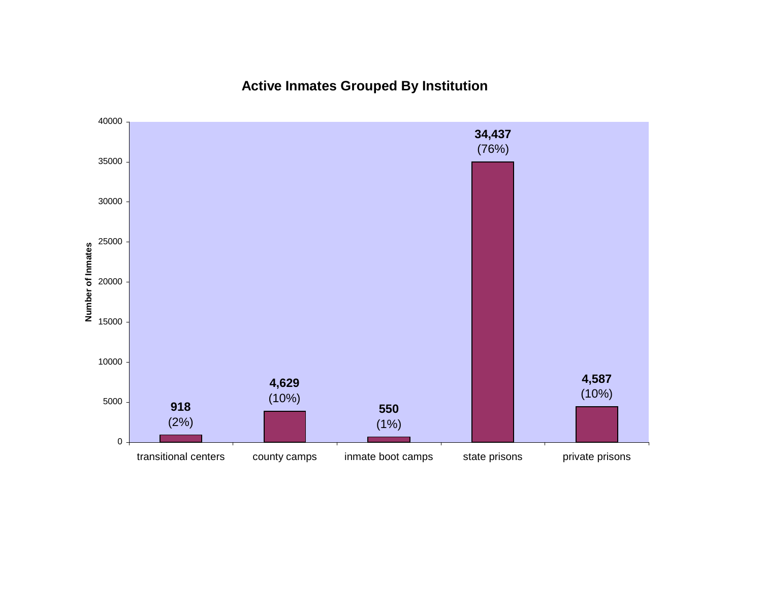## Active Inmates Grouped By Institution

| Institution | Number of Inmates | Percent |
|---|---|---|
| transitional centers | 918 | (2%) |
| county camps | 4,629 | (10%) |
| inmate boot camps | 550 | (1%) |
| state prisons | 34,437 | (76%) |
| private prisons | 4,587 | (10%) |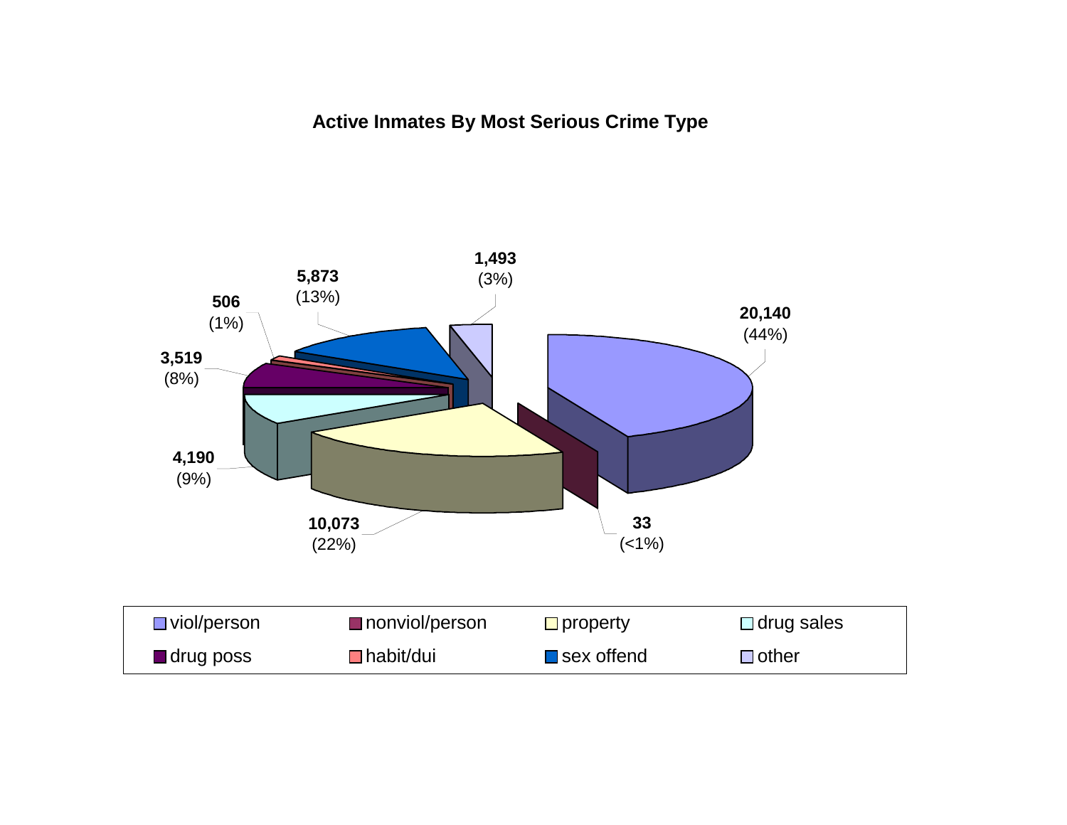**Active Inmates By Most Serious Crime Type**

| Crime Type | Count | Percent |
|---|---|---|
| viol/person | 20,140 | (44%) |
| nonviol/person | 33 | (<1%) |
| property | 10,073 | (22%) |
| drug sales | 4,190 | (9%) |
| drug poss | 3,519 | (8%) |
| habit/dui | 506 | (1%) |
| sex offend | 5,873 | (13%) |
| other | 1,493 | (3%) |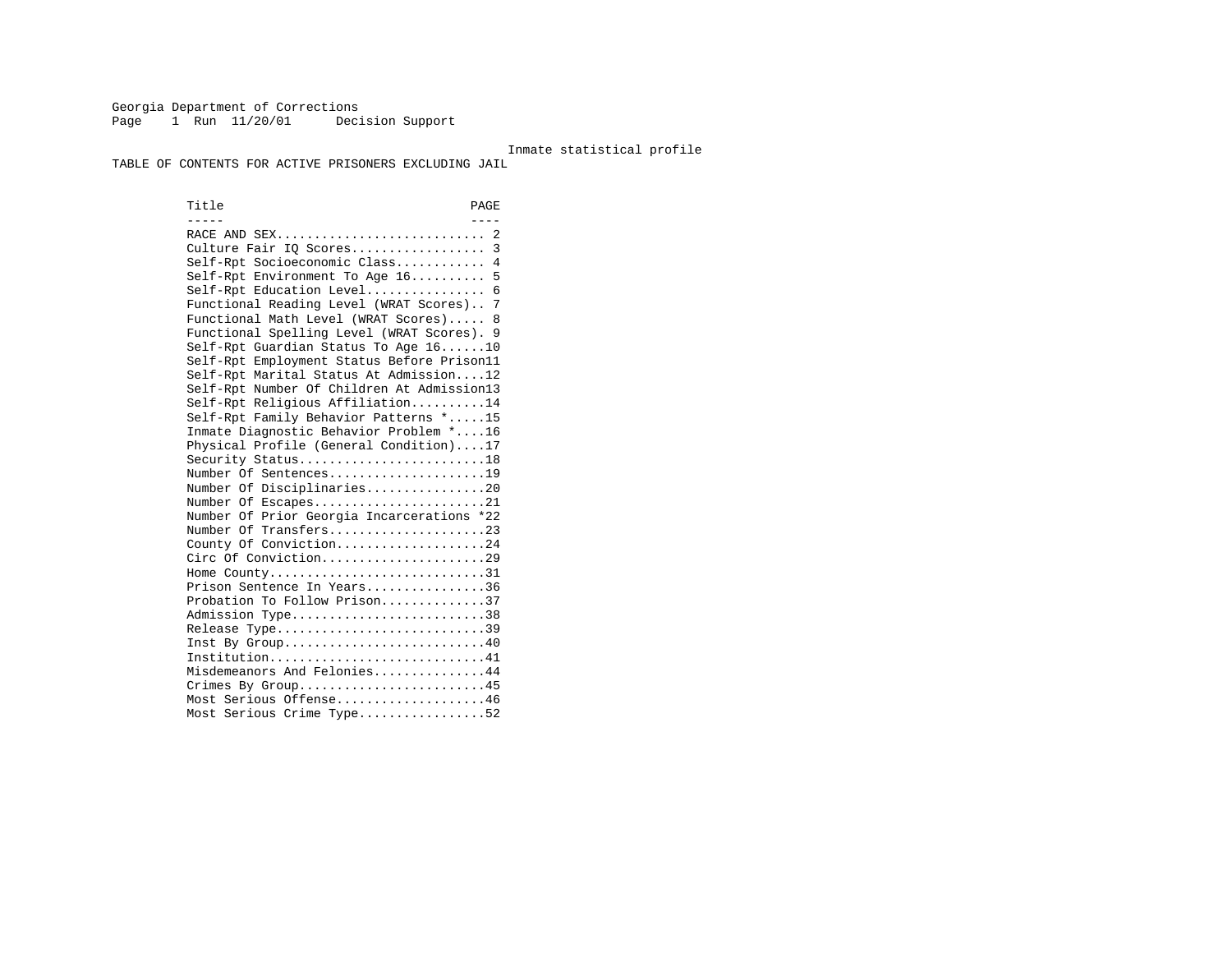Georgia Department of Corrections
Page 1 Run 11/20/01 Decision Support

Inmate statistical profile

TABLE OF CONTENTS FOR ACTIVE PRISONERS EXCLUDING JAIL

| Title | PAGE |
|---|---|
| RACE AND SEX | 2 |
| Culture Fair IQ Scores | 3 |
| Self-Rpt Socioeconomic Class | 4 |
| Self-Rpt Environment To Age 16 | 5 |
| Self-Rpt Education Level | 6 |
| Functional Reading Level (WRAT Scores) | 7 |
| Functional Math Level (WRAT Scores) | 8 |
| Functional Spelling Level (WRAT Scores) | 9 |
| Self-Rpt Guardian Status To Age 16 | 10 |
| Self-Rpt Employment Status Before Prison | 11 |
| Self-Rpt Marital Status At Admission | 12 |
| Self-Rpt Number Of Children At Admission | 13 |
| Self-Rpt Religious Affiliation | 14 |
| Self-Rpt Family Behavior Patterns * | 15 |
| Inmate Diagnostic Behavior Problem * | 16 |
| Physical Profile (General Condition) | 17 |
| Security Status | 18 |
| Number Of Sentences | 19 |
| Number Of Disciplinaries | 20 |
| Number Of Escapes | 21 |
| Number Of Prior Georgia Incarcerations * | 22 |
| Number Of Transfers | 23 |
| County Of Conviction | 24 |
| Circ Of Conviction | 29 |
| Home County | 31 |
| Prison Sentence In Years | 36 |
| Probation To Follow Prison | 37 |
| Admission Type | 38 |
| Release Type | 39 |
| Inst By Group | 40 |
| Institution | 41 |
| Misdemeanors And Felonies | 44 |
| Crimes By Group | 45 |
| Most Serious Offense | 46 |
| Most Serious Crime Type | 52 |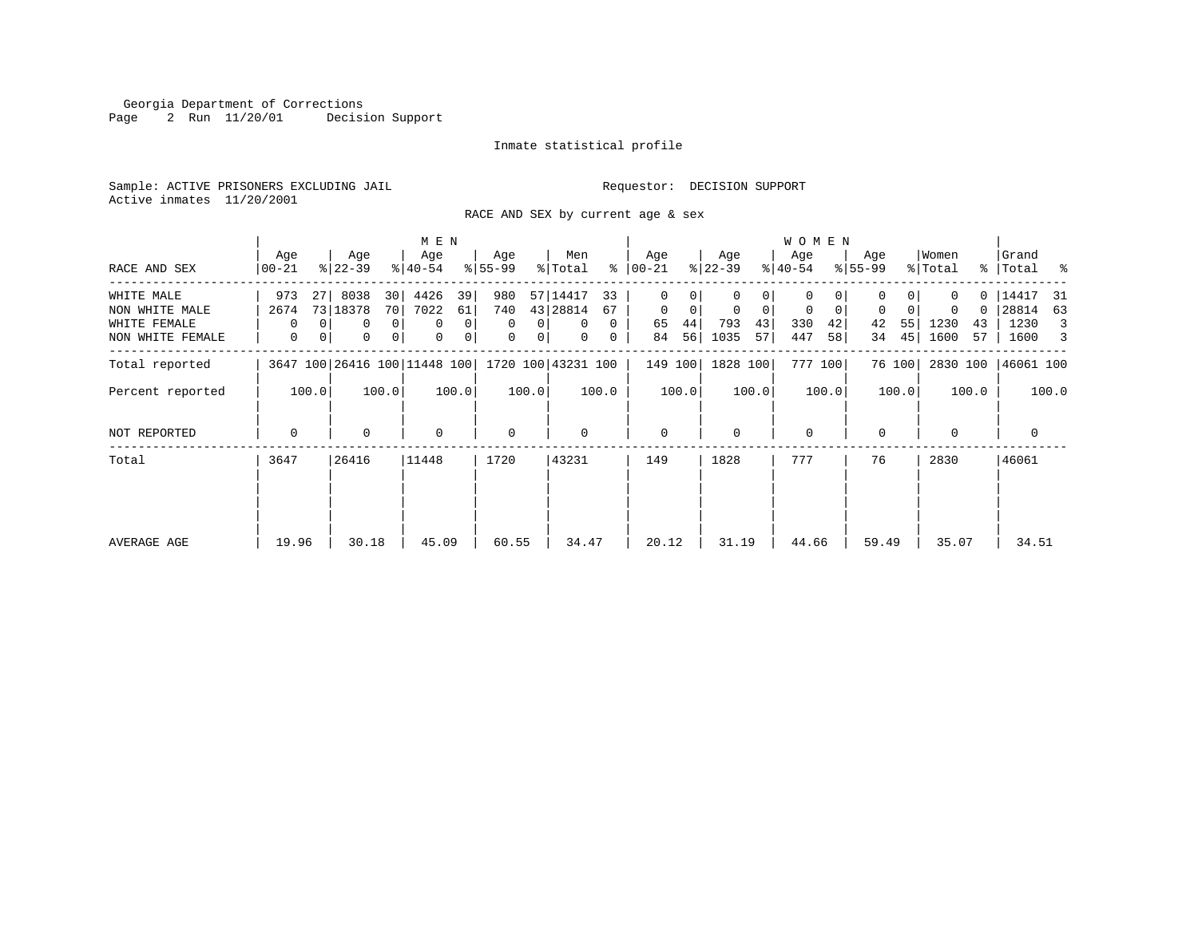Georgia Department of Corrections
Page 2 Run 11/20/01 Decision Support

Inmate statistical profile

Sample: ACTIVE PRISONERS EXCLUDING JAIL    Requestor: DECISION SUPPORT
Active inmates 11/20/2001

RACE AND SEX by current age & sex

| | MEN | | | | | | | | | | WOMEN | | | | | | | | | | | |
|---|---|---|---|---|---|---|---|---|---|---|---|---|---|---|---|---|---|---|---|---|---|---|
| RACE AND SEX | Age 00-21 | % | Age 22-39 | % | Age 40-54 | % | Age 55-99 | % | Men Total | % | Age 00-21 | % | Age 22-39 | % | Age 40-54 | % | Age 55-99 | % | Women Total | % | Grand Total | % |
| WHITE MALE | 973 | 27 | 8038 | 30 | 4426 | 39 | 980 | 57 | 14417 | 33 | 0 | 0 | 0 | 0 | 0 | 0 | 0 | 0 | 0 | 0 | 14417 | 31 |
| NON WHITE MALE | 2674 | 73 | 18378 | 70 | 7022 | 61 | 740 | 43 | 28814 | 67 | 0 | 0 | 0 | 0 | 0 | 0 | 0 | 0 | 0 | 0 | 28814 | 63 |
| WHITE FEMALE | 0 | 0 | 0 | 0 | 0 | 0 | 0 | 0 | 0 | 0 | 65 | 44 | 793 | 43 | 330 | 42 | 42 | 55 | 1230 | 43 | 1230 | 3 |
| NON WHITE FEMALE | 0 | 0 | 0 | 0 | 0 | 0 | 0 | 0 | 0 | 0 | 84 | 56 | 1035 | 57 | 447 | 58 | 34 | 45 | 1600 | 57 | 1600 | 3 |
| Total reported | 3647 | 100 | 26416 | 100 | 11448 | 100 | 1720 | 100 | 43231 | 100 | 149 | 100 | 1828 | 100 | 777 | 100 | 76 | 100 | 2830 | 100 | 46061 | 100 |
| Percent reported | | 100.0 | | 100.0 | | 100.0 | | 100.0 | | 100.0 | | 100.0 | | 100.0 | | 100.0 | | 100.0 | | 100.0 | | 100.0 |
| NOT REPORTED | 0 | | 0 | | 0 | | 0 | | 0 | | 0 | | 0 | | 0 | | 0 | | 0 | | 0 | |
| Total | 3647 | | 26416 | | 11448 | | 1720 | | 43231 | | 149 | | 1828 | | 777 | | 76 | | 2830 | | 46061 | |
| AVERAGE AGE | 19.96 | | 30.18 | | 45.09 | | 60.55 | | 34.47 | | 20.12 | | 31.19 | | 44.66 | | 59.49 | | 35.07 | | 34.51 | |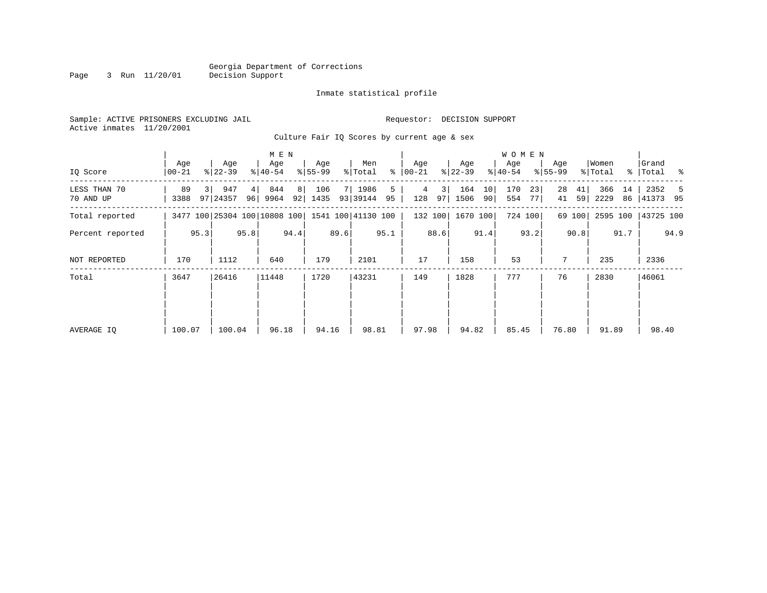Georgia Department of Corrections
Decision Support

Inmate statistical profile

Sample: ACTIVE PRISONERS EXCLUDING JAIL

Requestor: DECISION SUPPORT

Active inmates 11/20/2001

Culture Fair IQ Scores by current age & sex

| IQ Score | MEN Age 00-21 | % | Age 22-39 | % | Age 40-54 | % | Age 55-99 | % | Men Total | % | WOMEN Age 00-21 | % | Age 22-39 | % | Age 40-54 | % | Age 55-99 | % | Women Total | % | Grand Total | % |
|---|---|---|---|---|---|---|---|---|---|---|---|---|---|---|---|---|---|---|---|---|---|---|
| LESS THAN 70 | 89 | 3 | 947 | 4 | 844 | 8 | 106 | 7 | 1986 | 5 | 4 | 3 | 164 | 10 | 170 | 23 | 28 | 41 | 366 | 14 | 2352 | 5 |
| 70 AND UP | 3388 | 97 | 24357 | 96 | 9964 | 92 | 1435 | 93 | 39144 | 95 | 128 | 97 | 1506 | 90 | 554 | 77 | 41 | 59 | 2229 | 86 | 41373 | 95 |
| Total reported | 3477 | 100 | 25304 | 100 | 10808 | 100 | 1541 | 100 | 41130 | 100 | 132 | 100 | 1670 | 100 | 724 | 100 | 69 | 100 | 2595 | 100 | 43725 | 100 |
| Percent reported | | 95.3 | | 95.8 | | 94.4 | | 89.6 | | 95.1 | | 88.6 | | 91.4 | | 93.2 | | 90.8 | | 91.7 | | 94.9 |
| NOT REPORTED | 170 | | 1112 | | 640 | | 179 | | 2101 | | 17 | | 158 | | 53 | | 7 | | 235 | | 2336 | |
| Total | 3647 | | 26416 | | 11448 | | 1720 | | 43231 | | 149 | | 1828 | | 777 | | 76 | | 2830 | | 46061 | |
| AVERAGE IQ | 100.07 | | 100.04 | | 96.18 | | 94.16 | | 98.81 | | 97.98 | | 94.82 | | 85.45 | | 76.80 | | 91.89 | | 98.40 | |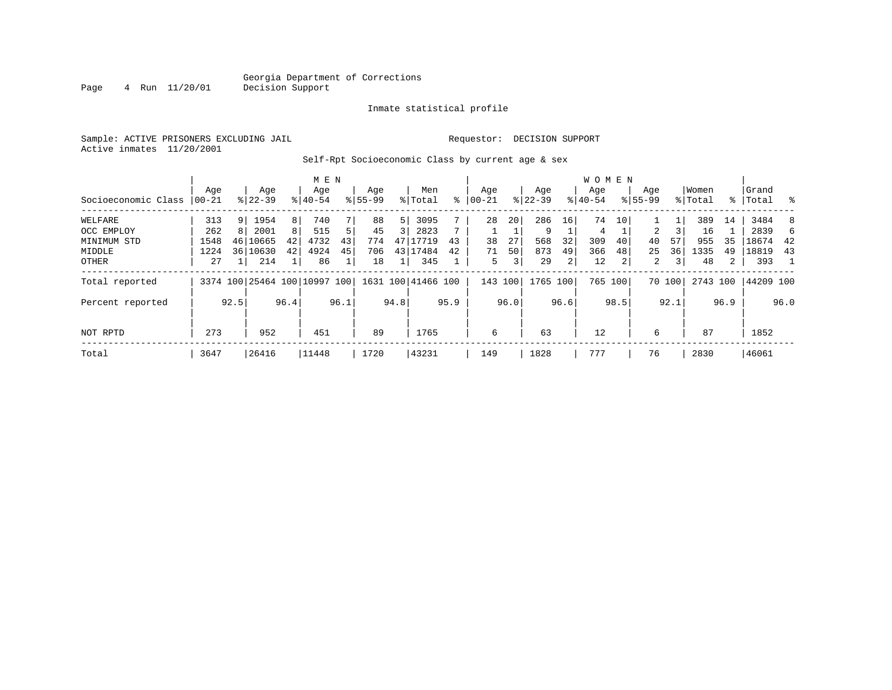Georgia Department of Corrections
Decision Support

Inmate statistical profile

Sample: ACTIVE PRISONERS EXCLUDING JAIL    Requestor: DECISION SUPPORT
Active inmates 11/20/2001

Self-Rpt Socioeconomic Class by current age & sex

| Socioeconomic Class | MEN Age 00-21 | % | MEN Age 22-39 | % | MEN Age 40-54 | % | MEN Age 55-99 | % | Men Total | % | WOMEN Age 00-21 | % | WOMEN Age 22-39 | % | WOMEN Age 40-54 | % | WOMEN Age 55-99 | % | Women Total | % | Grand Total | % |
|---|---|---|---|---|---|---|---|---|---|---|---|---|---|---|---|---|---|---|---|---|---|---|
| WELFARE | 313 | 9 | 1954 | 8 | 740 | 7 | 88 | 5 | 3095 | 7 | 28 | 20 | 286 | 16 | 74 | 10 | 1 | 1 | 389 | 14 | 3484 | 8 |
| OCC EMPLOY | 262 | 8 | 2001 | 8 | 515 | 5 | 45 | 3 | 2823 | 7 | 1 | 1 | 9 | 1 | 4 | 1 | 2 | 3 | 16 | 1 | 2839 | 6 |
| MINIMUM STD | 1548 | 46 | 10665 | 42 | 4732 | 43 | 774 | 47 | 17719 | 43 | 38 | 27 | 568 | 32 | 309 | 40 | 40 | 57 | 955 | 35 | 18674 | 42 |
| MIDDLE | 1224 | 36 | 10630 | 42 | 4924 | 45 | 706 | 43 | 17484 | 42 | 71 | 50 | 873 | 49 | 366 | 48 | 25 | 36 | 1335 | 49 | 18819 | 43 |
| OTHER | 27 | 1 | 214 | 1 | 86 | 1 | 18 | 1 | 345 | 1 | 5 | 3 | 29 | 2 | 12 | 2 | 2 | 3 | 48 | 2 | 393 | 1 |
| Total reported | 3374 | 100 | 25464 | 100 | 10997 | 100 | 1631 | 100 | 41466 | 100 | 143 | 100 | 1765 | 100 | 765 | 100 | 70 | 100 | 2743 | 100 | 44209 | 100 |
| Percent reported | | 92.5 | | 96.4 | | 96.1 | | 94.8 | | 95.9 | | 96.0 | | 96.6 | | 98.5 | | 92.1 | | 96.9 | | 96.0 |
| NOT RPTD | 273 | | 952 | | 451 | | 89 | | 1765 | | 6 | | 63 | | 12 | | 6 | | 87 | | 1852 | |
| Total | 3647 | | 26416 | | 11448 | | 1720 | | 43231 | | 149 | | 1828 | | 777 | | 76 | | 2830 | | 46061 | |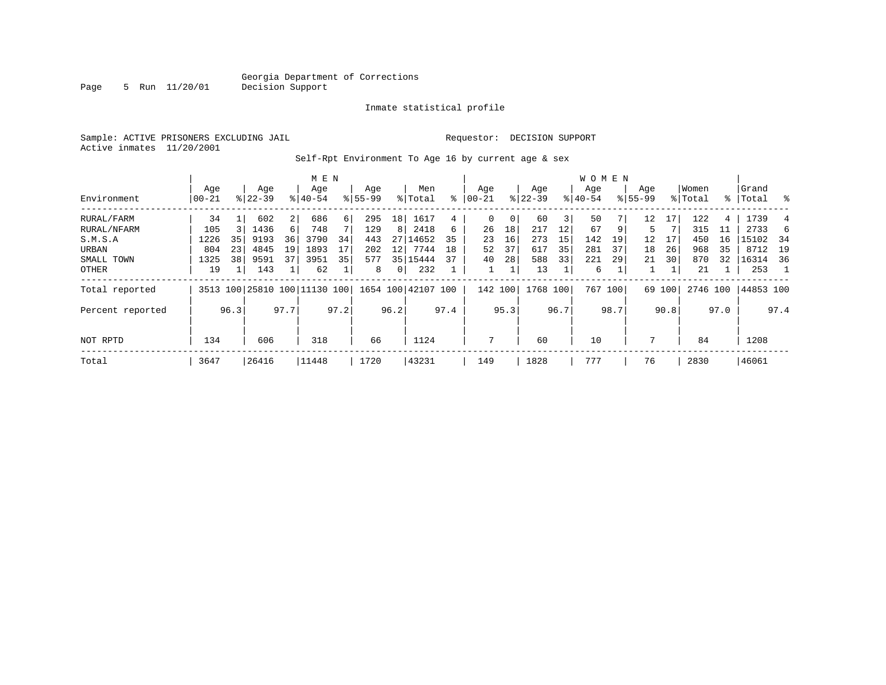Georgia Department of Corrections
Decision Support

Inmate statistical profile

Sample: ACTIVE PRISONERS EXCLUDING JAIL    Requestor: DECISION SUPPORT
Active inmates 11/20/2001

Self-Rpt Environment To Age 16 by current age & sex

| Environment | MEN Age 00-21 | % | Age 22-39 | % | Age 40-54 | % | Age 55-99 | % | Men Total | % | WOMEN Age 00-21 | % | Age 22-39 | % | Age 40-54 | % | Age 55-99 | % | Women Total | % | Grand Total | % |
|---|---|---|---|---|---|---|---|---|---|---|---|---|---|---|---|---|---|---|---|---|---|---|
| RURAL/FARM | 34 | 1 | 602 | 2 | 686 | 6 | 295 | 18 | 1617 | 4 | 0 | 0 | 60 | 3 | 50 | 7 | 12 | 17 | 122 | 4 | 1739 | 4 |
| RURAL/NFARM | 105 | 3 | 1436 | 6 | 748 | 7 | 129 | 8 | 2418 | 6 | 26 | 18 | 217 | 12 | 67 | 9 | 5 | 7 | 315 | 11 | 2733 | 6 |
| S.M.S.A | 1226 | 35 | 9193 | 36 | 3790 | 34 | 443 | 27 | 14652 | 35 | 23 | 16 | 273 | 15 | 142 | 19 | 12 | 17 | 450 | 16 | 15102 | 34 |
| URBAN | 804 | 23 | 4845 | 19 | 1893 | 17 | 202 | 12 | 7744 | 18 | 52 | 37 | 617 | 35 | 281 | 37 | 18 | 26 | 968 | 35 | 8712 | 19 |
| SMALL TOWN | 1325 | 38 | 9591 | 37 | 3951 | 35 | 577 | 35 | 15444 | 37 | 40 | 28 | 588 | 33 | 221 | 29 | 21 | 30 | 870 | 32 | 16314 | 36 |
| OTHER | 19 | 1 | 143 | 1 | 62 | 1 | 8 | 0 | 232 | 1 | 1 | 1 | 13 | 1 | 6 | 1 | 1 | 1 | 21 | 1 | 253 | 1 |
| Total reported | 3513 | 100 | 25810 | 100 | 11130 | 100 | 1654 | 100 | 42107 | 100 | 142 | 100 | 1768 | 100 | 767 | 100 | 69 | 100 | 2746 | 100 | 44853 | 100 |
| Percent reported | | 96.3 | | 97.7 | | 97.2 | | 96.2 | | 97.4 | | 95.3 | | 96.7 | | 98.7 | | 90.8 | | 97.0 | | 97.4 |
| NOT RPTD | 134 | | 606 | | 318 | | 66 | | 1124 | | 7 | | 60 | | 10 | | 7 | | 84 | | 1208 | |
| Total | 3647 | | 26416 | | 11448 | | 1720 | | 43231 | | 149 | | 1828 | | 777 | | 76 | | 2830 | | 46061 | |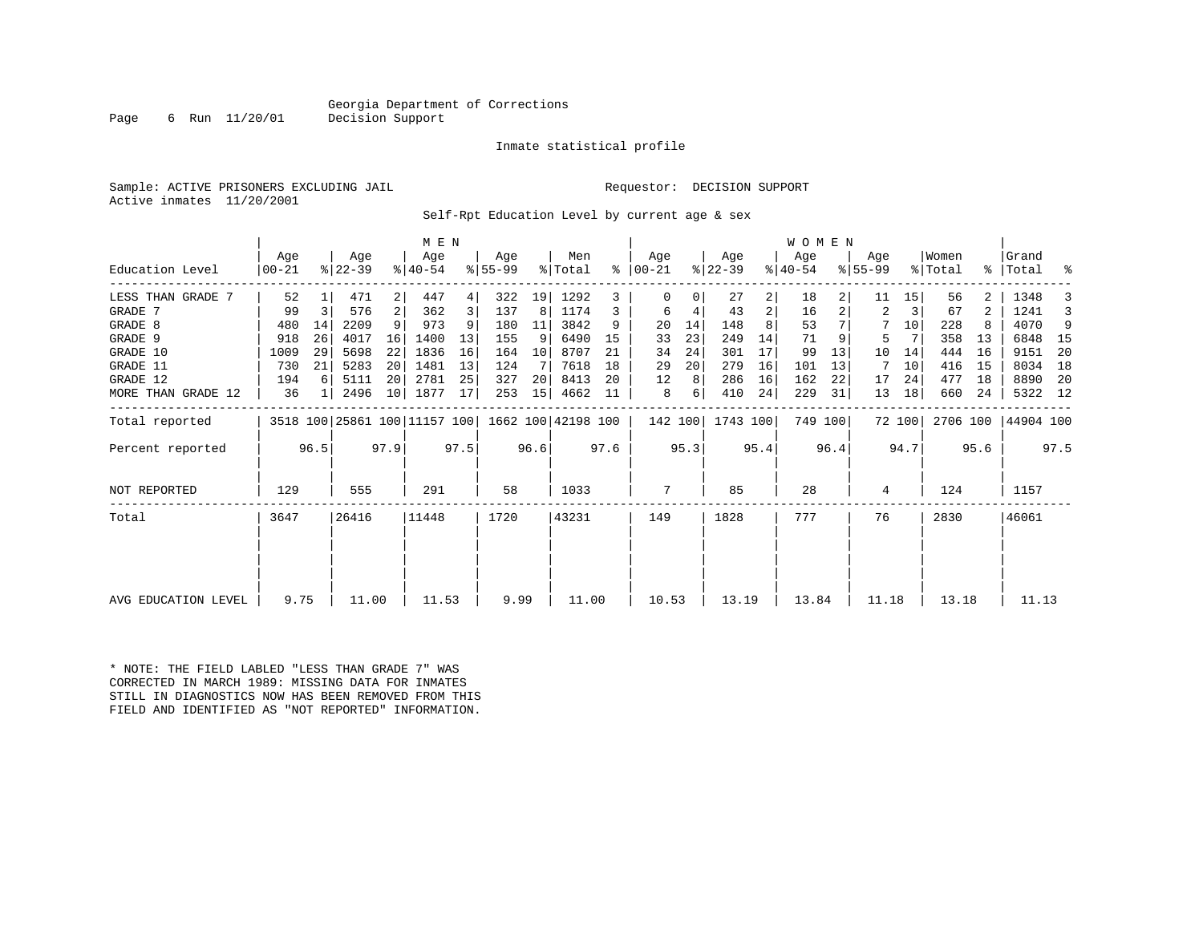Georgia Department of Corrections
Decision Support

Inmate statistical profile

Sample: ACTIVE PRISONERS EXCLUDING JAIL

Requestor: DECISION SUPPORT

Active inmates 11/20/2001

Self-Rpt Education Level by current age & sex

| Education Level | MEN Age 00-21 | % | Age 22-39 | % | Age 40-54 | % | Age 55-99 | % | Men Total | % | WOMEN Age 00-21 | % | Age 22-39 | % | Age 40-54 | % | Age 55-99 | % | Women Total | % | Grand Total | % |
|---|---|---|---|---|---|---|---|---|---|---|---|---|---|---|---|---|---|---|---|---|---|---|
| LESS THAN GRADE 7 | 52 | 1 | 471 | 2 | 447 | 4 | 322 | 19 | 1292 | 3 | 0 | 0 | 27 | 2 | 18 | 2 | 11 | 15 | 56 | 2 | 1348 | 3 |
| GRADE 7 | 99 | 3 | 576 | 2 | 362 | 3 | 137 | 8 | 1174 | 3 | 6 | 4 | 43 | 2 | 16 | 2 | 2 | 3 | 67 | 2 | 1241 | 3 |
| GRADE 8 | 480 | 14 | 2209 | 9 | 973 | 9 | 180 | 11 | 3842 | 9 | 20 | 14 | 148 | 8 | 53 | 7 | 7 | 10 | 228 | 8 | 4070 | 9 |
| GRADE 9 | 918 | 26 | 4017 | 16 | 1400 | 13 | 155 | 9 | 6490 | 15 | 33 | 23 | 249 | 14 | 71 | 9 | 5 | 7 | 358 | 13 | 6848 | 15 |
| GRADE 10 | 1009 | 29 | 5698 | 22 | 1836 | 16 | 164 | 10 | 8707 | 21 | 34 | 24 | 301 | 17 | 99 | 13 | 10 | 14 | 444 | 16 | 9151 | 20 |
| GRADE 11 | 730 | 21 | 5283 | 20 | 1481 | 13 | 124 | 7 | 7618 | 18 | 29 | 20 | 279 | 16 | 101 | 13 | 7 | 10 | 416 | 15 | 8034 | 18 |
| GRADE 12 | 194 | 6 | 5111 | 20 | 2781 | 25 | 327 | 20 | 8413 | 20 | 12 | 8 | 286 | 16 | 162 | 22 | 17 | 24 | 477 | 18 | 8890 | 20 |
| MORE THAN GRADE 12 | 36 | 1 | 2496 | 10 | 1877 | 17 | 253 | 15 | 4662 | 11 | 8 | 6 | 410 | 24 | 229 | 31 | 13 | 18 | 660 | 24 | 5322 | 12 |
| Total reported | 3518 | 100 | 25861 | 100 | 11157 | 100 | 1662 | 100 | 42198 | 100 | 142 | 100 | 1743 | 100 | 749 | 100 | 72 | 100 | 2706 | 100 | 44904 | 100 |
| Percent reported | | 96.5 | | 97.9 | | 97.5 | | 96.6 | | 97.6 | | 95.3 | | 95.4 | | 96.4 | | 94.7 | | 95.6 | | 97.5 |
| NOT REPORTED | 129 | | 555 | | 291 | | 58 | | 1033 | | 7 | | 85 | | 28 | | 4 | | 124 | | 1157 | |
| Total | 3647 | | 26416 | | 11448 | | 1720 | | 43231 | | 149 | | 1828 | | 777 | | 76 | | 2830 | | 46061 | |
| AVG EDUCATION LEVEL | 9.75 | | 11.00 | | 11.53 | | 9.99 | | 11.00 | | 10.53 | | 13.19 | | 13.84 | | 11.18 | | 13.18 | | 11.13 | |

* NOTE: THE FIELD LABLED "LESS THAN GRADE 7" WAS CORRECTED IN MARCH 1989: MISSING DATA FOR INMATES STILL IN DIAGNOSTICS NOW HAS BEEN REMOVED FROM THIS FIELD AND IDENTIFIED AS "NOT REPORTED" INFORMATION.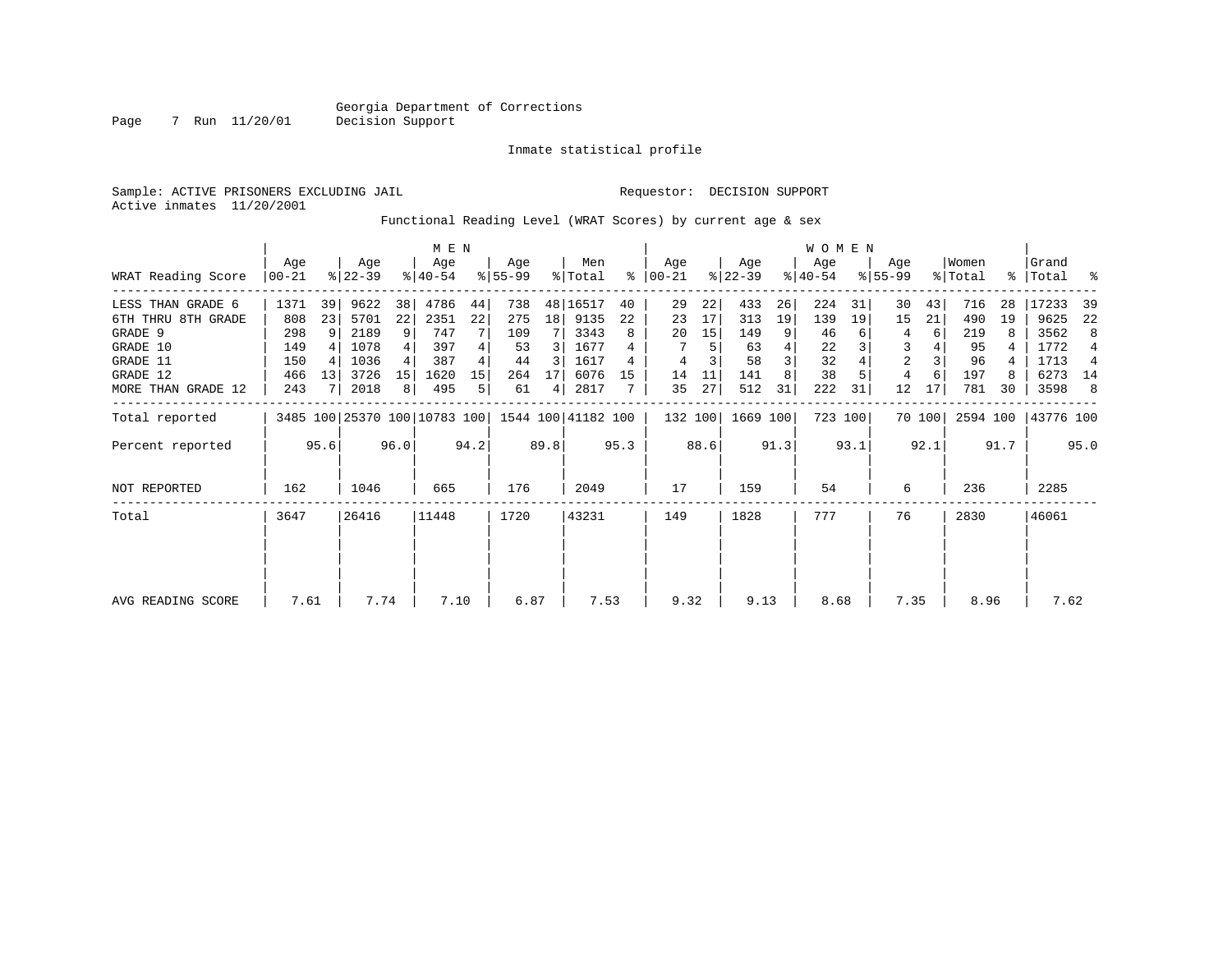Georgia Department of Corrections
Decision Support

Inmate statistical profile

Sample: ACTIVE PRISONERS EXCLUDING JAIL

Requestor: DECISION SUPPORT

Active inmates 11/20/2001

Functional Reading Level (WRAT Scores) by current age & sex

| WRAT Reading Score | MEN Age 00-21 | % | Age 22-39 | % | Age 40-54 | % | Age 55-99 | % | Men Total | % | WOMEN Age 00-21 | % | Age 22-39 | % | Age 40-54 | % | Age 55-99 | % | Women Total | % | Grand Total | % |
|---|---|---|---|---|---|---|---|---|---|---|---|---|---|---|---|---|---|---|---|---|---|---|
| LESS THAN GRADE 6 | 1371 | 39 | 9622 | 38 | 4786 | 44 | 738 | 48 | 16517 | 40 | 29 | 22 | 433 | 26 | 224 | 31 | 30 | 43 | 716 | 28 | 17233 | 39 |
| 6TH THRU 8TH GRADE | 808 | 23 | 5701 | 22 | 2351 | 22 | 275 | 18 | 9135 | 22 | 23 | 17 | 313 | 19 | 139 | 19 | 15 | 21 | 490 | 19 | 9625 | 22 |
| GRADE 9 | 298 | 9 | 2189 | 9 | 747 | 7 | 109 | 7 | 3343 | 8 | 20 | 15 | 149 | 9 | 46 | 6 | 4 | 6 | 219 | 8 | 3562 | 8 |
| GRADE 10 | 149 | 4 | 1078 | 4 | 397 | 4 | 53 | 3 | 1677 | 4 | 7 | 5 | 63 | 4 | 22 | 3 | 3 | 4 | 95 | 4 | 1772 | 4 |
| GRADE 11 | 150 | 4 | 1036 | 4 | 387 | 4 | 44 | 3 | 1617 | 4 | 4 | 3 | 58 | 3 | 32 | 4 | 2 | 3 | 96 | 4 | 1713 | 4 |
| GRADE 12 | 466 | 13 | 3726 | 15 | 1620 | 15 | 264 | 17 | 6076 | 15 | 14 | 11 | 141 | 8 | 38 | 5 | 4 | 6 | 197 | 8 | 6273 | 14 |
| MORE THAN GRADE 12 | 243 | 7 | 2018 | 8 | 495 | 5 | 61 | 4 | 2817 | 7 | 35 | 27 | 512 | 31 | 222 | 31 | 12 | 17 | 781 | 30 | 3598 | 8 |
| Total reported | 3485 | 100 | 25370 | 100 | 10783 | 100 | 1544 | 100 | 41182 | 100 | 132 | 100 | 1669 | 100 | 723 | 100 | 70 | 100 | 2594 | 100 | 43776 | 100 |
| Percent reported | | 95.6 | | 96.0 | | 94.2 | | 89.8 | | 95.3 | | 88.6 | | 91.3 | | 93.1 | | 92.1 | | 91.7 | | 95.0 |
| NOT REPORTED | 162 | | 1046 | | 665 | | 176 | | 2049 | | 17 | | 159 | | 54 | | 6 | | 236 | | 2285 | |
| Total | 3647 | | 26416 | | 11448 | | 1720 | | 43231 | | 149 | | 1828 | | 777 | | 76 | | 2830 | | 46061 | |
| AVG READING SCORE | 7.61 | | 7.74 | | 7.10 | | 6.87 | | 7.53 | | 9.32 | | 9.13 | | 8.68 | | 7.35 | | 8.96 | | 7.62 | |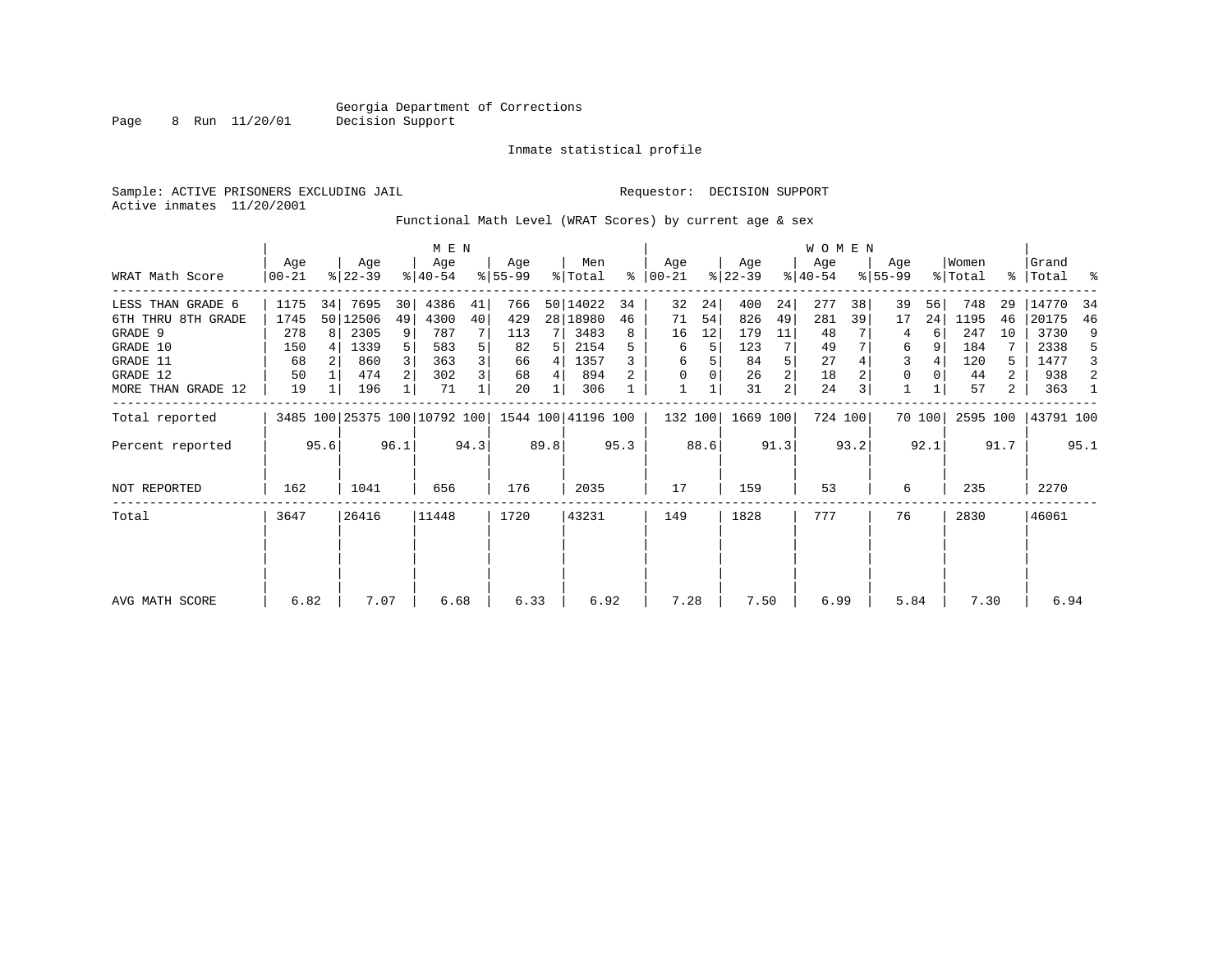Georgia Department of Corrections
Decision Support

Inmate statistical profile

Sample: ACTIVE PRISONERS EXCLUDING JAIL

Requestor: DECISION SUPPORT

Active inmates 11/20/2001

Functional Math Level (WRAT Scores) by current age & sex

| WRAT Math Score | MEN Age 00-21 | % | MEN Age 22-39 | % | MEN Age 40-54 | % | MEN Age 55-99 | % | Men Total | % | WOMEN Age 00-21 | % | WOMEN Age 22-39 | % | WOMEN Age 40-54 | % | WOMEN Age 55-99 | % | Women Total | % | Grand Total | % |
|---|---|---|---|---|---|---|---|---|---|---|---|---|---|---|---|---|---|---|---|---|---|---|
| LESS THAN GRADE 6 | 1175 | 34 | 7695 | 30 | 4386 | 41 | 766 | 50 | 14022 | 34 | 32 | 24 | 400 | 24 | 277 | 38 | 39 | 56 | 748 | 29 | 14770 | 34 |
| 6TH THRU 8TH GRADE | 1745 | 50 | 12506 | 49 | 4300 | 40 | 429 | 28 | 18980 | 46 | 71 | 54 | 826 | 49 | 281 | 39 | 17 | 24 | 1195 | 46 | 20175 | 46 |
| GRADE 9 | 278 | 8 | 2305 | 9 | 787 | 7 | 113 | 7 | 3483 | 8 | 16 | 12 | 179 | 11 | 48 | 7 | 4 | 6 | 247 | 10 | 3730 | 9 |
| GRADE 10 | 150 | 4 | 1339 | 5 | 583 | 5 | 82 | 5 | 2154 | 5 | 6 | 5 | 123 | 7 | 49 | 7 | 6 | 9 | 184 | 7 | 2338 | 5 |
| GRADE 11 | 68 | 2 | 860 | 3 | 363 | 3 | 66 | 4 | 1357 | 3 | 6 | 5 | 84 | 5 | 27 | 4 | 3 | 4 | 120 | 5 | 1477 | 3 |
| GRADE 12 | 50 | 1 | 474 | 2 | 302 | 3 | 68 | 4 | 894 | 2 | 0 | 0 | 26 | 2 | 18 | 2 | 0 | 0 | 44 | 2 | 938 | 2 |
| MORE THAN GRADE 12 | 19 | 1 | 196 | 1 | 71 | 1 | 20 | 1 | 306 | 1 | 1 | 1 | 31 | 2 | 24 | 3 | 1 | 1 | 57 | 2 | 363 | 1 |
| Total reported | 3485 | 100 | 25375 | 100 | 10792 | 100 | 1544 | 100 | 41196 | 100 | 132 | 100 | 1669 | 100 | 724 | 100 | 70 | 100 | 2595 | 100 | 43791 | 100 |
| Percent reported | | 95.6 | | 96.1 | | 94.3 | | 89.8 | | 95.3 | | 88.6 | | 91.3 | | 93.2 | | 92.1 | | 91.7 | | 95.1 |
| NOT REPORTED | 162 | | 1041 | | 656 | | 176 | | 2035 | | 17 | | 159 | | 53 | | 6 | | 235 | | 2270 | |
| Total | 3647 | | 26416 | | 11448 | | 1720 | | 43231 | | 149 | | 1828 | | 777 | | 76 | | 2830 | | 46061 | |
| AVG MATH SCORE | 6.82 | | 7.07 | | 6.68 | | 6.33 | | 6.92 | | 7.28 | | 7.50 | | 6.99 | | 5.84 | | 7.30 | | 6.94 | |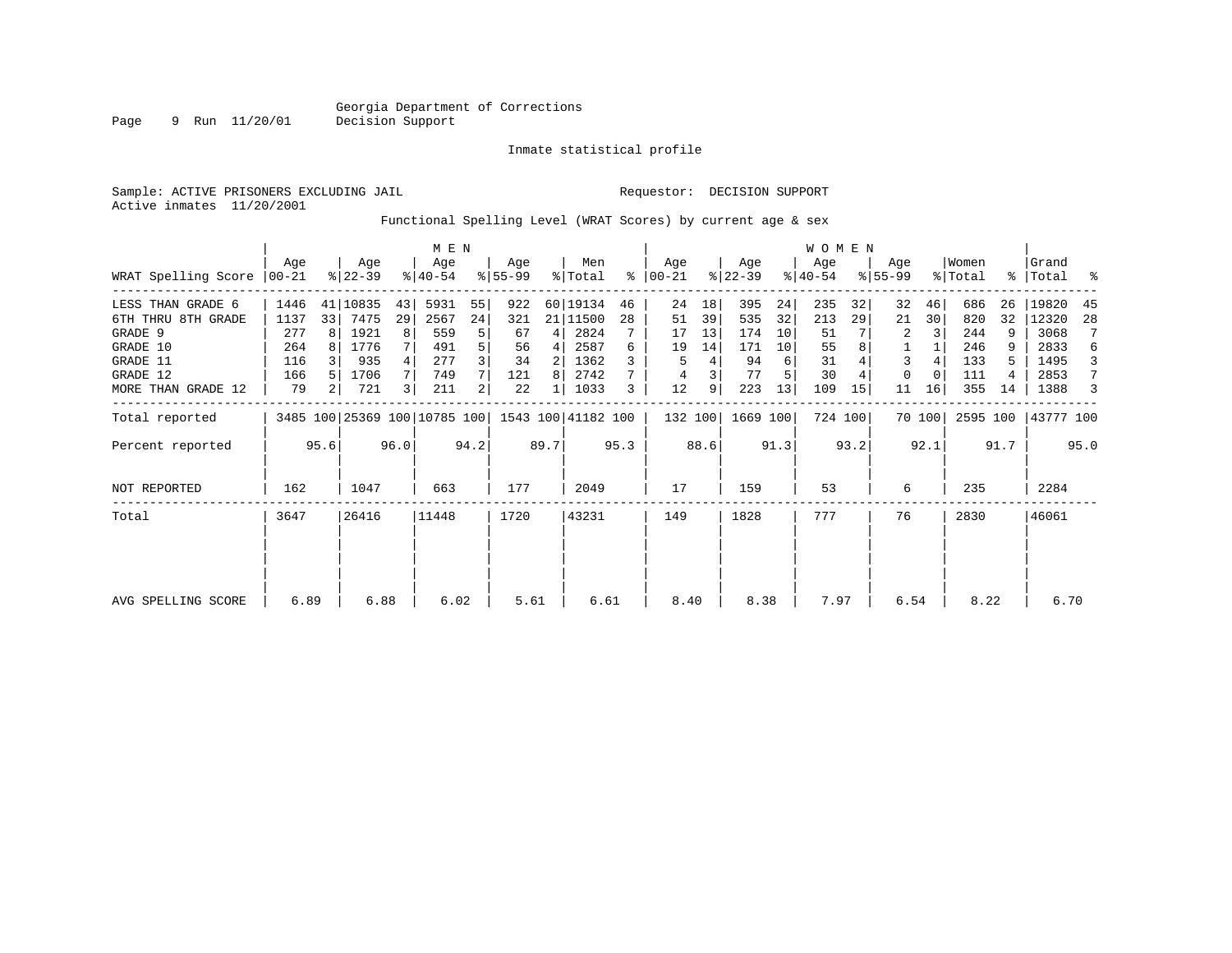Georgia Department of Corrections
Decision Support

Inmate statistical profile

Sample: ACTIVE PRISONERS EXCLUDING JAIL
Requestor: DECISION SUPPORT
Active inmates 11/20/2001

Functional Spelling Level (WRAT Scores) by current age & sex

| WRAT Spelling Score | MEN Age 00-21 | % | MEN Age 22-39 | % | MEN Age 40-54 | % | MEN Age 55-99 | % | Men Total | % | WOMEN Age 00-21 | % | WOMEN Age 22-39 | % | WOMEN Age 40-54 | % | WOMEN Age 55-99 | % | Women Total | % | Grand Total | % |
|---|---|---|---|---|---|---|---|---|---|---|---|---|---|---|---|---|---|---|---|---|---|---|
| LESS THAN GRADE 6 | 1446 | 41 | 10835 | 43 | 5931 | 55 | 922 | 60 | 19134 | 46 | 24 | 18 | 395 | 24 | 235 | 32 | 32 | 46 | 686 | 26 | 19820 | 45 |
| 6TH THRU 8TH GRADE | 1137 | 33 | 7475 | 29 | 2567 | 24 | 321 | 21 | 11500 | 28 | 51 | 39 | 535 | 32 | 213 | 29 | 21 | 30 | 820 | 32 | 12320 | 28 |
| GRADE 9 | 277 | 8 | 1921 | 8 | 559 | 5 | 67 | 4 | 2824 | 7 | 17 | 13 | 174 | 10 | 51 | 7 | 2 | 3 | 244 | 9 | 3068 | 7 |
| GRADE 10 | 264 | 8 | 1776 | 7 | 491 | 5 | 56 | 4 | 2587 | 6 | 19 | 14 | 171 | 10 | 55 | 8 | 1 | 1 | 246 | 9 | 2833 | 6 |
| GRADE 11 | 116 | 3 | 935 | 4 | 277 | 3 | 34 | 2 | 1362 | 3 | 5 | 4 | 94 | 6 | 31 | 4 | 3 | 4 | 133 | 5 | 1495 | 3 |
| GRADE 12 | 166 | 5 | 1706 | 7 | 749 | 7 | 121 | 8 | 2742 | 7 | 4 | 3 | 77 | 5 | 30 | 4 | 0 | 0 | 111 | 4 | 2853 | 7 |
| MORE THAN GRADE 12 | 79 | 2 | 721 | 3 | 211 | 2 | 22 | 1 | 1033 | 3 | 12 | 9 | 223 | 13 | 109 | 15 | 11 | 16 | 355 | 14 | 1388 | 3 |
| Total reported | 3485 | 100 | 25369 | 100 | 10785 | 100 | 1543 | 100 | 41182 | 100 | 132 | 100 | 1669 | 100 | 724 | 100 | 70 | 100 | 2595 | 100 | 43777 | 100 |
| Percent reported | | 95.6 | | 96.0 | | 94.2 | | 89.7 | | 95.3 | | 88.6 | | 91.3 | | 93.2 | | 92.1 | | 91.7 | | 95.0 |
| NOT REPORTED | 162 | | 1047 | | 663 | | 177 | | 2049 | | 17 | | 159 | | 53 | | 6 | | 235 | | 2284 | |
| Total | 3647 | | 26416 | | 11448 | | 1720 | | 43231 | | 149 | | 1828 | | 777 | | 76 | | 2830 | | 46061 | |
| AVG SPELLING SCORE | 6.89 | | 6.88 | | 6.02 | | 5.61 | | 6.61 | | 8.40 | | 8.38 | | 7.97 | | 6.54 | | 8.22 | | 6.70 | |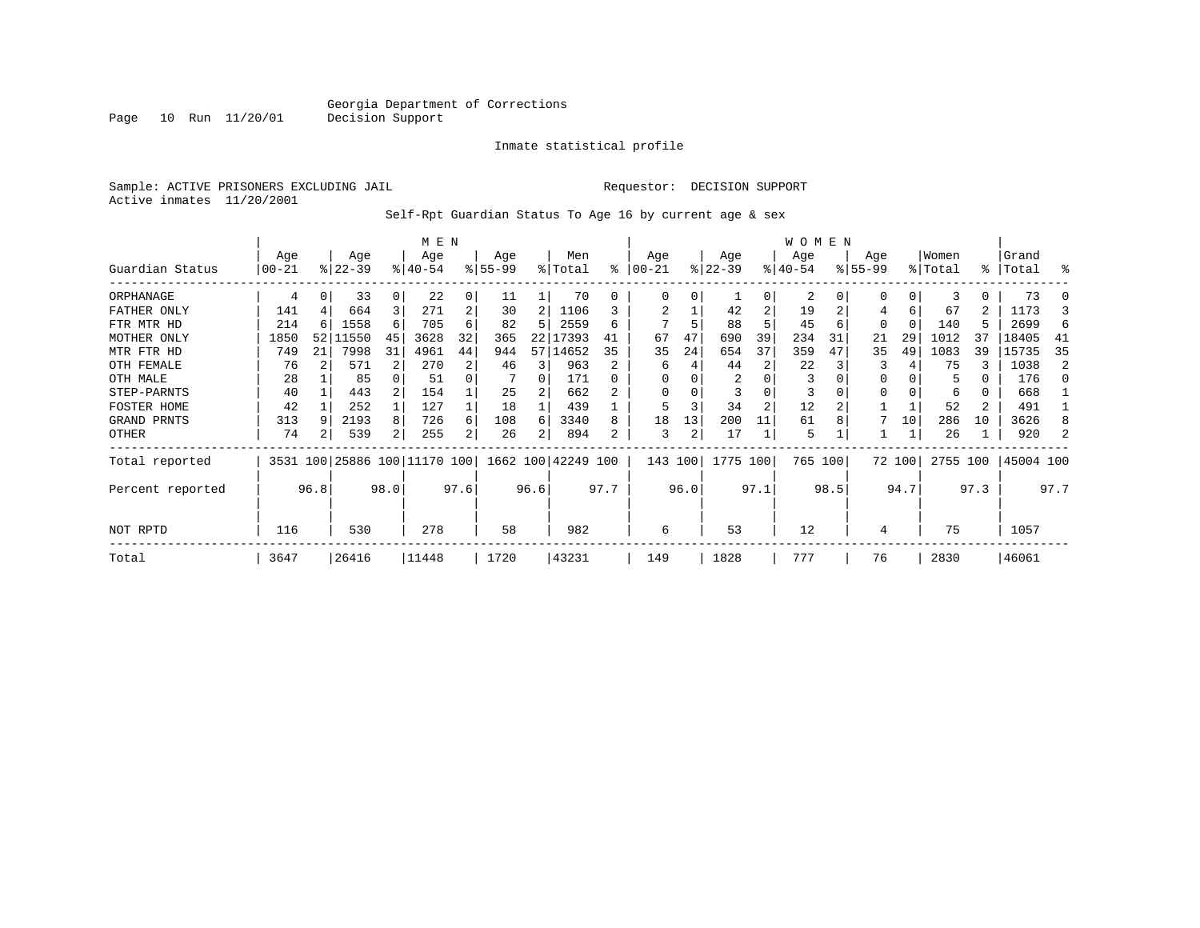Georgia Department of Corrections
Decision Support

Inmate statistical profile

Sample: ACTIVE PRISONERS EXCLUDING JAIL    Requestor: DECISION SUPPORT
Active inmates 11/20/2001

Self-Rpt Guardian Status To Age 16 by current age & sex

| Guardian Status | MEN Age 00-21 | % | Age 22-39 | % | Age 40-54 | % | Age 55-99 | % | Men Total | % | WOMEN Age 00-21 | % | Age 22-39 | % | Age 40-54 | % | Age 55-99 | % | Women Total | % | Grand Total | % |
|---|---|---|---|---|---|---|---|---|---|---|---|---|---|---|---|---|---|---|---|---|---|---|
| ORPHANAGE | 4 | 0 | 33 | 0 | 22 | 0 | 11 | 1 | 70 | 0 | 0 | 0 | 1 | 0 | 2 | 0 | 0 | 0 | 3 | 0 | 73 | 0 |
| FATHER ONLY | 141 | 4 | 664 | 3 | 271 | 2 | 30 | 2 | 1106 | 3 | 2 | 1 | 42 | 2 | 19 | 2 | 4 | 6 | 67 | 2 | 1173 | 3 |
| FTR MTR HD | 214 | 6 | 1558 | 6 | 705 | 6 | 82 | 5 | 2559 | 6 | 7 | 5 | 88 | 5 | 45 | 6 | 0 | 0 | 140 | 5 | 2699 | 6 |
| MOTHER ONLY | 1850 | 52 | 11550 | 45 | 3628 | 32 | 365 | 22 | 17393 | 41 | 67 | 47 | 690 | 39 | 234 | 31 | 21 | 29 | 1012 | 37 | 18405 | 41 |
| MTR FTR HD | 749 | 21 | 7998 | 31 | 4961 | 44 | 944 | 57 | 14652 | 35 | 35 | 24 | 654 | 37 | 359 | 47 | 35 | 49 | 1083 | 39 | 15735 | 35 |
| OTH FEMALE | 76 | 2 | 571 | 2 | 270 | 2 | 46 | 3 | 963 | 2 | 6 | 4 | 44 | 2 | 22 | 3 | 3 | 4 | 75 | 3 | 1038 | 2 |
| OTH MALE | 28 | 1 | 85 | 0 | 51 | 0 | 7 | 0 | 171 | 0 | 0 | 0 | 2 | 0 | 3 | 0 | 0 | 0 | 5 | 0 | 176 | 0 |
| STEP-PARNTS | 40 | 1 | 443 | 2 | 154 | 1 | 25 | 2 | 662 | 2 | 0 | 0 | 3 | 0 | 3 | 0 | 0 | 0 | 6 | 0 | 668 | 1 |
| FOSTER HOME | 42 | 1 | 252 | 1 | 127 | 1 | 18 | 1 | 439 | 1 | 5 | 3 | 34 | 2 | 12 | 2 | 1 | 1 | 52 | 2 | 491 | 1 |
| GRAND PRNTS | 313 | 9 | 2193 | 8 | 726 | 6 | 108 | 6 | 3340 | 8 | 18 | 13 | 200 | 11 | 61 | 8 | 7 | 10 | 286 | 10 | 3626 | 8 |
| OTHER | 74 | 2 | 539 | 2 | 255 | 2 | 26 | 2 | 894 | 2 | 3 | 2 | 17 | 1 | 5 | 1 | 1 | 1 | 26 | 1 | 920 | 2 |
| Total reported | 3531 | 100 | 25886 | 100 | 11170 | 100 | 1662 | 100 | 42249 | 100 | 143 | 100 | 1775 | 100 | 765 | 100 | 72 | 100 | 2755 | 100 | 45004 | 100 |
| Percent reported | | 96.8 | | 98.0 | | 97.6 | | 96.6 | | 97.7 | | 96.0 | | 97.1 | | 98.5 | | 94.7 | | 97.3 | | 97.7 |
| NOT RPTD | 116 | | 530 | | 278 | | 58 | | 982 | | 6 | | 53 | | 12 | | 4 | | 75 | | 1057 | |
| Total | 3647 | | 26416 | | 11448 | | 1720 | | 43231 | | 149 | | 1828 | | 777 | | 76 | | 2830 | | 46061 | |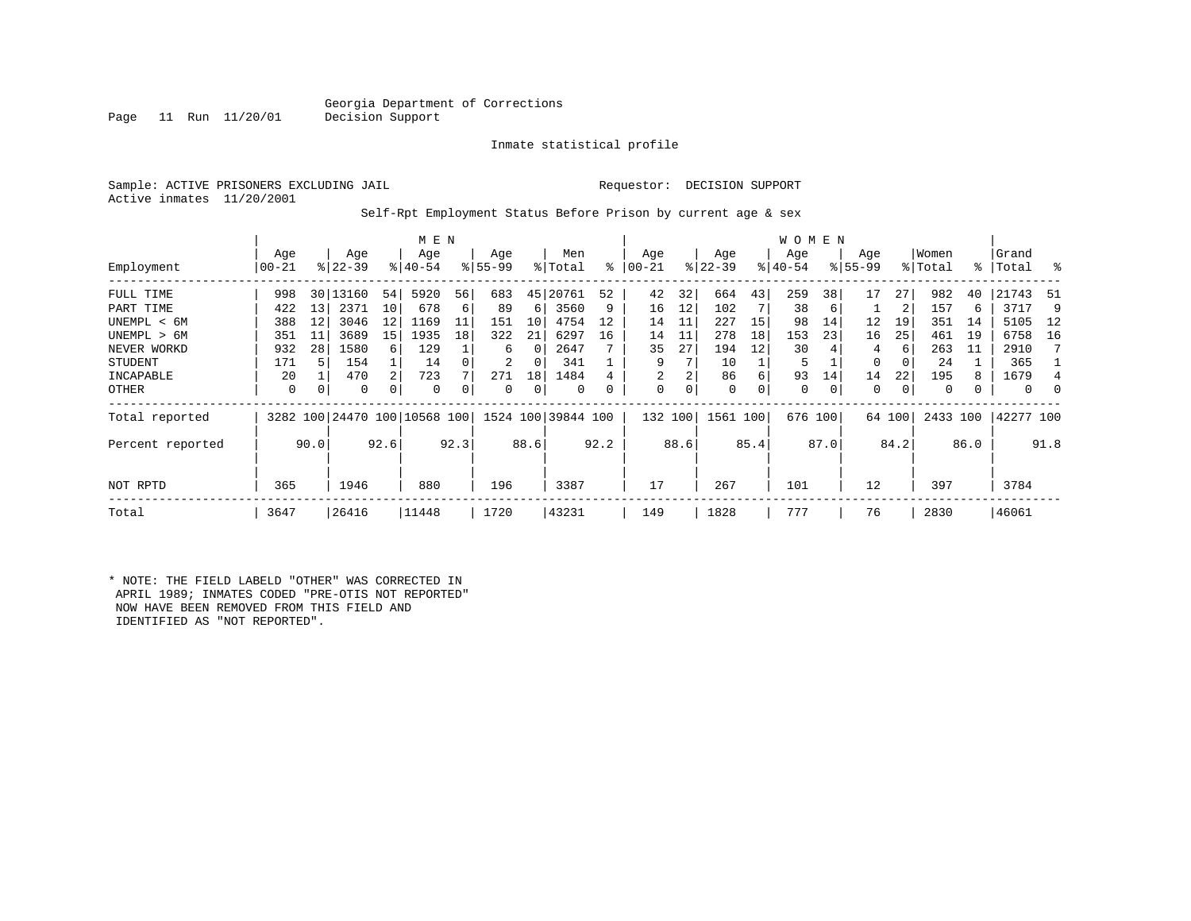Georgia Department of Corrections
Decision Support

Inmate statistical profile

Sample: ACTIVE PRISONERS EXCLUDING JAIL    Requestor: DECISION SUPPORT
Active inmates 11/20/2001

Self-Rpt Employment Status Before Prison by current age & sex

| | MEN | | | | | | | | | | WOMEN | | | | | | | | | | | |
|---|---|---|---|---|---|---|---|---|---|---|---|---|---|---|---|---|---|---|---|---|---|---|
| Employment | Age 00-21 | % | Age 22-39 | % | Age 40-54 | % | Age 55-99 | % | Men Total | % | Age 00-21 | % | Age 22-39 | % | Age 40-54 | % | Age 55-99 | % | Women Total | % | Grand Total | % |
| FULL TIME | 998 | 30 | 13160 | 54 | 5920 | 56 | 683 | 45 | 20761 | 52 | 42 | 32 | 664 | 43 | 259 | 38 | 17 | 27 | 982 | 40 | 21743 | 51 |
| PART TIME | 422 | 13 | 2371 | 10 | 678 | 6 | 89 | 6 | 3560 | 9 | 16 | 12 | 102 | 7 | 38 | 6 | 1 | 2 | 157 | 6 | 3717 | 9 |
| UNEMPL < 6M | 388 | 12 | 3046 | 12 | 1169 | 11 | 151 | 10 | 4754 | 12 | 14 | 11 | 227 | 15 | 98 | 14 | 12 | 19 | 351 | 14 | 5105 | 12 |
| UNEMPL > 6M | 351 | 11 | 3689 | 15 | 1935 | 18 | 322 | 21 | 6297 | 16 | 14 | 11 | 278 | 18 | 153 | 23 | 16 | 25 | 461 | 19 | 6758 | 16 |
| NEVER WORKD | 932 | 28 | 1580 | 6 | 129 | 1 | 6 | 0 | 2647 | 7 | 35 | 27 | 194 | 12 | 30 | 4 | 4 | 6 | 263 | 11 | 2910 | 7 |
| STUDENT | 171 | 5 | 154 | 1 | 14 | 0 | 2 | 0 | 341 | 1 | 9 | 7 | 10 | 1 | 5 | 1 | 0 | 0 | 24 | 1 | 365 | 1 |
| INCAPABLE | 20 | 1 | 470 | 2 | 723 | 7 | 271 | 18 | 1484 | 4 | 2 | 2 | 86 | 6 | 93 | 14 | 14 | 22 | 195 | 8 | 1679 | 4 |
| OTHER | 0 | 0 | 0 | 0 | 0 | 0 | 0 | 0 | 0 | 0 | 0 | 0 | 0 | 0 | 0 | 0 | 0 | 0 | 0 | 0 | 0 | 0 |
| Total reported | 3282 | 100 | 24470 | 100 | 10568 | 100 | 1524 | 100 | 39844 | 100 | 132 | 100 | 1561 | 100 | 676 | 100 | 64 | 100 | 2433 | 100 | 42277 | 100 |
| Percent reported | | 90.0 | | 92.6 | | 92.3 | | 88.6 | | 92.2 | | 88.6 | | 85.4 | | 87.0 | | 84.2 | | 86.0 | | 91.8 |
| NOT RPTD | 365 | | 1946 | | 880 | | 196 | | 3387 | | 17 | | 267 | | 101 | | 12 | | 397 | | 3784 | |
| Total | 3647 | | 26416 | | 11448 | | 1720 | | 43231 | | 149 | | 1828 | | 777 | | 76 | | 2830 | | 46061 | |

* NOTE: THE FIELD LABELD "OTHER" WAS CORRECTED IN APRIL 1989; INMATES CODED "PRE-OTIS NOT REPORTED" NOW HAVE BEEN REMOVED FROM THIS FIELD AND IDENTIFIED AS "NOT REPORTED".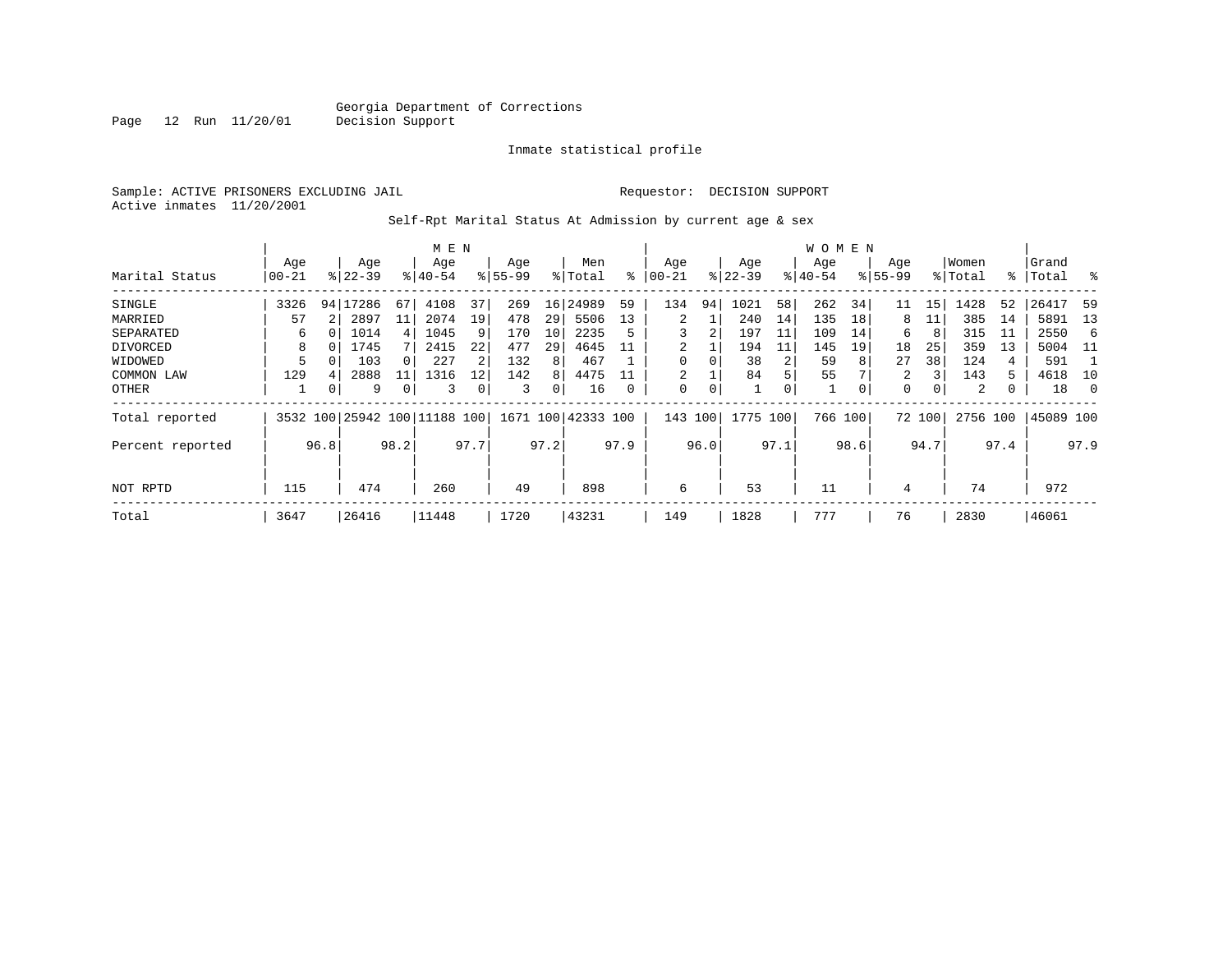Georgia Department of Corrections
Decision Support

Inmate statistical profile

Sample: ACTIVE PRISONERS EXCLUDING JAIL    Requestor: DECISION SUPPORT
Active inmates 11/20/2001

Self-Rpt Marital Status At Admission by current age & sex

| Marital Status | MEN Age 00-21 | % | Age 22-39 | % | Age 40-54 | % | Age 55-99 | % | Men Total | % | WOMEN Age 00-21 | % | Age 22-39 | % | Age 40-54 | % | Age 55-99 | % | Women Total | % | Grand Total | % |
|---|---|---|---|---|---|---|---|---|---|---|---|---|---|---|---|---|---|---|---|---|---|---|
| SINGLE | 3326 | 94 | 17286 | 67 | 4108 | 37 | 269 | 16 | 24989 | 59 | 134 | 94 | 1021 | 58 | 262 | 34 | 11 | 15 | 1428 | 52 | 26417 | 59 |
| MARRIED | 57 | 2 | 2897 | 11 | 2074 | 19 | 478 | 29 | 5506 | 13 | 2 | 1 | 240 | 14 | 135 | 18 | 8 | 11 | 385 | 14 | 5891 | 13 |
| SEPARATED | 6 | 0 | 1014 | 4 | 1045 | 9 | 170 | 10 | 2235 | 5 | 3 | 2 | 197 | 11 | 109 | 14 | 6 | 8 | 315 | 11 | 2550 | 6 |
| DIVORCED | 8 | 0 | 1745 | 7 | 2415 | 22 | 477 | 29 | 4645 | 11 | 2 | 1 | 194 | 11 | 145 | 19 | 18 | 25 | 359 | 13 | 5004 | 11 |
| WIDOWED | 5 | 0 | 103 | 0 | 227 | 2 | 132 | 8 | 467 | 1 | 0 | 0 | 38 | 2 | 59 | 8 | 27 | 38 | 124 | 4 | 591 | 1 |
| COMMON LAW | 129 | 4 | 2888 | 11 | 1316 | 12 | 142 | 8 | 4475 | 11 | 2 | 1 | 84 | 5 | 55 | 7 | 2 | 3 | 143 | 5 | 4618 | 10 |
| OTHER | 1 | 0 | 9 | 0 | 3 | 0 | 3 | 0 | 16 | 0 | 0 | 0 | 1 | 0 | 1 | 0 | 0 | 0 | 2 | 0 | 18 | 0 |
| Total reported | 3532 | 100 | 25942 | 100 | 11188 | 100 | 1671 | 100 | 42333 | 100 | 143 | 100 | 1775 | 100 | 766 | 100 | 72 | 100 | 2756 | 100 | 45089 | 100 |
| Percent reported | | 96.8 | | 98.2 | | 97.7 | | 97.2 | | 97.9 | | 96.0 | | 97.1 | | 98.6 | | 94.7 | | 97.4 | | 97.9 |
| NOT RPTD | 115 | | 474 | | 260 | | 49 | | 898 | | 6 | | 53 | | 11 | | 4 | | 74 | | 972 | |
| Total | 3647 | | 26416 | | 11448 | | 1720 | | 43231 | | 149 | | 1828 | | 777 | | 76 | | 2830 | | 46061 | |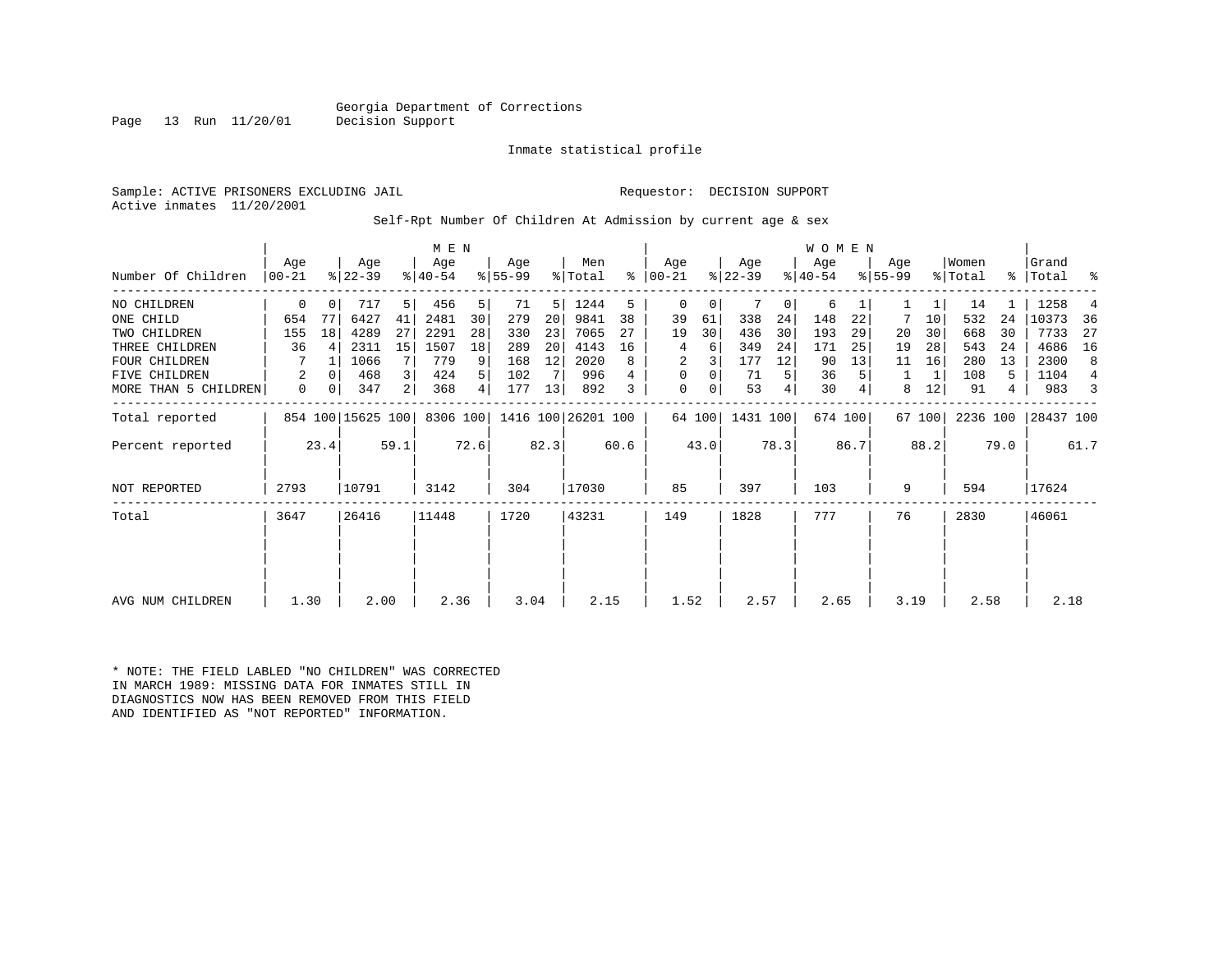Georgia Department of Corrections
Decision Support

Inmate statistical profile

Sample: ACTIVE PRISONERS EXCLUDING JAIL          Requestor: DECISION SUPPORT
Active inmates 11/20/2001

Self-Rpt Number Of Children At Admission by current age & sex

| Number Of Children | MEN Age 00-21 | % | Age 22-39 | % | Age 40-54 | % | Age 55-99 | % | Men Total | % | WOMEN Age 00-21 | % | Age 22-39 | % | Age 40-54 | % | Age 55-99 | % | Women Total | % | Grand Total | % |
|---|---|---|---|---|---|---|---|---|---|---|---|---|---|---|---|---|---|---|---|---|---|---|
| NO CHILDREN | 0 | 0 | 717 | 5 | 456 | 5 | 71 | 5 | 1244 | 5 | 0 | 0 | 7 | 0 | 6 | 1 | 1 | 1 | 14 | 1 | 1258 | 4 |
| ONE CHILD | 654 | 77 | 6427 | 41 | 2481 | 30 | 279 | 20 | 9841 | 38 | 39 | 61 | 338 | 24 | 148 | 22 | 7 | 10 | 532 | 24 | 10373 | 36 |
| TWO CHILDREN | 155 | 18 | 4289 | 27 | 2291 | 28 | 330 | 23 | 7065 | 27 | 19 | 30 | 436 | 30 | 193 | 29 | 20 | 30 | 668 | 30 | 7733 | 27 |
| THREE CHILDREN | 36 | 4 | 2311 | 15 | 1507 | 18 | 289 | 20 | 4143 | 16 | 4 | 6 | 349 | 24 | 171 | 25 | 19 | 28 | 543 | 24 | 4686 | 16 |
| FOUR CHILDREN | 7 | 1 | 1066 | 7 | 779 | 9 | 168 | 12 | 2020 | 8 | 2 | 3 | 177 | 12 | 90 | 13 | 11 | 16 | 280 | 13 | 2300 | 8 |
| FIVE CHILDREN | 2 | 0 | 468 | 3 | 424 | 5 | 102 | 7 | 996 | 4 | 0 | 0 | 71 | 5 | 36 | 5 | 1 | 1 | 108 | 5 | 1104 | 4 |
| MORE THAN 5 CHILDREN | 0 | 0 | 347 | 2 | 368 | 4 | 177 | 13 | 892 | 3 | 0 | 0 | 53 | 4 | 30 | 4 | 8 | 12 | 91 | 4 | 983 | 3 |
| Total reported | 854 | 100 | 15625 | 100 | 8306 | 100 | 1416 | 100 | 26201 | 100 | 64 | 100 | 1431 | 100 | 674 | 100 | 67 | 100 | 2236 | 100 | 28437 | 100 |
| Percent reported | | 23.4 | | 59.1 | | 72.6 | | 82.3 | | 60.6 | | 43.0 | | 78.3 | | 86.7 | | 88.2 | | 79.0 | | 61.7 |
| NOT REPORTED | 2793 | | 10791 | | 3142 | | 304 | | 17030 | | 85 | | 397 | | 103 | | 9 | | 594 | | 17624 | |
| Total | 3647 | | 26416 | | 11448 | | 1720 | | 43231 | | 149 | | 1828 | | 777 | | 76 | | 2830 | | 46061 | |
| AVG NUM CHILDREN | 1.30 | | 2.00 | | 2.36 | | 3.04 | | 2.15 | | 1.52 | | 2.57 | | 2.65 | | 3.19 | | 2.58 | | 2.18 | |

* NOTE: THE FIELD LABLED "NO CHILDREN" WAS CORRECTED IN MARCH 1989: MISSING DATA FOR INMATES STILL IN DIAGNOSTICS NOW HAS BEEN REMOVED FROM THIS FIELD AND IDENTIFIED AS "NOT REPORTED" INFORMATION.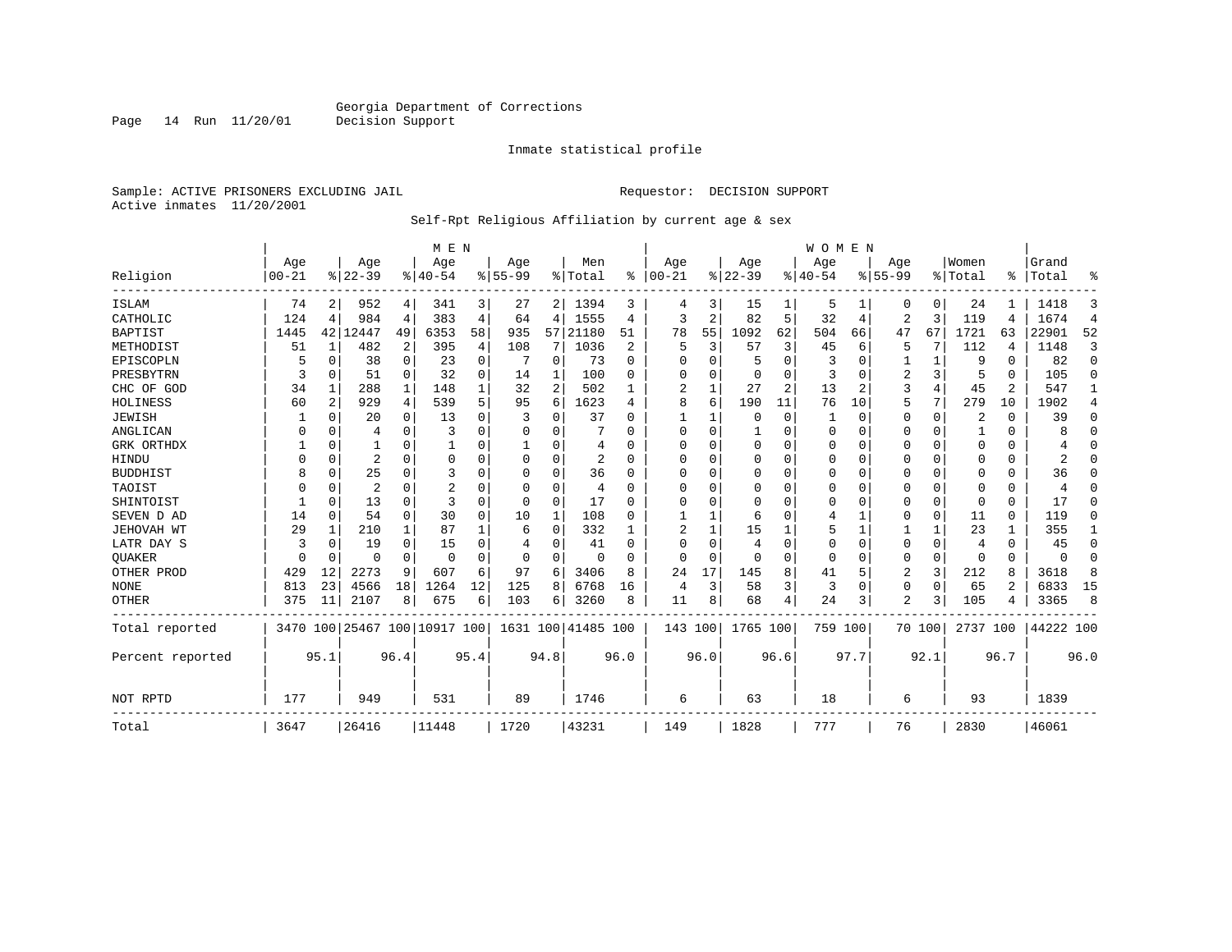Georgia Department of Corrections
Decision Support

Inmate statistical profile

Sample: ACTIVE PRISONERS EXCLUDING JAIL                                   Requestor: DECISION SUPPORT
Active inmates 11/20/2001

Self-Rpt Religious Affiliation by current age & sex

| Religion | MEN Age 00-21 | % | Age 22-39 | % | Age 40-54 | % | Age 55-99 | % | Men Total | % | WOMEN Age 00-21 | % | Age 22-39 | % | Age 40-54 | % | Age 55-99 | % | Women Total | % | Grand Total | % |
|---|---|---|---|---|---|---|---|---|---|---|---|---|---|---|---|---|---|---|---|---|---|---|
| ISLAM | 74 | 2 | 952 | 4 | 341 | 3 | 27 | 2 | 1394 | 3 | 4 | 3 | 15 | 1 | 5 | 1 | 0 | 0 | 24 | 1 | 1418 | 3 |
| CATHOLIC | 124 | 4 | 984 | 4 | 383 | 4 | 64 | 4 | 1555 | 4 | 3 | 2 | 82 | 5 | 32 | 4 | 2 | 3 | 119 | 4 | 1674 | 4 |
| BAPTIST | 1445 | 42 | 12447 | 49 | 6353 | 58 | 935 | 57 | 21180 | 51 | 78 | 55 | 1092 | 62 | 504 | 66 | 47 | 67 | 1721 | 63 | 22901 | 52 |
| METHODIST | 51 | 1 | 482 | 2 | 395 | 4 | 108 | 7 | 1036 | 2 | 5 | 3 | 57 | 3 | 45 | 6 | 5 | 7 | 112 | 4 | 1148 | 3 |
| EPISCOPLN | 5 | 0 | 38 | 0 | 23 | 0 | 7 | 0 | 73 | 0 | 0 | 0 | 5 | 0 | 3 | 0 | 1 | 1 | 9 | 0 | 82 | 0 |
| PRESBYTRN | 3 | 0 | 51 | 0 | 32 | 0 | 14 | 1 | 100 | 0 | 0 | 0 | 0 | 0 | 3 | 0 | 2 | 3 | 5 | 0 | 105 | 0 |
| CHC OF GOD | 34 | 1 | 288 | 1 | 148 | 1 | 32 | 2 | 502 | 1 | 2 | 1 | 27 | 2 | 13 | 2 | 3 | 4 | 45 | 2 | 547 | 1 |
| HOLINESS | 60 | 2 | 929 | 4 | 539 | 5 | 95 | 6 | 1623 | 4 | 8 | 6 | 190 | 11 | 76 | 10 | 5 | 7 | 279 | 10 | 1902 | 4 |
| JEWISH | 1 | 0 | 20 | 0 | 13 | 0 | 3 | 0 | 37 | 0 | 1 | 1 | 0 | 0 | 1 | 0 | 0 | 0 | 2 | 0 | 39 | 0 |
| ANGLICAN | 0 | 0 | 4 | 0 | 3 | 0 | 0 | 0 | 7 | 0 | 0 | 0 | 1 | 0 | 0 | 0 | 0 | 0 | 1 | 0 | 8 | 0 |
| GRK ORTHDX | 1 | 0 | 1 | 0 | 1 | 0 | 1 | 0 | 4 | 0 | 0 | 0 | 0 | 0 | 0 | 0 | 0 | 0 | 0 | 0 | 4 | 0 |
| HINDU | 0 | 0 | 2 | 0 | 0 | 0 | 0 | 0 | 2 | 0 | 0 | 0 | 0 | 0 | 0 | 0 | 0 | 0 | 0 | 0 | 2 | 0 |
| BUDDHIST | 8 | 0 | 25 | 0 | 3 | 0 | 0 | 0 | 36 | 0 | 0 | 0 | 0 | 0 | 0 | 0 | 0 | 0 | 0 | 0 | 36 | 0 |
| TAOIST | 0 | 0 | 2 | 0 | 2 | 0 | 0 | 0 | 4 | 0 | 0 | 0 | 0 | 0 | 0 | 0 | 0 | 0 | 0 | 0 | 4 | 0 |
| SHINTOIST | 1 | 0 | 13 | 0 | 3 | 0 | 0 | 0 | 17 | 0 | 0 | 0 | 0 | 0 | 0 | 0 | 0 | 0 | 0 | 0 | 17 | 0 |
| SEVEN D AD | 14 | 0 | 54 | 0 | 30 | 0 | 10 | 1 | 108 | 0 | 1 | 1 | 6 | 0 | 4 | 1 | 0 | 0 | 11 | 0 | 119 | 0 |
| JEHOVAH WT | 29 | 1 | 210 | 1 | 87 | 1 | 6 | 0 | 332 | 1 | 2 | 1 | 15 | 1 | 5 | 1 | 1 | 1 | 23 | 1 | 355 | 1 |
| LATR DAY S | 3 | 0 | 19 | 0 | 15 | 0 | 4 | 0 | 41 | 0 | 0 | 0 | 4 | 0 | 0 | 0 | 0 | 0 | 4 | 0 | 45 | 0 |
| QUAKER | 0 | 0 | 0 | 0 | 0 | 0 | 0 | 0 | 0 | 0 | 0 | 0 | 0 | 0 | 0 | 0 | 0 | 0 | 0 | 0 | 0 | 0 |
| OTHER PROD | 429 | 12 | 2273 | 9 | 607 | 6 | 97 | 6 | 3406 | 8 | 24 | 17 | 145 | 8 | 41 | 5 | 2 | 3 | 212 | 8 | 3618 | 8 |
| NONE | 813 | 23 | 4566 | 18 | 1264 | 12 | 125 | 8 | 6768 | 16 | 4 | 3 | 58 | 3 | 3 | 0 | 0 | 0 | 65 | 2 | 6833 | 15 |
| OTHER | 375 | 11 | 2107 | 8 | 675 | 6 | 103 | 6 | 3260 | 8 | 11 | 8 | 68 | 4 | 24 | 3 | 2 | 3 | 105 | 4 | 3365 | 8 |
| Total reported | 3470 | 100 | 25467 | 100 | 10917 | 100 | 1631 | 100 | 41485 | 100 | 143 | 100 | 1765 | 100 | 759 | 100 | 70 | 100 | 2737 | 100 | 44222 | 100 |
| Percent reported | | 95.1 | | 96.4 | | 95.4 | | 94.8 | | 96.0 | | 96.0 | | 96.6 | | 97.7 | | 92.1 | | 96.7 | | 96.0 |
| NOT RPTD | 177 | | 949 | | 531 | | 89 | | 1746 | | 6 | | 63 | | 18 | | 6 | | 93 | | 1839 | |
| Total | 3647 | | 26416 | | 11448 | | 1720 | | 43231 | | 149 | | 1828 | | 777 | | 76 | | 2830 | | 46061 | |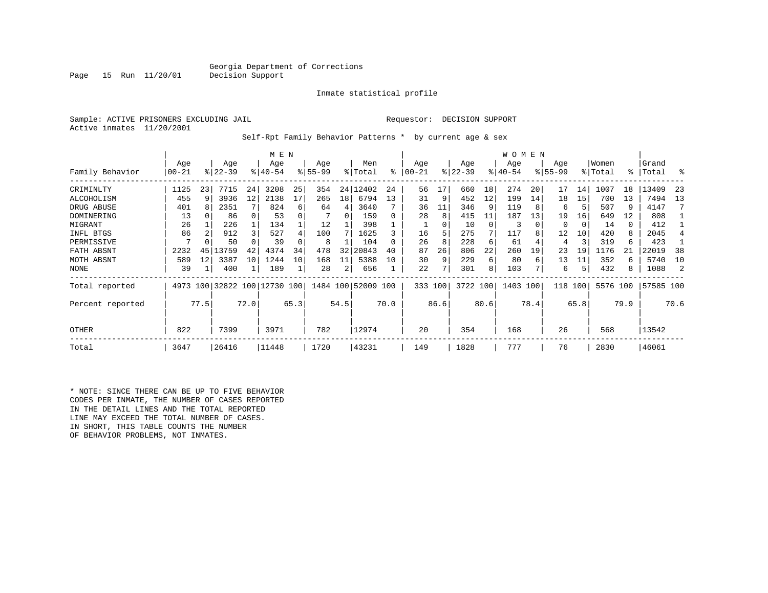Georgia Department of Corrections
Decision Support

Inmate statistical profile

Sample: ACTIVE PRISONERS EXCLUDING JAIL

Requestor: DECISION SUPPORT

Active inmates 11/20/2001

Self-Rpt Family Behavior Patterns * by current age & sex

| Family Behavior | MEN Age 00-21 | % | Age 22-39 | % | Age 40-54 | % | Age 55-99 | % | Men Total | % | WOMEN Age 00-21 | % | Age 22-39 | % | Age 40-54 | % | Age 55-99 | % | Women Total | % | Grand Total | % |
|---|---|---|---|---|---|---|---|---|---|---|---|---|---|---|---|---|---|---|---|---|---|---|
| CRIMINLTY | 1125 | 23 | 7715 | 24 | 3208 | 25 | 354 | 24 | 12402 | 24 | 56 | 17 | 660 | 18 | 274 | 20 | 17 | 14 | 1007 | 18 | 13409 | 23 |
| ALCOHOLISM | 455 | 9 | 3936 | 12 | 2138 | 17 | 265 | 18 | 6794 | 13 | 31 | 9 | 452 | 12 | 199 | 14 | 18 | 15 | 700 | 13 | 7494 | 13 |
| DRUG ABUSE | 401 | 8 | 2351 | 7 | 824 | 6 | 64 | 4 | 3640 | 7 | 36 | 11 | 346 | 9 | 119 | 8 | 6 | 5 | 507 | 9 | 4147 | 7 |
| DOMINERING | 13 | 0 | 86 | 0 | 53 | 0 | 7 | 0 | 159 | 0 | 28 | 8 | 415 | 11 | 187 | 13 | 19 | 16 | 649 | 12 | 808 | 1 |
| MIGRANT | 26 | 1 | 226 | 1 | 134 | 1 | 12 | 1 | 398 | 1 | 1 | 0 | 10 | 0 | 3 | 0 | 0 | 0 | 14 | 0 | 412 | 1 |
| INFL BTGS | 86 | 2 | 912 | 3 | 527 | 4 | 100 | 7 | 1625 | 3 | 16 | 5 | 275 | 7 | 117 | 8 | 12 | 10 | 420 | 8 | 2045 | 4 |
| PERMISSIVE | 7 | 0 | 50 | 0 | 39 | 0 | 8 | 1 | 104 | 0 | 26 | 8 | 228 | 6 | 61 | 4 | 4 | 3 | 319 | 6 | 423 | 1 |
| FATH ABSNT | 2232 | 45 | 13759 | 42 | 4374 | 34 | 478 | 32 | 20843 | 40 | 87 | 26 | 806 | 22 | 260 | 19 | 23 | 19 | 1176 | 21 | 22019 | 38 |
| MOTH ABSNT | 589 | 12 | 3387 | 10 | 1244 | 10 | 168 | 11 | 5388 | 10 | 30 | 9 | 229 | 6 | 80 | 6 | 13 | 11 | 352 | 6 | 5740 | 10 |
| NONE | 39 | 1 | 400 | 1 | 189 | 1 | 28 | 2 | 656 | 1 | 22 | 7 | 301 | 8 | 103 | 7 | 6 | 5 | 432 | 8 | 1088 | 2 |
| Total reported | 4973 | 100 | 32822 | 100 | 12730 | 100 | 1484 | 100 | 52009 | 100 | 333 | 100 | 3722 | 100 | 1403 | 100 | 118 | 100 | 5576 | 100 | 57585 | 100 |
| Percent reported | | 77.5 | | 72.0 | | 65.3 | | 54.5 | | 70.0 | | 86.6 | | 80.6 | | 78.4 | | 65.8 | | 79.9 | | 70.6 |
| OTHER | 822 | | 7399 | | 3971 | | 782 | | 12974 | | 20 | | 354 | | 168 | | 26 | | 568 | | 13542 | |
| Total | 3647 | | 26416 | | 11448 | | 1720 | | 43231 | | 149 | | 1828 | | 777 | | 76 | | 2830 | | 46061 | |

* NOTE: SINCE THERE CAN BE UP TO FIVE BEHAVIOR CODES PER INMATE, THE NUMBER OF CASES REPORTED IN THE DETAIL LINES AND THE TOTAL REPORTED LINE MAY EXCEED THE TOTAL NUMBER OF CASES. IN SHORT, THIS TABLE COUNTS THE NUMBER OF BEHAVIOR PROBLEMS, NOT INMATES.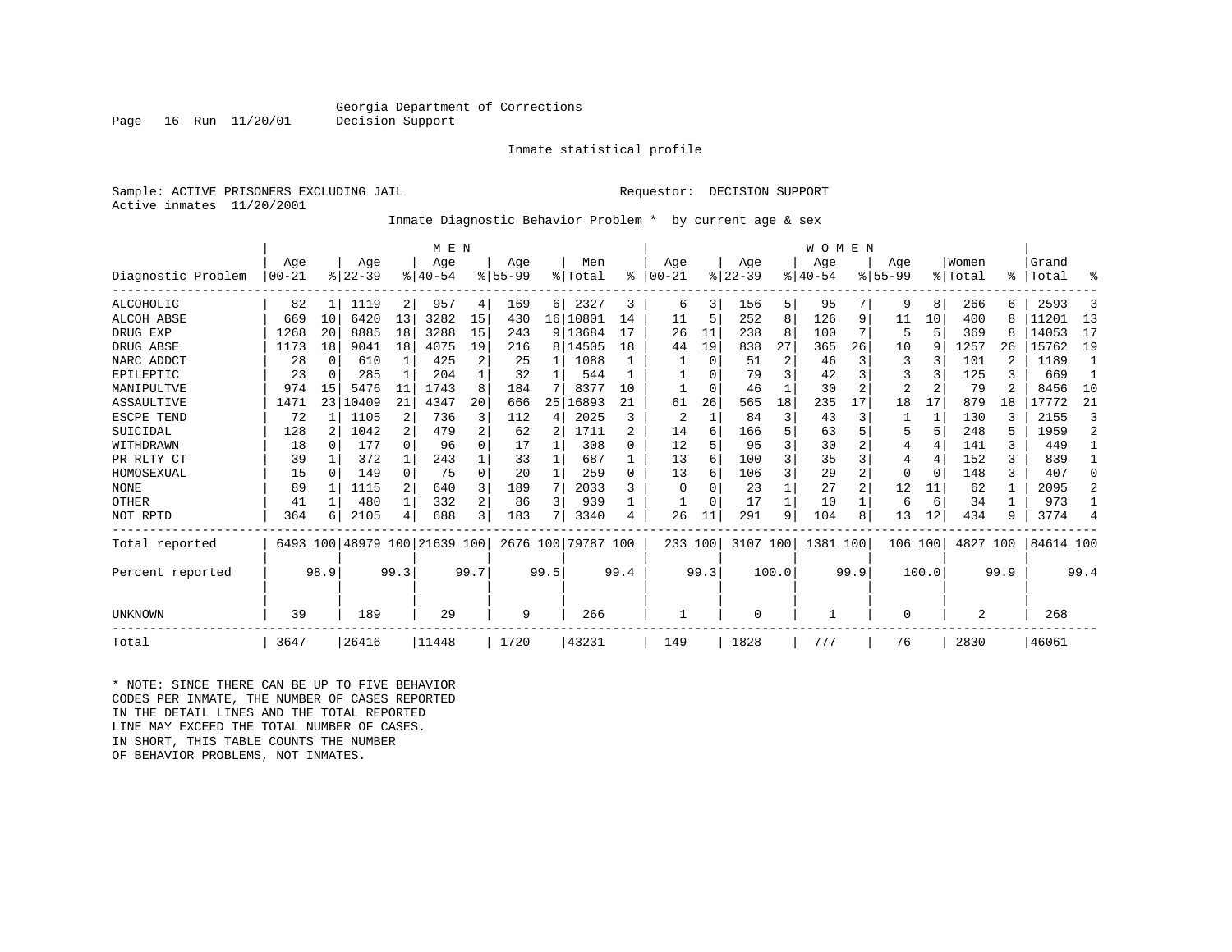Georgia Department of Corrections
Decision Support

Inmate statistical profile

Sample: ACTIVE PRISONERS EXCLUDING JAIL

Requestor: DECISION SUPPORT

Active inmates 11/20/2001

Inmate Diagnostic Behavior Problem * by current age & sex

| Diagnostic Problem | MEN Age 00-21 | % | Age 22-39 | % | Age 40-54 | % | Age 55-99 | % | Men Total | % | WOMEN Age 00-21 | % | Age 22-39 | % | Age 40-54 | % | Age 55-99 | % | Women Total | % | Grand Total | % |
|---|---|---|---|---|---|---|---|---|---|---|---|---|---|---|---|---|---|---|---|---|---|---|
| ALCOHOLIC | 82 | 1 | 1119 | 2 | 957 | 4 | 169 | 6 | 2327 | 3 | 6 | 3 | 156 | 5 | 95 | 7 | 9 | 8 | 266 | 6 | 2593 | 3 |
| ALCOH ABSE | 669 | 10 | 6420 | 13 | 3282 | 15 | 430 | 16 | 10801 | 14 | 11 | 5 | 252 | 8 | 126 | 9 | 11 | 10 | 400 | 8 | 11201 | 13 |
| DRUG EXP | 1268 | 20 | 8885 | 18 | 3288 | 15 | 243 | 9 | 13684 | 17 | 26 | 11 | 238 | 8 | 100 | 7 | 5 | 5 | 369 | 8 | 14053 | 17 |
| DRUG ABSE | 1173 | 18 | 9041 | 18 | 4075 | 19 | 216 | 8 | 14505 | 18 | 44 | 19 | 838 | 27 | 365 | 26 | 10 | 9 | 1257 | 26 | 15762 | 19 |
| NARC ADDCT | 28 | 0 | 610 | 1 | 425 | 2 | 25 | 1 | 1088 | 1 | 1 | 0 | 51 | 2 | 46 | 3 | 3 | 3 | 101 | 2 | 1189 | 1 |
| EPILEPTIC | 23 | 0 | 285 | 1 | 204 | 1 | 32 | 1 | 544 | 1 | 1 | 0 | 79 | 3 | 42 | 3 | 3 | 3 | 125 | 3 | 669 | 1 |
| MANIPULTVE | 974 | 15 | 5476 | 11 | 1743 | 8 | 184 | 7 | 8377 | 10 | 1 | 0 | 46 | 1 | 30 | 2 | 2 | 2 | 79 | 2 | 8456 | 10 |
| ASSAULTIVE | 1471 | 23 | 10409 | 21 | 4347 | 20 | 666 | 25 | 16893 | 21 | 61 | 26 | 565 | 18 | 235 | 17 | 18 | 17 | 879 | 18 | 17772 | 21 |
| ESCPE TEND | 72 | 1 | 1105 | 2 | 736 | 3 | 112 | 4 | 2025 | 3 | 2 | 1 | 84 | 3 | 43 | 3 | 1 | 1 | 130 | 3 | 2155 | 3 |
| SUICIDAL | 128 | 2 | 1042 | 2 | 479 | 2 | 62 | 2 | 1711 | 2 | 14 | 6 | 166 | 5 | 63 | 5 | 5 | 5 | 248 | 5 | 1959 | 2 |
| WITHDRAWN | 18 | 0 | 177 | 0 | 96 | 0 | 17 | 1 | 308 | 0 | 12 | 5 | 95 | 3 | 30 | 2 | 4 | 4 | 141 | 3 | 449 | 1 |
| PR RLTY CT | 39 | 1 | 372 | 1 | 243 | 1 | 33 | 1 | 687 | 1 | 13 | 6 | 100 | 3 | 35 | 3 | 4 | 4 | 152 | 3 | 839 | 1 |
| HOMOSEXUAL | 15 | 0 | 149 | 0 | 75 | 0 | 20 | 1 | 259 | 0 | 13 | 6 | 106 | 3 | 29 | 2 | 0 | 0 | 148 | 3 | 407 | 0 |
| NONE | 89 | 1 | 1115 | 2 | 640 | 3 | 189 | 7 | 2033 | 3 | 0 | 0 | 23 | 1 | 27 | 2 | 12 | 11 | 62 | 1 | 2095 | 2 |
| OTHER | 41 | 1 | 480 | 1 | 332 | 2 | 86 | 3 | 939 | 1 | 1 | 0 | 17 | 1 | 10 | 1 | 6 | 6 | 34 | 1 | 973 | 1 |
| NOT RPTD | 364 | 6 | 2105 | 4 | 688 | 3 | 183 | 7 | 3340 | 4 | 26 | 11 | 291 | 9 | 104 | 8 | 13 | 12 | 434 | 9 | 3774 | 4 |
| Total reported | 6493 | 100 | 48979 | 100 | 21639 | 100 | 2676 | 100 | 79787 | 100 | 233 | 100 | 3107 | 100 | 1381 | 100 | 106 | 100 | 4827 | 100 | 84614 | 100 |
| Percent reported | | 98.9 | | 99.3 | | 99.7 | | 99.5 | | 99.4 | | 99.3 | | 100.0 | | 99.9 | | 100.0 | | 99.9 | | 99.4 |
| UNKNOWN | 39 | | 189 | | 29 | | 9 | | 266 | | 1 | | 0 | | 1 | | 0 | | 2 | | 268 | |
| Total | 3647 | | 26416 | | 11448 | | 1720 | | 43231 | | 149 | | 1828 | | 777 | | 76 | | 2830 | | 46061 | |

* NOTE: SINCE THERE CAN BE UP TO FIVE BEHAVIOR CODES PER INMATE, THE NUMBER OF CASES REPORTED IN THE DETAIL LINES AND THE TOTAL REPORTED LINE MAY EXCEED THE TOTAL NUMBER OF CASES. IN SHORT, THIS TABLE COUNTS THE NUMBER OF BEHAVIOR PROBLEMS, NOT INMATES.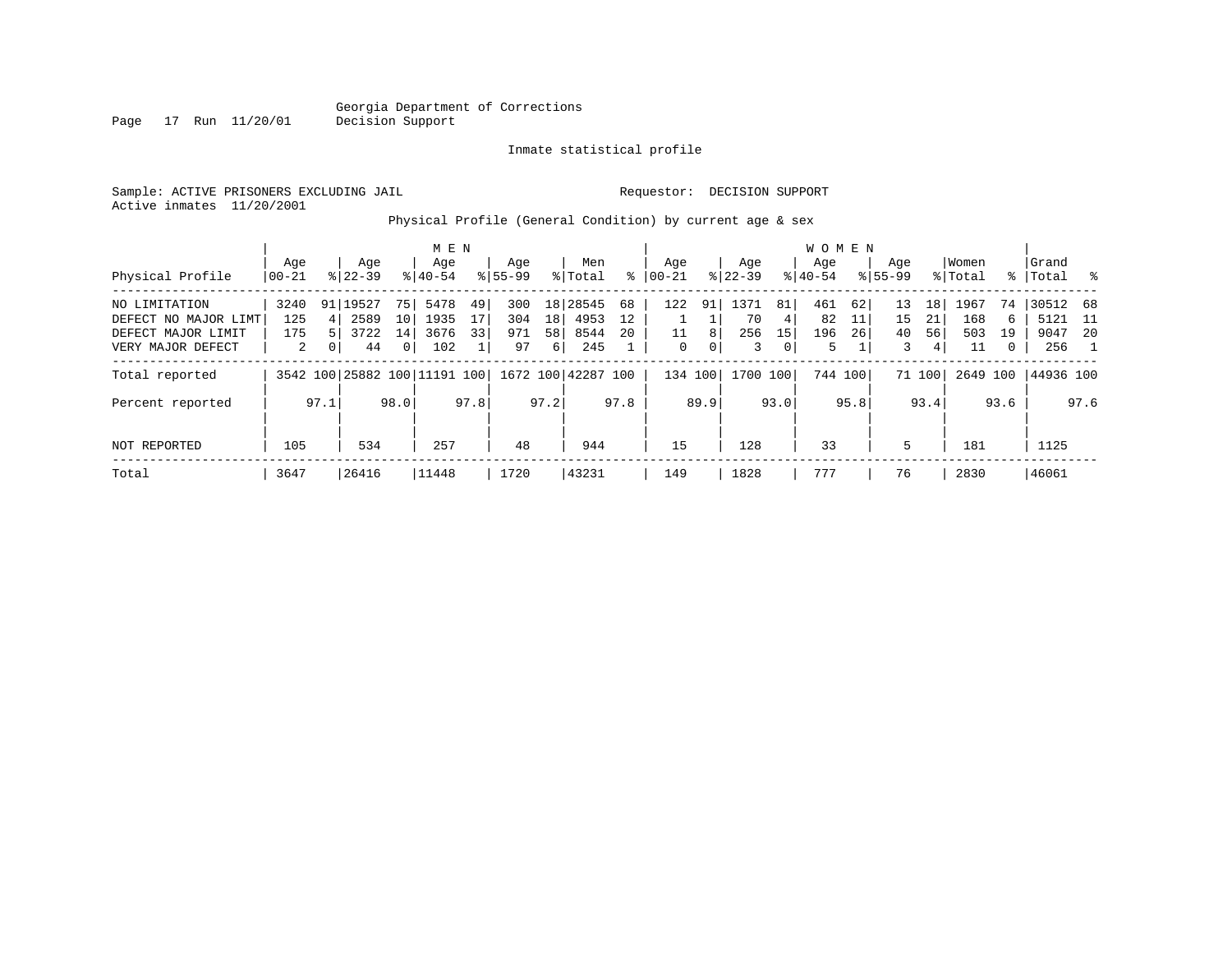Georgia Department of Corrections
Decision Support

Inmate statistical profile

Sample: ACTIVE PRISONERS EXCLUDING JAIL

Requestor: DECISION SUPPORT

Active inmates 11/20/2001

Physical Profile (General Condition) by current age & sex

| Physical Profile | MEN Age 00-21 | % | Age 22-39 | % | Age 40-54 | % | Age 55-99 | % | Men Total | % | WOMEN Age 00-21 | % | Age 22-39 | % | Age 40-54 | % | Age 55-99 | % | Women Total | % | Grand Total | % |
|---|---|---|---|---|---|---|---|---|---|---|---|---|---|---|---|---|---|---|---|---|---|---|
| NO LIMITATION | 3240 | 91 | 19527 | 75 | 5478 | 49 | 300 | 18 | 28545 | 68 | 122 | 91 | 1371 | 81 | 461 | 62 | 13 | 18 | 1967 | 74 | 30512 | 68 |
| DEFECT NO MAJOR LIMT | 125 | 4 | 2589 | 10 | 1935 | 17 | 304 | 18 | 4953 | 12 | 1 | 1 | 70 | 4 | 82 | 11 | 15 | 21 | 168 | 6 | 5121 | 11 |
| DEFECT MAJOR LIMIT | 175 | 5 | 3722 | 14 | 3676 | 33 | 971 | 58 | 8544 | 20 | 11 | 8 | 256 | 15 | 196 | 26 | 40 | 56 | 503 | 19 | 9047 | 20 |
| VERY MAJOR DEFECT | 2 | 0 | 44 | 0 | 102 | 1 | 97 | 6 | 245 | 1 | 0 | 0 | 3 | 0 | 5 | 1 | 3 | 4 | 11 | 0 | 256 | 1 |
| Total reported | 3542 | 100 | 25882 | 100 | 11191 | 100 | 1672 | 100 | 42287 | 100 | 134 | 100 | 1700 | 100 | 744 | 100 | 71 | 100 | 2649 | 100 | 44936 | 100 |
| Percent reported | | 97.1 | | 98.0 | | 97.8 | | 97.2 | | 97.8 | | 89.9 | | 93.0 | | 95.8 | | 93.4 | | 93.6 | | 97.6 |
| NOT REPORTED | 105 | | 534 | | 257 | | 48 | | 944 | | 15 | | 128 | | 33 | | 5 | | 181 | | 1125 | |
| Total | 3647 | | 26416 | | 11448 | | 1720 | | 43231 | | 149 | | 1828 | | 777 | | 76 | | 2830 | | 46061 | |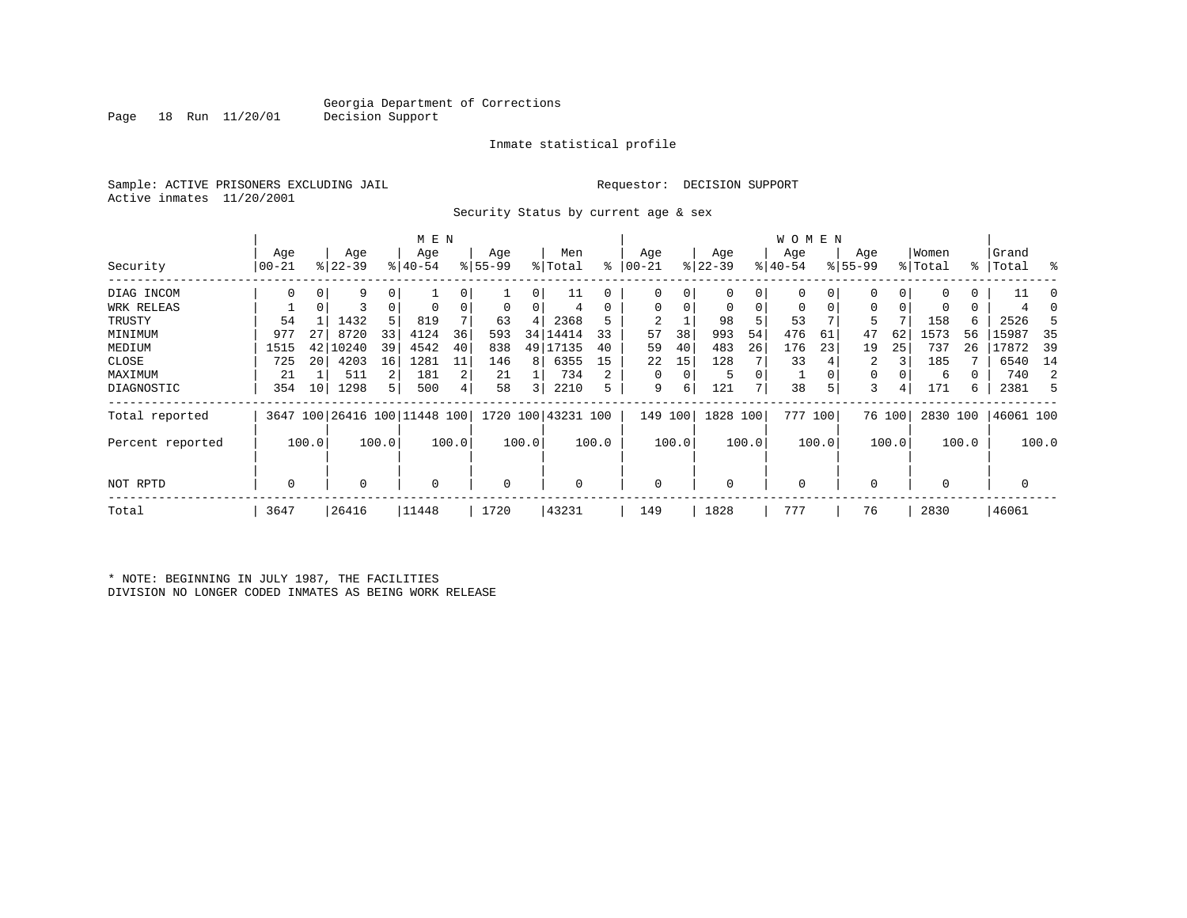Georgia Department of Corrections
Decision Support

Inmate statistical profile

Sample: ACTIVE PRISONERS EXCLUDING JAIL

Requestor: DECISION SUPPORT

Active inmates 11/20/2001

Security Status by current age & sex

| Security | MEN Age 00-21 | % | Age 22-39 | % | Age 40-54 | % | Age 55-99 | % | Men Total | % | WOMEN Age 00-21 | % | Age 22-39 | % | Age 40-54 | % | Age 55-99 | % | Women Total | % | Grand Total | % |
|---|---|---|---|---|---|---|---|---|---|---|---|---|---|---|---|---|---|---|---|---|---|---|
| DIAG INCOM | 0 | 0 | 9 | 0 | 1 | 0 | 1 | 0 | 11 | 0 | 0 | 0 | 0 | 0 | 0 | 0 | 0 | 0 | 0 | 0 | 11 | 0 |
| WRK RELEAS | 1 | 0 | 3 | 0 | 0 | 0 | 0 | 0 | 4 | 0 | 0 | 0 | 0 | 0 | 0 | 0 | 0 | 0 | 0 | 0 | 4 | 0 |
| TRUSTY | 54 | 1 | 1432 | 5 | 819 | 7 | 63 | 4 | 2368 | 5 | 2 | 1 | 98 | 5 | 53 | 7 | 5 | 7 | 158 | 6 | 2526 | 5 |
| MINIMUM | 977 | 27 | 8720 | 33 | 4124 | 36 | 593 | 34 | 14414 | 33 | 57 | 38 | 993 | 54 | 476 | 61 | 47 | 62 | 1573 | 56 | 15987 | 35 |
| MEDIUM | 1515 | 42 | 10240 | 39 | 4542 | 40 | 838 | 49 | 17135 | 40 | 59 | 40 | 483 | 26 | 176 | 23 | 19 | 25 | 737 | 26 | 17872 | 39 |
| CLOSE | 725 | 20 | 4203 | 16 | 1281 | 11 | 146 | 8 | 6355 | 15 | 22 | 15 | 128 | 7 | 33 | 4 | 2 | 3 | 185 | 7 | 6540 | 14 |
| MAXIMUM | 21 | 1 | 511 | 2 | 181 | 2 | 21 | 1 | 734 | 2 | 0 | 0 | 5 | 0 | 1 | 0 | 0 | 0 | 6 | 0 | 740 | 2 |
| DIAGNOSTIC | 354 | 10 | 1298 | 5 | 500 | 4 | 58 | 3 | 2210 | 5 | 9 | 6 | 121 | 7 | 38 | 5 | 3 | 4 | 171 | 6 | 2381 | 5 |
| Total reported | 3647 | 100 | 26416 | 100 | 11448 | 100 | 1720 | 100 | 43231 | 100 | 149 | 100 | 1828 | 100 | 777 | 100 | 76 | 100 | 2830 | 100 | 46061 | 100 |
| Percent reported | | 100.0 | | 100.0 | | 100.0 | | 100.0 | | 100.0 | | 100.0 | | 100.0 | | 100.0 | | 100.0 | | 100.0 | | 100.0 |
| NOT RPTD | 0 | | 0 | | 0 | | 0 | | 0 | | 0 | | 0 | | 0 | | 0 | | 0 | | 0 | |
| Total | 3647 | | 26416 | | 11448 | | 1720 | | 43231 | | 149 | | 1828 | | 777 | | 76 | | 2830 | | 46061 | |

* NOTE: BEGINNING IN JULY 1987, THE FACILITIES DIVISION NO LONGER CODED INMATES AS BEING WORK RELEASE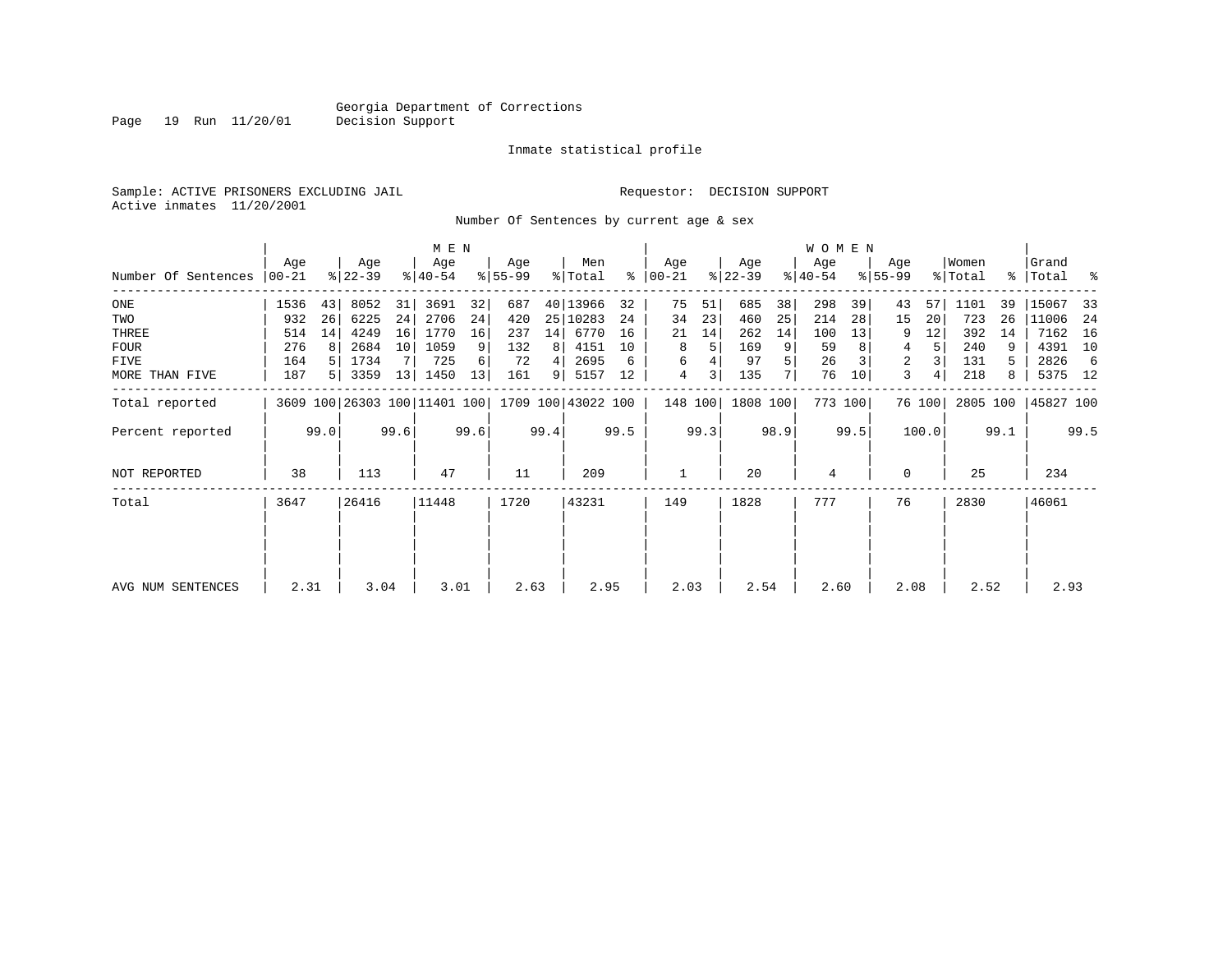Georgia Department of Corrections
Decision Support

Inmate statistical profile

Sample: ACTIVE PRISONERS EXCLUDING JAIL

Requestor: DECISION SUPPORT

Active inmates 11/20/2001

Number Of Sentences by current age & sex

| Number Of Sentences | MEN Age 00-21 | % | Age 22-39 | % | Age 40-54 | % | Age 55-99 | % | Men Total | % | WOMEN Age 00-21 | % | Age 22-39 | % | Age 40-54 | % | Age 55-99 | % | Women Total | % | Grand Total | % |
|---|---|---|---|---|---|---|---|---|---|---|---|---|---|---|---|---|---|---|---|---|---|---|
| ONE | 1536 | 43 | 8052 | 31 | 3691 | 32 | 687 | 40 | 13966 | 32 | 75 | 51 | 685 | 38 | 298 | 39 | 43 | 57 | 1101 | 39 | 15067 | 33 |
| TWO | 932 | 26 | 6225 | 24 | 2706 | 24 | 420 | 25 | 10283 | 24 | 34 | 23 | 460 | 25 | 214 | 28 | 15 | 20 | 723 | 26 | 11006 | 24 |
| THREE | 514 | 14 | 4249 | 16 | 1770 | 16 | 237 | 14 | 6770 | 16 | 21 | 14 | 262 | 14 | 100 | 13 | 9 | 12 | 392 | 14 | 7162 | 16 |
| FOUR | 276 | 8 | 2684 | 10 | 1059 | 9 | 132 | 8 | 4151 | 10 | 8 | 5 | 169 | 9 | 59 | 8 | 4 | 5 | 240 | 9 | 4391 | 10 |
| FIVE | 164 | 5 | 1734 | 7 | 725 | 6 | 72 | 4 | 2695 | 6 | 6 | 4 | 97 | 5 | 26 | 3 | 2 | 3 | 131 | 5 | 2826 | 6 |
| MORE THAN FIVE | 187 | 5 | 3359 | 13 | 1450 | 13 | 161 | 9 | 5157 | 12 | 4 | 3 | 135 | 7 | 76 | 10 | 3 | 4 | 218 | 8 | 5375 | 12 |
| Total reported | 3609 | 100 | 26303 | 100 | 11401 | 100 | 1709 | 100 | 43022 | 100 | 148 | 100 | 1808 | 100 | 773 | 100 | 76 | 100 | 2805 | 100 | 45827 | 100 |
| Percent reported | | 99.0 | | 99.6 | | 99.6 | | 99.4 | | 99.5 | | 99.3 | | 98.9 | | 99.5 | | 100.0 | | 99.1 | | 99.5 |
| NOT REPORTED | 38 | | 113 | | 47 | | 11 | | 209 | | 1 | | 20 | | 4 | | 0 | | 25 | | 234 | |
| Total | 3647 | | 26416 | | 11448 | | 1720 | | 43231 | | 149 | | 1828 | | 777 | | 76 | | 2830 | | 46061 | |
| AVG NUM SENTENCES | 2.31 | | 3.04 | | 3.01 | | 2.63 | | 2.95 | | 2.03 | | 2.54 | | 2.60 | | 2.08 | | 2.52 | | 2.93 | |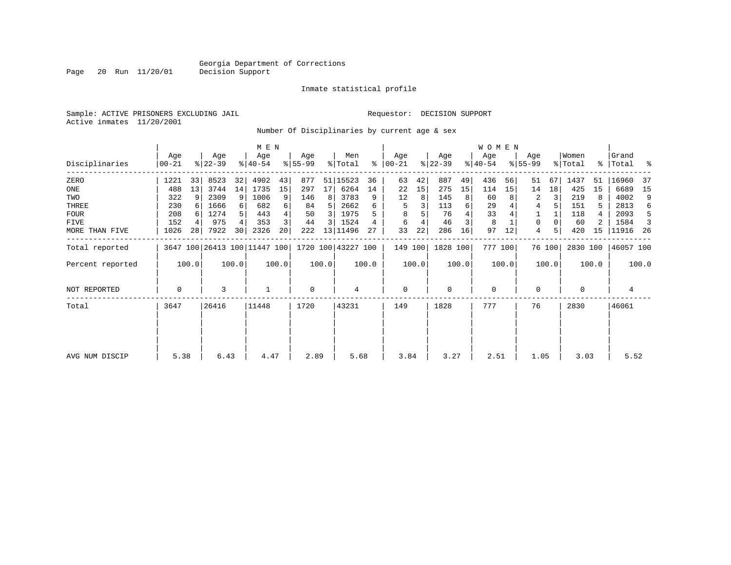Georgia Department of Corrections
Decision Support

Inmate statistical profile

Sample: ACTIVE PRISONERS EXCLUDING JAIL

Requestor: DECISION SUPPORT

Active inmates 11/20/2001

Number Of Disciplinaries by current age & sex

| Disciplinaries | MEN Age 00-21 | % | Age 22-39 | % | Age 40-54 | % | Age 55-99 | % | Men Total | % | WOMEN Age 00-21 | % | Age 22-39 | % | Age 40-54 | % | Age 55-99 | % | Women Total | % | Grand Total | % |
|---|---|---|---|---|---|---|---|---|---|---|---|---|---|---|---|---|---|---|---|---|---|---|
| ZERO | 1221 | 33 | 8523 | 32 | 4902 | 43 | 877 | 51 | 15523 | 36 | 63 | 42 | 887 | 49 | 436 | 56 | 51 | 67 | 1437 | 51 | 16960 | 37 |
| ONE | 488 | 13 | 3744 | 14 | 1735 | 15 | 297 | 17 | 6264 | 14 | 22 | 15 | 275 | 15 | 114 | 15 | 14 | 18 | 425 | 15 | 6689 | 15 |
| TWO | 322 | 9 | 2309 | 9 | 1006 | 9 | 146 | 8 | 3783 | 9 | 12 | 8 | 145 | 8 | 60 | 8 | 2 | 3 | 219 | 8 | 4002 | 9 |
| THREE | 230 | 6 | 1666 | 6 | 682 | 6 | 84 | 5 | 2662 | 6 | 5 | 3 | 113 | 6 | 29 | 4 | 4 | 5 | 151 | 5 | 2813 | 6 |
| FOUR | 208 | 6 | 1274 | 5 | 443 | 4 | 50 | 3 | 1975 | 5 | 8 | 5 | 76 | 4 | 33 | 4 | 1 | 1 | 118 | 4 | 2093 | 5 |
| FIVE | 152 | 4 | 975 | 4 | 353 | 3 | 44 | 3 | 1524 | 4 | 6 | 4 | 46 | 3 | 8 | 1 | 0 | 0 | 60 | 2 | 1584 | 3 |
| MORE THAN FIVE | 1026 | 28 | 7922 | 30 | 2326 | 20 | 222 | 13 | 11496 | 27 | 33 | 22 | 286 | 16 | 97 | 12 | 4 | 5 | 420 | 15 | 11916 | 26 |
| Total reported | 3647 | 100 | 26413 | 100 | 11447 | 100 | 1720 | 100 | 43227 | 100 | 149 | 100 | 1828 | 100 | 777 | 100 | 76 | 100 | 2830 | 100 | 46057 | 100 |
| Percent reported | | 100.0 | | 100.0 | | 100.0 | | 100.0 | | 100.0 | | 100.0 | | 100.0 | | 100.0 | | 100.0 | | 100.0 | | 100.0 |
| NOT REPORTED | 0 | | 3 | | 1 | | 0 | | 4 | | 0 | | 0 | | 0 | | 0 | | 0 | | 4 | |
| Total | 3647 | | 26416 | | 11448 | | 1720 | | 43231 | | 149 | | 1828 | | 777 | | 76 | | 2830 | | 46061 | |
| AVG NUM DISCIP | 5.38 | | 6.43 | | 4.47 | | 2.89 | | 5.68 | | 3.84 | | 3.27 | | 2.51 | | 1.05 | | 3.03 | | 5.52 | |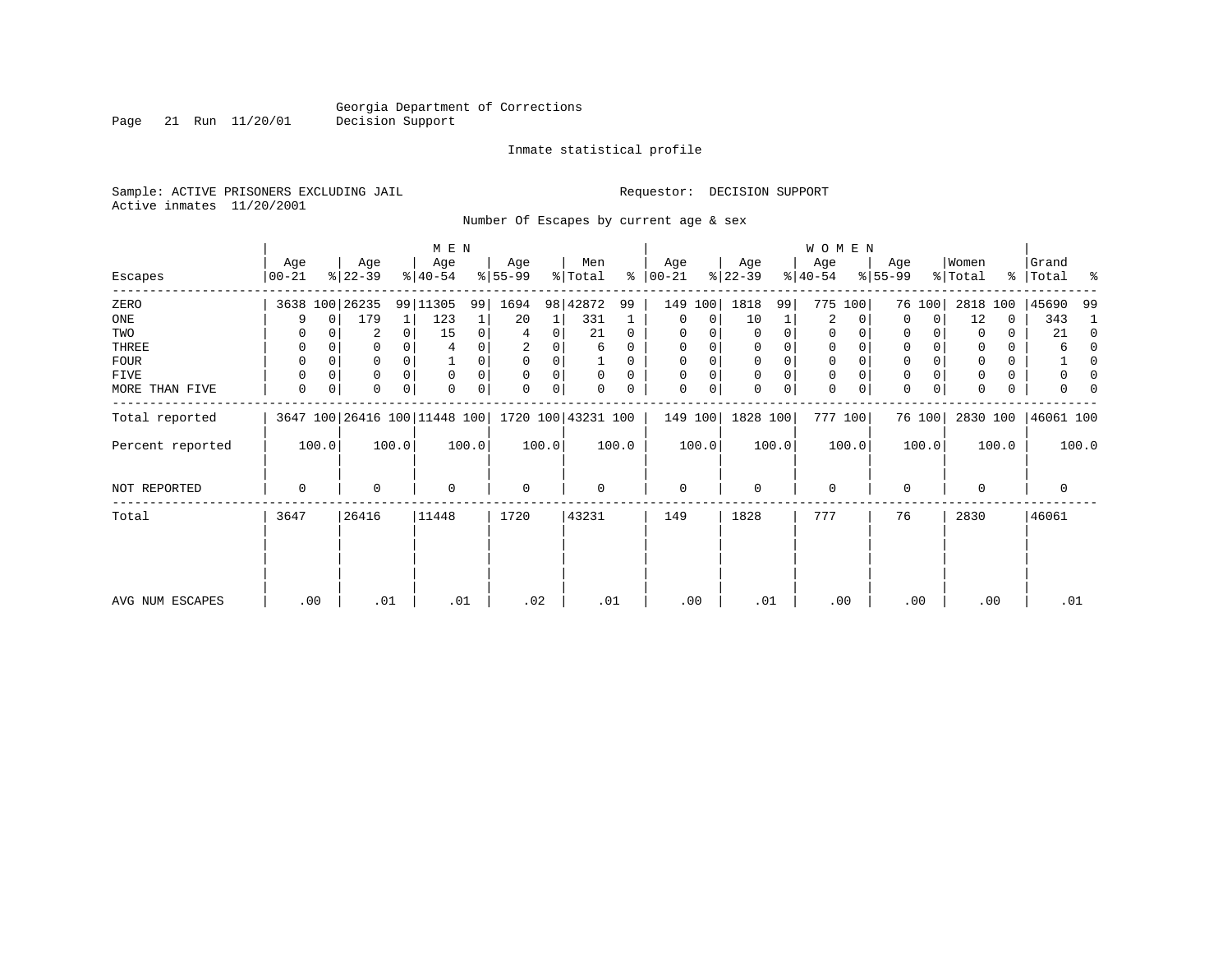Georgia Department of Corrections
Decision Support

Inmate statistical profile

Sample: ACTIVE PRISONERS EXCLUDING JAIL

Requestor: DECISION SUPPORT

Active inmates 11/20/2001

Number Of Escapes by current age & sex

| Escapes | MEN Age 00-21 | % | Age 22-39 | % | Age 40-54 | % | Age 55-99 | % | Men Total | % | WOMEN Age 00-21 | % | Age 22-39 | % | Age 40-54 | % | Age 55-99 | % | Women Total | % | Grand Total | % |
|---|---|---|---|---|---|---|---|---|---|---|---|---|---|---|---|---|---|---|---|---|---|---|
| ZERO | 3638 | 100 | 26235 | 99 | 11305 | 99 | 1694 | 98 | 42872 | 99 | 149 | 100 | 1818 | 99 | 775 | 100 | 76 | 100 | 2818 | 100 | 45690 | 99 |
| ONE | 9 | 0 | 179 | 1 | 123 | 1 | 20 | 1 | 331 | 1 | 0 | 0 | 10 | 1 | 2 | 0 | 0 | 0 | 12 | 0 | 343 | 1 |
| TWO | 0 | 0 | 2 | 0 | 15 | 0 | 4 | 0 | 21 | 0 | 0 | 0 | 0 | 0 | 0 | 0 | 0 | 0 | 0 | 0 | 21 | 0 |
| THREE | 0 | 0 | 0 | 0 | 4 | 0 | 2 | 0 | 6 | 0 | 0 | 0 | 0 | 0 | 0 | 0 | 0 | 0 | 0 | 0 | 6 | 0 |
| FOUR | 0 | 0 | 0 | 0 | 1 | 0 | 0 | 0 | 1 | 0 | 0 | 0 | 0 | 0 | 0 | 0 | 0 | 0 | 0 | 0 | 1 | 0 |
| FIVE | 0 | 0 | 0 | 0 | 0 | 0 | 0 | 0 | 0 | 0 | 0 | 0 | 0 | 0 | 0 | 0 | 0 | 0 | 0 | 0 | 0 | 0 |
| MORE THAN FIVE | 0 | 0 | 0 | 0 | 0 | 0 | 0 | 0 | 0 | 0 | 0 | 0 | 0 | 0 | 0 | 0 | 0 | 0 | 0 | 0 | 0 | 0 |
| Total reported | 3647 | 100 | 26416 | 100 | 11448 | 100 | 1720 | 100 | 43231 | 100 | 149 | 100 | 1828 | 100 | 777 | 100 | 76 | 100 | 2830 | 100 | 46061 | 100 |
| Percent reported | 100.0 | | 100.0 | | 100.0 | | 100.0 | | 100.0 | | 100.0 | | 100.0 | | 100.0 | | 100.0 | | 100.0 | | 100.0 | |
| NOT REPORTED | 0 | | 0 | | 0 | | 0 | | 0 | | 0 | | 0 | | 0 | | 0 | | 0 | | 0 | |
| Total | 3647 | | 26416 | | 11448 | | 1720 | | 43231 | | 149 | | 1828 | | 777 | | 76 | | 2830 | | 46061 | |
| AVG NUM ESCAPES | .00 | | .01 | | .01 | | .02 | | .01 | | .00 | | .01 | | .00 | | .00 | | .00 | | .01 | |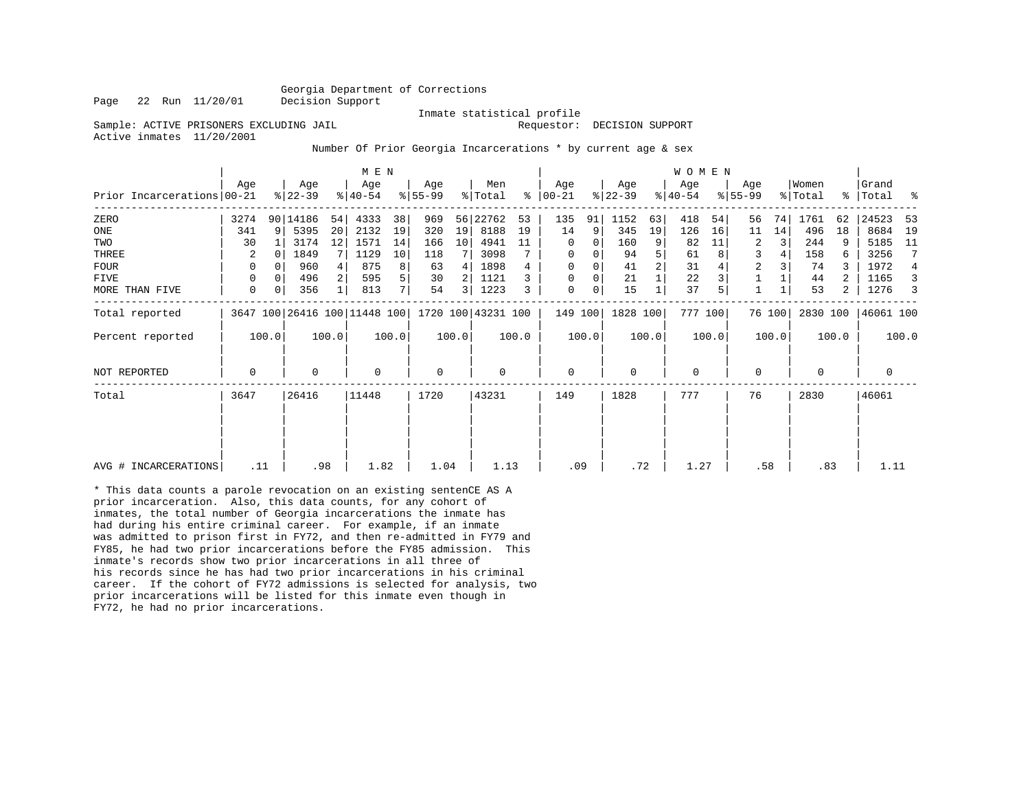Georgia Department of Corrections
Decision Support

Inmate statistical profile

Sample: ACTIVE PRISONERS EXCLUDING JAIL    Requestor: DECISION SUPPORT
Active inmates 11/20/2001

Number Of Prior Georgia Incarcerations * by current age & sex

| Prior Incarcerations | MEN Age 00-21 | % | Age 22-39 | % | Age 40-54 | % | Age 55-99 | % | Men Total | % | WOMEN Age 00-21 | % | Age 22-39 | % | Age 40-54 | % | Age 55-99 | % | Women Total | % | Grand Total | % |
|---|---|---|---|---|---|---|---|---|---|---|---|---|---|---|---|---|---|---|---|---|---|---|
| ZERO | 3274 | 90 | 14186 | 54 | 4333 | 38 | 969 | 56 | 22762 | 53 | 135 | 91 | 1152 | 63 | 418 | 54 | 56 | 74 | 1761 | 62 | 24523 | 53 |
| ONE | 341 | 9 | 5395 | 20 | 2132 | 19 | 320 | 19 | 8188 | 19 | 14 | 9 | 345 | 19 | 126 | 16 | 11 | 14 | 496 | 18 | 8684 | 19 |
| TWO | 30 | 1 | 3174 | 12 | 1571 | 14 | 166 | 10 | 4941 | 11 | 0 | 0 | 160 | 9 | 82 | 11 | 2 | 3 | 244 | 9 | 5185 | 11 |
| THREE | 2 | 0 | 1849 | 7 | 1129 | 10 | 118 | 7 | 3098 | 7 | 0 | 0 | 94 | 5 | 61 | 8 | 3 | 4 | 158 | 6 | 3256 | 7 |
| FOUR | 0 | 0 | 960 | 4 | 875 | 8 | 63 | 4 | 1898 | 4 | 0 | 0 | 41 | 2 | 31 | 4 | 2 | 3 | 74 | 3 | 1972 | 4 |
| FIVE | 0 | 0 | 496 | 2 | 595 | 5 | 30 | 2 | 1121 | 3 | 0 | 0 | 21 | 1 | 22 | 3 | 1 | 1 | 44 | 2 | 1165 | 3 |
| MORE THAN FIVE | 0 | 0 | 356 | 1 | 813 | 7 | 54 | 3 | 1223 | 3 | 0 | 0 | 15 | 1 | 37 | 5 | 1 | 1 | 53 | 2 | 1276 | 3 |
| Total reported | 3647 | 100 | 26416 | 100 | 11448 | 100 | 1720 | 100 | 43231 | 100 | 149 | 100 | 1828 | 100 | 777 | 100 | 76 | 100 | 2830 | 100 | 46061 | 100 |
| Percent reported | 100.0 | | 100.0 | | 100.0 | | 100.0 | | 100.0 | | 100.0 | | 100.0 | | 100.0 | | 100.0 | | 100.0 | | 100.0 | |
| NOT REPORTED | 0 | | 0 | | 0 | | 0 | | 0 | | 0 | | 0 | | 0 | | 0 | | 0 | | 0 | |
| Total | 3647 | | 26416 | | 11448 | | 1720 | | 43231 | | 149 | | 1828 | | 777 | | 76 | | 2830 | | 46061 | |
| AVG # INCARCERATIONS | .11 | | .98 | | 1.82 | | 1.04 | | 1.13 | | .09 | | .72 | | 1.27 | | .58 | | .83 | | 1.11 | |

* This data counts a parole revocation on an existing sentenCE AS A prior incarceration. Also, this data counts, for any cohort of inmates, the total number of Georgia incarcerations the inmate has had during his entire criminal career. For example, if an inmate was admitted to prison first in FY72, and then re-admitted in FY79 and FY85, he had two prior incarcerations before the FY85 admission. This inmate's records show two prior incarcerations in all three of his records since he has had two prior incarcerations in his criminal career. If the cohort of FY72 admissions is selected for analysis, two prior incarcerations will be listed for this inmate even though in FY72, he had no prior incarcerations.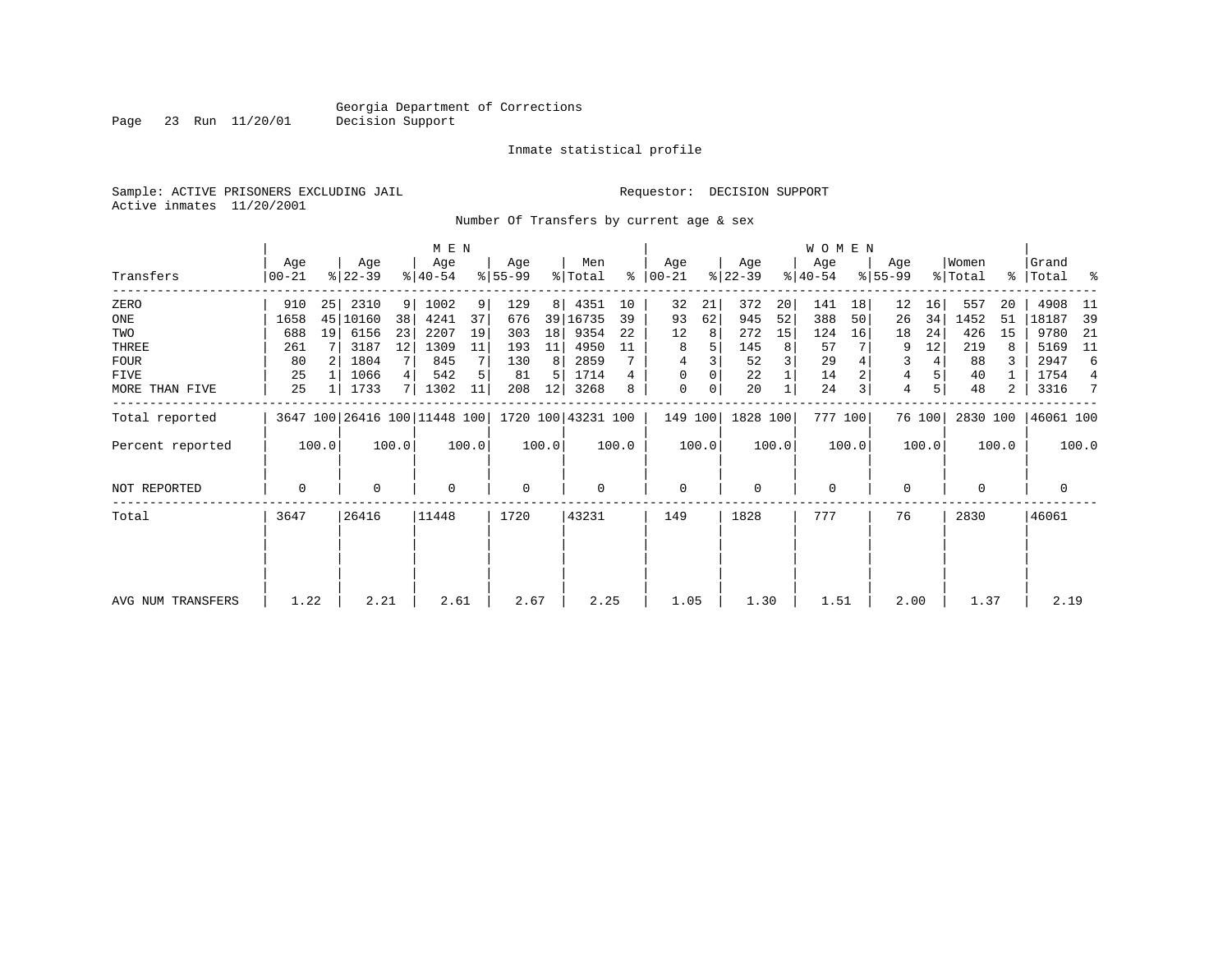Georgia Department of Corrections
Decision Support

Inmate statistical profile

Sample: ACTIVE PRISONERS EXCLUDING JAIL

Requestor: DECISION SUPPORT

Active inmates 11/20/2001

Number Of Transfers by current age & sex

| Transfers | MEN Age 00-21 | % | Age 22-39 | % | Age 40-54 | % | Age 55-99 | % | Men Total | % | WOMEN Age 00-21 | % | Age 22-39 | % | Age 40-54 | % | Age 55-99 | % | Women Total | % | Grand Total | % |
|---|---|---|---|---|---|---|---|---|---|---|---|---|---|---|---|---|---|---|---|---|---|---|
| ZERO | 910 | 25 | 2310 | 9 | 1002 | 9 | 129 | 8 | 4351 | 10 | 32 | 21 | 372 | 20 | 141 | 18 | 12 | 16 | 557 | 20 | 4908 | 11 |
| ONE | 1658 | 45 | 10160 | 38 | 4241 | 37 | 676 | 39 | 16735 | 39 | 93 | 62 | 945 | 52 | 388 | 50 | 26 | 34 | 1452 | 51 | 18187 | 39 |
| TWO | 688 | 19 | 6156 | 23 | 2207 | 19 | 303 | 18 | 9354 | 22 | 12 | 8 | 272 | 15 | 124 | 16 | 18 | 24 | 426 | 15 | 9780 | 21 |
| THREE | 261 | 7 | 3187 | 12 | 1309 | 11 | 193 | 11 | 4950 | 11 | 8 | 5 | 145 | 8 | 57 | 7 | 9 | 12 | 219 | 8 | 5169 | 11 |
| FOUR | 80 | 2 | 1804 | 7 | 845 | 7 | 130 | 8 | 2859 | 7 | 4 | 3 | 52 | 3 | 29 | 4 | 3 | 4 | 88 | 3 | 2947 | 6 |
| FIVE | 25 | 1 | 1066 | 4 | 542 | 5 | 81 | 5 | 1714 | 4 | 0 | 0 | 22 | 1 | 14 | 2 | 4 | 5 | 40 | 1 | 1754 | 4 |
| MORE THAN FIVE | 25 | 1 | 1733 | 7 | 1302 | 11 | 208 | 12 | 3268 | 8 | 0 | 0 | 20 | 1 | 24 | 3 | 4 | 5 | 48 | 2 | 3316 | 7 |
| Total reported | 3647 | 100 | 26416 | 100 | 11448 | 100 | 1720 | 100 | 43231 | 100 | 149 | 100 | 1828 | 100 | 777 | 100 | 76 | 100 | 2830 | 100 | 46061 | 100 |
| Percent reported | | 100.0 | | 100.0 | | 100.0 | | 100.0 | | 100.0 | | 100.0 | | 100.0 | | 100.0 | | 100.0 | | 100.0 | | 100.0 |
| NOT REPORTED | 0 | | 0 | | 0 | | 0 | | 0 | | 0 | | 0 | | 0 | | 0 | | 0 | | 0 | |
| Total | 3647 | | 26416 | | 11448 | | 1720 | | 43231 | | 149 | | 1828 | | 777 | | 76 | | 2830 | | 46061 | |
| AVG NUM TRANSFERS | 1.22 | | 2.21 | | 2.61 | | 2.67 | | 2.25 | | 1.05 | | 1.30 | | 1.51 | | 2.00 | | 1.37 | | 2.19 | |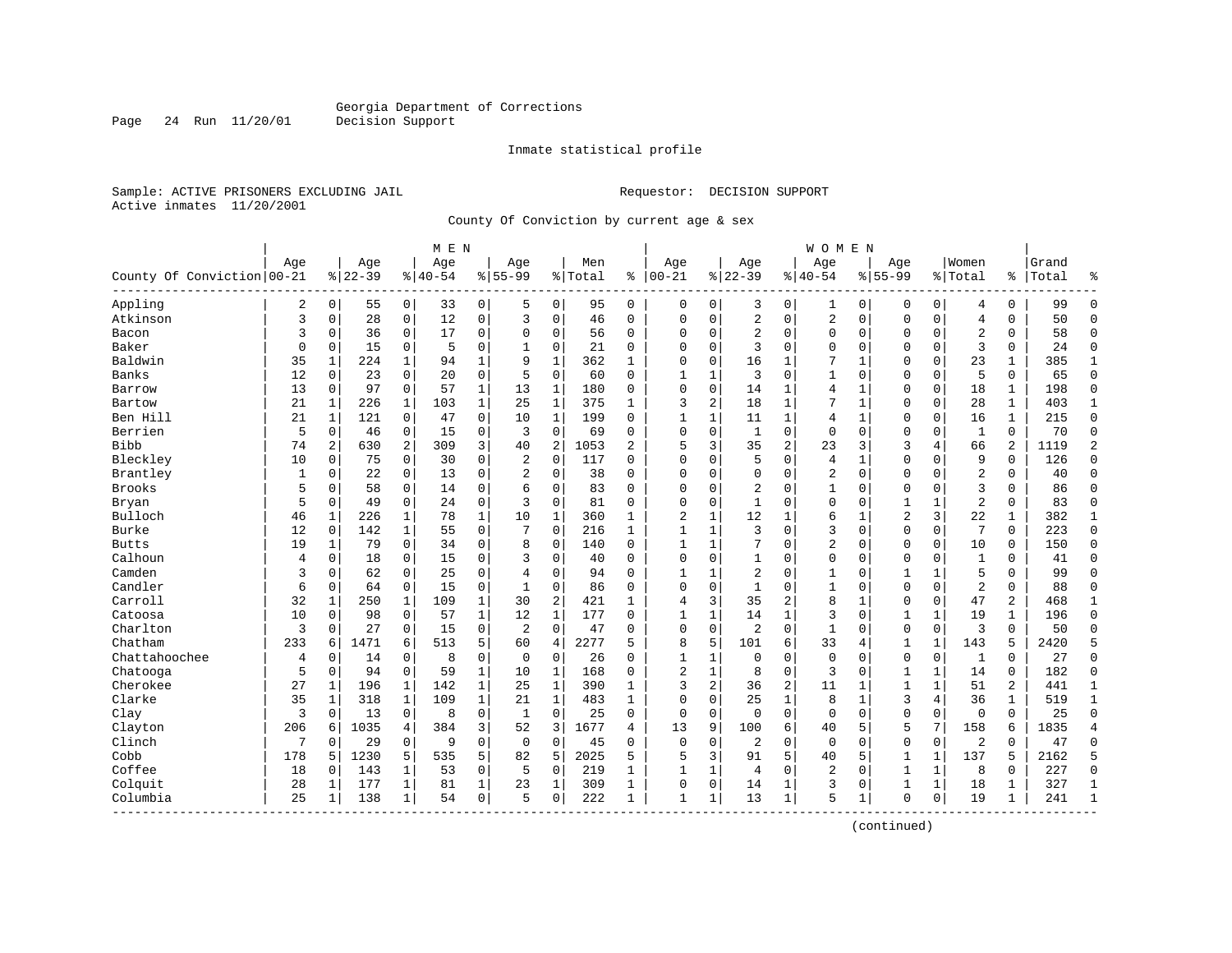Georgia Department of Corrections
Decision Support

Inmate statistical profile

Sample: ACTIVE PRISONERS EXCLUDING JAIL

Requestor: DECISION SUPPORT

Active inmates 11/20/2001

County Of Conviction by current age & sex

| County Of Conviction | MEN Age 00-21 | % | Age 22-39 | % | Age 40-54 | % | Age 55-99 | % | Men Total | % | WOMEN Age 00-21 | % | Age 22-39 | % | Age 40-54 | % | Age 55-99 | % | Women Total | % | Grand Total | % |
|---|---|---|---|---|---|---|---|---|---|---|---|---|---|---|---|---|---|---|---|---|---|---|
| Appling | 2 | 0 | 55 | 0 | 33 | 0 | 5 | 0 | 95 | 0 | 0 | 0 | 3 | 0 | 1 | 0 | 0 | 0 | 4 | 0 | 99 | 0 |
| Atkinson | 3 | 0 | 28 | 0 | 12 | 0 | 3 | 0 | 46 | 0 | 0 | 0 | 2 | 0 | 2 | 0 | 0 | 0 | 4 | 0 | 50 | 0 |
| Bacon | 3 | 0 | 36 | 0 | 17 | 0 | 0 | 0 | 56 | 0 | 0 | 0 | 2 | 0 | 0 | 0 | 0 | 0 | 2 | 0 | 58 | 0 |
| Baker | 0 | 0 | 15 | 0 | 5 | 0 | 1 | 0 | 21 | 0 | 0 | 0 | 3 | 0 | 0 | 0 | 0 | 0 | 3 | 0 | 24 | 0 |
| Baldwin | 35 | 1 | 224 | 1 | 94 | 1 | 9 | 1 | 362 | 1 | 0 | 0 | 16 | 1 | 7 | 1 | 0 | 0 | 23 | 1 | 385 | 1 |
| Banks | 12 | 0 | 23 | 0 | 20 | 0 | 5 | 0 | 60 | 0 | 1 | 1 | 3 | 0 | 1 | 0 | 0 | 0 | 5 | 0 | 65 | 0 |
| Barrow | 13 | 0 | 97 | 0 | 57 | 1 | 13 | 1 | 180 | 0 | 0 | 0 | 14 | 1 | 4 | 1 | 0 | 0 | 18 | 1 | 198 | 0 |
| Bartow | 21 | 1 | 226 | 1 | 103 | 1 | 25 | 1 | 375 | 1 | 3 | 2 | 18 | 1 | 7 | 1 | 0 | 0 | 28 | 1 | 403 | 1 |
| Ben Hill | 21 | 1 | 121 | 0 | 47 | 0 | 10 | 1 | 199 | 0 | 1 | 1 | 11 | 1 | 4 | 1 | 0 | 0 | 16 | 1 | 215 | 0 |
| Berrien | 5 | 0 | 46 | 0 | 15 | 0 | 3 | 0 | 69 | 0 | 0 | 0 | 1 | 0 | 0 | 0 | 0 | 0 | 1 | 0 | 70 | 0 |
| Bibb | 74 | 2 | 630 | 2 | 309 | 3 | 40 | 2 | 1053 | 2 | 5 | 3 | 35 | 2 | 23 | 3 | 3 | 4 | 66 | 2 | 1119 | 2 |
| Bleckley | 10 | 0 | 75 | 0 | 30 | 0 | 2 | 0 | 117 | 0 | 0 | 0 | 5 | 0 | 4 | 1 | 0 | 0 | 9 | 0 | 126 | 0 |
| Brantley | 1 | 0 | 22 | 0 | 13 | 0 | 2 | 0 | 38 | 0 | 0 | 0 | 0 | 0 | 2 | 0 | 0 | 0 | 2 | 0 | 40 | 0 |
| Brooks | 5 | 0 | 58 | 0 | 14 | 0 | 6 | 0 | 83 | 0 | 0 | 0 | 2 | 0 | 1 | 0 | 0 | 0 | 3 | 0 | 86 | 0 |
| Bryan | 5 | 0 | 49 | 0 | 24 | 0 | 3 | 0 | 81 | 0 | 0 | 0 | 1 | 0 | 0 | 0 | 1 | 1 | 2 | 0 | 83 | 0 |
| Bulloch | 46 | 1 | 226 | 1 | 78 | 1 | 10 | 1 | 360 | 1 | 2 | 1 | 12 | 1 | 6 | 1 | 2 | 3 | 22 | 1 | 382 | 1 |
| Burke | 12 | 0 | 142 | 1 | 55 | 0 | 7 | 0 | 216 | 1 | 1 | 1 | 3 | 0 | 3 | 0 | 0 | 0 | 7 | 0 | 223 | 0 |
| Butts | 19 | 1 | 79 | 0 | 34 | 0 | 8 | 0 | 140 | 0 | 1 | 1 | 7 | 0 | 2 | 0 | 0 | 0 | 10 | 0 | 150 | 0 |
| Calhoun | 4 | 0 | 18 | 0 | 15 | 0 | 3 | 0 | 40 | 0 | 0 | 0 | 1 | 0 | 0 | 0 | 0 | 0 | 1 | 0 | 41 | 0 |
| Camden | 3 | 0 | 62 | 0 | 25 | 0 | 4 | 0 | 94 | 0 | 1 | 1 | 2 | 0 | 1 | 0 | 1 | 1 | 5 | 0 | 99 | 0 |
| Candler | 6 | 0 | 64 | 0 | 15 | 0 | 1 | 0 | 86 | 0 | 0 | 0 | 1 | 0 | 1 | 0 | 0 | 0 | 2 | 0 | 88 | 0 |
| Carroll | 32 | 1 | 250 | 1 | 109 | 1 | 30 | 2 | 421 | 1 | 4 | 3 | 35 | 2 | 8 | 1 | 0 | 0 | 47 | 2 | 468 | 1 |
| Catoosa | 10 | 0 | 98 | 0 | 57 | 1 | 12 | 1 | 177 | 0 | 1 | 1 | 14 | 1 | 3 | 0 | 1 | 1 | 19 | 1 | 196 | 0 |
| Charlton | 3 | 0 | 27 | 0 | 15 | 0 | 2 | 0 | 47 | 0 | 0 | 0 | 2 | 0 | 1 | 0 | 0 | 0 | 3 | 0 | 50 | 0 |
| Chatham | 233 | 6 | 1471 | 6 | 513 | 5 | 60 | 4 | 2277 | 5 | 8 | 5 | 101 | 6 | 33 | 4 | 1 | 1 | 143 | 5 | 2420 | 5 |
| Chattahoochee | 4 | 0 | 14 | 0 | 8 | 0 | 0 | 0 | 26 | 0 | 1 | 1 | 0 | 0 | 0 | 0 | 0 | 0 | 1 | 0 | 27 | 0 |
| Chatooga | 5 | 0 | 94 | 0 | 59 | 1 | 10 | 1 | 168 | 0 | 2 | 1 | 8 | 0 | 3 | 0 | 1 | 1 | 14 | 0 | 182 | 0 |
| Cherokee | 27 | 1 | 196 | 1 | 142 | 1 | 25 | 1 | 390 | 1 | 3 | 2 | 36 | 2 | 11 | 1 | 1 | 1 | 51 | 2 | 441 | 1 |
| Clarke | 35 | 1 | 318 | 1 | 109 | 1 | 21 | 1 | 483 | 1 | 0 | 0 | 25 | 1 | 8 | 1 | 3 | 4 | 36 | 1 | 519 | 1 |
| Clay | 3 | 0 | 13 | 0 | 8 | 0 | 1 | 0 | 25 | 0 | 0 | 0 | 0 | 0 | 0 | 0 | 0 | 0 | 0 | 0 | 25 | 0 |
| Clayton | 206 | 6 | 1035 | 4 | 384 | 3 | 52 | 3 | 1677 | 4 | 13 | 9 | 100 | 6 | 40 | 5 | 5 | 7 | 158 | 6 | 1835 | 4 |
| Clinch | 7 | 0 | 29 | 0 | 9 | 0 | 0 | 0 | 45 | 0 | 0 | 0 | 2 | 0 | 0 | 0 | 0 | 0 | 2 | 0 | 47 | 0 |
| Cobb | 178 | 5 | 1230 | 5 | 535 | 5 | 82 | 5 | 2025 | 5 | 5 | 3 | 91 | 5 | 40 | 5 | 1 | 1 | 137 | 5 | 2162 | 5 |
| Coffee | 18 | 0 | 143 | 1 | 53 | 0 | 5 | 0 | 219 | 1 | 1 | 1 | 4 | 0 | 2 | 0 | 1 | 1 | 8 | 0 | 227 | 0 |
| Colquit | 28 | 1 | 177 | 1 | 81 | 1 | 23 | 1 | 309 | 1 | 0 | 0 | 14 | 1 | 3 | 0 | 1 | 1 | 18 | 1 | 327 | 1 |
| Columbia | 25 | 1 | 138 | 1 | 54 | 0 | 5 | 0 | 222 | 1 | 1 | 1 | 13 | 1 | 5 | 1 | 0 | 0 | 19 | 1 | 241 | 1 |

(continued)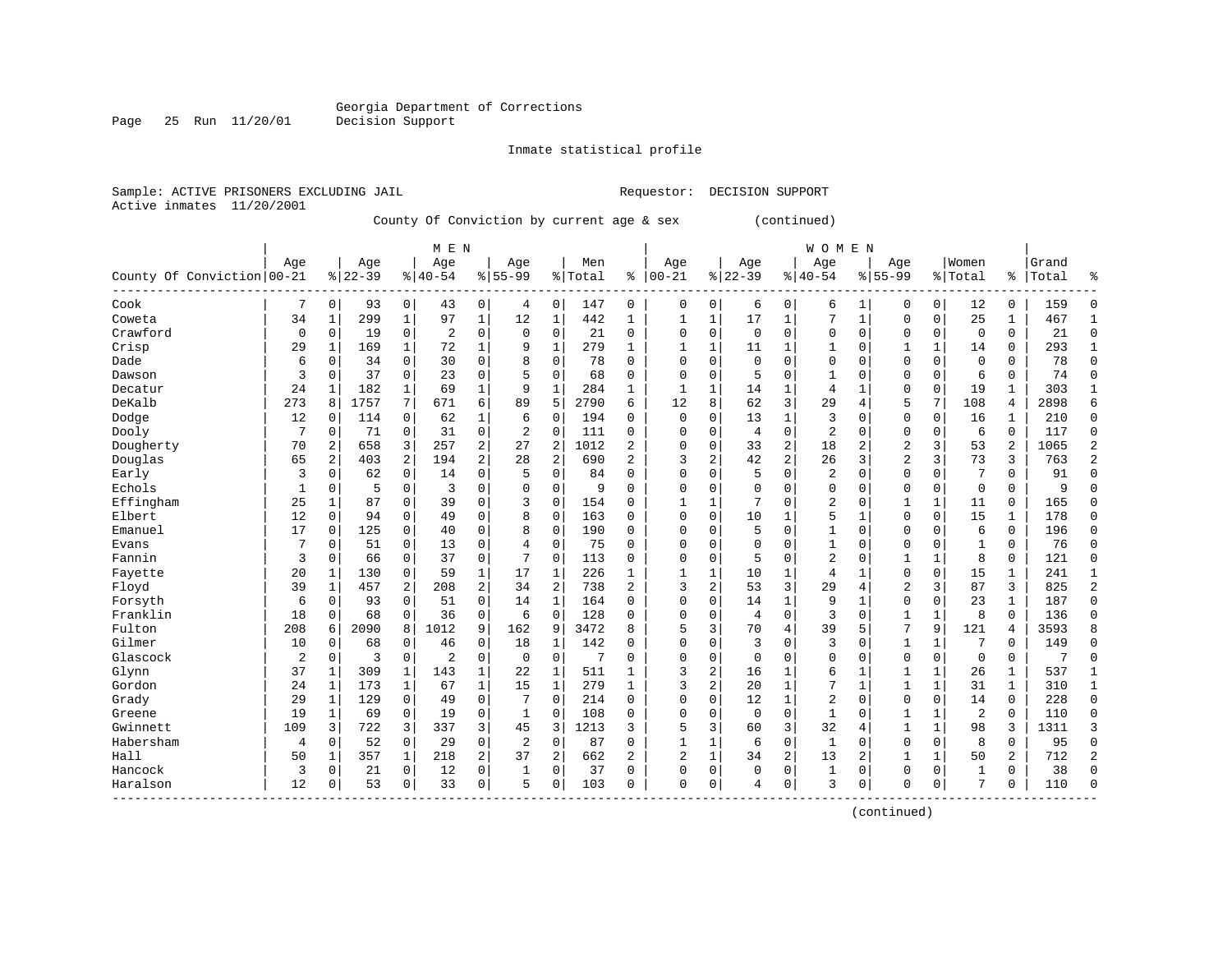Georgia Department of Corrections
Decision Support

Inmate statistical profile

Sample: ACTIVE PRISONERS EXCLUDING JAIL    Requestor: DECISION SUPPORT
Active inmates 11/20/2001

County Of Conviction by current age & sex (continued)

| County Of Conviction | MEN Age 00-21 | % | Age 22-39 | % | Age 40-54 | % | Age 55-99 | % | Men Total | % | WOMEN Age 00-21 | % | Age 22-39 | % | Age 40-54 | % | Age 55-99 | % | Women Total | % | Grand Total | % |
|---|---|---|---|---|---|---|---|---|---|---|---|---|---|---|---|---|---|---|---|---|---|---|
| Cook | 7 | 0 | 93 | 0 | 43 | 0 | 4 | 0 | 147 | 0 | 0 | 0 | 6 | 0 | 6 | 1 | 0 | 0 | 12 | 0 | 159 | 0 |
| Coweta | 34 | 1 | 299 | 1 | 97 | 1 | 12 | 1 | 442 | 1 | 1 | 1 | 17 | 1 | 7 | 1 | 0 | 0 | 25 | 1 | 467 | 1 |
| Crawford | 0 | 0 | 19 | 0 | 2 | 0 | 0 | 0 | 21 | 0 | 0 | 0 | 0 | 0 | 0 | 0 | 0 | 0 | 0 | 0 | 21 | 0 |
| Crisp | 29 | 1 | 169 | 1 | 72 | 1 | 9 | 1 | 279 | 1 | 1 | 1 | 11 | 1 | 1 | 0 | 1 | 1 | 14 | 0 | 293 | 1 |
| Dade | 6 | 0 | 34 | 0 | 30 | 0 | 8 | 0 | 78 | 0 | 0 | 0 | 0 | 0 | 0 | 0 | 0 | 0 | 0 | 0 | 78 | 0 |
| Dawson | 3 | 0 | 37 | 0 | 23 | 0 | 5 | 0 | 68 | 0 | 0 | 0 | 5 | 0 | 1 | 0 | 0 | 0 | 6 | 0 | 74 | 0 |
| Decatur | 24 | 1 | 182 | 1 | 69 | 1 | 9 | 1 | 284 | 1 | 1 | 1 | 14 | 1 | 4 | 1 | 0 | 0 | 19 | 1 | 303 | 1 |
| DeKalb | 273 | 8 | 1757 | 7 | 671 | 6 | 89 | 5 | 2790 | 6 | 12 | 8 | 62 | 3 | 29 | 4 | 5 | 7 | 108 | 4 | 2898 | 6 |
| Dodge | 12 | 0 | 114 | 0 | 62 | 1 | 6 | 0 | 194 | 0 | 0 | 0 | 13 | 1 | 3 | 0 | 0 | 0 | 16 | 1 | 210 | 0 |
| Dooly | 7 | 0 | 71 | 0 | 31 | 0 | 2 | 0 | 111 | 0 | 0 | 0 | 4 | 0 | 2 | 0 | 0 | 0 | 6 | 0 | 117 | 0 |
| Dougherty | 70 | 2 | 658 | 3 | 257 | 2 | 27 | 2 | 1012 | 2 | 0 | 0 | 33 | 2 | 18 | 2 | 2 | 3 | 53 | 2 | 1065 | 2 |
| Douglas | 65 | 2 | 403 | 2 | 194 | 2 | 28 | 2 | 690 | 2 | 3 | 2 | 42 | 2 | 26 | 3 | 2 | 3 | 73 | 3 | 763 | 2 |
| Early | 3 | 0 | 62 | 0 | 14 | 0 | 5 | 0 | 84 | 0 | 0 | 0 | 5 | 0 | 2 | 0 | 0 | 0 | 7 | 0 | 91 | 0 |
| Echols | 1 | 0 | 5 | 0 | 3 | 0 | 0 | 0 | 9 | 0 | 0 | 0 | 0 | 0 | 0 | 0 | 0 | 0 | 0 | 0 | 9 | 0 |
| Effingham | 25 | 1 | 87 | 0 | 39 | 0 | 3 | 0 | 154 | 0 | 1 | 1 | 7 | 0 | 2 | 0 | 1 | 1 | 11 | 0 | 165 | 0 |
| Elbert | 12 | 0 | 94 | 0 | 49 | 0 | 8 | 0 | 163 | 0 | 0 | 0 | 10 | 1 | 5 | 1 | 0 | 0 | 15 | 1 | 178 | 0 |
| Emanuel | 17 | 0 | 125 | 0 | 40 | 0 | 8 | 0 | 190 | 0 | 0 | 0 | 5 | 0 | 1 | 0 | 0 | 0 | 6 | 0 | 196 | 0 |
| Evans | 7 | 0 | 51 | 0 | 13 | 0 | 4 | 0 | 75 | 0 | 0 | 0 | 0 | 0 | 1 | 0 | 0 | 0 | 1 | 0 | 76 | 0 |
| Fannin | 3 | 0 | 66 | 0 | 37 | 0 | 7 | 0 | 113 | 0 | 0 | 0 | 5 | 0 | 2 | 0 | 1 | 1 | 8 | 0 | 121 | 0 |
| Fayette | 20 | 1 | 130 | 0 | 59 | 1 | 17 | 1 | 226 | 1 | 1 | 1 | 10 | 1 | 4 | 1 | 0 | 0 | 15 | 1 | 241 | 1 |
| Floyd | 39 | 1 | 457 | 2 | 208 | 2 | 34 | 2 | 738 | 2 | 3 | 2 | 53 | 3 | 29 | 4 | 2 | 3 | 87 | 3 | 825 | 2 |
| Forsyth | 6 | 0 | 93 | 0 | 51 | 0 | 14 | 1 | 164 | 0 | 0 | 0 | 14 | 1 | 9 | 1 | 0 | 0 | 23 | 1 | 187 | 0 |
| Franklin | 18 | 0 | 68 | 0 | 36 | 0 | 6 | 0 | 128 | 0 | 0 | 0 | 4 | 0 | 3 | 0 | 1 | 1 | 8 | 0 | 136 | 0 |
| Fulton | 208 | 6 | 2090 | 8 | 1012 | 9 | 162 | 9 | 3472 | 8 | 5 | 3 | 70 | 4 | 39 | 5 | 7 | 9 | 121 | 4 | 3593 | 8 |
| Gilmer | 10 | 0 | 68 | 0 | 46 | 0 | 18 | 1 | 142 | 0 | 0 | 0 | 3 | 0 | 3 | 0 | 1 | 1 | 7 | 0 | 149 | 0 |
| Glascock | 2 | 0 | 3 | 0 | 2 | 0 | 0 | 0 | 7 | 0 | 0 | 0 | 0 | 0 | 0 | 0 | 0 | 0 | 0 | 0 | 7 | 0 |
| Glynn | 37 | 1 | 309 | 1 | 143 | 1 | 22 | 1 | 511 | 1 | 3 | 2 | 16 | 1 | 6 | 1 | 1 | 1 | 26 | 1 | 537 | 1 |
| Gordon | 24 | 1 | 173 | 1 | 67 | 1 | 15 | 1 | 279 | 1 | 3 | 2 | 20 | 1 | 7 | 1 | 1 | 1 | 31 | 1 | 310 | 1 |
| Grady | 29 | 1 | 129 | 0 | 49 | 0 | 7 | 0 | 214 | 0 | 0 | 0 | 12 | 1 | 2 | 0 | 0 | 0 | 14 | 0 | 228 | 0 |
| Greene | 19 | 1 | 69 | 0 | 19 | 0 | 1 | 0 | 108 | 0 | 0 | 0 | 0 | 0 | 1 | 0 | 1 | 1 | 2 | 0 | 110 | 0 |
| Gwinnett | 109 | 3 | 722 | 3 | 337 | 3 | 45 | 3 | 1213 | 3 | 5 | 3 | 60 | 3 | 32 | 4 | 1 | 1 | 98 | 3 | 1311 | 3 |
| Habersham | 4 | 0 | 52 | 0 | 29 | 0 | 2 | 0 | 87 | 0 | 1 | 1 | 6 | 0 | 1 | 0 | 0 | 0 | 8 | 0 | 95 | 0 |
| Hall | 50 | 1 | 357 | 1 | 218 | 2 | 37 | 2 | 662 | 2 | 2 | 1 | 34 | 2 | 13 | 2 | 1 | 1 | 50 | 2 | 712 | 2 |
| Hancock | 3 | 0 | 21 | 0 | 12 | 0 | 1 | 0 | 37 | 0 | 0 | 0 | 0 | 0 | 1 | 0 | 0 | 0 | 1 | 0 | 38 | 0 |
| Haralson | 12 | 0 | 53 | 0 | 33 | 0 | 5 | 0 | 103 | 0 | 0 | 0 | 4 | 0 | 3 | 0 | 0 | 0 | 7 | 0 | 110 | 0 |

(continued)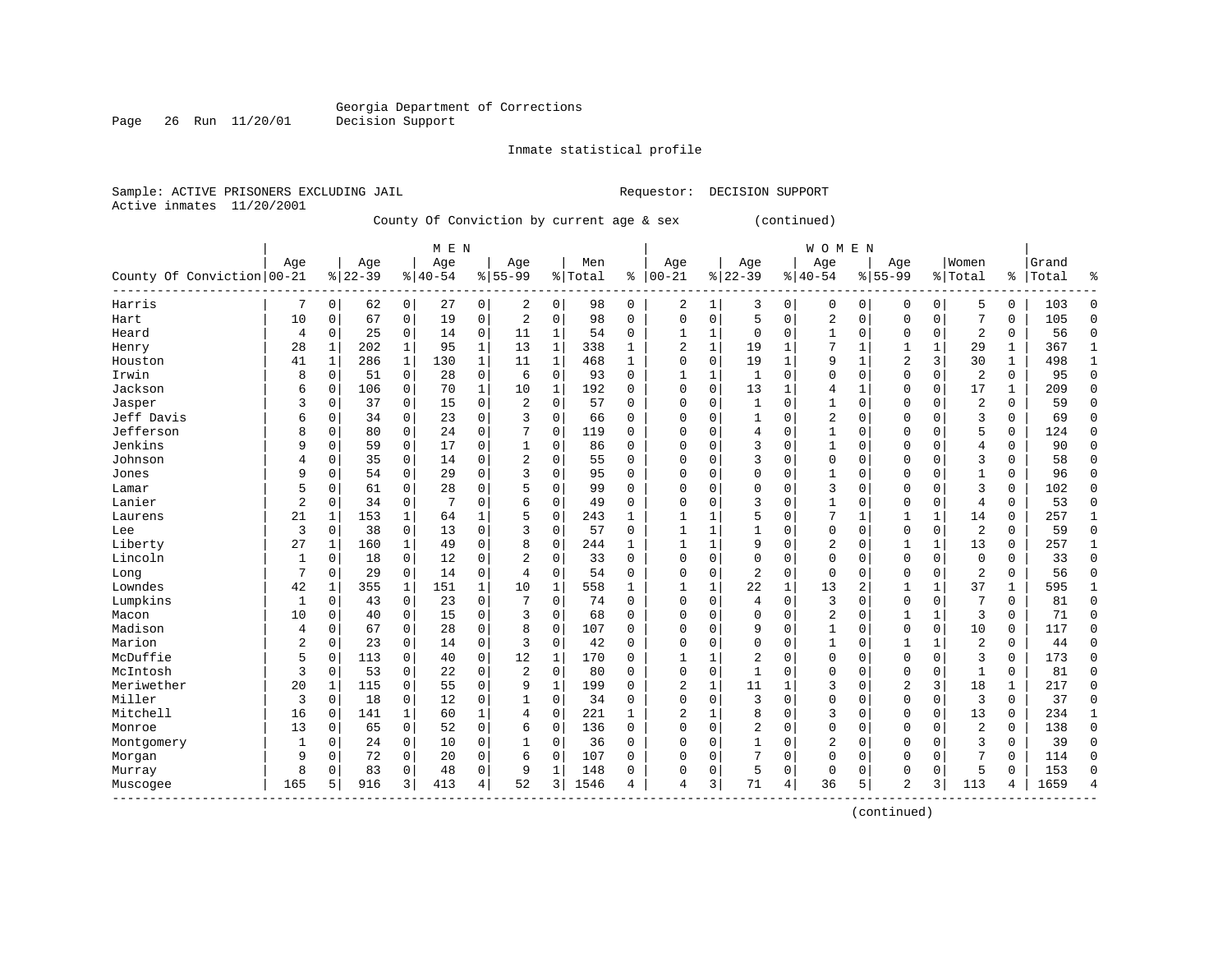Georgia Department of Corrections
Decision Support

Inmate statistical profile

Sample: ACTIVE PRISONERS EXCLUDING JAIL    Requestor: DECISION SUPPORT
Active inmates 11/20/2001

County Of Conviction by current age & sex (continued)

| County Of Conviction | MEN Age 00-21 | % | Age 22-39 | % | Age 40-54 | % | Age 55-99 | % | Men Total | % | WOMEN Age 00-21 | % | Age 22-39 | % | Age 40-54 | % | Age 55-99 | % | Women Total | % | Grand Total | % |
|---|---|---|---|---|---|---|---|---|---|---|---|---|---|---|---|---|---|---|---|---|---|---|
| Harris | 7 | 0 | 62 | 0 | 27 | 0 | 2 | 0 | 98 | 0 | 2 | 1 | 3 | 0 | 0 | 0 | 0 | 0 | 5 | 0 | 103 | 0 |
| Hart | 10 | 0 | 67 | 0 | 19 | 0 | 2 | 0 | 98 | 0 | 0 | 0 | 5 | 0 | 2 | 0 | 0 | 0 | 7 | 0 | 105 | 0 |
| Heard | 4 | 0 | 25 | 0 | 14 | 0 | 11 | 1 | 54 | 0 | 1 | 1 | 0 | 0 | 1 | 0 | 0 | 0 | 2 | 0 | 56 | 0 |
| Henry | 28 | 1 | 202 | 1 | 95 | 1 | 13 | 1 | 338 | 1 | 2 | 1 | 19 | 1 | 7 | 1 | 1 | 1 | 29 | 1 | 367 | 1 |
| Houston | 41 | 1 | 286 | 1 | 130 | 1 | 11 | 1 | 468 | 1 | 0 | 0 | 19 | 1 | 9 | 1 | 2 | 3 | 30 | 1 | 498 | 1 |
| Irwin | 8 | 0 | 51 | 0 | 28 | 0 | 6 | 0 | 93 | 0 | 1 | 1 | 1 | 0 | 0 | 0 | 0 | 0 | 2 | 0 | 95 | 0 |
| Jackson | 6 | 0 | 106 | 0 | 70 | 1 | 10 | 1 | 192 | 0 | 0 | 0 | 13 | 1 | 4 | 1 | 0 | 0 | 17 | 1 | 209 | 0 |
| Jasper | 3 | 0 | 37 | 0 | 15 | 0 | 2 | 0 | 57 | 0 | 0 | 0 | 1 | 0 | 1 | 0 | 0 | 0 | 2 | 0 | 59 | 0 |
| Jeff Davis | 6 | 0 | 34 | 0 | 23 | 0 | 3 | 0 | 66 | 0 | 0 | 0 | 1 | 0 | 2 | 0 | 0 | 0 | 3 | 0 | 69 | 0 |
| Jefferson | 8 | 0 | 80 | 0 | 24 | 0 | 7 | 0 | 119 | 0 | 0 | 0 | 4 | 0 | 1 | 0 | 0 | 0 | 5 | 0 | 124 | 0 |
| Jenkins | 9 | 0 | 59 | 0 | 17 | 0 | 1 | 0 | 86 | 0 | 0 | 0 | 3 | 0 | 1 | 0 | 0 | 0 | 4 | 0 | 90 | 0 |
| Johnson | 4 | 0 | 35 | 0 | 14 | 0 | 2 | 0 | 55 | 0 | 0 | 0 | 3 | 0 | 0 | 0 | 0 | 0 | 3 | 0 | 58 | 0 |
| Jones | 9 | 0 | 54 | 0 | 29 | 0 | 3 | 0 | 95 | 0 | 0 | 0 | 0 | 0 | 1 | 0 | 0 | 0 | 1 | 0 | 96 | 0 |
| Lamar | 5 | 0 | 61 | 0 | 28 | 0 | 5 | 0 | 99 | 0 | 0 | 0 | 0 | 0 | 3 | 0 | 0 | 0 | 3 | 0 | 102 | 0 |
| Lanier | 2 | 0 | 34 | 0 | 7 | 0 | 6 | 0 | 49 | 0 | 0 | 0 | 3 | 0 | 1 | 0 | 0 | 0 | 4 | 0 | 53 | 0 |
| Laurens | 21 | 1 | 153 | 1 | 64 | 1 | 5 | 0 | 243 | 1 | 1 | 1 | 5 | 0 | 7 | 1 | 1 | 1 | 14 | 0 | 257 | 1 |
| Lee | 3 | 0 | 38 | 0 | 13 | 0 | 3 | 0 | 57 | 0 | 1 | 1 | 1 | 0 | 0 | 0 | 0 | 0 | 2 | 0 | 59 | 0 |
| Liberty | 27 | 1 | 160 | 1 | 49 | 0 | 8 | 0 | 244 | 1 | 1 | 1 | 9 | 0 | 2 | 0 | 1 | 1 | 13 | 0 | 257 | 1 |
| Lincoln | 1 | 0 | 18 | 0 | 12 | 0 | 2 | 0 | 33 | 0 | 0 | 0 | 0 | 0 | 0 | 0 | 0 | 0 | 0 | 0 | 33 | 0 |
| Long | 7 | 0 | 29 | 0 | 14 | 0 | 4 | 0 | 54 | 0 | 0 | 0 | 2 | 0 | 0 | 0 | 0 | 0 | 2 | 0 | 56 | 0 |
| Lowndes | 42 | 1 | 355 | 1 | 151 | 1 | 10 | 1 | 558 | 1 | 1 | 1 | 22 | 1 | 13 | 2 | 1 | 1 | 37 | 1 | 595 | 1 |
| Lumpkins | 1 | 0 | 43 | 0 | 23 | 0 | 7 | 0 | 74 | 0 | 0 | 0 | 4 | 0 | 3 | 0 | 0 | 0 | 7 | 0 | 81 | 0 |
| Macon | 10 | 0 | 40 | 0 | 15 | 0 | 3 | 0 | 68 | 0 | 0 | 0 | 0 | 0 | 2 | 0 | 1 | 1 | 3 | 0 | 71 | 0 |
| Madison | 4 | 0 | 67 | 0 | 28 | 0 | 8 | 0 | 107 | 0 | 0 | 0 | 9 | 0 | 1 | 0 | 0 | 0 | 10 | 0 | 117 | 0 |
| Marion | 2 | 0 | 23 | 0 | 14 | 0 | 3 | 0 | 42 | 0 | 0 | 0 | 0 | 0 | 1 | 0 | 1 | 1 | 2 | 0 | 44 | 0 |
| McDuffie | 5 | 0 | 113 | 0 | 40 | 0 | 12 | 1 | 170 | 0 | 1 | 1 | 2 | 0 | 0 | 0 | 0 | 0 | 3 | 0 | 173 | 0 |
| McIntosh | 3 | 0 | 53 | 0 | 22 | 0 | 2 | 0 | 80 | 0 | 0 | 0 | 1 | 0 | 0 | 0 | 0 | 0 | 1 | 0 | 81 | 0 |
| Meriwether | 20 | 1 | 115 | 0 | 55 | 0 | 9 | 1 | 199 | 0 | 2 | 1 | 11 | 1 | 3 | 0 | 2 | 3 | 18 | 1 | 217 | 0 |
| Miller | 3 | 0 | 18 | 0 | 12 | 0 | 1 | 0 | 34 | 0 | 0 | 0 | 3 | 0 | 0 | 0 | 0 | 0 | 3 | 0 | 37 | 0 |
| Mitchell | 16 | 0 | 141 | 1 | 60 | 1 | 4 | 0 | 221 | 1 | 2 | 1 | 8 | 0 | 3 | 0 | 0 | 0 | 13 | 0 | 234 | 1 |
| Monroe | 13 | 0 | 65 | 0 | 52 | 0 | 6 | 0 | 136 | 0 | 0 | 0 | 2 | 0 | 0 | 0 | 0 | 0 | 2 | 0 | 138 | 0 |
| Montgomery | 1 | 0 | 24 | 0 | 10 | 0 | 1 | 0 | 36 | 0 | 0 | 0 | 1 | 0 | 2 | 0 | 0 | 0 | 3 | 0 | 39 | 0 |
| Morgan | 9 | 0 | 72 | 0 | 20 | 0 | 6 | 0 | 107 | 0 | 0 | 0 | 7 | 0 | 0 | 0 | 0 | 0 | 7 | 0 | 114 | 0 |
| Murray | 8 | 0 | 83 | 0 | 48 | 0 | 9 | 1 | 148 | 0 | 0 | 0 | 5 | 0 | 0 | 0 | 0 | 0 | 5 | 0 | 153 | 0 |
| Muscogee | 165 | 5 | 916 | 3 | 413 | 4 | 52 | 3 | 1546 | 4 | 4 | 3 | 71 | 4 | 36 | 5 | 2 | 3 | 113 | 4 | 1659 | 4 |

(continued)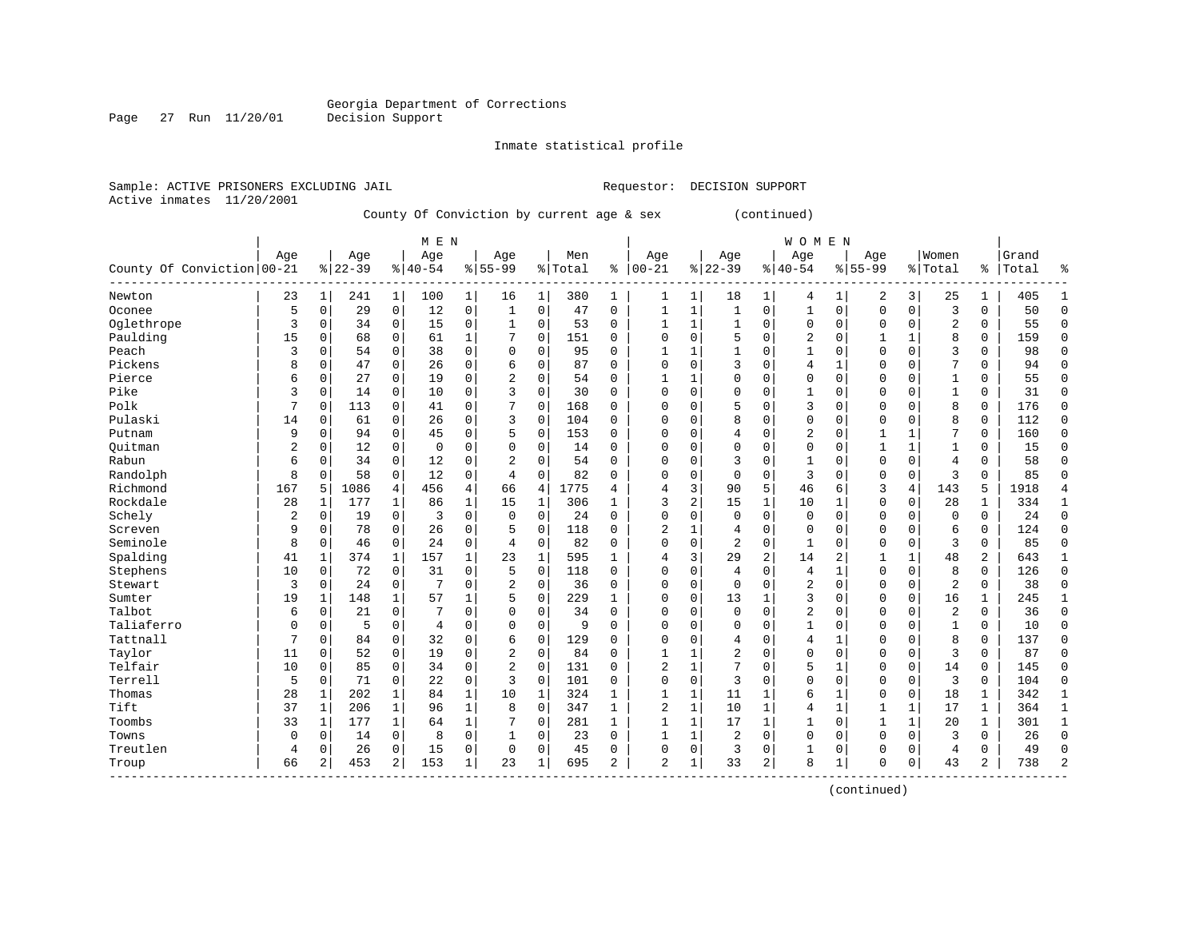Georgia Department of Corrections
Decision Support

Inmate statistical profile

Sample: ACTIVE PRISONERS EXCLUDING JAIL　　　　Requestor: DECISION SUPPORT
Active inmates 11/20/2001

County Of Conviction by current age & sex (continued)

| County Of Conviction | MEN Age 00-21 | % | Age 22-39 | % | Age 40-54 | % | Age 55-99 | % | Men Total | % | WOMEN Age 00-21 | % | Age 22-39 | % | Age 40-54 | % | Age 55-99 | % | Women Total | % | Grand Total | % |
|---|---|---|---|---|---|---|---|---|---|---|---|---|---|---|---|---|---|---|---|---|---|---|
| Newton | 23 | 1 | 241 | 1 | 100 | 1 | 16 | 1 | 380 | 1 | 1 | 1 | 18 | 1 | 4 | 1 | 2 | 3 | 25 | 1 | 405 | 1 |
| Oconee | 5 | 0 | 29 | 0 | 12 | 0 | 1 | 0 | 47 | 0 | 1 | 1 | 1 | 0 | 1 | 0 | 0 | 0 | 3 | 0 | 50 | 0 |
| Oglethrope | 3 | 0 | 34 | 0 | 15 | 0 | 1 | 0 | 53 | 0 | 1 | 1 | 1 | 0 | 0 | 0 | 0 | 0 | 2 | 0 | 55 | 0 |
| Paulding | 15 | 0 | 68 | 0 | 61 | 1 | 7 | 0 | 151 | 0 | 0 | 0 | 5 | 0 | 2 | 0 | 1 | 1 | 8 | 0 | 159 | 0 |
| Peach | 3 | 0 | 54 | 0 | 38 | 0 | 0 | 0 | 95 | 0 | 1 | 1 | 1 | 0 | 1 | 0 | 0 | 0 | 3 | 0 | 98 | 0 |
| Pickens | 8 | 0 | 47 | 0 | 26 | 0 | 6 | 0 | 87 | 0 | 0 | 0 | 3 | 0 | 4 | 1 | 0 | 0 | 7 | 0 | 94 | 0 |
| Pierce | 6 | 0 | 27 | 0 | 19 | 0 | 2 | 0 | 54 | 0 | 1 | 1 | 0 | 0 | 0 | 0 | 0 | 0 | 1 | 0 | 55 | 0 |
| Pike | 3 | 0 | 14 | 0 | 10 | 0 | 3 | 0 | 30 | 0 | 0 | 0 | 0 | 0 | 1 | 0 | 0 | 0 | 1 | 0 | 31 | 0 |
| Polk | 7 | 0 | 113 | 0 | 41 | 0 | 7 | 0 | 168 | 0 | 0 | 0 | 5 | 0 | 3 | 0 | 0 | 0 | 8 | 0 | 176 | 0 |
| Pulaski | 14 | 0 | 61 | 0 | 26 | 0 | 3 | 0 | 104 | 0 | 0 | 0 | 8 | 0 | 0 | 0 | 0 | 0 | 8 | 0 | 112 | 0 |
| Putnam | 9 | 0 | 94 | 0 | 45 | 0 | 5 | 0 | 153 | 0 | 0 | 0 | 4 | 0 | 2 | 0 | 1 | 1 | 7 | 0 | 160 | 0 |
| Quitman | 2 | 0 | 12 | 0 | 0 | 0 | 0 | 0 | 14 | 0 | 0 | 0 | 0 | 0 | 0 | 0 | 1 | 1 | 1 | 0 | 15 | 0 |
| Rabun | 6 | 0 | 34 | 0 | 12 | 0 | 2 | 0 | 54 | 0 | 0 | 0 | 3 | 0 | 1 | 0 | 0 | 0 | 4 | 0 | 58 | 0 |
| Randolph | 8 | 0 | 58 | 0 | 12 | 0 | 4 | 0 | 82 | 0 | 0 | 0 | 0 | 0 | 3 | 0 | 0 | 0 | 3 | 0 | 85 | 0 |
| Richmond | 167 | 5 | 1086 | 4 | 456 | 4 | 66 | 4 | 1775 | 4 | 4 | 3 | 90 | 5 | 46 | 6 | 3 | 4 | 143 | 5 | 1918 | 4 |
| Rockdale | 28 | 1 | 177 | 1 | 86 | 1 | 15 | 1 | 306 | 1 | 3 | 2 | 15 | 1 | 10 | 1 | 0 | 0 | 28 | 1 | 334 | 1 |
| Schely | 2 | 0 | 19 | 0 | 3 | 0 | 0 | 0 | 24 | 0 | 0 | 0 | 0 | 0 | 0 | 0 | 0 | 0 | 0 | 0 | 24 | 0 |
| Screven | 9 | 0 | 78 | 0 | 26 | 0 | 5 | 0 | 118 | 0 | 2 | 1 | 4 | 0 | 0 | 0 | 0 | 0 | 6 | 0 | 124 | 0 |
| Seminole | 8 | 0 | 46 | 0 | 24 | 0 | 4 | 0 | 82 | 0 | 0 | 0 | 2 | 0 | 1 | 0 | 0 | 0 | 3 | 0 | 85 | 0 |
| Spalding | 41 | 1 | 374 | 1 | 157 | 1 | 23 | 1 | 595 | 1 | 4 | 3 | 29 | 2 | 14 | 2 | 1 | 1 | 48 | 2 | 643 | 1 |
| Stephens | 10 | 0 | 72 | 0 | 31 | 0 | 5 | 0 | 118 | 0 | 0 | 0 | 4 | 0 | 4 | 1 | 0 | 0 | 8 | 0 | 126 | 0 |
| Stewart | 3 | 0 | 24 | 0 | 7 | 0 | 2 | 0 | 36 | 0 | 0 | 0 | 0 | 0 | 2 | 0 | 0 | 0 | 2 | 0 | 38 | 0 |
| Sumter | 19 | 1 | 148 | 1 | 57 | 1 | 5 | 0 | 229 | 1 | 0 | 0 | 13 | 1 | 3 | 0 | 0 | 0 | 16 | 1 | 245 | 1 |
| Talbot | 6 | 0 | 21 | 0 | 7 | 0 | 0 | 0 | 34 | 0 | 0 | 0 | 0 | 0 | 2 | 0 | 0 | 0 | 2 | 0 | 36 | 0 |
| Taliaferro | 0 | 0 | 5 | 0 | 4 | 0 | 0 | 0 | 9 | 0 | 0 | 0 | 0 | 0 | 1 | 0 | 0 | 0 | 1 | 0 | 10 | 0 |
| Tattnall | 7 | 0 | 84 | 0 | 32 | 0 | 6 | 0 | 129 | 0 | 0 | 0 | 4 | 0 | 4 | 1 | 0 | 0 | 8 | 0 | 137 | 0 |
| Taylor | 11 | 0 | 52 | 0 | 19 | 0 | 2 | 0 | 84 | 0 | 1 | 1 | 2 | 0 | 0 | 0 | 0 | 0 | 3 | 0 | 87 | 0 |
| Telfair | 10 | 0 | 85 | 0 | 34 | 0 | 2 | 0 | 131 | 0 | 2 | 1 | 7 | 0 | 5 | 1 | 0 | 0 | 14 | 0 | 145 | 0 |
| Terrell | 5 | 0 | 71 | 0 | 22 | 0 | 3 | 0 | 101 | 0 | 0 | 0 | 3 | 0 | 0 | 0 | 0 | 0 | 3 | 0 | 104 | 0 |
| Thomas | 28 | 1 | 202 | 1 | 84 | 1 | 10 | 1 | 324 | 1 | 1 | 1 | 11 | 1 | 6 | 1 | 0 | 0 | 18 | 1 | 342 | 1 |
| Tift | 37 | 1 | 206 | 1 | 96 | 1 | 8 | 0 | 347 | 1 | 2 | 1 | 10 | 1 | 4 | 1 | 1 | 1 | 17 | 1 | 364 | 1 |
| Toombs | 33 | 1 | 177 | 1 | 64 | 1 | 7 | 0 | 281 | 1 | 1 | 1 | 17 | 1 | 1 | 0 | 1 | 1 | 20 | 1 | 301 | 1 |
| Towns | 0 | 0 | 14 | 0 | 8 | 0 | 1 | 0 | 23 | 0 | 1 | 1 | 2 | 0 | 0 | 0 | 0 | 0 | 3 | 0 | 26 | 0 |
| Treutlen | 4 | 0 | 26 | 0 | 15 | 0 | 0 | 0 | 45 | 0 | 0 | 0 | 3 | 0 | 1 | 0 | 0 | 0 | 4 | 0 | 49 | 0 |
| Troup | 66 | 2 | 453 | 2 | 153 | 1 | 23 | 1 | 695 | 2 | 2 | 1 | 33 | 2 | 8 | 1 | 0 | 0 | 43 | 2 | 738 | 2 |

(continued)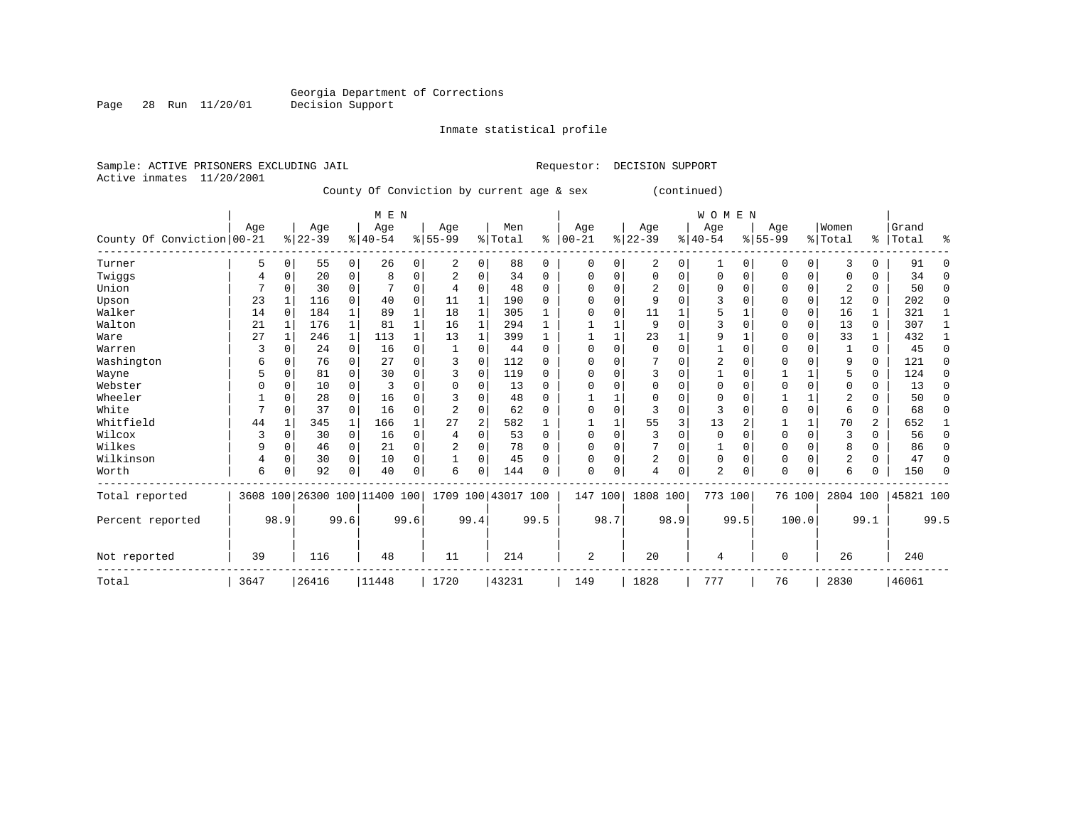Georgia Department of Corrections
Decision Support

Inmate statistical profile

Sample: ACTIVE PRISONERS EXCLUDING JAIL                    Requestor: DECISION SUPPORT
Active inmates 11/20/2001

County Of Conviction by current age & sex (continued)

| County Of Conviction | MEN Age 00-21 | % | Age 22-39 | % | Age 40-54 | % | Age 55-99 | % | Men Total | % | WOMEN Age 00-21 | % | Age 22-39 | % | Age 40-54 | % | Age 55-99 | % | Women Total | % | Grand Total | % |
|---|---|---|---|---|---|---|---|---|---|---|---|---|---|---|---|---|---|---|---|---|---|---|
| Turner | 5 | 0 | 55 | 0 | 26 | 0 | 2 | 0 | 88 | 0 | 0 | 0 | 2 | 0 | 1 | 0 | 0 | 0 | 3 | 0 | 91 | 0 |
| Twiggs | 4 | 0 | 20 | 0 | 8 | 0 | 2 | 0 | 34 | 0 | 0 | 0 | 0 | 0 | 0 | 0 | 0 | 0 | 0 | 0 | 34 | 0 |
| Union | 7 | 0 | 30 | 0 | 7 | 0 | 4 | 0 | 48 | 0 | 0 | 0 | 2 | 0 | 0 | 0 | 0 | 0 | 2 | 0 | 50 | 0 |
| Upson | 23 | 1 | 116 | 0 | 40 | 0 | 11 | 1 | 190 | 0 | 0 | 0 | 9 | 0 | 3 | 0 | 0 | 0 | 12 | 0 | 202 | 0 |
| Walker | 14 | 0 | 184 | 1 | 89 | 1 | 18 | 1 | 305 | 1 | 0 | 0 | 11 | 1 | 5 | 1 | 0 | 0 | 16 | 1 | 321 | 1 |
| Walton | 21 | 1 | 176 | 1 | 81 | 1 | 16 | 1 | 294 | 1 | 1 | 1 | 9 | 0 | 3 | 0 | 0 | 0 | 13 | 0 | 307 | 1 |
| Ware | 27 | 1 | 246 | 1 | 113 | 1 | 13 | 1 | 399 | 1 | 1 | 1 | 23 | 1 | 9 | 1 | 0 | 0 | 33 | 1 | 432 | 1 |
| Warren | 3 | 0 | 24 | 0 | 16 | 0 | 1 | 0 | 44 | 0 | 0 | 0 | 0 | 0 | 1 | 0 | 0 | 0 | 1 | 0 | 45 | 0 |
| Washington | 6 | 0 | 76 | 0 | 27 | 0 | 3 | 0 | 112 | 0 | 0 | 0 | 7 | 0 | 2 | 0 | 0 | 0 | 9 | 0 | 121 | 0 |
| Wayne | 5 | 0 | 81 | 0 | 30 | 0 | 3 | 0 | 119 | 0 | 0 | 0 | 3 | 0 | 1 | 0 | 1 | 1 | 5 | 0 | 124 | 0 |
| Webster | 0 | 0 | 10 | 0 | 3 | 0 | 0 | 0 | 13 | 0 | 0 | 0 | 0 | 0 | 0 | 0 | 0 | 0 | 0 | 0 | 13 | 0 |
| Wheeler | 1 | 0 | 28 | 0 | 16 | 0 | 3 | 0 | 48 | 0 | 1 | 1 | 0 | 0 | 0 | 0 | 1 | 1 | 2 | 0 | 50 | 0 |
| White | 7 | 0 | 37 | 0 | 16 | 0 | 2 | 0 | 62 | 0 | 0 | 0 | 3 | 0 | 3 | 0 | 0 | 0 | 6 | 0 | 68 | 0 |
| Whitfield | 44 | 1 | 345 | 1 | 166 | 1 | 27 | 2 | 582 | 1 | 1 | 1 | 55 | 3 | 13 | 2 | 1 | 1 | 70 | 2 | 652 | 1 |
| Wilcox | 3 | 0 | 30 | 0 | 16 | 0 | 4 | 0 | 53 | 0 | 0 | 0 | 3 | 0 | 0 | 0 | 0 | 0 | 3 | 0 | 56 | 0 |
| Wilkes | 9 | 0 | 46 | 0 | 21 | 0 | 2 | 0 | 78 | 0 | 0 | 0 | 7 | 0 | 1 | 0 | 0 | 0 | 8 | 0 | 86 | 0 |
| Wilkinson | 4 | 0 | 30 | 0 | 10 | 0 | 1 | 0 | 45 | 0 | 0 | 0 | 2 | 0 | 0 | 0 | 0 | 0 | 2 | 0 | 47 | 0 |
| Worth | 6 | 0 | 92 | 0 | 40 | 0 | 6 | 0 | 144 | 0 | 0 | 0 | 4 | 0 | 2 | 0 | 0 | 0 | 6 | 0 | 150 | 0 |
| Total reported | 3608 | 100 | 26300 | 100 | 11400 | 100 | 1709 | 100 | 43017 | 100 | 147 | 100 | 1808 | 100 | 773 | 100 | 76 | 100 | 2804 | 100 | 45821 | 100 |
| Percent reported | | 98.9 | | 99.6 | | 99.6 | | 99.4 | | 99.5 | | 98.7 | | 98.9 | | 99.5 | | 100.0 | | 99.1 | | 99.5 |
| Not reported | 39 | | 116 | | 48 | | 11 | | 214 | | 2 | | 20 | | 4 | | 0 | | 26 | | 240 | |
| Total | 3647 | | 26416 | | 11448 | | 1720 | | 43231 | | 149 | | 1828 | | 777 | | 76 | | 2830 | | 46061 | |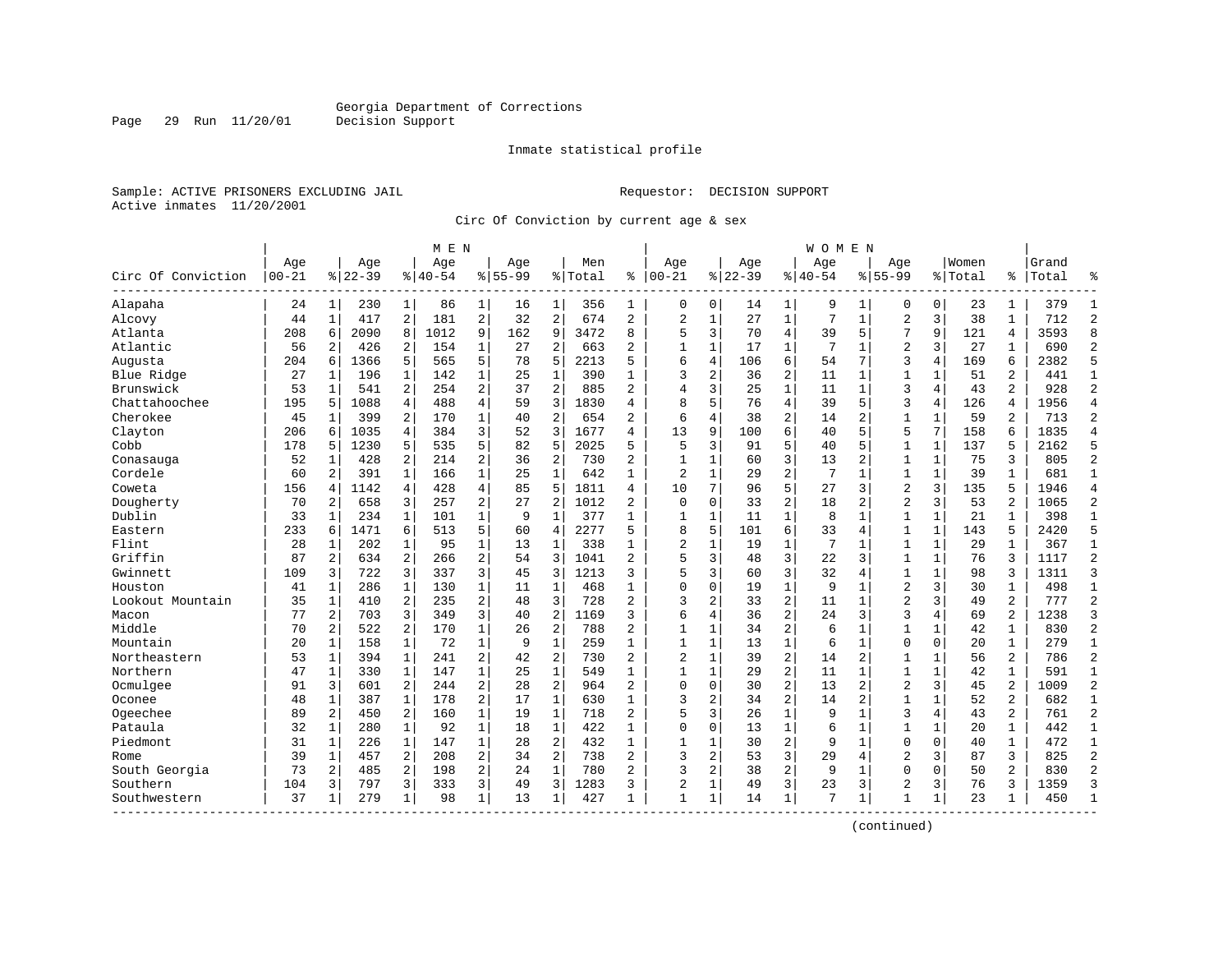Georgia Department of Corrections
Decision Support

Inmate statistical profile

Sample: ACTIVE PRISONERS EXCLUDING JAIL

Requestor: DECISION SUPPORT

Active inmates 11/20/2001

Circ Of Conviction by current age & sex

| Circ Of Conviction | MEN Age 00-21 | % | Age 22-39 | % | Age 40-54 | % | Age 55-99 | % | Men Total | % | WOMEN Age 00-21 | % | Age 22-39 | % | Age 40-54 | % | Age 55-99 | % | Women Total | % | Grand Total | % |
|---|---|---|---|---|---|---|---|---|---|---|---|---|---|---|---|---|---|---|---|---|---|---|
| Alapaha | 24 | 1 | 230 | 1 | 86 | 1 | 16 | 1 | 356 | 1 | 0 | 0 | 14 | 1 | 9 | 1 | 0 | 0 | 23 | 1 | 379 | 1 |
| Alcovy | 44 | 1 | 417 | 2 | 181 | 2 | 32 | 2 | 674 | 2 | 2 | 1 | 27 | 1 | 7 | 1 | 2 | 3 | 38 | 1 | 712 | 2 |
| Atlanta | 208 | 6 | 2090 | 8 | 1012 | 9 | 162 | 9 | 3472 | 8 | 5 | 3 | 70 | 4 | 39 | 5 | 7 | 9 | 121 | 4 | 3593 | 8 |
| Atlantic | 56 | 2 | 426 | 2 | 154 | 1 | 27 | 2 | 663 | 2 | 1 | 1 | 17 | 1 | 7 | 1 | 2 | 3 | 27 | 1 | 690 | 2 |
| Augusta | 204 | 6 | 1366 | 5 | 565 | 5 | 78 | 5 | 2213 | 5 | 6 | 4 | 106 | 6 | 54 | 7 | 3 | 4 | 169 | 6 | 2382 | 5 |
| Blue Ridge | 27 | 1 | 196 | 1 | 142 | 1 | 25 | 1 | 390 | 1 | 3 | 2 | 36 | 2 | 11 | 1 | 1 | 1 | 51 | 2 | 441 | 1 |
| Brunswick | 53 | 1 | 541 | 2 | 254 | 2 | 37 | 2 | 885 | 2 | 4 | 3 | 25 | 1 | 11 | 1 | 3 | 4 | 43 | 2 | 928 | 2 |
| Chattahoochee | 195 | 5 | 1088 | 4 | 488 | 4 | 59 | 3 | 1830 | 4 | 8 | 5 | 76 | 4 | 39 | 5 | 3 | 4 | 126 | 4 | 1956 | 4 |
| Cherokee | 45 | 1 | 399 | 2 | 170 | 1 | 40 | 2 | 654 | 2 | 6 | 4 | 38 | 2 | 14 | 2 | 1 | 1 | 59 | 2 | 713 | 2 |
| Clayton | 206 | 6 | 1035 | 4 | 384 | 3 | 52 | 3 | 1677 | 4 | 13 | 9 | 100 | 6 | 40 | 5 | 5 | 7 | 158 | 6 | 1835 | 4 |
| Cobb | 178 | 5 | 1230 | 5 | 535 | 5 | 82 | 5 | 2025 | 5 | 5 | 3 | 91 | 5 | 40 | 5 | 1 | 1 | 137 | 5 | 2162 | 5 |
| Conasauga | 52 | 1 | 428 | 2 | 214 | 2 | 36 | 2 | 730 | 2 | 1 | 1 | 60 | 3 | 13 | 2 | 1 | 1 | 75 | 3 | 805 | 2 |
| Cordele | 60 | 2 | 391 | 1 | 166 | 1 | 25 | 1 | 642 | 1 | 2 | 1 | 29 | 2 | 7 | 1 | 1 | 1 | 39 | 1 | 681 | 1 |
| Coweta | 156 | 4 | 1142 | 4 | 428 | 4 | 85 | 5 | 1811 | 4 | 10 | 7 | 96 | 5 | 27 | 3 | 2 | 3 | 135 | 5 | 1946 | 4 |
| Dougherty | 70 | 2 | 658 | 3 | 257 | 2 | 27 | 2 | 1012 | 2 | 0 | 0 | 33 | 2 | 18 | 2 | 2 | 3 | 53 | 2 | 1065 | 2 |
| Dublin | 33 | 1 | 234 | 1 | 101 | 1 | 9 | 1 | 377 | 1 | 1 | 1 | 11 | 1 | 8 | 1 | 1 | 1 | 21 | 1 | 398 | 1 |
| Eastern | 233 | 6 | 1471 | 6 | 513 | 5 | 60 | 4 | 2277 | 5 | 8 | 5 | 101 | 6 | 33 | 4 | 1 | 1 | 143 | 5 | 2420 | 5 |
| Flint | 28 | 1 | 202 | 1 | 95 | 1 | 13 | 1 | 338 | 1 | 2 | 1 | 19 | 1 | 7 | 1 | 1 | 1 | 29 | 1 | 367 | 1 |
| Griffin | 87 | 2 | 634 | 2 | 266 | 2 | 54 | 3 | 1041 | 2 | 5 | 3 | 48 | 3 | 22 | 3 | 1 | 1 | 76 | 3 | 1117 | 2 |
| Gwinnett | 109 | 3 | 722 | 3 | 337 | 3 | 45 | 3 | 1213 | 3 | 5 | 3 | 60 | 3 | 32 | 4 | 1 | 1 | 98 | 3 | 1311 | 3 |
| Houston | 41 | 1 | 286 | 1 | 130 | 1 | 11 | 1 | 468 | 1 | 0 | 0 | 19 | 1 | 9 | 1 | 2 | 3 | 30 | 1 | 498 | 1 |
| Lookout Mountain | 35 | 1 | 410 | 2 | 235 | 2 | 48 | 3 | 728 | 2 | 3 | 2 | 33 | 2 | 11 | 1 | 2 | 3 | 49 | 2 | 777 | 2 |
| Macon | 77 | 2 | 703 | 3 | 349 | 3 | 40 | 2 | 1169 | 3 | 6 | 4 | 36 | 2 | 24 | 3 | 3 | 4 | 69 | 2 | 1238 | 3 |
| Middle | 70 | 2 | 522 | 2 | 170 | 1 | 26 | 2 | 788 | 2 | 1 | 1 | 34 | 2 | 6 | 1 | 1 | 1 | 42 | 1 | 830 | 2 |
| Mountain | 20 | 1 | 158 | 1 | 72 | 1 | 9 | 1 | 259 | 1 | 1 | 1 | 13 | 1 | 6 | 1 | 0 | 0 | 20 | 1 | 279 | 1 |
| Northeastern | 53 | 1 | 394 | 1 | 241 | 2 | 42 | 2 | 730 | 2 | 2 | 1 | 39 | 2 | 14 | 2 | 1 | 1 | 56 | 2 | 786 | 2 |
| Northern | 47 | 1 | 330 | 1 | 147 | 1 | 25 | 1 | 549 | 1 | 1 | 1 | 29 | 2 | 11 | 1 | 1 | 1 | 42 | 1 | 591 | 1 |
| Ocmulgee | 91 | 3 | 601 | 2 | 244 | 2 | 28 | 2 | 964 | 2 | 0 | 0 | 30 | 2 | 13 | 2 | 2 | 3 | 45 | 2 | 1009 | 2 |
| Oconee | 48 | 1 | 387 | 1 | 178 | 2 | 17 | 1 | 630 | 1 | 3 | 2 | 34 | 2 | 14 | 2 | 1 | 1 | 52 | 2 | 682 | 1 |
| Ogeechee | 89 | 2 | 450 | 2 | 160 | 1 | 19 | 1 | 718 | 2 | 5 | 3 | 26 | 1 | 9 | 1 | 3 | 4 | 43 | 2 | 761 | 2 |
| Pataula | 32 | 1 | 280 | 1 | 92 | 1 | 18 | 1 | 422 | 1 | 0 | 0 | 13 | 1 | 6 | 1 | 1 | 1 | 20 | 1 | 442 | 1 |
| Piedmont | 31 | 1 | 226 | 1 | 147 | 1 | 28 | 2 | 432 | 1 | 1 | 1 | 30 | 2 | 9 | 1 | 0 | 0 | 40 | 1 | 472 | 1 |
| Rome | 39 | 1 | 457 | 2 | 208 | 2 | 34 | 2 | 738 | 2 | 3 | 2 | 53 | 3 | 29 | 4 | 2 | 3 | 87 | 3 | 825 | 2 |
| South Georgia | 73 | 2 | 485 | 2 | 198 | 2 | 24 | 1 | 780 | 2 | 3 | 2 | 38 | 2 | 9 | 1 | 0 | 0 | 50 | 2 | 830 | 2 |
| Southern | 104 | 3 | 797 | 3 | 333 | 3 | 49 | 3 | 1283 | 3 | 2 | 1 | 49 | 3 | 23 | 3 | 2 | 3 | 76 | 3 | 1359 | 3 |
| Southwestern | 37 | 1 | 279 | 1 | 98 | 1 | 13 | 1 | 427 | 1 | 1 | 1 | 14 | 1 | 7 | 1 | 1 | 1 | 23 | 1 | 450 | 1 |

(continued)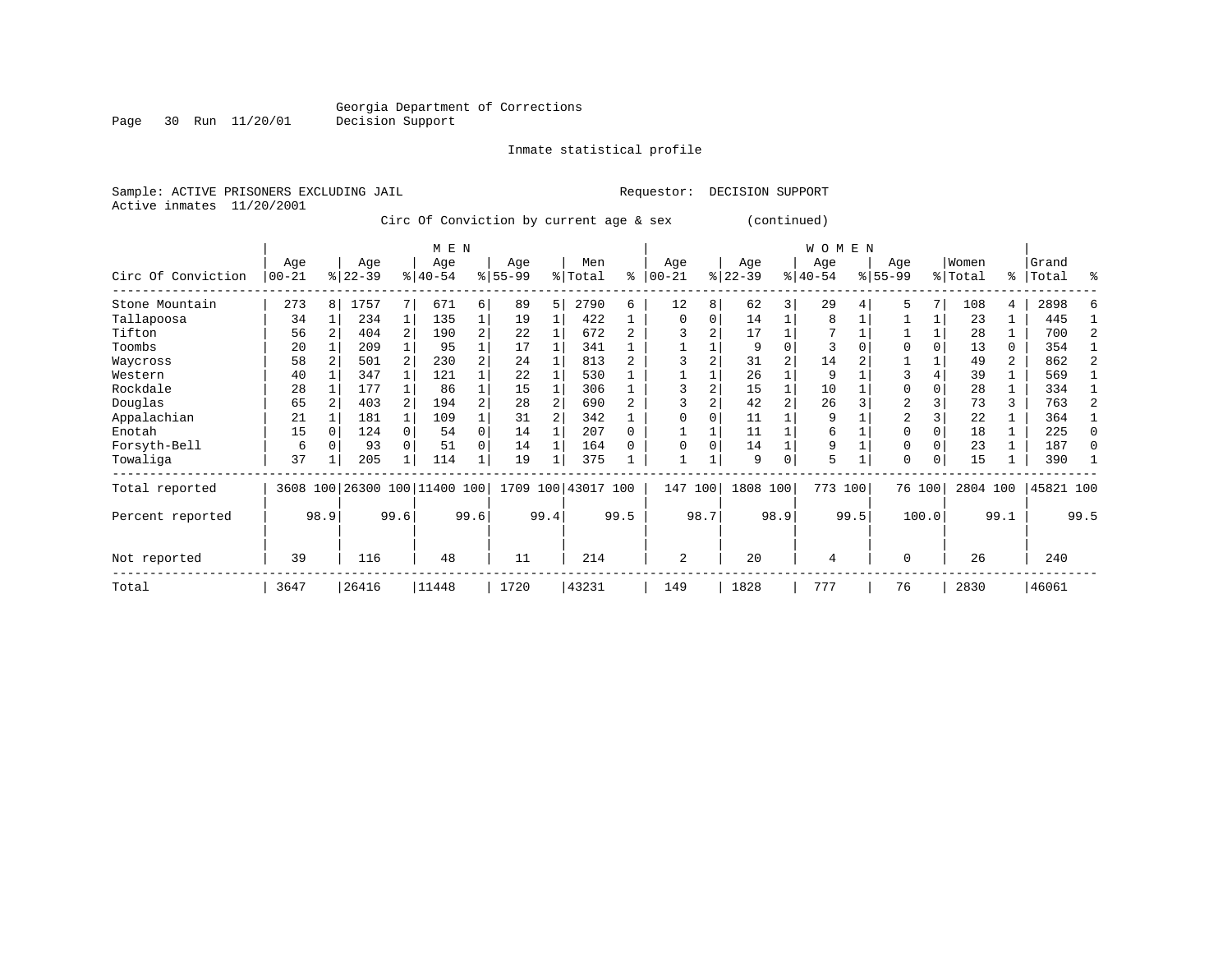Georgia Department of Corrections
Decision Support

Inmate statistical profile

Sample: ACTIVE PRISONERS EXCLUDING JAIL　　　　Requestor: DECISION SUPPORT
Active inmates 11/20/2001

Circ Of Conviction by current age & sex (continued)

| Circ Of Conviction | MEN Age 00-21 | % | Age 22-39 | % | Age 40-54 | % | Age 55-99 | % | Men Total | % | WOMEN Age 00-21 | % | Age 22-39 | % | Age 40-54 | % | Age 55-99 | % | Women Total | % | Grand Total | % |
|---|---|---|---|---|---|---|---|---|---|---|---|---|---|---|---|---|---|---|---|---|---|---|
| Stone Mountain | 273 | 8 | 1757 | 7 | 671 | 6 | 89 | 5 | 2790 | 6 | 12 | 8 | 62 | 3 | 29 | 4 | 5 | 7 | 108 | 4 | 2898 | 6 |
| Tallapoosa | 34 | 1 | 234 | 1 | 135 | 1 | 19 | 1 | 422 | 1 | 0 | 0 | 14 | 1 | 8 | 1 | 1 | 1 | 23 | 1 | 445 | 1 |
| Tifton | 56 | 2 | 404 | 2 | 190 | 2 | 22 | 1 | 672 | 2 | 3 | 2 | 17 | 1 | 7 | 1 | 1 | 1 | 28 | 1 | 700 | 2 |
| Toombs | 20 | 1 | 209 | 1 | 95 | 1 | 17 | 1 | 341 | 1 | 1 | 1 | 9 | 0 | 3 | 0 | 0 | 0 | 13 | 0 | 354 | 1 |
| Waycross | 58 | 2 | 501 | 2 | 230 | 2 | 24 | 1 | 813 | 2 | 3 | 2 | 31 | 2 | 14 | 2 | 1 | 1 | 49 | 2 | 862 | 2 |
| Western | 40 | 1 | 347 | 1 | 121 | 1 | 22 | 1 | 530 | 1 | 1 | 1 | 26 | 1 | 9 | 1 | 3 | 4 | 39 | 1 | 569 | 1 |
| Rockdale | 28 | 1 | 177 | 1 | 86 | 1 | 15 | 1 | 306 | 1 | 3 | 2 | 15 | 1 | 10 | 1 | 0 | 0 | 28 | 1 | 334 | 1 |
| Douglas | 65 | 2 | 403 | 2 | 194 | 2 | 28 | 2 | 690 | 2 | 3 | 2 | 42 | 2 | 26 | 3 | 2 | 3 | 73 | 3 | 763 | 2 |
| Appalachian | 21 | 1 | 181 | 1 | 109 | 1 | 31 | 2 | 342 | 1 | 0 | 0 | 11 | 1 | 9 | 1 | 2 | 3 | 22 | 1 | 364 | 1 |
| Enotah | 15 | 0 | 124 | 0 | 54 | 0 | 14 | 1 | 207 | 0 | 1 | 1 | 11 | 1 | 6 | 1 | 0 | 0 | 18 | 1 | 225 | 0 |
| Forsyth-Bell | 6 | 0 | 93 | 0 | 51 | 0 | 14 | 1 | 164 | 0 | 0 | 0 | 14 | 1 | 9 | 1 | 0 | 0 | 23 | 1 | 187 | 0 |
| Towaliga | 37 | 1 | 205 | 1 | 114 | 1 | 19 | 1 | 375 | 1 | 1 | 1 | 9 | 0 | 5 | 1 | 0 | 0 | 15 | 1 | 390 | 1 |
| Total reported | 3608 | 100 | 26300 | 100 | 11400 | 100 | 1709 | 100 | 43017 | 100 | 147 | 100 | 1808 | 100 | 773 | 100 | 76 | 100 | 2804 | 100 | 45821 | 100 |
| Percent reported | | 98.9 | | 99.6 | | 99.6 | | 99.4 | | 99.5 | | 98.7 | | 98.9 | | 99.5 | | 100.0 | | 99.1 | | 99.5 |
| Not reported | 39 | | 116 | | 48 | | 11 | | 214 | | 2 | | 20 | | 4 | | 0 | | 26 | | 240 | |
| Total | 3647 | | 26416 | | 11448 | | 1720 | | 43231 | | 149 | | 1828 | | 777 | | 76 | | 2830 | | 46061 | |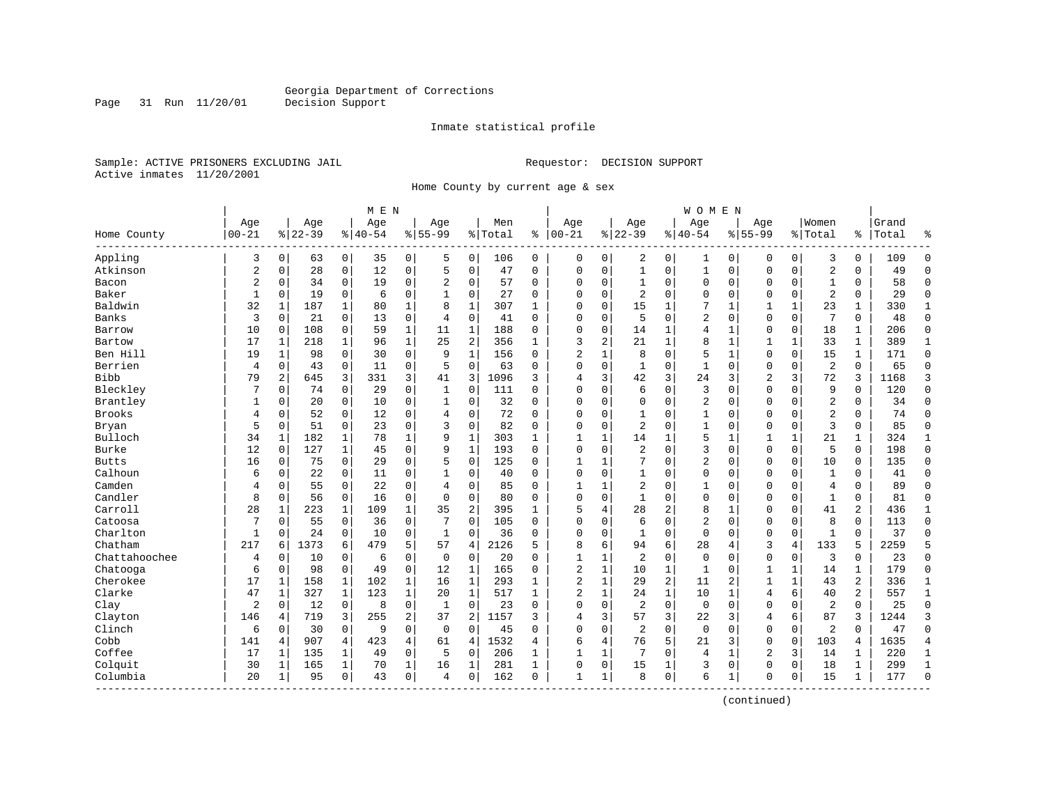Georgia Department of Corrections
Decision Support

Inmate statistical profile

Sample: ACTIVE PRISONERS EXCLUDING JAIL

Requestor: DECISION SUPPORT

Active inmates 11/20/2001

Home County by current age & sex

| Home County | MEN Age 00-21 | % | Age 22-39 | % | Age 40-54 | % | Age 55-99 | % | Men Total | % | WOMEN Age 00-21 | % | Age 22-39 | % | Age 40-54 | % | Age 55-99 | % | Women Total | % | Grand Total | % |
|---|---|---|---|---|---|---|---|---|---|---|---|---|---|---|---|---|---|---|---|---|---|---|
| Appling | 3 | 0 | 63 | 0 | 35 | 0 | 5 | 0 | 106 | 0 | 0 | 0 | 2 | 0 | 1 | 0 | 0 | 0 | 3 | 0 | 109 | 0 |
| Atkinson | 2 | 0 | 28 | 0 | 12 | 0 | 5 | 0 | 47 | 0 | 0 | 0 | 1 | 0 | 1 | 0 | 0 | 0 | 2 | 0 | 49 | 0 |
| Bacon | 2 | 0 | 34 | 0 | 19 | 0 | 2 | 0 | 57 | 0 | 0 | 0 | 1 | 0 | 0 | 0 | 0 | 0 | 1 | 0 | 58 | 0 |
| Baker | 1 | 0 | 19 | 0 | 6 | 0 | 1 | 0 | 27 | 0 | 0 | 0 | 2 | 0 | 0 | 0 | 0 | 0 | 2 | 0 | 29 | 0 |
| Baldwin | 32 | 1 | 187 | 1 | 80 | 1 | 8 | 1 | 307 | 1 | 0 | 0 | 15 | 1 | 7 | 1 | 1 | 1 | 23 | 1 | 330 | 1 |
| Banks | 3 | 0 | 21 | 0 | 13 | 0 | 4 | 0 | 41 | 0 | 0 | 0 | 5 | 0 | 2 | 0 | 0 | 0 | 7 | 0 | 48 | 0 |
| Barrow | 10 | 0 | 108 | 0 | 59 | 1 | 11 | 1 | 188 | 0 | 0 | 0 | 14 | 1 | 4 | 1 | 0 | 0 | 18 | 1 | 206 | 0 |
| Bartow | 17 | 1 | 218 | 1 | 96 | 1 | 25 | 2 | 356 | 1 | 3 | 2 | 21 | 1 | 8 | 1 | 1 | 1 | 33 | 1 | 389 | 1 |
| Ben Hill | 19 | 1 | 98 | 0 | 30 | 0 | 9 | 1 | 156 | 0 | 2 | 1 | 8 | 0 | 5 | 1 | 0 | 0 | 15 | 1 | 171 | 0 |
| Berrien | 4 | 0 | 43 | 0 | 11 | 0 | 5 | 0 | 63 | 0 | 0 | 0 | 1 | 0 | 1 | 0 | 0 | 0 | 2 | 0 | 65 | 0 |
| Bibb | 79 | 2 | 645 | 3 | 331 | 3 | 41 | 3 | 1096 | 3 | 4 | 3 | 42 | 3 | 24 | 3 | 2 | 3 | 72 | 3 | 1168 | 3 |
| Bleckley | 7 | 0 | 74 | 0 | 29 | 0 | 1 | 0 | 111 | 0 | 0 | 0 | 6 | 0 | 3 | 0 | 0 | 0 | 9 | 0 | 120 | 0 |
| Brantley | 1 | 0 | 20 | 0 | 10 | 0 | 1 | 0 | 32 | 0 | 0 | 0 | 0 | 0 | 2 | 0 | 0 | 0 | 2 | 0 | 34 | 0 |
| Brooks | 4 | 0 | 52 | 0 | 12 | 0 | 4 | 0 | 72 | 0 | 0 | 0 | 1 | 0 | 1 | 0 | 0 | 0 | 2 | 0 | 74 | 0 |
| Bryan | 5 | 0 | 51 | 0 | 23 | 0 | 3 | 0 | 82 | 0 | 0 | 0 | 2 | 0 | 1 | 0 | 0 | 0 | 3 | 0 | 85 | 0 |
| Bulloch | 34 | 1 | 182 | 1 | 78 | 1 | 9 | 1 | 303 | 1 | 1 | 1 | 14 | 1 | 5 | 1 | 1 | 1 | 21 | 1 | 324 | 1 |
| Burke | 12 | 0 | 127 | 1 | 45 | 0 | 9 | 1 | 193 | 0 | 0 | 0 | 2 | 0 | 3 | 0 | 0 | 0 | 5 | 0 | 198 | 0 |
| Butts | 16 | 0 | 75 | 0 | 29 | 0 | 5 | 0 | 125 | 0 | 1 | 1 | 7 | 0 | 2 | 0 | 0 | 0 | 10 | 0 | 135 | 0 |
| Calhoun | 6 | 0 | 22 | 0 | 11 | 0 | 1 | 0 | 40 | 0 | 0 | 0 | 1 | 0 | 0 | 0 | 0 | 0 | 1 | 0 | 41 | 0 |
| Camden | 4 | 0 | 55 | 0 | 22 | 0 | 4 | 0 | 85 | 0 | 1 | 1 | 2 | 0 | 1 | 0 | 0 | 0 | 4 | 0 | 89 | 0 |
| Candler | 8 | 0 | 56 | 0 | 16 | 0 | 0 | 0 | 80 | 0 | 0 | 0 | 1 | 0 | 0 | 0 | 0 | 0 | 1 | 0 | 81 | 0 |
| Carroll | 28 | 1 | 223 | 1 | 109 | 1 | 35 | 2 | 395 | 1 | 5 | 4 | 28 | 2 | 8 | 1 | 0 | 0 | 41 | 2 | 436 | 1 |
| Catoosa | 7 | 0 | 55 | 0 | 36 | 0 | 7 | 0 | 105 | 0 | 0 | 0 | 6 | 0 | 2 | 0 | 0 | 0 | 8 | 0 | 113 | 0 |
| Charlton | 1 | 0 | 24 | 0 | 10 | 0 | 1 | 0 | 36 | 0 | 0 | 0 | 1 | 0 | 0 | 0 | 0 | 0 | 1 | 0 | 37 | 0 |
| Chatham | 217 | 6 | 1373 | 6 | 479 | 5 | 57 | 4 | 2126 | 5 | 8 | 6 | 94 | 6 | 28 | 4 | 3 | 4 | 133 | 5 | 2259 | 5 |
| Chattahoochee | 4 | 0 | 10 | 0 | 6 | 0 | 0 | 0 | 20 | 0 | 1 | 1 | 2 | 0 | 0 | 0 | 0 | 0 | 3 | 0 | 23 | 0 |
| Chatooga | 6 | 0 | 98 | 0 | 49 | 0 | 12 | 1 | 165 | 0 | 2 | 1 | 10 | 1 | 1 | 0 | 1 | 1 | 14 | 1 | 179 | 0 |
| Cherokee | 17 | 1 | 158 | 1 | 102 | 1 | 16 | 1 | 293 | 1 | 2 | 1 | 29 | 2 | 11 | 2 | 1 | 1 | 43 | 2 | 336 | 1 |
| Clarke | 47 | 1 | 327 | 1 | 123 | 1 | 20 | 1 | 517 | 1 | 2 | 1 | 24 | 1 | 10 | 1 | 4 | 6 | 40 | 2 | 557 | 1 |
| Clay | 2 | 0 | 12 | 0 | 8 | 0 | 1 | 0 | 23 | 0 | 0 | 0 | 2 | 0 | 0 | 0 | 0 | 0 | 2 | 0 | 25 | 0 |
| Clayton | 146 | 4 | 719 | 3 | 255 | 2 | 37 | 2 | 1157 | 3 | 4 | 3 | 57 | 3 | 22 | 3 | 4 | 6 | 87 | 3 | 1244 | 3 |
| Clinch | 6 | 0 | 30 | 0 | 9 | 0 | 0 | 0 | 45 | 0 | 0 | 0 | 2 | 0 | 0 | 0 | 0 | 0 | 2 | 0 | 47 | 0 |
| Cobb | 141 | 4 | 907 | 4 | 423 | 4 | 61 | 4 | 1532 | 4 | 6 | 4 | 76 | 5 | 21 | 3 | 0 | 0 | 103 | 4 | 1635 | 4 |
| Coffee | 17 | 1 | 135 | 1 | 49 | 0 | 5 | 0 | 206 | 1 | 1 | 1 | 7 | 0 | 4 | 1 | 2 | 3 | 14 | 1 | 220 | 1 |
| Colquit | 30 | 1 | 165 | 1 | 70 | 1 | 16 | 1 | 281 | 1 | 0 | 0 | 15 | 1 | 3 | 0 | 0 | 0 | 18 | 1 | 299 | 1 |
| Columbia | 20 | 1 | 95 | 0 | 43 | 0 | 4 | 0 | 162 | 0 | 1 | 1 | 8 | 0 | 6 | 1 | 0 | 0 | 15 | 1 | 177 | 0 |

(continued)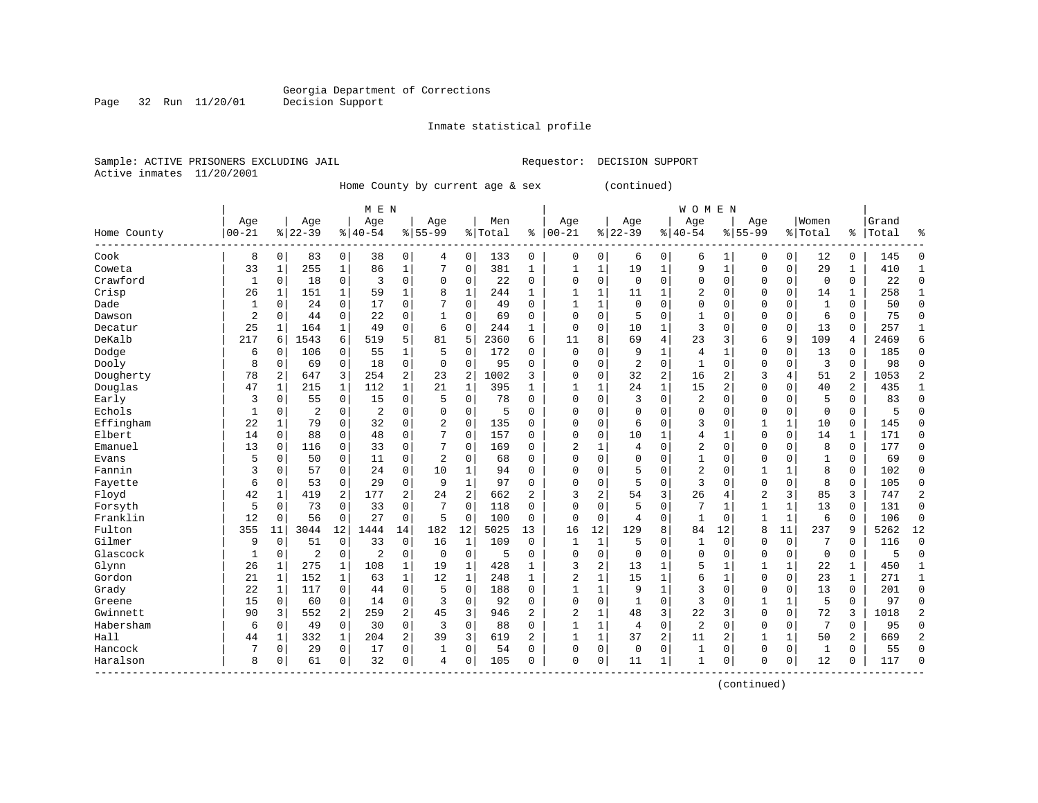Georgia Department of Corrections
Decision Support

Inmate statistical profile

Sample: ACTIVE PRISONERS EXCLUDING JAIL                Requestor: DECISION SUPPORT
Active inmates 11/20/2001

Home County by current age & sex (continued)

| Home County | MEN Age 00-21 | % | Age 22-39 | % | Age 40-54 | % | Age 55-99 | % | Men Total | % | WOMEN Age 00-21 | % | Age 22-39 | % | Age 40-54 | % | Age 55-99 | % | Women Total | % | Grand Total | % |
|---|---|---|---|---|---|---|---|---|---|---|---|---|---|---|---|---|---|---|---|---|---|---|
| Cook | 8 | 0 | 83 | 0 | 38 | 0 | 4 | 0 | 133 | 0 | 0 | 0 | 6 | 0 | 6 | 1 | 0 | 0 | 12 | 0 | 145 | 0 |
| Coweta | 33 | 1 | 255 | 1 | 86 | 1 | 7 | 0 | 381 | 1 | 1 | 1 | 19 | 1 | 9 | 1 | 0 | 0 | 29 | 1 | 410 | 1 |
| Crawford | 1 | 0 | 18 | 0 | 3 | 0 | 0 | 0 | 22 | 0 | 0 | 0 | 0 | 0 | 0 | 0 | 0 | 0 | 0 | 0 | 22 | 0 |
| Crisp | 26 | 1 | 151 | 1 | 59 | 1 | 8 | 1 | 244 | 1 | 1 | 1 | 11 | 1 | 2 | 0 | 0 | 0 | 14 | 1 | 258 | 1 |
| Dade | 1 | 0 | 24 | 0 | 17 | 0 | 7 | 0 | 49 | 0 | 1 | 1 | 0 | 0 | 0 | 0 | 0 | 0 | 1 | 0 | 50 | 0 |
| Dawson | 2 | 0 | 44 | 0 | 22 | 0 | 1 | 0 | 69 | 0 | 0 | 0 | 5 | 0 | 1 | 0 | 0 | 0 | 6 | 0 | 75 | 0 |
| Decatur | 25 | 1 | 164 | 1 | 49 | 0 | 6 | 0 | 244 | 1 | 0 | 0 | 10 | 1 | 3 | 0 | 0 | 0 | 13 | 0 | 257 | 1 |
| DeKalb | 217 | 6 | 1543 | 6 | 519 | 5 | 81 | 5 | 2360 | 6 | 11 | 8 | 69 | 4 | 23 | 3 | 6 | 9 | 109 | 4 | 2469 | 6 |
| Dodge | 6 | 0 | 106 | 0 | 55 | 1 | 5 | 0 | 172 | 0 | 0 | 0 | 9 | 1 | 4 | 1 | 0 | 0 | 13 | 0 | 185 | 0 |
| Dooly | 8 | 0 | 69 | 0 | 18 | 0 | 0 | 0 | 95 | 0 | 0 | 0 | 2 | 0 | 1 | 0 | 0 | 0 | 3 | 0 | 98 | 0 |
| Dougherty | 78 | 2 | 647 | 3 | 254 | 2 | 23 | 2 | 1002 | 3 | 0 | 0 | 32 | 2 | 16 | 2 | 3 | 4 | 51 | 2 | 1053 | 2 |
| Douglas | 47 | 1 | 215 | 1 | 112 | 1 | 21 | 1 | 395 | 1 | 1 | 1 | 24 | 1 | 15 | 2 | 0 | 0 | 40 | 2 | 435 | 1 |
| Early | 3 | 0 | 55 | 0 | 15 | 0 | 5 | 0 | 78 | 0 | 0 | 0 | 3 | 0 | 2 | 0 | 0 | 0 | 5 | 0 | 83 | 0 |
| Echols | 1 | 0 | 2 | 0 | 2 | 0 | 0 | 0 | 5 | 0 | 0 | 0 | 0 | 0 | 0 | 0 | 0 | 0 | 0 | 0 | 5 | 0 |
| Effingham | 22 | 1 | 79 | 0 | 32 | 0 | 2 | 0 | 135 | 0 | 0 | 0 | 6 | 0 | 3 | 0 | 1 | 1 | 10 | 0 | 145 | 0 |
| Elbert | 14 | 0 | 88 | 0 | 48 | 0 | 7 | 0 | 157 | 0 | 0 | 0 | 10 | 1 | 4 | 1 | 0 | 0 | 14 | 1 | 171 | 0 |
| Emanuel | 13 | 0 | 116 | 0 | 33 | 0 | 7 | 0 | 169 | 0 | 2 | 1 | 4 | 0 | 2 | 0 | 0 | 0 | 8 | 0 | 177 | 0 |
| Evans | 5 | 0 | 50 | 0 | 11 | 0 | 2 | 0 | 68 | 0 | 0 | 0 | 0 | 0 | 1 | 0 | 0 | 0 | 1 | 0 | 69 | 0 |
| Fannin | 3 | 0 | 57 | 0 | 24 | 0 | 10 | 1 | 94 | 0 | 0 | 0 | 5 | 0 | 2 | 0 | 1 | 1 | 8 | 0 | 102 | 0 |
| Fayette | 6 | 0 | 53 | 0 | 29 | 0 | 9 | 1 | 97 | 0 | 0 | 0 | 5 | 0 | 3 | 0 | 0 | 0 | 8 | 0 | 105 | 0 |
| Floyd | 42 | 1 | 419 | 2 | 177 | 2 | 24 | 2 | 662 | 2 | 3 | 2 | 54 | 3 | 26 | 4 | 2 | 3 | 85 | 3 | 747 | 2 |
| Forsyth | 5 | 0 | 73 | 0 | 33 | 0 | 7 | 0 | 118 | 0 | 0 | 0 | 5 | 0 | 7 | 1 | 1 | 1 | 13 | 0 | 131 | 0 |
| Franklin | 12 | 0 | 56 | 0 | 27 | 0 | 5 | 0 | 100 | 0 | 0 | 0 | 4 | 0 | 1 | 0 | 1 | 1 | 6 | 0 | 106 | 0 |
| Fulton | 355 | 11 | 3044 | 12 | 1444 | 14 | 182 | 12 | 5025 | 13 | 16 | 12 | 129 | 8 | 84 | 12 | 8 | 11 | 237 | 9 | 5262 | 12 |
| Gilmer | 9 | 0 | 51 | 0 | 33 | 0 | 16 | 1 | 109 | 0 | 1 | 1 | 5 | 0 | 1 | 0 | 0 | 0 | 7 | 0 | 116 | 0 |
| Glascock | 1 | 0 | 2 | 0 | 2 | 0 | 0 | 0 | 5 | 0 | 0 | 0 | 0 | 0 | 0 | 0 | 0 | 0 | 0 | 0 | 5 | 0 |
| Glynn | 26 | 1 | 275 | 1 | 108 | 1 | 19 | 1 | 428 | 1 | 3 | 2 | 13 | 1 | 5 | 1 | 1 | 1 | 22 | 1 | 450 | 1 |
| Gordon | 21 | 1 | 152 | 1 | 63 | 1 | 12 | 1 | 248 | 1 | 2 | 1 | 15 | 1 | 6 | 1 | 0 | 0 | 23 | 1 | 271 | 1 |
| Grady | 22 | 1 | 117 | 0 | 44 | 0 | 5 | 0 | 188 | 0 | 1 | 1 | 9 | 1 | 3 | 0 | 0 | 0 | 13 | 0 | 201 | 0 |
| Greene | 15 | 0 | 60 | 0 | 14 | 0 | 3 | 0 | 92 | 0 | 0 | 0 | 1 | 0 | 3 | 0 | 1 | 1 | 5 | 0 | 97 | 0 |
| Gwinnett | 90 | 3 | 552 | 2 | 259 | 2 | 45 | 3 | 946 | 2 | 2 | 1 | 48 | 3 | 22 | 3 | 0 | 0 | 72 | 3 | 1018 | 2 |
| Habersham | 6 | 0 | 49 | 0 | 30 | 0 | 3 | 0 | 88 | 0 | 1 | 1 | 4 | 0 | 2 | 0 | 0 | 0 | 7 | 0 | 95 | 0 |
| Hall | 44 | 1 | 332 | 1 | 204 | 2 | 39 | 3 | 619 | 2 | 1 | 1 | 37 | 2 | 11 | 2 | 1 | 1 | 50 | 2 | 669 | 2 |
| Hancock | 7 | 0 | 29 | 0 | 17 | 0 | 1 | 0 | 54 | 0 | 0 | 0 | 0 | 0 | 1 | 0 | 0 | 0 | 1 | 0 | 55 | 0 |
| Haralson | 8 | 0 | 61 | 0 | 32 | 0 | 4 | 0 | 105 | 0 | 0 | 0 | 11 | 1 | 1 | 0 | 0 | 0 | 12 | 0 | 117 | 0 |

(continued)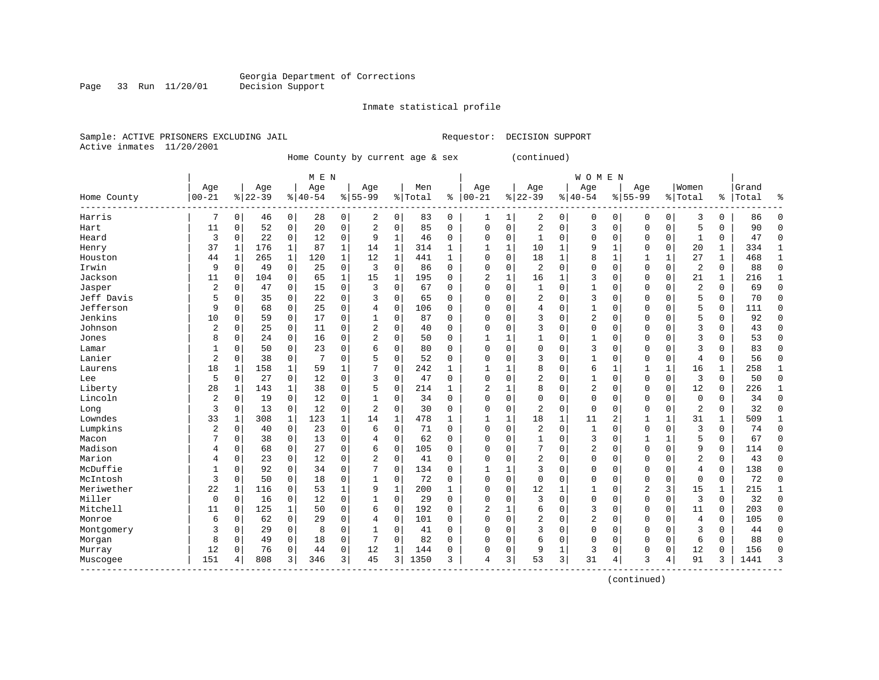Georgia Department of Corrections
Decision Support

Inmate statistical profile

Sample: ACTIVE PRISONERS EXCLUDING JAIL                    Requestor: DECISION SUPPORT
Active inmates 11/20/2001

Home County by current age & sex (continued)

| Home County | MEN Age 00-21 | % | Age 22-39 | % | Age 40-54 | % | Age 55-99 | % | Men Total | % | WOMEN Age 00-21 | % | Age 22-39 | % | Age 40-54 | % | Age 55-99 | % | Women Total | % | Grand Total | % |
|---|---|---|---|---|---|---|---|---|---|---|---|---|---|---|---|---|---|---|---|---|---|---|
| Harris | 7 | 0 | 46 | 0 | 28 | 0 | 2 | 0 | 83 | 0 | 1 | 1 | 2 | 0 | 0 | 0 | 0 | 0 | 3 | 0 | 86 | 0 |
| Hart | 11 | 0 | 52 | 0 | 20 | 0 | 2 | 0 | 85 | 0 | 0 | 0 | 2 | 0 | 3 | 0 | 0 | 0 | 5 | 0 | 90 | 0 |
| Heard | 3 | 0 | 22 | 0 | 12 | 0 | 9 | 1 | 46 | 0 | 0 | 0 | 1 | 0 | 0 | 0 | 0 | 0 | 1 | 0 | 47 | 0 |
| Henry | 37 | 1 | 176 | 1 | 87 | 1 | 14 | 1 | 314 | 1 | 1 | 1 | 10 | 1 | 9 | 1 | 0 | 0 | 20 | 1 | 334 | 1 |
| Houston | 44 | 1 | 265 | 1 | 120 | 1 | 12 | 1 | 441 | 1 | 0 | 0 | 18 | 1 | 8 | 1 | 1 | 1 | 27 | 1 | 468 | 1 |
| Irwin | 9 | 0 | 49 | 0 | 25 | 0 | 3 | 0 | 86 | 0 | 0 | 0 | 2 | 0 | 0 | 0 | 0 | 0 | 2 | 0 | 88 | 0 |
| Jackson | 11 | 0 | 104 | 0 | 65 | 1 | 15 | 1 | 195 | 0 | 2 | 1 | 16 | 1 | 3 | 0 | 0 | 0 | 21 | 1 | 216 | 1 |
| Jasper | 2 | 0 | 47 | 0 | 15 | 0 | 3 | 0 | 67 | 0 | 0 | 0 | 1 | 0 | 1 | 0 | 0 | 0 | 2 | 0 | 69 | 0 |
| Jeff Davis | 5 | 0 | 35 | 0 | 22 | 0 | 3 | 0 | 65 | 0 | 0 | 0 | 2 | 0 | 3 | 0 | 0 | 0 | 5 | 0 | 70 | 0 |
| Jefferson | 9 | 0 | 68 | 0 | 25 | 0 | 4 | 0 | 106 | 0 | 0 | 0 | 4 | 0 | 1 | 0 | 0 | 0 | 5 | 0 | 111 | 0 |
| Jenkins | 10 | 0 | 59 | 0 | 17 | 0 | 1 | 0 | 87 | 0 | 0 | 0 | 3 | 0 | 2 | 0 | 0 | 0 | 5 | 0 | 92 | 0 |
| Johnson | 2 | 0 | 25 | 0 | 11 | 0 | 2 | 0 | 40 | 0 | 0 | 0 | 3 | 0 | 0 | 0 | 0 | 0 | 3 | 0 | 43 | 0 |
| Jones | 8 | 0 | 24 | 0 | 16 | 0 | 2 | 0 | 50 | 0 | 1 | 1 | 1 | 0 | 1 | 0 | 0 | 0 | 3 | 0 | 53 | 0 |
| Lamar | 1 | 0 | 50 | 0 | 23 | 0 | 6 | 0 | 80 | 0 | 0 | 0 | 0 | 0 | 3 | 0 | 0 | 0 | 3 | 0 | 83 | 0 |
| Lanier | 2 | 0 | 38 | 0 | 7 | 0 | 5 | 0 | 52 | 0 | 0 | 0 | 3 | 0 | 1 | 0 | 0 | 0 | 4 | 0 | 56 | 0 |
| Laurens | 18 | 1 | 158 | 1 | 59 | 1 | 7 | 0 | 242 | 1 | 1 | 1 | 8 | 0 | 6 | 1 | 1 | 1 | 16 | 1 | 258 | 1 |
| Lee | 5 | 0 | 27 | 0 | 12 | 0 | 3 | 0 | 47 | 0 | 0 | 0 | 2 | 0 | 1 | 0 | 0 | 0 | 3 | 0 | 50 | 0 |
| Liberty | 28 | 1 | 143 | 1 | 38 | 0 | 5 | 0 | 214 | 1 | 2 | 1 | 8 | 0 | 2 | 0 | 0 | 0 | 12 | 0 | 226 | 1 |
| Lincoln | 2 | 0 | 19 | 0 | 12 | 0 | 1 | 0 | 34 | 0 | 0 | 0 | 0 | 0 | 0 | 0 | 0 | 0 | 0 | 0 | 34 | 0 |
| Long | 3 | 0 | 13 | 0 | 12 | 0 | 2 | 0 | 30 | 0 | 0 | 0 | 2 | 0 | 0 | 0 | 0 | 0 | 2 | 0 | 32 | 0 |
| Lowndes | 33 | 1 | 308 | 1 | 123 | 1 | 14 | 1 | 478 | 1 | 1 | 1 | 18 | 1 | 11 | 2 | 1 | 1 | 31 | 1 | 509 | 1 |
| Lumpkins | 2 | 0 | 40 | 0 | 23 | 0 | 6 | 0 | 71 | 0 | 0 | 0 | 2 | 0 | 1 | 0 | 0 | 0 | 3 | 0 | 74 | 0 |
| Macon | 7 | 0 | 38 | 0 | 13 | 0 | 4 | 0 | 62 | 0 | 0 | 0 | 1 | 0 | 3 | 0 | 1 | 1 | 5 | 0 | 67 | 0 |
| Madison | 4 | 0 | 68 | 0 | 27 | 0 | 6 | 0 | 105 | 0 | 0 | 0 | 7 | 0 | 2 | 0 | 0 | 0 | 9 | 0 | 114 | 0 |
| Marion | 4 | 0 | 23 | 0 | 12 | 0 | 2 | 0 | 41 | 0 | 0 | 0 | 2 | 0 | 0 | 0 | 0 | 0 | 2 | 0 | 43 | 0 |
| McDuffie | 1 | 0 | 92 | 0 | 34 | 0 | 7 | 0 | 134 | 0 | 1 | 1 | 3 | 0 | 0 | 0 | 0 | 0 | 4 | 0 | 138 | 0 |
| McIntosh | 3 | 0 | 50 | 0 | 18 | 0 | 1 | 0 | 72 | 0 | 0 | 0 | 0 | 0 | 0 | 0 | 0 | 0 | 0 | 0 | 72 | 0 |
| Meriwether | 22 | 1 | 116 | 0 | 53 | 1 | 9 | 1 | 200 | 1 | 0 | 0 | 12 | 1 | 1 | 0 | 2 | 3 | 15 | 1 | 215 | 1 |
| Miller | 0 | 0 | 16 | 0 | 12 | 0 | 1 | 0 | 29 | 0 | 0 | 0 | 3 | 0 | 0 | 0 | 0 | 0 | 3 | 0 | 32 | 0 |
| Mitchell | 11 | 0 | 125 | 1 | 50 | 0 | 6 | 0 | 192 | 0 | 2 | 1 | 6 | 0 | 3 | 0 | 0 | 0 | 11 | 0 | 203 | 0 |
| Monroe | 6 | 0 | 62 | 0 | 29 | 0 | 4 | 0 | 101 | 0 | 0 | 0 | 2 | 0 | 2 | 0 | 0 | 0 | 4 | 0 | 105 | 0 |
| Montgomery | 3 | 0 | 29 | 0 | 8 | 0 | 1 | 0 | 41 | 0 | 0 | 0 | 3 | 0 | 0 | 0 | 0 | 0 | 3 | 0 | 44 | 0 |
| Morgan | 8 | 0 | 49 | 0 | 18 | 0 | 7 | 0 | 82 | 0 | 0 | 0 | 6 | 0 | 0 | 0 | 0 | 0 | 6 | 0 | 88 | 0 |
| Murray | 12 | 0 | 76 | 0 | 44 | 0 | 12 | 1 | 144 | 0 | 0 | 0 | 9 | 1 | 3 | 0 | 0 | 0 | 12 | 0 | 156 | 0 |
| Muscogee | 151 | 4 | 808 | 3 | 346 | 3 | 45 | 3 | 1350 | 3 | 4 | 3 | 53 | 3 | 31 | 4 | 3 | 4 | 91 | 3 | 1441 | 3 |

(continued)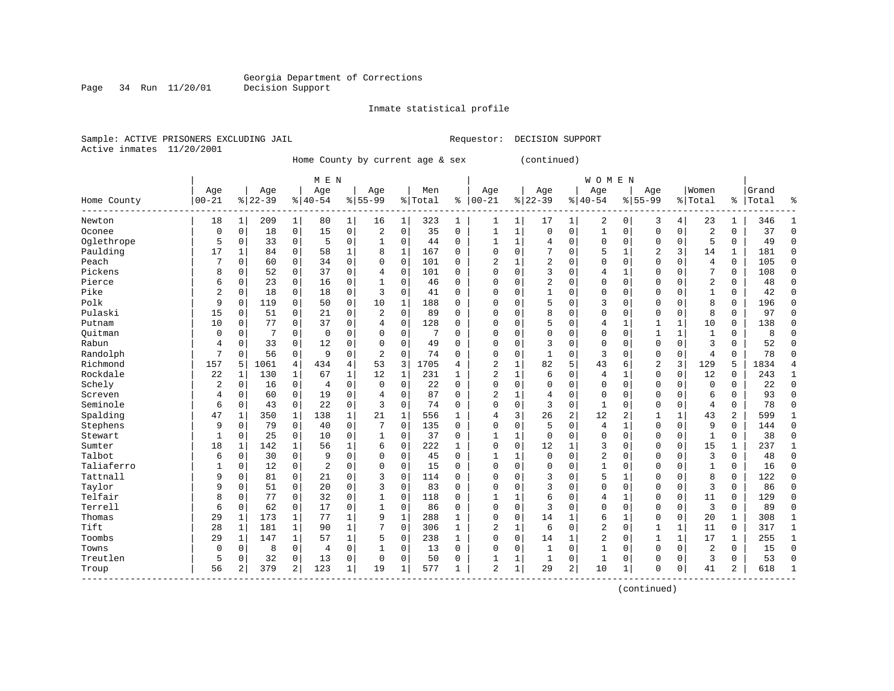Georgia Department of Corrections
Decision Support

Inmate statistical profile

Sample: ACTIVE PRISONERS EXCLUDING JAIL  Requestor: DECISION SUPPORT
Active inmates 11/20/2001

Home County by current age & sex (continued)

| Home County | MEN Age 00-21 | % | Age 22-39 | % | Age 40-54 | % | Age 55-99 | % | Men Total | % | WOMEN Age 00-21 | % | Age 22-39 | % | Age 40-54 | % | Age 55-99 | % | Women Total | % | Grand Total | % |
|---|---|---|---|---|---|---|---|---|---|---|---|---|---|---|---|---|---|---|---|---|---|---|
| Newton | 18 | 1 | 209 | 1 | 80 | 1 | 16 | 1 | 323 | 1 | 1 | 1 | 17 | 1 | 2 | 0 | 3 | 4 | 23 | 1 | 346 | 1 |
| Oconee | 0 | 0 | 18 | 0 | 15 | 0 | 2 | 0 | 35 | 0 | 1 | 1 | 0 | 0 | 1 | 0 | 0 | 0 | 2 | 0 | 37 | 0 |
| Oglethrope | 5 | 0 | 33 | 0 | 5 | 0 | 1 | 0 | 44 | 0 | 1 | 1 | 4 | 0 | 0 | 0 | 0 | 0 | 5 | 0 | 49 | 0 |
| Paulding | 17 | 1 | 84 | 0 | 58 | 1 | 8 | 1 | 167 | 0 | 0 | 0 | 7 | 0 | 5 | 1 | 2 | 3 | 14 | 1 | 181 | 0 |
| Peach | 7 | 0 | 60 | 0 | 34 | 0 | 0 | 0 | 101 | 0 | 2 | 1 | 2 | 0 | 0 | 0 | 0 | 0 | 4 | 0 | 105 | 0 |
| Pickens | 8 | 0 | 52 | 0 | 37 | 0 | 4 | 0 | 101 | 0 | 0 | 0 | 3 | 0 | 4 | 1 | 0 | 0 | 7 | 0 | 108 | 0 |
| Pierce | 6 | 0 | 23 | 0 | 16 | 0 | 1 | 0 | 46 | 0 | 0 | 0 | 2 | 0 | 0 | 0 | 0 | 0 | 2 | 0 | 48 | 0 |
| Pike | 2 | 0 | 18 | 0 | 18 | 0 | 3 | 0 | 41 | 0 | 0 | 0 | 1 | 0 | 0 | 0 | 0 | 0 | 1 | 0 | 42 | 0 |
| Polk | 9 | 0 | 119 | 0 | 50 | 0 | 10 | 1 | 188 | 0 | 0 | 0 | 5 | 0 | 3 | 0 | 0 | 0 | 8 | 0 | 196 | 0 |
| Pulaski | 15 | 0 | 51 | 0 | 21 | 0 | 2 | 0 | 89 | 0 | 0 | 0 | 8 | 0 | 0 | 0 | 0 | 0 | 8 | 0 | 97 | 0 |
| Putnam | 10 | 0 | 77 | 0 | 37 | 0 | 4 | 0 | 128 | 0 | 0 | 0 | 5 | 0 | 4 | 1 | 1 | 1 | 10 | 0 | 138 | 0 |
| Quitman | 0 | 0 | 7 | 0 | 0 | 0 | 0 | 0 | 7 | 0 | 0 | 0 | 0 | 0 | 0 | 0 | 1 | 1 | 1 | 0 | 8 | 0 |
| Rabun | 4 | 0 | 33 | 0 | 12 | 0 | 0 | 0 | 49 | 0 | 0 | 0 | 3 | 0 | 0 | 0 | 0 | 0 | 3 | 0 | 52 | 0 |
| Randolph | 7 | 0 | 56 | 0 | 9 | 0 | 2 | 0 | 74 | 0 | 0 | 0 | 1 | 0 | 3 | 0 | 0 | 0 | 4 | 0 | 78 | 0 |
| Richmond | 157 | 5 | 1061 | 4 | 434 | 4 | 53 | 3 | 1705 | 4 | 2 | 1 | 82 | 5 | 43 | 6 | 2 | 3 | 129 | 5 | 1834 | 4 |
| Rockdale | 22 | 1 | 130 | 1 | 67 | 1 | 12 | 1 | 231 | 1 | 2 | 1 | 6 | 0 | 4 | 1 | 0 | 0 | 12 | 0 | 243 | 1 |
| Schely | 2 | 0 | 16 | 0 | 4 | 0 | 0 | 0 | 22 | 0 | 0 | 0 | 0 | 0 | 0 | 0 | 0 | 0 | 0 | 0 | 22 | 0 |
| Screven | 4 | 0 | 60 | 0 | 19 | 0 | 4 | 0 | 87 | 0 | 2 | 1 | 4 | 0 | 0 | 0 | 0 | 0 | 6 | 0 | 93 | 0 |
| Seminole | 6 | 0 | 43 | 0 | 22 | 0 | 3 | 0 | 74 | 0 | 0 | 0 | 3 | 0 | 1 | 0 | 0 | 0 | 4 | 0 | 78 | 0 |
| Spalding | 47 | 1 | 350 | 1 | 138 | 1 | 21 | 1 | 556 | 1 | 4 | 3 | 26 | 2 | 12 | 2 | 1 | 1 | 43 | 2 | 599 | 1 |
| Stephens | 9 | 0 | 79 | 0 | 40 | 0 | 7 | 0 | 135 | 0 | 0 | 0 | 5 | 0 | 4 | 1 | 0 | 0 | 9 | 0 | 144 | 0 |
| Stewart | 1 | 0 | 25 | 0 | 10 | 0 | 1 | 0 | 37 | 0 | 1 | 1 | 0 | 0 | 0 | 0 | 0 | 0 | 1 | 0 | 38 | 0 |
| Sumter | 18 | 1 | 142 | 1 | 56 | 1 | 6 | 0 | 222 | 1 | 0 | 0 | 12 | 1 | 3 | 0 | 0 | 0 | 15 | 1 | 237 | 1 |
| Talbot | 6 | 0 | 30 | 0 | 9 | 0 | 0 | 0 | 45 | 0 | 1 | 1 | 0 | 0 | 2 | 0 | 0 | 0 | 3 | 0 | 48 | 0 |
| Taliaferro | 1 | 0 | 12 | 0 | 2 | 0 | 0 | 0 | 15 | 0 | 0 | 0 | 0 | 0 | 1 | 0 | 0 | 0 | 1 | 0 | 16 | 0 |
| Tattnall | 9 | 0 | 81 | 0 | 21 | 0 | 3 | 0 | 114 | 0 | 0 | 0 | 3 | 0 | 5 | 1 | 0 | 0 | 8 | 0 | 122 | 0 |
| Taylor | 9 | 0 | 51 | 0 | 20 | 0 | 3 | 0 | 83 | 0 | 0 | 0 | 3 | 0 | 0 | 0 | 0 | 0 | 3 | 0 | 86 | 0 |
| Telfair | 8 | 0 | 77 | 0 | 32 | 0 | 1 | 0 | 118 | 0 | 1 | 1 | 6 | 0 | 4 | 1 | 0 | 0 | 11 | 0 | 129 | 0 |
| Terrell | 6 | 0 | 62 | 0 | 17 | 0 | 1 | 0 | 86 | 0 | 0 | 0 | 3 | 0 | 0 | 0 | 0 | 0 | 3 | 0 | 89 | 0 |
| Thomas | 29 | 1 | 173 | 1 | 77 | 1 | 9 | 1 | 288 | 1 | 0 | 0 | 14 | 1 | 6 | 1 | 0 | 0 | 20 | 1 | 308 | 1 |
| Tift | 28 | 1 | 181 | 1 | 90 | 1 | 7 | 0 | 306 | 1 | 2 | 1 | 6 | 0 | 2 | 0 | 1 | 1 | 11 | 0 | 317 | 1 |
| Toombs | 29 | 1 | 147 | 1 | 57 | 1 | 5 | 0 | 238 | 1 | 0 | 0 | 14 | 1 | 2 | 0 | 1 | 1 | 17 | 1 | 255 | 1 |
| Towns | 0 | 0 | 8 | 0 | 4 | 0 | 1 | 0 | 13 | 0 | 0 | 0 | 1 | 0 | 1 | 0 | 0 | 0 | 2 | 0 | 15 | 0 |
| Treutlen | 5 | 0 | 32 | 0 | 13 | 0 | 0 | 0 | 50 | 0 | 1 | 1 | 1 | 0 | 1 | 0 | 0 | 0 | 3 | 0 | 53 | 0 |
| Troup | 56 | 2 | 379 | 2 | 123 | 1 | 19 | 1 | 577 | 1 | 2 | 1 | 29 | 2 | 10 | 1 | 0 | 0 | 41 | 2 | 618 | 1 |

(continued)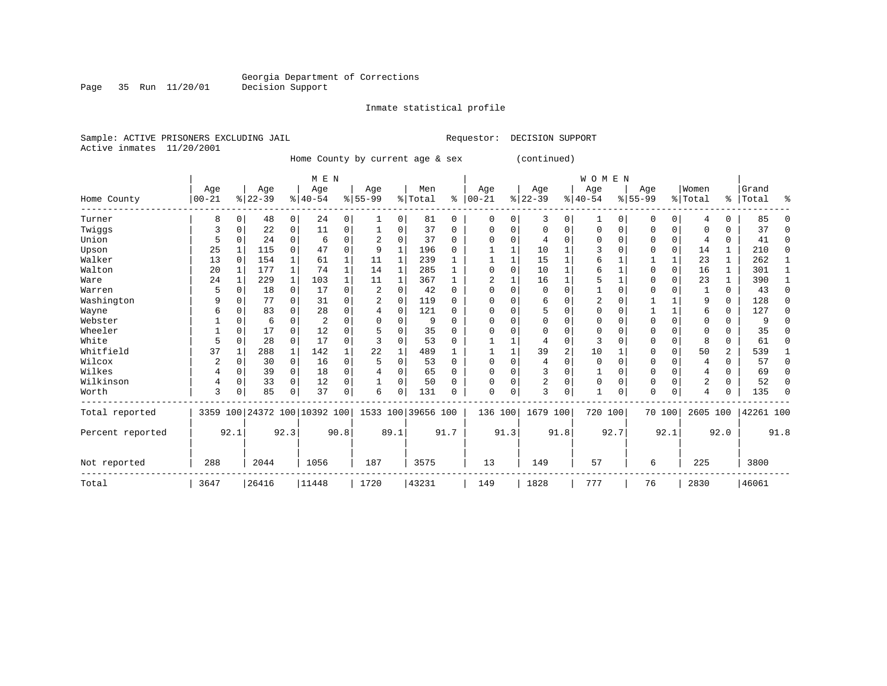Georgia Department of Corrections
Decision Support

Inmate statistical profile

Sample: ACTIVE PRISONERS EXCLUDING JAIL  Requestor: DECISION SUPPORT
Active inmates 11/20/2001

Home County by current age & sex (continued)

| Home County | MEN Age 00-21 | % | Age 22-39 | % | Age 40-54 | % | Age 55-99 | % | Men Total | % | WOMEN Age 00-21 | % | Age 22-39 | % | Age 40-54 | % | Age 55-99 | % | Women Total | % | Grand Total | % |
|---|---|---|---|---|---|---|---|---|---|---|---|---|---|---|---|---|---|---|---|---|---|---|
| Turner | 8 | 0 | 48 | 0 | 24 | 0 | 1 | 0 | 81 | 0 | 0 | 0 | 3 | 0 | 1 | 0 | 0 | 0 | 4 | 0 | 85 | 0 |
| Twiggs | 3 | 0 | 22 | 0 | 11 | 0 | 1 | 0 | 37 | 0 | 0 | 0 | 0 | 0 | 0 | 0 | 0 | 0 | 0 | 0 | 37 | 0 |
| Union | 5 | 0 | 24 | 0 | 6 | 0 | 2 | 0 | 37 | 0 | 0 | 0 | 4 | 0 | 0 | 0 | 0 | 0 | 4 | 0 | 41 | 0 |
| Upson | 25 | 1 | 115 | 0 | 47 | 0 | 9 | 1 | 196 | 0 | 1 | 1 | 10 | 1 | 3 | 0 | 0 | 0 | 14 | 1 | 210 | 0 |
| Walker | 13 | 0 | 154 | 1 | 61 | 1 | 11 | 1 | 239 | 1 | 1 | 1 | 15 | 1 | 6 | 1 | 1 | 1 | 23 | 1 | 262 | 1 |
| Walton | 20 | 1 | 177 | 1 | 74 | 1 | 14 | 1 | 285 | 1 | 0 | 0 | 10 | 1 | 6 | 1 | 0 | 0 | 16 | 1 | 301 | 1 |
| Ware | 24 | 1 | 229 | 1 | 103 | 1 | 11 | 1 | 367 | 1 | 2 | 1 | 16 | 1 | 5 | 1 | 0 | 0 | 23 | 1 | 390 | 1 |
| Warren | 5 | 0 | 18 | 0 | 17 | 0 | 2 | 0 | 42 | 0 | 0 | 0 | 0 | 0 | 1 | 0 | 0 | 0 | 1 | 0 | 43 | 0 |
| Washington | 9 | 0 | 77 | 0 | 31 | 0 | 2 | 0 | 119 | 0 | 0 | 0 | 6 | 0 | 2 | 0 | 1 | 1 | 9 | 0 | 128 | 0 |
| Wayne | 6 | 0 | 83 | 0 | 28 | 0 | 4 | 0 | 121 | 0 | 0 | 0 | 5 | 0 | 0 | 0 | 1 | 1 | 6 | 0 | 127 | 0 |
| Webster | 1 | 0 | 6 | 0 | 2 | 0 | 0 | 0 | 9 | 0 | 0 | 0 | 0 | 0 | 0 | 0 | 0 | 0 | 0 | 0 | 9 | 0 |
| Wheeler | 1 | 0 | 17 | 0 | 12 | 0 | 5 | 0 | 35 | 0 | 0 | 0 | 0 | 0 | 0 | 0 | 0 | 0 | 0 | 0 | 35 | 0 |
| White | 5 | 0 | 28 | 0 | 17 | 0 | 3 | 0 | 53 | 0 | 1 | 1 | 4 | 0 | 3 | 0 | 0 | 0 | 8 | 0 | 61 | 0 |
| Whitfield | 37 | 1 | 288 | 1 | 142 | 1 | 22 | 1 | 489 | 1 | 1 | 1 | 39 | 2 | 10 | 1 | 0 | 0 | 50 | 2 | 539 | 1 |
| Wilcox | 2 | 0 | 30 | 0 | 16 | 0 | 5 | 0 | 53 | 0 | 0 | 0 | 4 | 0 | 0 | 0 | 0 | 0 | 4 | 0 | 57 | 0 |
| Wilkes | 4 | 0 | 39 | 0 | 18 | 0 | 4 | 0 | 65 | 0 | 0 | 0 | 3 | 0 | 1 | 0 | 0 | 0 | 4 | 0 | 69 | 0 |
| Wilkinson | 4 | 0 | 33 | 0 | 12 | 0 | 1 | 0 | 50 | 0 | 0 | 0 | 2 | 0 | 0 | 0 | 0 | 0 | 2 | 0 | 52 | 0 |
| Worth | 3 | 0 | 85 | 0 | 37 | 0 | 6 | 0 | 131 | 0 | 0 | 0 | 3 | 0 | 1 | 0 | 0 | 0 | 4 | 0 | 135 | 0 |
| Total reported | 3359 | 100 | 24372 | 100 | 10392 | 100 | 1533 | 100 | 39656 | 100 | 136 | 100 | 1679 | 100 | 720 | 100 | 70 | 100 | 2605 | 100 | 42261 | 100 |
| Percent reported | | 92.1 | | 92.3 | | 90.8 | | 89.1 | | 91.7 | | 91.3 | | 91.8 | | 92.7 | | 92.1 | | 92.0 | | 91.8 |
| Not reported | 288 | | 2044 | | 1056 | | 187 | | 3575 | | 13 | | 149 | | 57 | | 6 | | 225 | | 3800 | |
| Total | 3647 | | 26416 | | 11448 | | 1720 | | 43231 | | 149 | | 1828 | | 777 | | 76 | | 2830 | | 46061 | |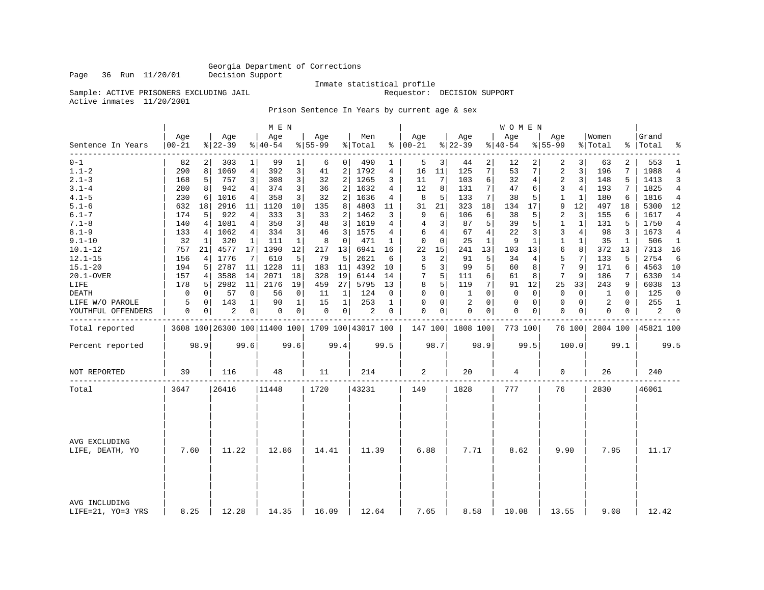Georgia Department of Corrections
Decision Support

Inmate statistical profile

Sample: ACTIVE PRISONERS EXCLUDING JAIL    Requestor: DECISION SUPPORT
Active inmates 11/20/2001

Prison Sentence In Years by current age & sex

| Sentence In Years | MEN Age 00-21 | % | Age 22-39 | % | Age 40-54 | % | Age 55-99 | % | Men Total | % | WOMEN Age 00-21 | % | Age 22-39 | % | Age 40-54 | % | Age 55-99 | % | Women Total | % | Grand Total | % |
|---|---|---|---|---|---|---|---|---|---|---|---|---|---|---|---|---|---|---|---|---|---|---|
| 0-1 | 82 | 2 | 303 | 1 | 99 | 1 | 6 | 0 | 490 | 1 | 5 | 3 | 44 | 2 | 12 | 2 | 2 | 3 | 63 | 2 | 553 | 1 |
| 1.1-2 | 290 | 8 | 1069 | 4 | 392 | 3 | 41 | 2 | 1792 | 4 | 16 | 11 | 125 | 7 | 53 | 7 | 2 | 3 | 196 | 7 | 1988 | 4 |
| 2.1-3 | 168 | 5 | 757 | 3 | 308 | 3 | 32 | 2 | 1265 | 3 | 11 | 7 | 103 | 6 | 32 | 4 | 2 | 3 | 148 | 5 | 1413 | 3 |
| 3.1-4 | 280 | 8 | 942 | 4 | 374 | 3 | 36 | 2 | 1632 | 4 | 12 | 8 | 131 | 7 | 47 | 6 | 3 | 4 | 193 | 7 | 1825 | 4 |
| 4.1-5 | 230 | 6 | 1016 | 4 | 358 | 3 | 32 | 2 | 1636 | 4 | 8 | 5 | 133 | 7 | 38 | 5 | 1 | 1 | 180 | 6 | 1816 | 4 |
| 5.1-6 | 632 | 18 | 2916 | 11 | 1120 | 10 | 135 | 8 | 4803 | 11 | 31 | 21 | 323 | 18 | 134 | 17 | 9 | 12 | 497 | 18 | 5300 | 12 |
| 6.1-7 | 174 | 5 | 922 | 4 | 333 | 3 | 33 | 2 | 1462 | 3 | 9 | 6 | 106 | 6 | 38 | 5 | 2 | 3 | 155 | 6 | 1617 | 4 |
| 7.1-8 | 140 | 4 | 1081 | 4 | 350 | 3 | 48 | 3 | 1619 | 4 | 4 | 3 | 87 | 5 | 39 | 5 | 1 | 1 | 131 | 5 | 1750 | 4 |
| 8.1-9 | 133 | 4 | 1062 | 4 | 334 | 3 | 46 | 3 | 1575 | 4 | 6 | 4 | 67 | 4 | 22 | 3 | 3 | 4 | 98 | 3 | 1673 | 4 |
| 9.1-10 | 32 | 1 | 320 | 1 | 111 | 1 | 8 | 0 | 471 | 1 | 0 | 0 | 25 | 1 | 9 | 1 | 1 | 1 | 35 | 1 | 506 | 1 |
| 10.1-12 | 757 | 21 | 4577 | 17 | 1390 | 12 | 217 | 13 | 6941 | 16 | 22 | 15 | 241 | 13 | 103 | 13 | 6 | 8 | 372 | 13 | 7313 | 16 |
| 12.1-15 | 156 | 4 | 1776 | 7 | 610 | 5 | 79 | 5 | 2621 | 6 | 3 | 2 | 91 | 5 | 34 | 4 | 5 | 7 | 133 | 5 | 2754 | 6 |
| 15.1-20 | 194 | 5 | 2787 | 11 | 1228 | 11 | 183 | 11 | 4392 | 10 | 5 | 3 | 99 | 5 | 60 | 8 | 7 | 9 | 171 | 6 | 4563 | 10 |
| 20.1-OVER | 157 | 4 | 3588 | 14 | 2071 | 18 | 328 | 19 | 6144 | 14 | 7 | 5 | 111 | 6 | 61 | 8 | 7 | 9 | 186 | 7 | 6330 | 14 |
| LIFE | 178 | 5 | 2982 | 11 | 2176 | 19 | 459 | 27 | 5795 | 13 | 8 | 5 | 119 | 7 | 91 | 12 | 25 | 33 | 243 | 9 | 6038 | 13 |
| DEATH | 0 | 0 | 57 | 0 | 56 | 0 | 11 | 1 | 124 | 0 | 0 | 0 | 1 | 0 | 0 | 0 | 0 | 0 | 1 | 0 | 125 | 0 |
| LIFE W/O PAROLE | 5 | 0 | 143 | 1 | 90 | 1 | 15 | 1 | 253 | 1 | 0 | 0 | 2 | 0 | 0 | 0 | 0 | 0 | 2 | 0 | 255 | 1 |
| YOUTHFUL OFFENDERS | 0 | 0 | 2 | 0 | 0 | 0 | 0 | 0 | 2 | 0 | 0 | 0 | 0 | 0 | 0 | 0 | 0 | 0 | 0 | 0 | 2 | 0 |
| Total reported | 3608 | 100 | 26300 | 100 | 11400 | 100 | 1709 | 100 | 43017 | 100 | 147 | 100 | 1808 | 100 | 773 | 100 | 76 | 100 | 2804 | 100 | 45821 | 100 |
| Percent reported | | 98.9 | | 99.6 | | 99.6 | | 99.4 | | 99.5 | | 98.7 | | 98.9 | | 99.5 | | 100.0 | | 99.1 | | 99.5 |
| NOT REPORTED | 39 | | 116 | | 48 | | 11 | | 214 | | 2 | | 20 | | 4 | | 0 | | 26 | | 240 | |
| Total | 3647 | | 26416 | | 11448 | | 1720 | | 43231 | | 149 | | 1828 | | 777 | | 76 | | 2830 | | 46061 | |
| AVG EXCLUDING LIFE, DEATH, YO | 7.60 | | 11.22 | | 12.86 | | 14.41 | | 11.39 | | 6.88 | | 7.71 | | 8.62 | | 9.90 | | 7.95 | | 11.17 | |
| AVG INCLUDING LIFE=21, YO=3 YRS | 8.25 | | 12.28 | | 14.35 | | 16.09 | | 12.64 | | 7.65 | | 8.58 | | 10.08 | | 13.55 | | 9.08 | | 12.42 | |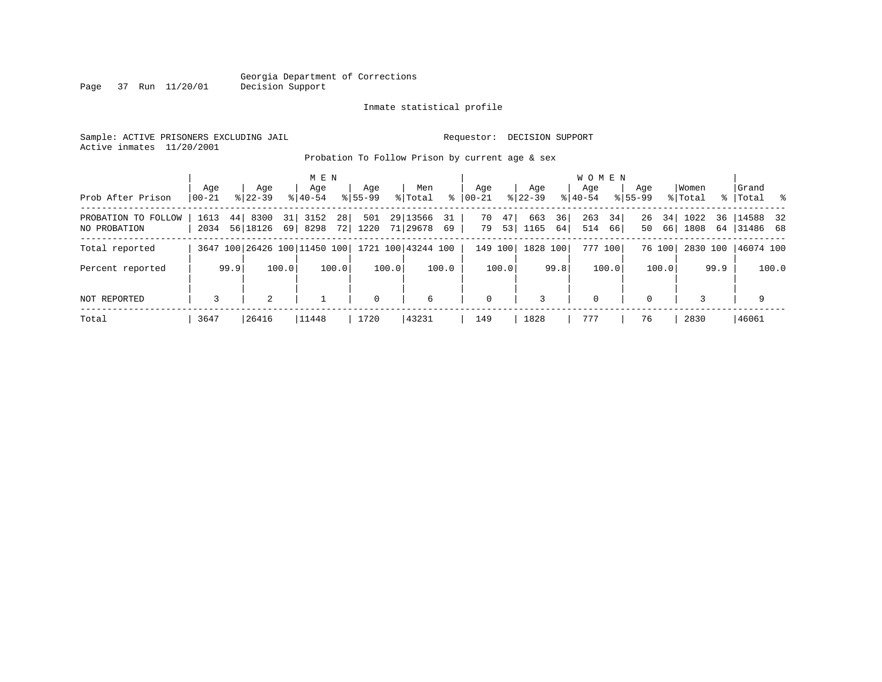Georgia Department of Corrections
Decision Support

Inmate statistical profile

Sample: ACTIVE PRISONERS EXCLUDING JAIL

Requestor: DECISION SUPPORT

Active inmates 11/20/2001

Probation To Follow Prison by current age & sex

| Prob After Prison | MEN Age 00-21 | % | Age 22-39 | % | Age 40-54 | % | Age 55-99 | % | Men Total | % | WOMEN Age 00-21 | % | Age 22-39 | % | Age 40-54 | % | Age 55-99 | % | Women Total | % | Grand Total | % |
|---|---|---|---|---|---|---|---|---|---|---|---|---|---|---|---|---|---|---|---|---|---|---|
| PROBATION TO FOLLOW | 1613 | 44 | 8300 | 31 | 3152 | 28 | 501 | 29 | 13566 | 31 | 70 | 47 | 663 | 36 | 263 | 34 | 26 | 34 | 1022 | 36 | 14588 | 32 |
| NO PROBATION | 2034 | 56 | 18126 | 69 | 8298 | 72 | 1220 | 71 | 29678 | 69 | 79 | 53 | 1165 | 64 | 514 | 66 | 50 | 66 | 1808 | 64 | 31486 | 68 |
| Total reported | 3647 | 100 | 26426 | 100 | 11450 | 100 | 1721 | 100 | 43244 | 100 | 149 | 100 | 1828 | 100 | 777 | 100 | 76 | 100 | 2830 | 100 | 46074 | 100 |
| Percent reported | | 99.9 | | 100.0 | | 100.0 | | 100.0 | | 100.0 | | 100.0 | | 99.8 | | 100.0 | | 100.0 | | 99.9 | | 100.0 |
| NOT REPORTED | 3 | | 2 | | 1 | | 0 | | 6 | | 0 | | 3 | | 0 | | 0 | | 3 | | 9 | |
| Total | 3647 | | 26416 | | 11448 | | 1720 | | 43231 | | 149 | | 1828 | | 777 | | 76 | | 2830 | | 46061 | |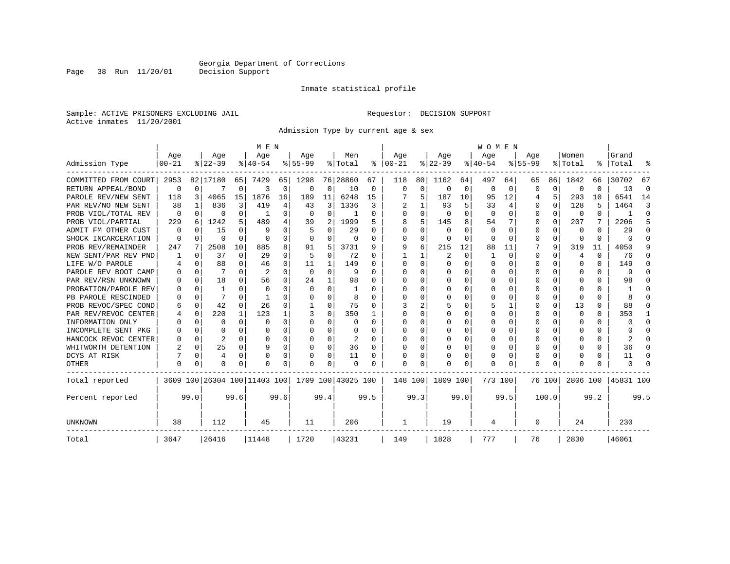Georgia Department of Corrections
Decision Support

Inmate statistical profile

Sample: ACTIVE PRISONERS EXCLUDING JAIL                    Requestor: DECISION SUPPORT
Active inmates 11/20/2001

Admission Type by current age & sex

| Admission Type | MEN Age 00-21 | % | Age 22-39 | % | Age 40-54 | % | Age 55-99 | % | Men Total | % | WOMEN Age 00-21 | % | Age 22-39 | % | Age 40-54 | % | Age 55-99 | % | Women Total | % | Grand Total | % |
|---|---|---|---|---|---|---|---|---|---|---|---|---|---|---|---|---|---|---|---|---|---|---|
| COMMITTED FROM COURT | 2953 | 82 | 17180 | 65 | 7429 | 65 | 1298 | 76 | 28860 | 67 | 118 | 80 | 1162 | 64 | 497 | 64 | 65 | 86 | 1842 | 66 | 30702 | 67 |
| RETURN APPEAL/BOND | 0 | 0 | 7 | 0 | 3 | 0 | 0 | 0 | 10 | 0 | 0 | 0 | 0 | 0 | 0 | 0 | 0 | 0 | 0 | 0 | 10 | 0 |
| PAROLE REV/NEW SENT | 118 | 3 | 4065 | 15 | 1876 | 16 | 189 | 11 | 6248 | 15 | 7 | 5 | 187 | 10 | 95 | 12 | 4 | 5 | 293 | 10 | 6541 | 14 |
| PAR REV/NO NEW SENT | 38 | 1 | 836 | 3 | 419 | 4 | 43 | 3 | 1336 | 3 | 2 | 1 | 93 | 5 | 33 | 4 | 0 | 0 | 128 | 5 | 1464 | 3 |
| PROB VIOL/TOTAL REV | 0 | 0 | 0 | 0 | 1 | 0 | 0 | 0 | 1 | 0 | 0 | 0 | 0 | 0 | 0 | 0 | 0 | 0 | 0 | 0 | 1 | 0 |
| PROB VIOL/PARTIAL | 229 | 6 | 1242 | 5 | 489 | 4 | 39 | 2 | 1999 | 5 | 8 | 5 | 145 | 8 | 54 | 7 | 0 | 0 | 207 | 7 | 2206 | 5 |
| ADMIT FM OTHER CUST | 0 | 0 | 15 | 0 | 9 | 0 | 5 | 0 | 29 | 0 | 0 | 0 | 0 | 0 | 0 | 0 | 0 | 0 | 0 | 0 | 29 | 0 |
| SHOCK INCARCERATION | 0 | 0 | 0 | 0 | 0 | 0 | 0 | 0 | 0 | 0 | 0 | 0 | 0 | 0 | 0 | 0 | 0 | 0 | 0 | 0 | 0 | 0 |
| PROB REV/REMAINDER | 247 | 7 | 2508 | 10 | 885 | 8 | 91 | 5 | 3731 | 9 | 9 | 6 | 215 | 12 | 88 | 11 | 7 | 9 | 319 | 11 | 4050 | 9 |
| NEW SENT/PAR REV PND | 1 | 0 | 37 | 0 | 29 | 0 | 5 | 0 | 72 | 0 | 1 | 1 | 2 | 0 | 1 | 0 | 0 | 0 | 4 | 0 | 76 | 0 |
| LIFE W/O PAROLE | 4 | 0 | 88 | 0 | 46 | 0 | 11 | 1 | 149 | 0 | 0 | 0 | 0 | 0 | 0 | 0 | 0 | 0 | 0 | 0 | 149 | 0 |
| PAROLE REV BOOT CAMP | 0 | 0 | 7 | 0 | 2 | 0 | 0 | 0 | 9 | 0 | 0 | 0 | 0 | 0 | 0 | 0 | 0 | 0 | 0 | 0 | 9 | 0 |
| PAR REV/RSN UNKNOWN | 0 | 0 | 18 | 0 | 56 | 0 | 24 | 1 | 98 | 0 | 0 | 0 | 0 | 0 | 0 | 0 | 0 | 0 | 0 | 0 | 98 | 0 |
| PROBATION/PAROLE REV | 0 | 0 | 1 | 0 | 0 | 0 | 0 | 0 | 1 | 0 | 0 | 0 | 0 | 0 | 0 | 0 | 0 | 0 | 0 | 0 | 1 | 0 |
| PB PAROLE RESCINDED | 0 | 0 | 7 | 0 | 1 | 0 | 0 | 0 | 8 | 0 | 0 | 0 | 0 | 0 | 0 | 0 | 0 | 0 | 0 | 0 | 8 | 0 |
| PROB REVOC/SPEC COND | 6 | 0 | 42 | 0 | 26 | 0 | 1 | 0 | 75 | 0 | 3 | 2 | 5 | 0 | 5 | 1 | 0 | 0 | 13 | 0 | 88 | 0 |
| PAR REV/REVOC CENTER | 4 | 0 | 220 | 1 | 123 | 1 | 3 | 0 | 350 | 1 | 0 | 0 | 0 | 0 | 0 | 0 | 0 | 0 | 0 | 0 | 350 | 1 |
| INFORMATION ONLY | 0 | 0 | 0 | 0 | 0 | 0 | 0 | 0 | 0 | 0 | 0 | 0 | 0 | 0 | 0 | 0 | 0 | 0 | 0 | 0 | 0 | 0 |
| INCOMPLETE SENT PKG | 0 | 0 | 0 | 0 | 0 | 0 | 0 | 0 | 0 | 0 | 0 | 0 | 0 | 0 | 0 | 0 | 0 | 0 | 0 | 0 | 0 | 0 |
| HANCOCK REVOC CENTER | 0 | 0 | 2 | 0 | 0 | 0 | 0 | 0 | 2 | 0 | 0 | 0 | 0 | 0 | 0 | 0 | 0 | 0 | 0 | 0 | 2 | 0 |
| WHITWORTH DETENTION | 2 | 0 | 25 | 0 | 9 | 0 | 0 | 0 | 36 | 0 | 0 | 0 | 0 | 0 | 0 | 0 | 0 | 0 | 0 | 0 | 36 | 0 |
| DCYS AT RISK | 7 | 0 | 4 | 0 | 0 | 0 | 0 | 0 | 11 | 0 | 0 | 0 | 0 | 0 | 0 | 0 | 0 | 0 | 0 | 0 | 11 | 0 |
| OTHER | 0 | 0 | 0 | 0 | 0 | 0 | 0 | 0 | 0 | 0 | 0 | 0 | 0 | 0 | 0 | 0 | 0 | 0 | 0 | 0 | 0 | 0 |
| Total reported | 3609 | 100 | 26304 | 100 | 11403 | 100 | 1709 | 100 | 43025 | 100 | 148 | 100 | 1809 | 100 | 773 | 100 | 76 | 100 | 2806 | 100 | 45831 | 100 |
| Percent reported | | 99.0 | | 99.6 | | 99.6 | | 99.4 | | 99.5 | | 99.3 | | 99.0 | | 99.5 | | 100.0 | | 99.2 | | 99.5 |
| UNKNOWN | 38 | | 112 | | 45 | | 11 | | 206 | | 1 | | 19 | | 4 | | 0 | | 24 | | 230 | |
| Total | 3647 | | 26416 | | 11448 | | 1720 | | 43231 | | 149 | | 1828 | | 777 | | 76 | | 2830 | | 46061 | |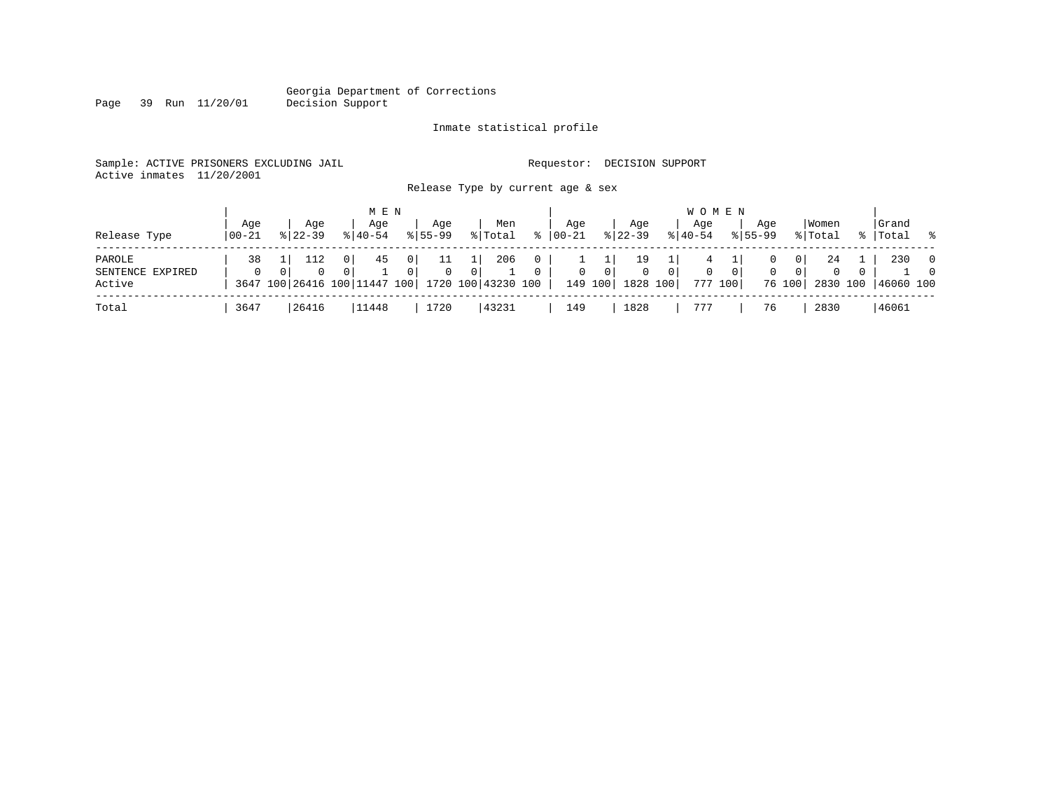Georgia Department of Corrections
Decision Support

Inmate statistical profile

Sample: ACTIVE PRISONERS EXCLUDING JAIL

Requestor: DECISION SUPPORT

Active inmates 11/20/2001

Release Type by current age & sex

| Release Type | MEN Age 00-21 | % | Age 22-39 | % | Age 40-54 | % | Age 55-99 | % | Men Total | % | WOMEN Age 00-21 | % | Age 22-39 | % | Age 40-54 | % | Age 55-99 | % | Women Total | % | Grand Total | % |
|---|---|---|---|---|---|---|---|---|---|---|---|---|---|---|---|---|---|---|---|---|---|---|
| PAROLE | 38 | 1 | 112 | 0 | 45 | 0 | 11 | 1 | 206 | 0 | 1 | 1 | 19 | 1 | 4 | 1 | 0 | 0 | 24 | 1 | 230 | 0 |
| SENTENCE EXPIRED | 0 | 0 | 0 | 0 | 1 | 0 | 0 | 0 | 1 | 0 | 0 | 0 | 0 | 0 | 0 | 0 | 0 | 0 | 0 | 0 | 1 | 0 |
| Active | 3647 | 100 | 26416 | 100 | 11447 | 100 | 1720 | 100 | 43230 | 100 | 149 | 100 | 1828 | 100 | 777 | 100 | 76 | 100 | 2830 | 100 | 46060 | 100 |
| Total | 3647 | | 26416 | | 11448 | | 1720 | | 43231 | | 149 | | 1828 | | 777 | | 76 | | 2830 | | 46061 | |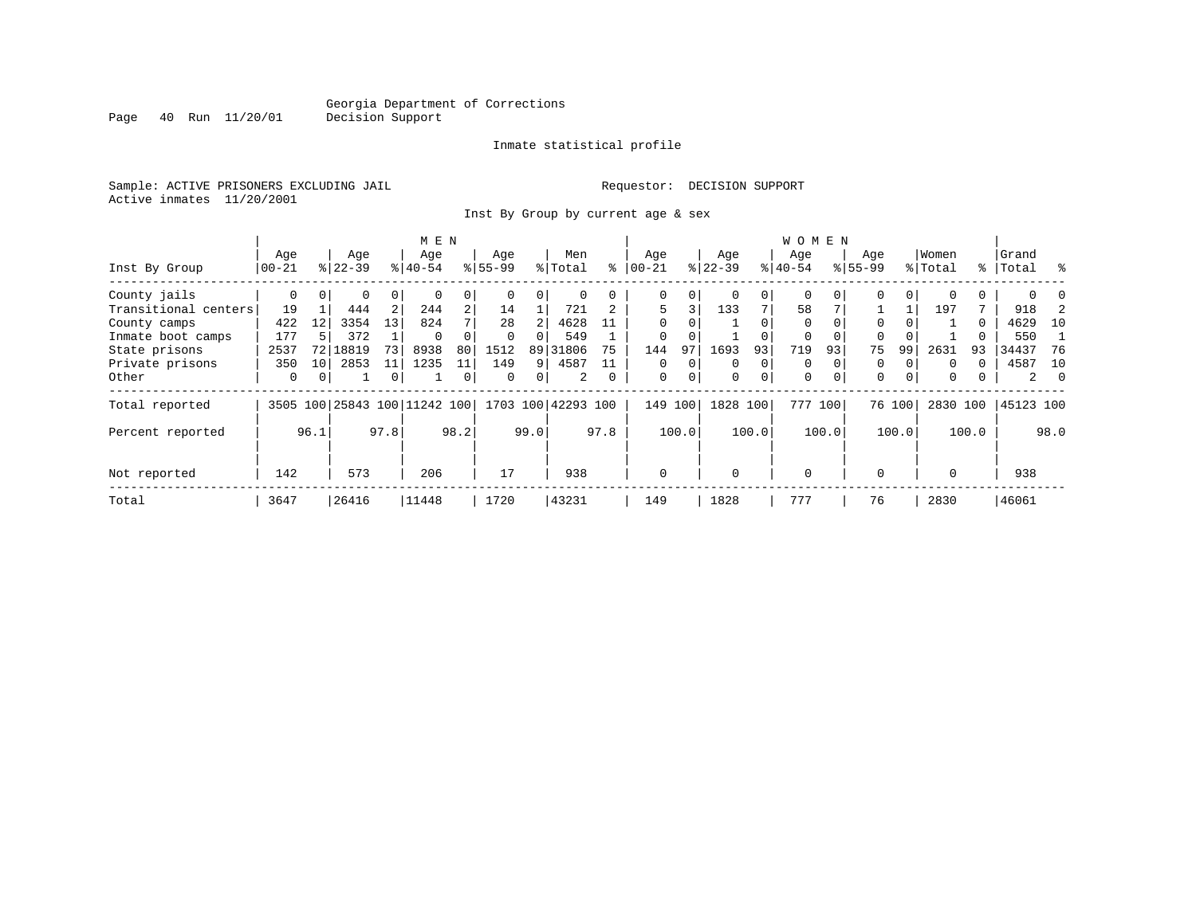Georgia Department of Corrections
Decision Support

Inmate statistical profile

Sample: ACTIVE PRISONERS EXCLUDING JAIL

Requestor: DECISION SUPPORT

Active inmates 11/20/2001

Inst By Group by current age & sex

| Inst By Group | MEN Age 00-21 | % | Age 22-39 | % | Age 40-54 | % | Age 55-99 | % | Men Total | % | WOMEN Age 00-21 | % | Age 22-39 | % | Age 40-54 | % | Age 55-99 | % | Women Total | % | Grand Total | % |
|---|---|---|---|---|---|---|---|---|---|---|---|---|---|---|---|---|---|---|---|---|---|---|
| County jails | 0 | 0 | 0 | 0 | 0 | 0 | 0 | 0 | 0 | 0 | 0 | 0 | 0 | 0 | 0 | 0 | 0 | 0 | 0 | 0 | 0 | 0 |
| Transitional centers | 19 | 1 | 444 | 2 | 244 | 2 | 14 | 1 | 721 | 2 | 5 | 3 | 133 | 7 | 58 | 7 | 1 | 1 | 197 | 7 | 918 | 2 |
| County camps | 422 | 12 | 3354 | 13 | 824 | 7 | 28 | 2 | 4628 | 11 | 0 | 0 | 1 | 0 | 0 | 0 | 0 | 0 | 1 | 0 | 4629 | 10 |
| Inmate boot camps | 177 | 5 | 372 | 1 | 0 | 0 | 0 | 0 | 549 | 1 | 0 | 0 | 1 | 0 | 0 | 0 | 0 | 0 | 1 | 0 | 550 | 1 |
| State prisons | 2537 | 72 | 18819 | 73 | 8938 | 80 | 1512 | 89 | 31806 | 75 | 144 | 97 | 1693 | 93 | 719 | 93 | 75 | 99 | 2631 | 93 | 34437 | 76 |
| Private prisons | 350 | 10 | 2853 | 11 | 1235 | 11 | 149 | 9 | 4587 | 11 | 0 | 0 | 0 | 0 | 0 | 0 | 0 | 0 | 0 | 0 | 4587 | 10 |
| Other | 0 | 0 | 1 | 0 | 1 | 0 | 0 | 0 | 2 | 0 | 0 | 0 | 0 | 0 | 0 | 0 | 0 | 0 | 0 | 0 | 2 | 0 |
| Total reported | 3505 | 100 | 25843 | 100 | 11242 | 100 | 1703 | 100 | 42293 | 100 | 149 | 100 | 1828 | 100 | 777 | 100 | 76 | 100 | 2830 | 100 | 45123 | 100 |
| Percent reported | | 96.1 | | 97.8 | | 98.2 | | 99.0 | | 97.8 | | 100.0 | | 100.0 | | 100.0 | | 100.0 | | 100.0 | | 98.0 |
| Not reported | 142 | | 573 | | 206 | | 17 | | 938 | | 0 | | 0 | | 0 | | 0 | | 0 | | 938 | |
| Total | 3647 | | 26416 | | 11448 | | 1720 | | 43231 | | 149 | | 1828 | | 777 | | 76 | | 2830 | | 46061 | |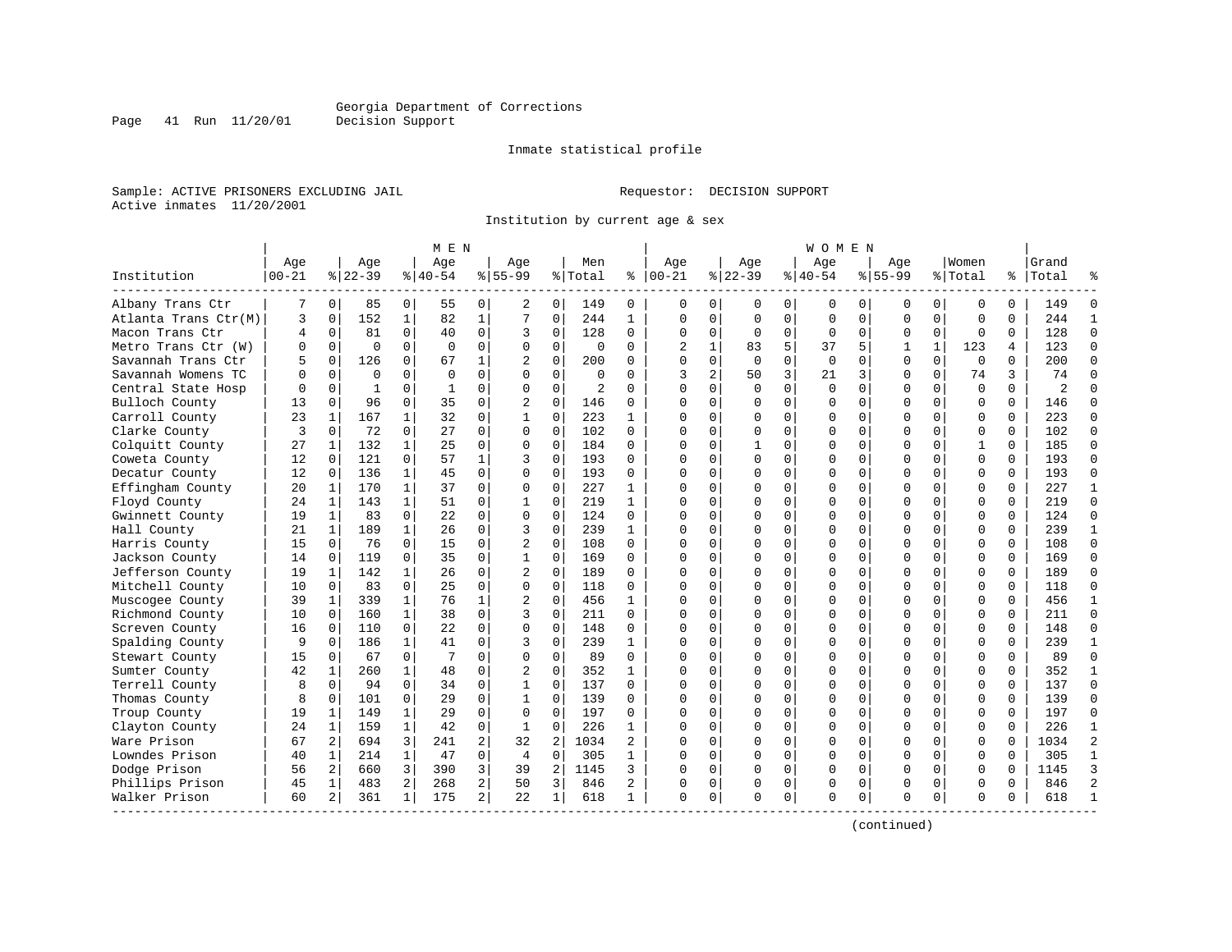Georgia Department of Corrections
Decision Support

Inmate statistical profile

Sample: ACTIVE PRISONERS EXCLUDING JAIL

Requestor: DECISION SUPPORT

Active inmates 11/20/2001

Institution by current age & sex

| Institution | MEN Age 00-21 | % | Age 22-39 | % | Age 40-54 | % | Age 55-99 | % | Men Total | % | WOMEN Age 00-21 | % | Age 22-39 | % | Age 40-54 | % | Age 55-99 | % | Women Total | % | Grand Total | % |
|---|---|---|---|---|---|---|---|---|---|---|---|---|---|---|---|---|---|---|---|---|---|---|
| Albany Trans Ctr | 7 | 0 | 85 | 0 | 55 | 0 | 2 | 0 | 149 | 0 | 0 | 0 | 0 | 0 | 0 | 0 | 0 | 0 | 0 | 0 | 149 | 0 |
| Atlanta Trans Ctr(M) | 3 | 0 | 152 | 1 | 82 | 1 | 7 | 0 | 244 | 1 | 0 | 0 | 0 | 0 | 0 | 0 | 0 | 0 | 0 | 0 | 244 | 1 |
| Macon Trans Ctr | 4 | 0 | 81 | 0 | 40 | 0 | 3 | 0 | 128 | 0 | 0 | 0 | 0 | 0 | 0 | 0 | 0 | 0 | 0 | 0 | 128 | 0 |
| Metro Trans Ctr (W) | 0 | 0 | 0 | 0 | 0 | 0 | 0 | 0 | 0 | 0 | 2 | 1 | 83 | 5 | 37 | 5 | 1 | 1 | 123 | 4 | 123 | 0 |
| Savannah Trans Ctr | 5 | 0 | 126 | 0 | 67 | 1 | 2 | 0 | 200 | 0 | 0 | 0 | 0 | 0 | 0 | 0 | 0 | 0 | 0 | 0 | 200 | 0 |
| Savannah Womens TC | 0 | 0 | 0 | 0 | 0 | 0 | 0 | 0 | 0 | 0 | 3 | 2 | 50 | 3 | 21 | 3 | 0 | 0 | 74 | 3 | 74 | 0 |
| Central State Hosp | 0 | 0 | 1 | 0 | 1 | 0 | 0 | 0 | 2 | 0 | 0 | 0 | 0 | 0 | 0 | 0 | 0 | 0 | 0 | 0 | 2 | 0 |
| Bulloch County | 13 | 0 | 96 | 0 | 35 | 0 | 2 | 0 | 146 | 0 | 0 | 0 | 0 | 0 | 0 | 0 | 0 | 0 | 0 | 0 | 146 | 0 |
| Carroll County | 23 | 1 | 167 | 1 | 32 | 0 | 1 | 0 | 223 | 1 | 0 | 0 | 0 | 0 | 0 | 0 | 0 | 0 | 0 | 0 | 223 | 0 |
| Clarke County | 3 | 0 | 72 | 0 | 27 | 0 | 0 | 0 | 102 | 0 | 0 | 0 | 0 | 0 | 0 | 0 | 0 | 0 | 0 | 0 | 102 | 0 |
| Colquitt County | 27 | 1 | 132 | 1 | 25 | 0 | 0 | 0 | 184 | 0 | 0 | 0 | 1 | 0 | 0 | 0 | 0 | 0 | 1 | 0 | 185 | 0 |
| Coweta County | 12 | 0 | 121 | 0 | 57 | 1 | 3 | 0 | 193 | 0 | 0 | 0 | 0 | 0 | 0 | 0 | 0 | 0 | 0 | 0 | 193 | 0 |
| Decatur County | 12 | 0 | 136 | 1 | 45 | 0 | 0 | 0 | 193 | 0 | 0 | 0 | 0 | 0 | 0 | 0 | 0 | 0 | 0 | 0 | 193 | 0 |
| Effingham County | 20 | 1 | 170 | 1 | 37 | 0 | 0 | 0 | 227 | 1 | 0 | 0 | 0 | 0 | 0 | 0 | 0 | 0 | 0 | 0 | 227 | 1 |
| Floyd County | 24 | 1 | 143 | 1 | 51 | 0 | 1 | 0 | 219 | 1 | 0 | 0 | 0 | 0 | 0 | 0 | 0 | 0 | 0 | 0 | 219 | 0 |
| Gwinnett County | 19 | 1 | 83 | 0 | 22 | 0 | 0 | 0 | 124 | 0 | 0 | 0 | 0 | 0 | 0 | 0 | 0 | 0 | 0 | 0 | 124 | 0 |
| Hall County | 21 | 1 | 189 | 1 | 26 | 0 | 3 | 0 | 239 | 1 | 0 | 0 | 0 | 0 | 0 | 0 | 0 | 0 | 0 | 0 | 239 | 1 |
| Harris County | 15 | 0 | 76 | 0 | 15 | 0 | 2 | 0 | 108 | 0 | 0 | 0 | 0 | 0 | 0 | 0 | 0 | 0 | 0 | 0 | 108 | 0 |
| Jackson County | 14 | 0 | 119 | 0 | 35 | 0 | 1 | 0 | 169 | 0 | 0 | 0 | 0 | 0 | 0 | 0 | 0 | 0 | 0 | 0 | 169 | 0 |
| Jefferson County | 19 | 1 | 142 | 1 | 26 | 0 | 2 | 0 | 189 | 0 | 0 | 0 | 0 | 0 | 0 | 0 | 0 | 0 | 0 | 0 | 189 | 0 |
| Mitchell County | 10 | 0 | 83 | 0 | 25 | 0 | 0 | 0 | 118 | 0 | 0 | 0 | 0 | 0 | 0 | 0 | 0 | 0 | 0 | 0 | 118 | 0 |
| Muscogee County | 39 | 1 | 339 | 1 | 76 | 1 | 2 | 0 | 456 | 1 | 0 | 0 | 0 | 0 | 0 | 0 | 0 | 0 | 0 | 0 | 456 | 1 |
| Richmond County | 10 | 0 | 160 | 1 | 38 | 0 | 3 | 0 | 211 | 0 | 0 | 0 | 0 | 0 | 0 | 0 | 0 | 0 | 0 | 0 | 211 | 0 |
| Screven County | 16 | 0 | 110 | 0 | 22 | 0 | 0 | 0 | 148 | 0 | 0 | 0 | 0 | 0 | 0 | 0 | 0 | 0 | 0 | 0 | 148 | 0 |
| Spalding County | 9 | 0 | 186 | 1 | 41 | 0 | 3 | 0 | 239 | 1 | 0 | 0 | 0 | 0 | 0 | 0 | 0 | 0 | 0 | 0 | 239 | 1 |
| Stewart County | 15 | 0 | 67 | 0 | 7 | 0 | 0 | 0 | 89 | 0 | 0 | 0 | 0 | 0 | 0 | 0 | 0 | 0 | 0 | 0 | 89 | 0 |
| Sumter County | 42 | 1 | 260 | 1 | 48 | 0 | 2 | 0 | 352 | 1 | 0 | 0 | 0 | 0 | 0 | 0 | 0 | 0 | 0 | 0 | 352 | 1 |
| Terrell County | 8 | 0 | 94 | 0 | 34 | 0 | 1 | 0 | 137 | 0 | 0 | 0 | 0 | 0 | 0 | 0 | 0 | 0 | 0 | 0 | 137 | 0 |
| Thomas County | 8 | 0 | 101 | 0 | 29 | 0 | 1 | 0 | 139 | 0 | 0 | 0 | 0 | 0 | 0 | 0 | 0 | 0 | 0 | 0 | 139 | 0 |
| Troup County | 19 | 1 | 149 | 1 | 29 | 0 | 0 | 0 | 197 | 0 | 0 | 0 | 0 | 0 | 0 | 0 | 0 | 0 | 0 | 0 | 197 | 0 |
| Clayton County | 24 | 1 | 159 | 1 | 42 | 0 | 1 | 0 | 226 | 1 | 0 | 0 | 0 | 0 | 0 | 0 | 0 | 0 | 0 | 0 | 226 | 1 |
| Ware Prison | 67 | 2 | 694 | 3 | 241 | 2 | 32 | 2 | 1034 | 2 | 0 | 0 | 0 | 0 | 0 | 0 | 0 | 0 | 0 | 0 | 1034 | 2 |
| Lowndes Prison | 40 | 1 | 214 | 1 | 47 | 0 | 4 | 0 | 305 | 1 | 0 | 0 | 0 | 0 | 0 | 0 | 0 | 0 | 0 | 0 | 305 | 1 |
| Dodge Prison | 56 | 2 | 660 | 3 | 390 | 3 | 39 | 2 | 1145 | 3 | 0 | 0 | 0 | 0 | 0 | 0 | 0 | 0 | 0 | 0 | 1145 | 3 |
| Phillips Prison | 45 | 1 | 483 | 2 | 268 | 2 | 50 | 3 | 846 | 2 | 0 | 0 | 0 | 0 | 0 | 0 | 0 | 0 | 0 | 0 | 846 | 2 |
| Walker Prison | 60 | 2 | 361 | 1 | 175 | 2 | 22 | 1 | 618 | 1 | 0 | 0 | 0 | 0 | 0 | 0 | 0 | 0 | 0 | 0 | 618 | 1 |

(continued)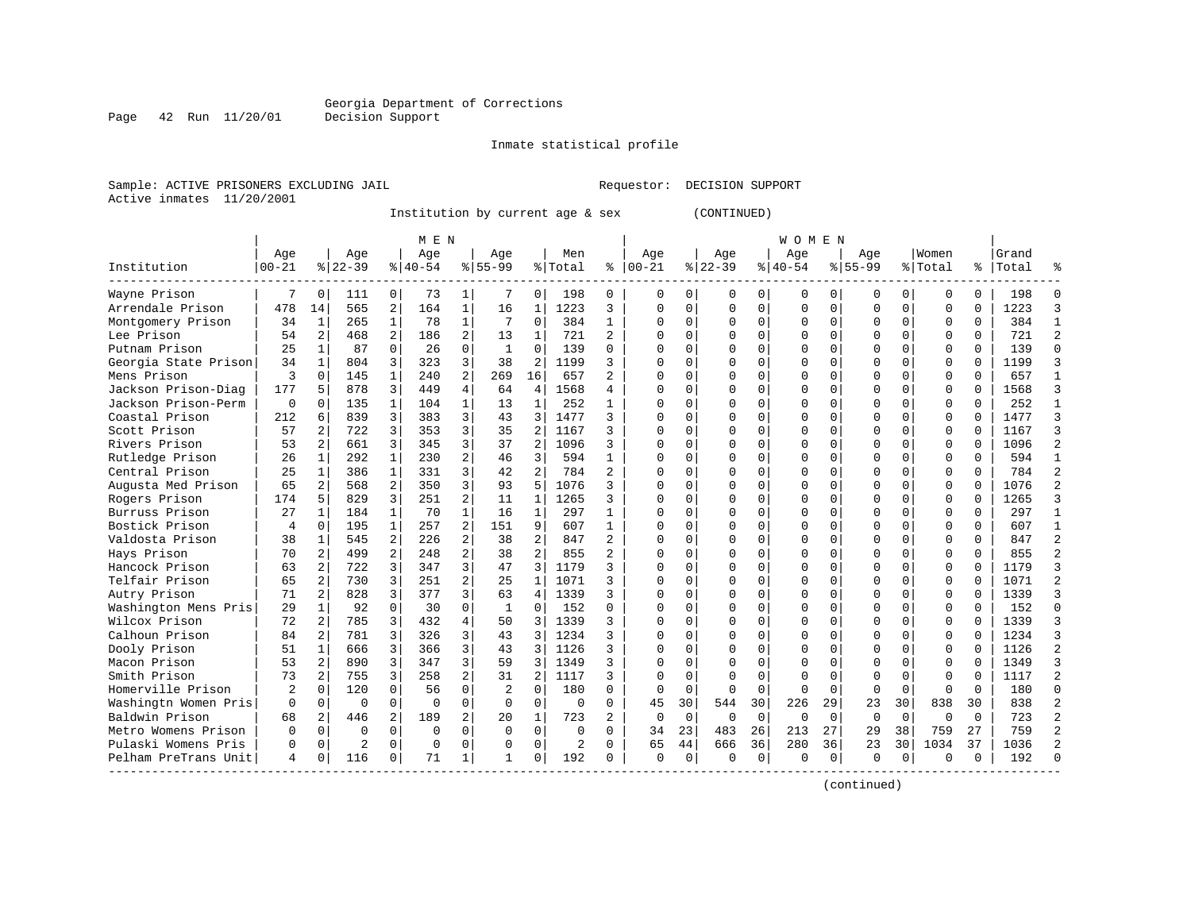Georgia Department of Corrections
Decision Support

Inmate statistical profile

Sample: ACTIVE PRISONERS EXCLUDING JAIL    Requestor: DECISION SUPPORT
Active inmates 11/20/2001

Institution by current age & sex (CONTINUED)

| Institution | MEN Age 00-21 | % | Age 22-39 | % | Age 40-54 | % | Age 55-99 | % | Men Total | % | WOMEN Age 00-21 | % | Age 22-39 | % | Age 40-54 | % | Age 55-99 | % | Women Total | % | Grand Total | % |
|---|---|---|---|---|---|---|---|---|---|---|---|---|---|---|---|---|---|---|---|---|---|---|
| Wayne Prison | 7 | 0 | 111 | 0 | 73 | 1 | 7 | 0 | 198 | 0 | 0 | 0 | 0 | 0 | 0 | 0 | 0 | 0 | 0 | 0 | 198 | 0 |
| Arrendale Prison | 478 | 14 | 565 | 2 | 164 | 1 | 16 | 1 | 1223 | 3 | 0 | 0 | 0 | 0 | 0 | 0 | 0 | 0 | 0 | 0 | 1223 | 3 |
| Montgomery Prison | 34 | 1 | 265 | 1 | 78 | 1 | 7 | 0 | 384 | 1 | 0 | 0 | 0 | 0 | 0 | 0 | 0 | 0 | 0 | 0 | 384 | 1 |
| Lee Prison | 54 | 2 | 468 | 2 | 186 | 2 | 13 | 1 | 721 | 2 | 0 | 0 | 0 | 0 | 0 | 0 | 0 | 0 | 0 | 0 | 721 | 2 |
| Putnam Prison | 25 | 1 | 87 | 0 | 26 | 0 | 1 | 0 | 139 | 0 | 0 | 0 | 0 | 0 | 0 | 0 | 0 | 0 | 0 | 0 | 139 | 0 |
| Georgia State Prison | 34 | 1 | 804 | 3 | 323 | 3 | 38 | 2 | 1199 | 3 | 0 | 0 | 0 | 0 | 0 | 0 | 0 | 0 | 0 | 0 | 1199 | 3 |
| Mens Prison | 3 | 0 | 145 | 1 | 240 | 2 | 269 | 16 | 657 | 2 | 0 | 0 | 0 | 0 | 0 | 0 | 0 | 0 | 0 | 0 | 657 | 1 |
| Jackson Prison-Diag | 177 | 5 | 878 | 3 | 449 | 4 | 64 | 4 | 1568 | 4 | 0 | 0 | 0 | 0 | 0 | 0 | 0 | 0 | 0 | 0 | 1568 | 3 |
| Jackson Prison-Perm | 0 | 0 | 135 | 1 | 104 | 1 | 13 | 1 | 252 | 1 | 0 | 0 | 0 | 0 | 0 | 0 | 0 | 0 | 0 | 0 | 252 | 1 |
| Coastal Prison | 212 | 6 | 839 | 3 | 383 | 3 | 43 | 3 | 1477 | 3 | 0 | 0 | 0 | 0 | 0 | 0 | 0 | 0 | 0 | 0 | 1477 | 3 |
| Scott Prison | 57 | 2 | 722 | 3 | 353 | 3 | 35 | 2 | 1167 | 3 | 0 | 0 | 0 | 0 | 0 | 0 | 0 | 0 | 0 | 0 | 1167 | 3 |
| Rivers Prison | 53 | 2 | 661 | 3 | 345 | 3 | 37 | 2 | 1096 | 3 | 0 | 0 | 0 | 0 | 0 | 0 | 0 | 0 | 0 | 0 | 1096 | 2 |
| Rutledge Prison | 26 | 1 | 292 | 1 | 230 | 2 | 46 | 3 | 594 | 1 | 0 | 0 | 0 | 0 | 0 | 0 | 0 | 0 | 0 | 0 | 594 | 1 |
| Central Prison | 25 | 1 | 386 | 1 | 331 | 3 | 42 | 2 | 784 | 2 | 0 | 0 | 0 | 0 | 0 | 0 | 0 | 0 | 0 | 0 | 784 | 2 |
| Augusta Med Prison | 65 | 2 | 568 | 2 | 350 | 3 | 93 | 5 | 1076 | 3 | 0 | 0 | 0 | 0 | 0 | 0 | 0 | 0 | 0 | 0 | 1076 | 2 |
| Rogers Prison | 174 | 5 | 829 | 3 | 251 | 2 | 11 | 1 | 1265 | 3 | 0 | 0 | 0 | 0 | 0 | 0 | 0 | 0 | 0 | 0 | 1265 | 3 |
| Burruss Prison | 27 | 1 | 184 | 1 | 70 | 1 | 16 | 1 | 297 | 1 | 0 | 0 | 0 | 0 | 0 | 0 | 0 | 0 | 0 | 0 | 297 | 1 |
| Bostick Prison | 4 | 0 | 195 | 1 | 257 | 2 | 151 | 9 | 607 | 1 | 0 | 0 | 0 | 0 | 0 | 0 | 0 | 0 | 0 | 0 | 607 | 1 |
| Valdosta Prison | 38 | 1 | 545 | 2 | 226 | 2 | 38 | 2 | 847 | 2 | 0 | 0 | 0 | 0 | 0 | 0 | 0 | 0 | 0 | 0 | 847 | 2 |
| Hays Prison | 70 | 2 | 499 | 2 | 248 | 2 | 38 | 2 | 855 | 2 | 0 | 0 | 0 | 0 | 0 | 0 | 0 | 0 | 0 | 0 | 855 | 2 |
| Hancock Prison | 63 | 2 | 722 | 3 | 347 | 3 | 47 | 3 | 1179 | 3 | 0 | 0 | 0 | 0 | 0 | 0 | 0 | 0 | 0 | 0 | 1179 | 3 |
| Telfair Prison | 65 | 2 | 730 | 3 | 251 | 2 | 25 | 1 | 1071 | 3 | 0 | 0 | 0 | 0 | 0 | 0 | 0 | 0 | 0 | 0 | 1071 | 2 |
| Autry Prison | 71 | 2 | 828 | 3 | 377 | 3 | 63 | 4 | 1339 | 3 | 0 | 0 | 0 | 0 | 0 | 0 | 0 | 0 | 0 | 0 | 1339 | 3 |
| Washington Mens Pris | 29 | 1 | 92 | 0 | 30 | 0 | 1 | 0 | 152 | 0 | 0 | 0 | 0 | 0 | 0 | 0 | 0 | 0 | 0 | 0 | 152 | 0 |
| Wilcox Prison | 72 | 2 | 785 | 3 | 432 | 4 | 50 | 3 | 1339 | 3 | 0 | 0 | 0 | 0 | 0 | 0 | 0 | 0 | 0 | 0 | 1339 | 3 |
| Calhoun Prison | 84 | 2 | 781 | 3 | 326 | 3 | 43 | 3 | 1234 | 3 | 0 | 0 | 0 | 0 | 0 | 0 | 0 | 0 | 0 | 0 | 1234 | 3 |
| Dooly Prison | 51 | 1 | 666 | 3 | 366 | 3 | 43 | 3 | 1126 | 3 | 0 | 0 | 0 | 0 | 0 | 0 | 0 | 0 | 0 | 0 | 1126 | 2 |
| Macon Prison | 53 | 2 | 890 | 3 | 347 | 3 | 59 | 3 | 1349 | 3 | 0 | 0 | 0 | 0 | 0 | 0 | 0 | 0 | 0 | 0 | 1349 | 3 |
| Smith Prison | 73 | 2 | 755 | 3 | 258 | 2 | 31 | 2 | 1117 | 3 | 0 | 0 | 0 | 0 | 0 | 0 | 0 | 0 | 0 | 0 | 1117 | 2 |
| Homerville Prison | 2 | 0 | 120 | 0 | 56 | 0 | 2 | 0 | 180 | 0 | 0 | 0 | 0 | 0 | 0 | 0 | 0 | 0 | 0 | 0 | 180 | 0 |
| Washingtn Women Pris | 0 | 0 | 0 | 0 | 0 | 0 | 0 | 0 | 0 | 0 | 45 | 30 | 544 | 30 | 226 | 29 | 23 | 30 | 838 | 30 | 838 | 2 |
| Baldwin Prison | 68 | 2 | 446 | 2 | 189 | 2 | 20 | 1 | 723 | 2 | 0 | 0 | 0 | 0 | 0 | 0 | 0 | 0 | 0 | 0 | 723 | 2 |
| Metro Womens Prison | 0 | 0 | 0 | 0 | 0 | 0 | 0 | 0 | 0 | 0 | 34 | 23 | 483 | 26 | 213 | 27 | 29 | 38 | 759 | 27 | 759 | 2 |
| Pulaski Womens Pris | 0 | 0 | 2 | 0 | 0 | 0 | 0 | 0 | 2 | 0 | 65 | 44 | 666 | 36 | 280 | 36 | 23 | 30 | 1034 | 37 | 1036 | 2 |
| Pelham PreTrans Unit | 4 | 0 | 116 | 0 | 71 | 1 | 1 | 0 | 192 | 0 | 0 | 0 | 0 | 0 | 0 | 0 | 0 | 0 | 0 | 0 | 192 | 0 |

(continued)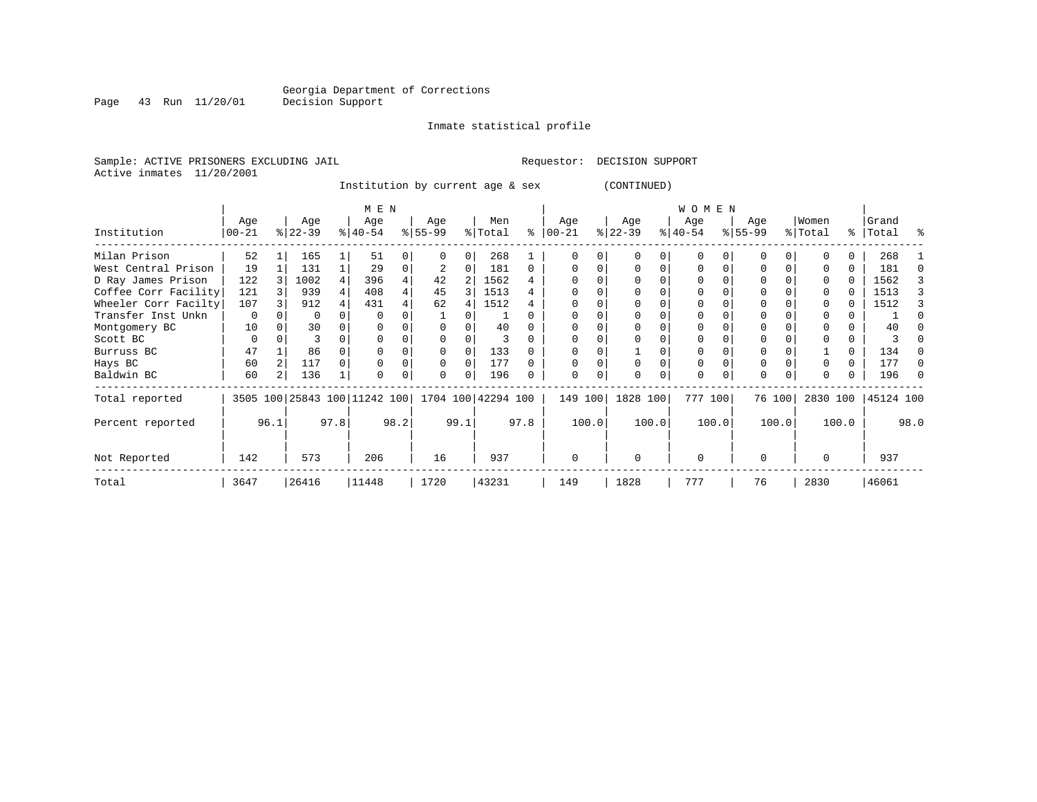Georgia Department of Corrections
Decision Support

Inmate statistical profile

Sample: ACTIVE PRISONERS EXCLUDING JAIL
Requestor: DECISION SUPPORT
Active inmates 11/20/2001

Institution by current age & sex (CONTINUED)

| Institution | MEN Age 00-21 | % | Age 22-39 | % | Age 40-54 | % | Age 55-99 | % | Men Total | % | WOMEN Age 00-21 | % | Age 22-39 | % | Age 40-54 | % | Age 55-99 | % | Women Total | % | Grand Total | % |
|---|---|---|---|---|---|---|---|---|---|---|---|---|---|---|---|---|---|---|---|---|---|---|
| Milan Prison | 52 | 1 | 165 | 1 | 51 | 0 | 0 | 0 | 268 | 1 | 0 | 0 | 0 | 0 | 0 | 0 | 0 | 0 | 0 | 0 | 268 | 1 |
| West Central Prison | 19 | 1 | 131 | 1 | 29 | 0 | 2 | 0 | 181 | 0 | 0 | 0 | 0 | 0 | 0 | 0 | 0 | 0 | 0 | 0 | 181 | 0 |
| D Ray James Prison | 122 | 3 | 1002 | 4 | 396 | 4 | 42 | 2 | 1562 | 4 | 0 | 0 | 0 | 0 | 0 | 0 | 0 | 0 | 0 | 0 | 1562 | 3 |
| Coffee Corr Facility | 121 | 3 | 939 | 4 | 408 | 4 | 45 | 3 | 1513 | 4 | 0 | 0 | 0 | 0 | 0 | 0 | 0 | 0 | 0 | 0 | 1513 | 3 |
| Wheeler Corr Facilty | 107 | 3 | 912 | 4 | 431 | 4 | 62 | 4 | 1512 | 4 | 0 | 0 | 0 | 0 | 0 | 0 | 0 | 0 | 0 | 0 | 1512 | 3 |
| Transfer Inst Unkn | 0 | 0 | 0 | 0 | 0 | 0 | 1 | 0 | 1 | 0 | 0 | 0 | 0 | 0 | 0 | 0 | 0 | 0 | 0 | 0 | 1 | 0 |
| Montgomery BC | 10 | 0 | 30 | 0 | 0 | 0 | 0 | 0 | 40 | 0 | 0 | 0 | 0 | 0 | 0 | 0 | 0 | 0 | 0 | 0 | 40 | 0 |
| Scott BC | 0 | 0 | 3 | 0 | 0 | 0 | 0 | 0 | 3 | 0 | 0 | 0 | 0 | 0 | 0 | 0 | 0 | 0 | 0 | 0 | 3 | 0 |
| Burruss BC | 47 | 1 | 86 | 0 | 0 | 0 | 0 | 0 | 133 | 0 | 0 | 0 | 1 | 0 | 0 | 0 | 0 | 0 | 1 | 0 | 134 | 0 |
| Hays BC | 60 | 2 | 117 | 0 | 0 | 0 | 0 | 0 | 177 | 0 | 0 | 0 | 0 | 0 | 0 | 0 | 0 | 0 | 0 | 0 | 177 | 0 |
| Baldwin BC | 60 | 2 | 136 | 1 | 0 | 0 | 0 | 0 | 196 | 0 | 0 | 0 | 0 | 0 | 0 | 0 | 0 | 0 | 0 | 0 | 196 | 0 |
| Total reported | 3505 | 100 | 25843 | 100 | 11242 | 100 | 1704 | 100 | 42294 | 100 | 149 | 100 | 1828 | 100 | 777 | 100 | 76 | 100 | 2830 | 100 | 45124 | 100 |
| Percent reported | | 96.1 | | 97.8 | | 98.2 | | 99.1 | | 97.8 | | 100.0 | | 100.0 | | 100.0 | | 100.0 | | 100.0 | | 98.0 |
| Not Reported | 142 | | 573 | | 206 | | 16 | | 937 | | 0 | | 0 | | 0 | | 0 | | 0 | | 937 | |
| Total | 3647 | | 26416 | | 11448 | | 1720 | | 43231 | | 149 | | 1828 | | 777 | | 76 | | 2830 | | 46061 | |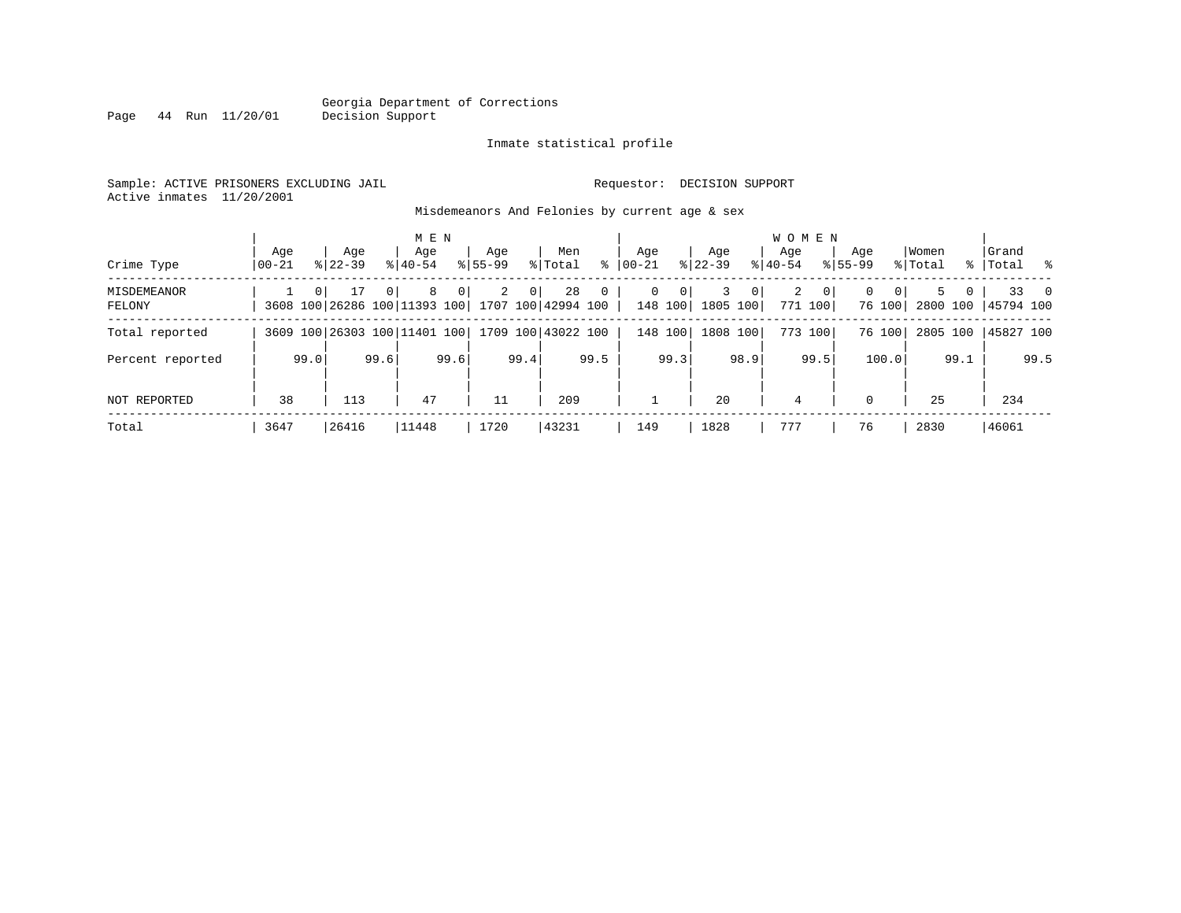Georgia Department of Corrections
Decision Support

Inmate statistical profile

Sample: ACTIVE PRISONERS EXCLUDING JAIL  Requestor: DECISION SUPPORT
Active inmates 11/20/2001

Misdemeanors And Felonies by current age & sex

| Crime Type | MEN Age 00-21 | % | MEN Age 22-39 | % | MEN Age 40-54 | % | MEN Age 55-99 | % | Men Total | % | WOMEN Age 00-21 | % | WOMEN Age 22-39 | % | WOMEN Age 40-54 | % | WOMEN Age 55-99 | % | Women Total | % | Grand Total | % |
|---|---|---|---|---|---|---|---|---|---|---|---|---|---|---|---|---|---|---|---|---|---|---|
| MISDEMEANOR | 1 | 0 | 17 | 0 | 8 | 0 | 2 | 0 | 28 | 0 | 0 | 0 | 3 | 0 | 2 | 0 | 0 | 0 | 5 | 0 | 33 | 0 |
| FELONY | 3608 | 100 | 26286 | 100 | 11393 | 100 | 1707 | 100 | 42994 | 100 | 148 | 100 | 1805 | 100 | 771 | 100 | 76 | 100 | 2800 | 100 | 45794 | 100 |
| Total reported | 3609 | 100 | 26303 | 100 | 11401 | 100 | 1709 | 100 | 43022 | 100 | 148 | 100 | 1808 | 100 | 773 | 100 | 76 | 100 | 2805 | 100 | 45827 | 100 |
| Percent reported | | 99.0 | | 99.6 | | 99.6 | | 99.4 | | 99.5 | | 99.3 | | 98.9 | | 99.5 | | 100.0 | | 99.1 | | 99.5 |
| NOT REPORTED | 38 | | 113 | | 47 | | 11 | | 209 | | 1 | | 20 | | 4 | | 0 | | 25 | | 234 | |
| Total | 3647 | | 26416 | | 11448 | | 1720 | | 43231 | | 149 | | 1828 | | 777 | | 76 | | 2830 | | 46061 | |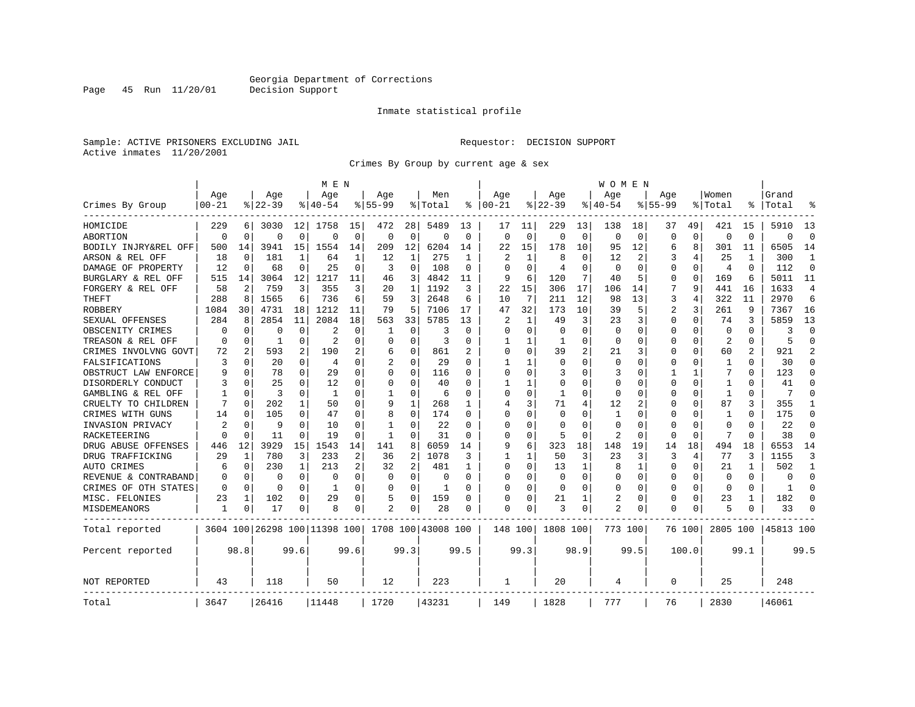Georgia Department of Corrections
Decision Support

Inmate statistical profile

Sample: ACTIVE PRISONERS EXCLUDING JAIL

Requestor: DECISION SUPPORT

Active inmates 11/20/2001

Crimes By Group by current age & sex

| | MEN | | | | | | | | | | WOMEN | | | | | | | | | | | |
|---|---|---|---|---|---|---|---|---|---|---|---|---|---|---|---|---|---|---|---|---|---|---|
| Crimes By Group | Age 00-21 | % | Age 22-39 | % | Age 40-54 | % | Age 55-99 | % | Men Total | % | Age 00-21 | % | Age 22-39 | % | Age 40-54 | % | Age 55-99 | % | Women Total | % | Grand Total | % |
| HOMICIDE | 229 | 6 | 3030 | 12 | 1758 | 15 | 472 | 28 | 5489 | 13 | 17 | 11 | 229 | 13 | 138 | 18 | 37 | 49 | 421 | 15 | 5910 | 13 |
| ABORTION | 0 | 0 | 0 | 0 | 0 | 0 | 0 | 0 | 0 | 0 | 0 | 0 | 0 | 0 | 0 | 0 | 0 | 0 | 0 | 0 | 0 | 0 |
| BODILY INJRY&REL OFF | 500 | 14 | 3941 | 15 | 1554 | 14 | 209 | 12 | 6204 | 14 | 22 | 15 | 178 | 10 | 95 | 12 | 6 | 8 | 301 | 11 | 6505 | 14 |
| ARSON & REL OFF | 18 | 0 | 181 | 1 | 64 | 1 | 12 | 1 | 275 | 1 | 2 | 1 | 8 | 0 | 12 | 2 | 3 | 4 | 25 | 1 | 300 | 1 |
| DAMAGE OF PROPERTY | 12 | 0 | 68 | 0 | 25 | 0 | 3 | 0 | 108 | 0 | 0 | 0 | 4 | 0 | 0 | 0 | 0 | 0 | 4 | 0 | 112 | 0 |
| BURGLARY & REL OFF | 515 | 14 | 3064 | 12 | 1217 | 11 | 46 | 3 | 4842 | 11 | 9 | 6 | 120 | 7 | 40 | 5 | 0 | 0 | 169 | 6 | 5011 | 11 |
| FORGERY & REL OFF | 58 | 2 | 759 | 3 | 355 | 3 | 20 | 1 | 1192 | 3 | 22 | 15 | 306 | 17 | 106 | 14 | 7 | 9 | 441 | 16 | 1633 | 4 |
| THEFT | 288 | 8 | 1565 | 6 | 736 | 6 | 59 | 3 | 2648 | 6 | 10 | 7 | 211 | 12 | 98 | 13 | 3 | 4 | 322 | 11 | 2970 | 6 |
| ROBBERY | 1084 | 30 | 4731 | 18 | 1212 | 11 | 79 | 5 | 7106 | 17 | 47 | 32 | 173 | 10 | 39 | 5 | 2 | 3 | 261 | 9 | 7367 | 16 |
| SEXUAL OFFENSES | 284 | 8 | 2854 | 11 | 2084 | 18 | 563 | 33 | 5785 | 13 | 2 | 1 | 49 | 3 | 23 | 3 | 0 | 0 | 74 | 3 | 5859 | 13 |
| OBSCENITY CRIMES | 0 | 0 | 0 | 0 | 2 | 0 | 1 | 0 | 3 | 0 | 0 | 0 | 0 | 0 | 0 | 0 | 0 | 0 | 0 | 0 | 3 | 0 |
| TREASON & REL OFF | 0 | 0 | 1 | 0 | 2 | 0 | 0 | 0 | 3 | 0 | 1 | 1 | 1 | 0 | 0 | 0 | 0 | 0 | 2 | 0 | 5 | 0 |
| CRIMES INVOLVNG GOVT | 72 | 2 | 593 | 2 | 190 | 2 | 6 | 0 | 861 | 2 | 0 | 0 | 39 | 2 | 21 | 3 | 0 | 0 | 60 | 2 | 921 | 2 |
| FALSIFICATIONS | 3 | 0 | 20 | 0 | 4 | 0 | 2 | 0 | 29 | 0 | 1 | 1 | 0 | 0 | 0 | 0 | 0 | 0 | 1 | 0 | 30 | 0 |
| OBSTRUCT LAW ENFORCE | 9 | 0 | 78 | 0 | 29 | 0 | 0 | 0 | 116 | 0 | 0 | 0 | 3 | 0 | 3 | 0 | 1 | 1 | 7 | 0 | 123 | 0 |
| DISORDERLY CONDUCT | 3 | 0 | 25 | 0 | 12 | 0 | 0 | 0 | 40 | 0 | 1 | 1 | 0 | 0 | 0 | 0 | 0 | 0 | 1 | 0 | 41 | 0 |
| GAMBLING & REL OFF | 1 | 0 | 3 | 0 | 1 | 0 | 1 | 0 | 6 | 0 | 0 | 0 | 1 | 0 | 0 | 0 | 0 | 0 | 1 | 0 | 7 | 0 |
| CRUELTY TO CHILDREN | 7 | 0 | 202 | 1 | 50 | 0 | 9 | 1 | 268 | 1 | 4 | 3 | 71 | 4 | 12 | 2 | 0 | 0 | 87 | 3 | 355 | 1 |
| CRIMES WITH GUNS | 14 | 0 | 105 | 0 | 47 | 0 | 8 | 0 | 174 | 0 | 0 | 0 | 0 | 0 | 1 | 0 | 0 | 0 | 1 | 0 | 175 | 0 |
| INVASION PRIVACY | 2 | 0 | 9 | 0 | 10 | 0 | 1 | 0 | 22 | 0 | 0 | 0 | 0 | 0 | 0 | 0 | 0 | 0 | 0 | 0 | 22 | 0 |
| RACKETEERING | 0 | 0 | 11 | 0 | 19 | 0 | 1 | 0 | 31 | 0 | 0 | 0 | 5 | 0 | 2 | 0 | 0 | 0 | 7 | 0 | 38 | 0 |
| DRUG ABUSE OFFENSES | 446 | 12 | 3929 | 15 | 1543 | 14 | 141 | 8 | 6059 | 14 | 9 | 6 | 323 | 18 | 148 | 19 | 14 | 18 | 494 | 18 | 6553 | 14 |
| DRUG TRAFFICKING | 29 | 1 | 780 | 3 | 233 | 2 | 36 | 2 | 1078 | 3 | 1 | 1 | 50 | 3 | 23 | 3 | 3 | 4 | 77 | 3 | 1155 | 3 |
| AUTO CRIMES | 6 | 0 | 230 | 1 | 213 | 2 | 32 | 2 | 481 | 1 | 0 | 0 | 13 | 1 | 8 | 1 | 0 | 0 | 21 | 1 | 502 | 1 |
| REVENUE & CONTRABAND | 0 | 0 | 0 | 0 | 0 | 0 | 0 | 0 | 0 | 0 | 0 | 0 | 0 | 0 | 0 | 0 | 0 | 0 | 0 | 0 | 0 | 0 |
| CRIMES OF OTH STATES | 0 | 0 | 0 | 0 | 1 | 0 | 0 | 0 | 1 | 0 | 0 | 0 | 0 | 0 | 0 | 0 | 0 | 0 | 0 | 0 | 1 | 0 |
| MISC. FELONIES | 23 | 1 | 102 | 0 | 29 | 0 | 5 | 0 | 159 | 0 | 0 | 0 | 21 | 1 | 2 | 0 | 0 | 0 | 23 | 1 | 182 | 0 |
| MISDEMEANORS | 1 | 0 | 17 | 0 | 8 | 0 | 2 | 0 | 28 | 0 | 0 | 0 | 3 | 0 | 2 | 0 | 0 | 0 | 5 | 0 | 33 | 0 |
| Total reported | 3604 | 100 | 26298 | 100 | 11398 | 100 | 1708 | 100 | 43008 | 100 | 148 | 100 | 1808 | 100 | 773 | 100 | 76 | 100 | 2805 | 100 | 45813 | 100 |
| Percent reported | | 98.8 | | 99.6 | | 99.6 | | 99.3 | | 99.5 | | 99.3 | | 98.9 | | 99.5 | | 100.0 | | 99.1 | | 99.5 |
| NOT REPORTED | 43 | | 118 | | 50 | | 12 | | 223 | | 1 | | 20 | | 4 | | 0 | | 25 | | 248 | |
| Total | 3647 | | 26416 | | 11448 | | 1720 | | 43231 | | 149 | | 1828 | | 777 | | 76 | | 2830 | | 46061 | |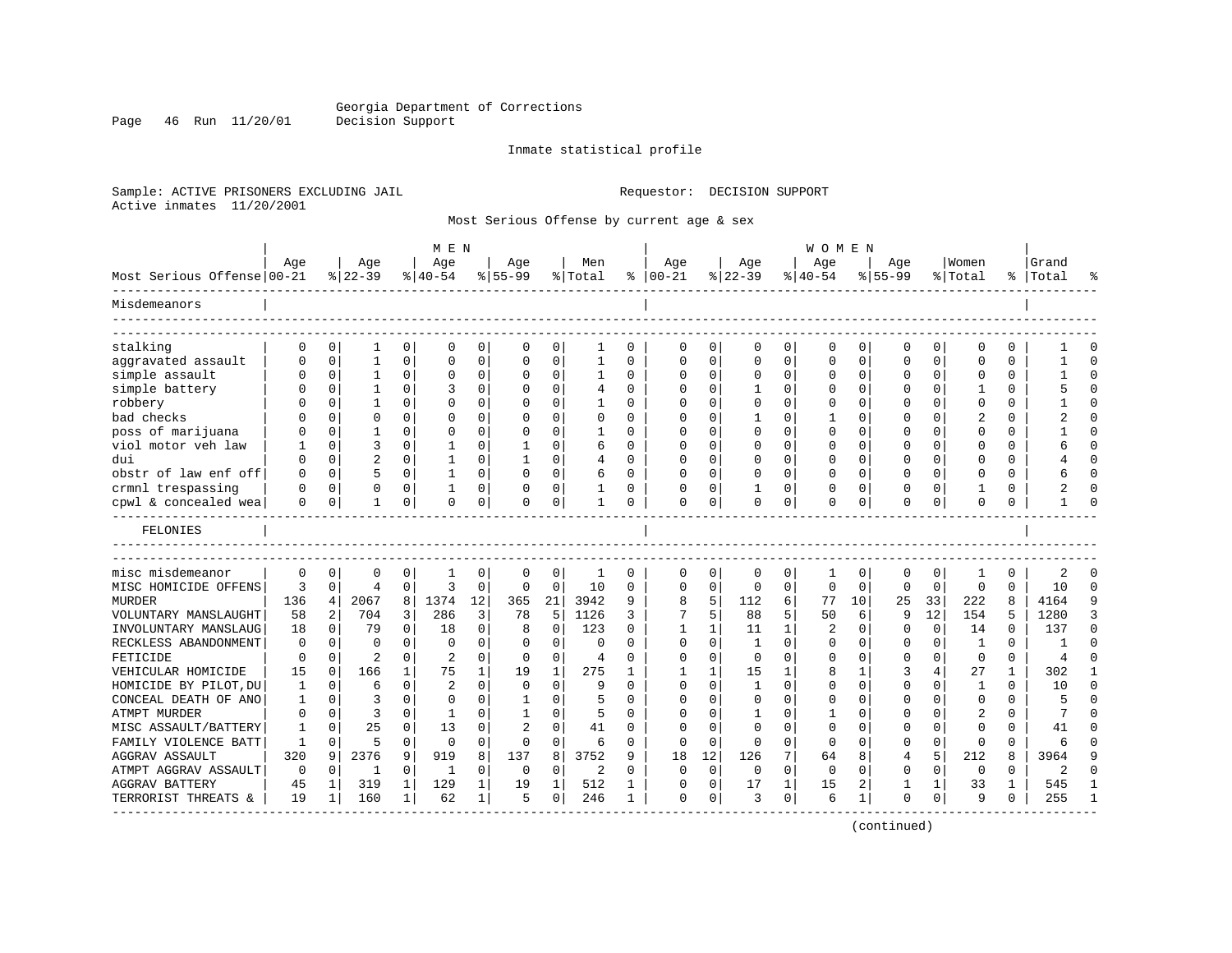Georgia Department of Corrections
Decision Support

Inmate statistical profile

Sample: ACTIVE PRISONERS EXCLUDING JAIL

Requestor: DECISION SUPPORT

Active inmates 11/20/2001

Most Serious Offense by current age & sex

| Most Serious Offense | MEN Age 00-21 | % | Age 22-39 | % | Age 40-54 | % | Age 55-99 | % | Men Total | % | WOMEN Age 00-21 | % | Age 22-39 | % | Age 40-54 | % | Age 55-99 | % | Women Total | % | Grand Total | % |
|---|---|---|---|---|---|---|---|---|---|---|---|---|---|---|---|---|---|---|---|---|---|---|
| **Misdemeanors** | | | | | | | | | | | | | | | | | | | | | | |
| stalking | 0 | 0 | 1 | 0 | 0 | 0 | 0 | 0 | 1 | 0 | 0 | 0 | 0 | 0 | 0 | 0 | 0 | 0 | 0 | 0 | 1 | 0 |
| aggravated assault | 0 | 0 | 1 | 0 | 0 | 0 | 0 | 0 | 1 | 0 | 0 | 0 | 0 | 0 | 0 | 0 | 0 | 0 | 0 | 0 | 1 | 0 |
| simple assault | 0 | 0 | 1 | 0 | 0 | 0 | 0 | 0 | 1 | 0 | 0 | 0 | 0 | 0 | 0 | 0 | 0 | 0 | 0 | 0 | 1 | 0 |
| simple battery | 0 | 0 | 1 | 0 | 3 | 0 | 0 | 0 | 4 | 0 | 0 | 0 | 1 | 0 | 0 | 0 | 0 | 0 | 1 | 0 | 5 | 0 |
| robbery | 0 | 0 | 1 | 0 | 0 | 0 | 0 | 0 | 1 | 0 | 0 | 0 | 0 | 0 | 0 | 0 | 0 | 0 | 0 | 0 | 1 | 0 |
| bad checks | 0 | 0 | 0 | 0 | 0 | 0 | 0 | 0 | 0 | 0 | 0 | 0 | 1 | 0 | 1 | 0 | 0 | 0 | 2 | 0 | 2 | 0 |
| poss of marijuana | 0 | 0 | 1 | 0 | 0 | 0 | 0 | 0 | 1 | 0 | 0 | 0 | 0 | 0 | 0 | 0 | 0 | 0 | 0 | 0 | 1 | 0 |
| viol motor veh law | 1 | 0 | 3 | 0 | 1 | 0 | 1 | 0 | 6 | 0 | 0 | 0 | 0 | 0 | 0 | 0 | 0 | 0 | 0 | 0 | 6 | 0 |
| dui | 0 | 0 | 2 | 0 | 1 | 0 | 1 | 0 | 4 | 0 | 0 | 0 | 0 | 0 | 0 | 0 | 0 | 0 | 0 | 0 | 4 | 0 |
| obstr of law enf off | 0 | 0 | 5 | 0 | 1 | 0 | 0 | 0 | 6 | 0 | 0 | 0 | 0 | 0 | 0 | 0 | 0 | 0 | 0 | 0 | 6 | 0 |
| crmnl trespassing | 0 | 0 | 0 | 0 | 1 | 0 | 0 | 0 | 1 | 0 | 0 | 0 | 1 | 0 | 0 | 0 | 0 | 0 | 1 | 0 | 2 | 0 |
| cpwl & concealed wea | 0 | 0 | 1 | 0 | 0 | 0 | 0 | 0 | 1 | 0 | 0 | 0 | 0 | 0 | 0 | 0 | 0 | 0 | 0 | 0 | 1 | 0 |
| **FELONIES** | | | | | | | | | | | | | | | | | | | | | | |
| misc misdemeanor | 0 | 0 | 0 | 0 | 1 | 0 | 0 | 0 | 1 | 0 | 0 | 0 | 0 | 0 | 1 | 0 | 0 | 0 | 1 | 0 | 2 | 0 |
| MISC HOMICIDE OFFENS | 3 | 0 | 4 | 0 | 3 | 0 | 0 | 0 | 10 | 0 | 0 | 0 | 0 | 0 | 0 | 0 | 0 | 0 | 0 | 0 | 10 | 0 |
| MURDER | 136 | 4 | 2067 | 8 | 1374 | 12 | 365 | 21 | 3942 | 9 | 8 | 5 | 112 | 6 | 77 | 10 | 25 | 33 | 222 | 8 | 4164 | 9 |
| VOLUNTARY MANSLAUGHT | 58 | 2 | 704 | 3 | 286 | 3 | 78 | 5 | 1126 | 3 | 7 | 5 | 88 | 5 | 50 | 6 | 9 | 12 | 154 | 5 | 1280 | 3 |
| INVOLUNTARY MANSLAUG | 18 | 0 | 79 | 0 | 18 | 0 | 8 | 0 | 123 | 0 | 1 | 1 | 11 | 1 | 2 | 0 | 0 | 0 | 14 | 0 | 137 | 0 |
| RECKLESS ABANDONMENT | 0 | 0 | 0 | 0 | 0 | 0 | 0 | 0 | 0 | 0 | 0 | 0 | 1 | 0 | 0 | 0 | 0 | 0 | 1 | 0 | 1 | 0 |
| FETICIDE | 0 | 0 | 2 | 0 | 2 | 0 | 0 | 0 | 4 | 0 | 0 | 0 | 0 | 0 | 0 | 0 | 0 | 0 | 0 | 0 | 4 | 0 |
| VEHICULAR HOMICIDE | 15 | 0 | 166 | 1 | 75 | 1 | 19 | 1 | 275 | 1 | 1 | 1 | 15 | 1 | 8 | 1 | 3 | 4 | 27 | 1 | 302 | 1 |
| HOMICIDE BY PILOT,DU | 1 | 0 | 6 | 0 | 2 | 0 | 0 | 0 | 9 | 0 | 0 | 0 | 1 | 0 | 0 | 0 | 0 | 0 | 1 | 0 | 10 | 0 |
| CONCEAL DEATH OF ANO | 1 | 0 | 3 | 0 | 0 | 0 | 1 | 0 | 5 | 0 | 0 | 0 | 0 | 0 | 0 | 0 | 0 | 0 | 0 | 0 | 5 | 0 |
| ATMPT MURDER | 0 | 0 | 3 | 0 | 1 | 0 | 1 | 0 | 5 | 0 | 0 | 0 | 1 | 0 | 1 | 0 | 0 | 0 | 2 | 0 | 7 | 0 |
| MISC ASSAULT/BATTERY | 1 | 0 | 25 | 0 | 13 | 0 | 2 | 0 | 41 | 0 | 0 | 0 | 0 | 0 | 0 | 0 | 0 | 0 | 0 | 0 | 41 | 0 |
| FAMILY VIOLENCE BATT | 1 | 0 | 5 | 0 | 0 | 0 | 0 | 0 | 6 | 0 | 0 | 0 | 0 | 0 | 0 | 0 | 0 | 0 | 0 | 0 | 6 | 0 |
| AGGRAV ASSAULT | 320 | 9 | 2376 | 9 | 919 | 8 | 137 | 8 | 3752 | 9 | 18 | 12 | 126 | 7 | 64 | 8 | 4 | 5 | 212 | 8 | 3964 | 9 |
| ATMPT AGGRAV ASSAULT | 0 | 0 | 1 | 0 | 1 | 0 | 0 | 0 | 2 | 0 | 0 | 0 | 0 | 0 | 0 | 0 | 0 | 0 | 0 | 0 | 2 | 0 |
| AGGRAV BATTERY | 45 | 1 | 319 | 1 | 129 | 1 | 19 | 1 | 512 | 1 | 0 | 0 | 17 | 1 | 15 | 2 | 1 | 1 | 33 | 1 | 545 | 1 |
| TERRORIST THREATS & | 19 | 1 | 160 | 1 | 62 | 1 | 5 | 0 | 246 | 1 | 0 | 0 | 3 | 0 | 6 | 1 | 0 | 0 | 9 | 0 | 255 | 1 |

(continued)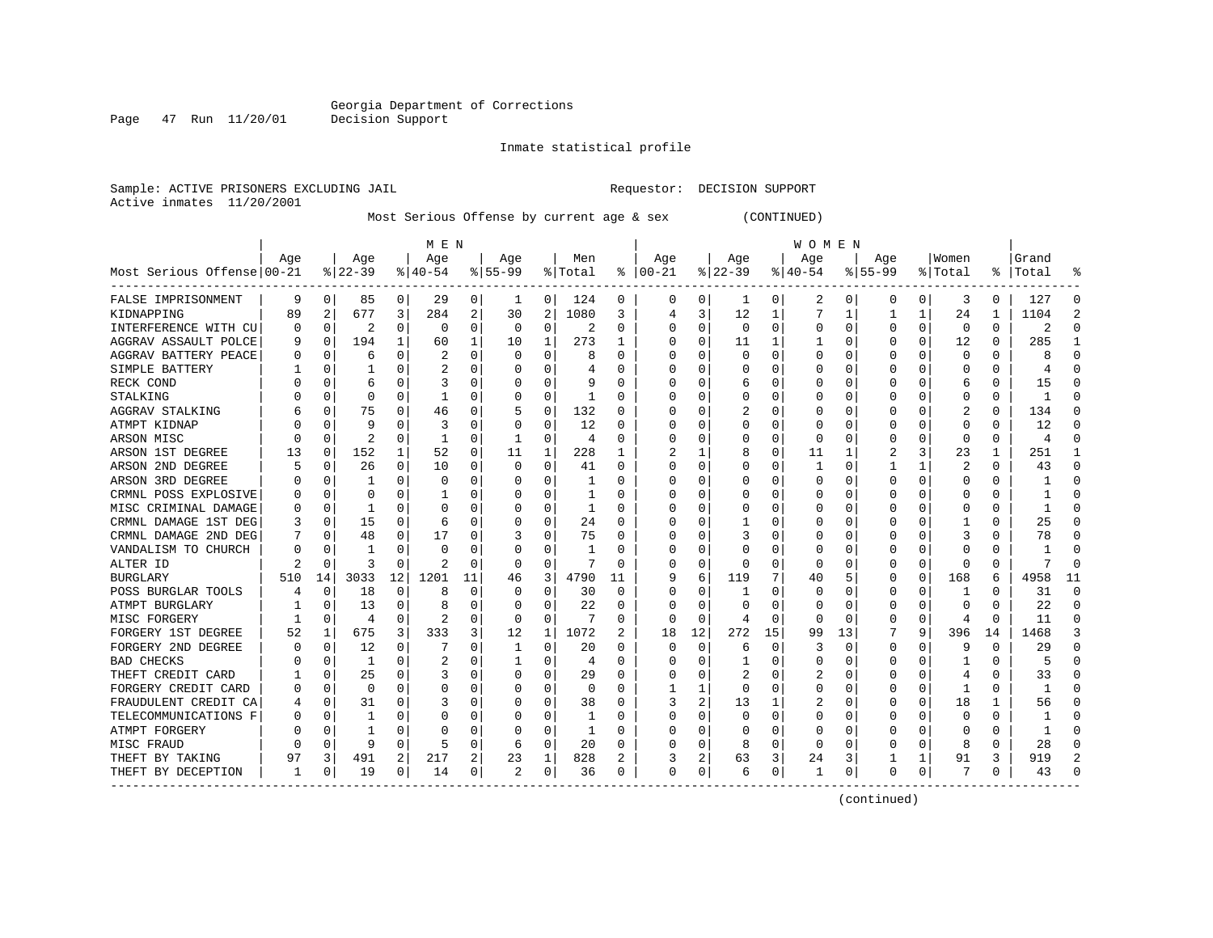Georgia Department of Corrections
Decision Support

Inmate statistical profile

Sample: ACTIVE PRISONERS EXCLUDING JAIL                Requestor: DECISION SUPPORT
Active inmates 11/20/2001

Most Serious Offense by current age & sex (CONTINUED)

| Most Serious Offense | MEN Age 00-21 | % | Age 22-39 | % | Age 40-54 | % | Age 55-99 | % | Men Total | % | WOMEN Age 00-21 | % | Age 22-39 | % | Age 40-54 | % | Age 55-99 | % | Women Total | % | Grand Total | % |
|---|---|---|---|---|---|---|---|---|---|---|---|---|---|---|---|---|---|---|---|---|---|---|
| FALSE IMPRISONMENT | 9 | 0 | 85 | 0 | 29 | 0 | 1 | 0 | 124 | 0 | 0 | 0 | 1 | 0 | 2 | 0 | 0 | 0 | 3 | 0 | 127 | 0 |
| KIDNAPPING | 89 | 2 | 677 | 3 | 284 | 2 | 30 | 2 | 1080 | 3 | 4 | 3 | 12 | 1 | 7 | 1 | 1 | 1 | 24 | 1 | 1104 | 2 |
| INTERFERENCE WITH CU | 0 | 0 | 2 | 0 | 0 | 0 | 0 | 0 | 2 | 0 | 0 | 0 | 0 | 0 | 0 | 0 | 0 | 0 | 0 | 0 | 2 | 0 |
| AGGRAV ASSAULT POLCE | 9 | 0 | 194 | 1 | 60 | 1 | 10 | 1 | 273 | 1 | 0 | 0 | 11 | 1 | 1 | 0 | 0 | 0 | 12 | 0 | 285 | 1 |
| AGGRAV BATTERY PEACE | 0 | 0 | 6 | 0 | 2 | 0 | 0 | 0 | 8 | 0 | 0 | 0 | 0 | 0 | 0 | 0 | 0 | 0 | 0 | 0 | 8 | 0 |
| SIMPLE BATTERY | 1 | 0 | 1 | 0 | 2 | 0 | 0 | 0 | 4 | 0 | 0 | 0 | 0 | 0 | 0 | 0 | 0 | 0 | 0 | 0 | 4 | 0 |
| RECK COND | 0 | 0 | 6 | 0 | 3 | 0 | 0 | 0 | 9 | 0 | 0 | 0 | 6 | 0 | 0 | 0 | 0 | 0 | 6 | 0 | 15 | 0 |
| STALKING | 0 | 0 | 0 | 0 | 1 | 0 | 0 | 0 | 1 | 0 | 0 | 0 | 0 | 0 | 0 | 0 | 0 | 0 | 0 | 0 | 1 | 0 |
| AGGRAV STALKING | 6 | 0 | 75 | 0 | 46 | 0 | 5 | 0 | 132 | 0 | 0 | 0 | 2 | 0 | 0 | 0 | 0 | 0 | 2 | 0 | 134 | 0 |
| ATMPT KIDNAP | 0 | 0 | 9 | 0 | 3 | 0 | 0 | 0 | 12 | 0 | 0 | 0 | 0 | 0 | 0 | 0 | 0 | 0 | 0 | 0 | 12 | 0 |
| ARSON MISC | 0 | 0 | 2 | 0 | 1 | 0 | 1 | 0 | 4 | 0 | 0 | 0 | 0 | 0 | 0 | 0 | 0 | 0 | 0 | 0 | 4 | 0 |
| ARSON 1ST DEGREE | 13 | 0 | 152 | 1 | 52 | 0 | 11 | 1 | 228 | 1 | 2 | 1 | 8 | 0 | 11 | 1 | 2 | 3 | 23 | 1 | 251 | 1 |
| ARSON 2ND DEGREE | 5 | 0 | 26 | 0 | 10 | 0 | 0 | 0 | 41 | 0 | 0 | 0 | 0 | 0 | 1 | 0 | 1 | 1 | 2 | 0 | 43 | 0 |
| ARSON 3RD DEGREE | 0 | 0 | 1 | 0 | 0 | 0 | 0 | 0 | 1 | 0 | 0 | 0 | 0 | 0 | 0 | 0 | 0 | 0 | 0 | 0 | 1 | 0 |
| CRMNL POSS EXPLOSIVE | 0 | 0 | 0 | 0 | 1 | 0 | 0 | 0 | 1 | 0 | 0 | 0 | 0 | 0 | 0 | 0 | 0 | 0 | 0 | 0 | 1 | 0 |
| MISC CRIMINAL DAMAGE | 0 | 0 | 1 | 0 | 0 | 0 | 0 | 0 | 1 | 0 | 0 | 0 | 0 | 0 | 0 | 0 | 0 | 0 | 0 | 0 | 1 | 0 |
| CRMNL DAMAGE 1ST DEG | 3 | 0 | 15 | 0 | 6 | 0 | 0 | 0 | 24 | 0 | 0 | 0 | 1 | 0 | 0 | 0 | 0 | 0 | 1 | 0 | 25 | 0 |
| CRMNL DAMAGE 2ND DEG | 7 | 0 | 48 | 0 | 17 | 0 | 3 | 0 | 75 | 0 | 0 | 0 | 3 | 0 | 0 | 0 | 0 | 0 | 3 | 0 | 78 | 0 |
| VANDALISM TO CHURCH | 0 | 0 | 1 | 0 | 0 | 0 | 0 | 0 | 1 | 0 | 0 | 0 | 0 | 0 | 0 | 0 | 0 | 0 | 0 | 0 | 1 | 0 |
| ALTER ID | 2 | 0 | 3 | 0 | 2 | 0 | 0 | 0 | 7 | 0 | 0 | 0 | 0 | 0 | 0 | 0 | 0 | 0 | 0 | 0 | 7 | 0 |
| BURGLARY | 510 | 14 | 3033 | 12 | 1201 | 11 | 46 | 3 | 4790 | 11 | 9 | 6 | 119 | 7 | 40 | 5 | 0 | 0 | 168 | 6 | 4958 | 11 |
| POSS BURGLAR TOOLS | 4 | 0 | 18 | 0 | 8 | 0 | 0 | 0 | 30 | 0 | 0 | 0 | 1 | 0 | 0 | 0 | 0 | 0 | 1 | 0 | 31 | 0 |
| ATMPT BURGLARY | 1 | 0 | 13 | 0 | 8 | 0 | 0 | 0 | 22 | 0 | 0 | 0 | 0 | 0 | 0 | 0 | 0 | 0 | 0 | 0 | 22 | 0 |
| MISC FORGERY | 1 | 0 | 4 | 0 | 2 | 0 | 0 | 0 | 7 | 0 | 0 | 0 | 4 | 0 | 0 | 0 | 0 | 0 | 4 | 0 | 11 | 0 |
| FORGERY 1ST DEGREE | 52 | 1 | 675 | 3 | 333 | 3 | 12 | 1 | 1072 | 2 | 18 | 12 | 272 | 15 | 99 | 13 | 7 | 9 | 396 | 14 | 1468 | 3 |
| FORGERY 2ND DEGREE | 0 | 0 | 12 | 0 | 7 | 0 | 1 | 0 | 20 | 0 | 0 | 0 | 6 | 0 | 3 | 0 | 0 | 0 | 9 | 0 | 29 | 0 |
| BAD CHECKS | 0 | 0 | 1 | 0 | 2 | 0 | 1 | 0 | 4 | 0 | 0 | 0 | 1 | 0 | 0 | 0 | 0 | 0 | 1 | 0 | 5 | 0 |
| THEFT CREDIT CARD | 1 | 0 | 25 | 0 | 3 | 0 | 0 | 0 | 29 | 0 | 0 | 0 | 2 | 0 | 2 | 0 | 0 | 0 | 4 | 0 | 33 | 0 |
| FORGERY CREDIT CARD | 0 | 0 | 0 | 0 | 0 | 0 | 0 | 0 | 0 | 0 | 1 | 1 | 0 | 0 | 0 | 0 | 0 | 0 | 1 | 0 | 1 | 0 |
| FRAUDULENT CREDIT CA | 4 | 0 | 31 | 0 | 3 | 0 | 0 | 0 | 38 | 0 | 3 | 2 | 13 | 1 | 2 | 0 | 0 | 0 | 18 | 1 | 56 | 0 |
| TELECOMMUNICATIONS F | 0 | 0 | 1 | 0 | 0 | 0 | 0 | 0 | 1 | 0 | 0 | 0 | 0 | 0 | 0 | 0 | 0 | 0 | 0 | 0 | 1 | 0 |
| ATMPT FORGERY | 0 | 0 | 1 | 0 | 0 | 0 | 0 | 0 | 1 | 0 | 0 | 0 | 0 | 0 | 0 | 0 | 0 | 0 | 0 | 0 | 1 | 0 |
| MISC FRAUD | 0 | 0 | 9 | 0 | 5 | 0 | 6 | 0 | 20 | 0 | 0 | 0 | 8 | 0 | 0 | 0 | 0 | 0 | 8 | 0 | 28 | 0 |
| THEFT BY TAKING | 97 | 3 | 491 | 2 | 217 | 2 | 23 | 1 | 828 | 2 | 3 | 2 | 63 | 3 | 24 | 3 | 1 | 1 | 91 | 3 | 919 | 2 |
| THEFT BY DECEPTION | 1 | 0 | 19 | 0 | 14 | 0 | 2 | 0 | 36 | 0 | 0 | 0 | 6 | 0 | 1 | 0 | 0 | 0 | 7 | 0 | 43 | 0 |

(continued)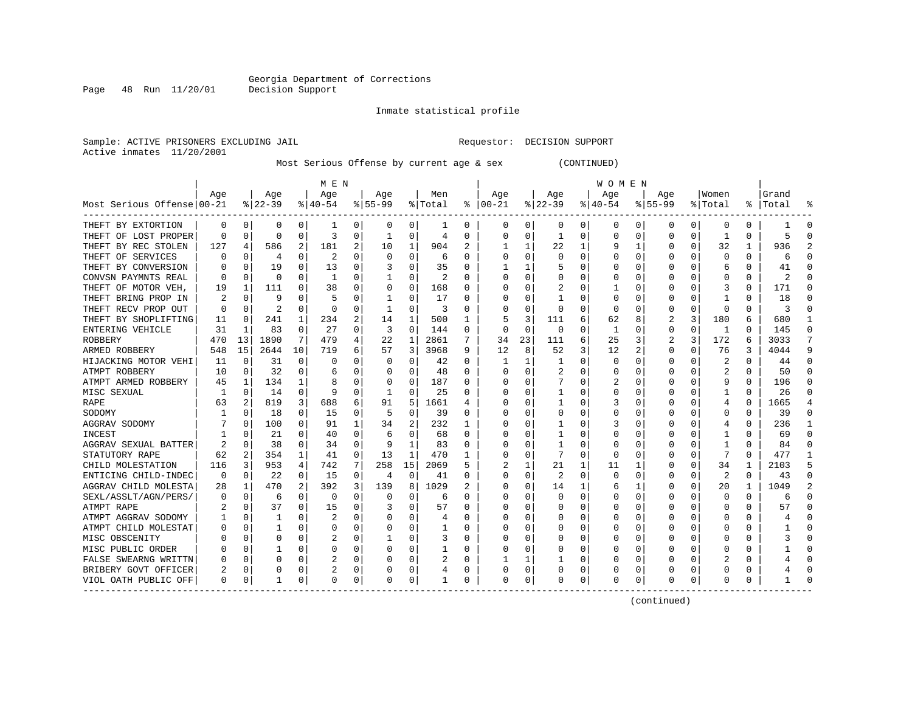Georgia Department of Corrections
Decision Support

Inmate statistical profile

Sample: ACTIVE PRISONERS EXCLUDING JAIL        Requestor: DECISION SUPPORT
Active inmates 11/20/2001

Most Serious Offense by current age & sex (CONTINUED)

| Most Serious Offense | MEN Age 00-21 | % | Age 22-39 | % | Age 40-54 | % | Age 55-99 | % | Men Total | % | WOMEN Age 00-21 | % | Age 22-39 | % | Age 40-54 | % | Age 55-99 | % | Women Total | % | Grand Total | % |
|---|---|---|---|---|---|---|---|---|---|---|---|---|---|---|---|---|---|---|---|---|---|---|
| THEFT BY EXTORTION | 0 | 0 | 0 | 0 | 1 | 0 | 0 | 0 | 1 | 0 | 0 | 0 | 0 | 0 | 0 | 0 | 0 | 0 | 0 | 0 | 1 | 0 |
| THEFT OF LOST PROPER | 0 | 0 | 0 | 0 | 3 | 0 | 1 | 0 | 4 | 0 | 0 | 0 | 1 | 0 | 0 | 0 | 0 | 0 | 1 | 0 | 5 | 0 |
| THEFT BY REC STOLEN | 127 | 4 | 586 | 2 | 181 | 2 | 10 | 1 | 904 | 2 | 1 | 1 | 22 | 1 | 9 | 1 | 0 | 0 | 32 | 1 | 936 | 2 |
| THEFT OF SERVICES | 0 | 0 | 4 | 0 | 2 | 0 | 0 | 0 | 6 | 0 | 0 | 0 | 0 | 0 | 0 | 0 | 0 | 0 | 0 | 0 | 6 | 0 |
| THEFT BY CONVERSION | 0 | 0 | 19 | 0 | 13 | 0 | 3 | 0 | 35 | 0 | 1 | 1 | 5 | 0 | 0 | 0 | 0 | 0 | 6 | 0 | 41 | 0 |
| CONVSN PAYMNTS REAL | 0 | 0 | 0 | 0 | 1 | 0 | 1 | 0 | 2 | 0 | 0 | 0 | 0 | 0 | 0 | 0 | 0 | 0 | 0 | 0 | 2 | 0 |
| THEFT OF MOTOR VEH, | 19 | 1 | 111 | 0 | 38 | 0 | 0 | 0 | 168 | 0 | 0 | 0 | 2 | 0 | 1 | 0 | 0 | 0 | 3 | 0 | 171 | 0 |
| THEFT BRING PROP IN | 2 | 0 | 9 | 0 | 5 | 0 | 1 | 0 | 17 | 0 | 0 | 0 | 1 | 0 | 0 | 0 | 0 | 0 | 1 | 0 | 18 | 0 |
| THEFT RECV PROP OUT | 0 | 0 | 2 | 0 | 0 | 0 | 1 | 0 | 3 | 0 | 0 | 0 | 0 | 0 | 0 | 0 | 0 | 0 | 0 | 0 | 3 | 0 |
| THEFT BY SHOPLIFTING | 11 | 0 | 241 | 1 | 234 | 2 | 14 | 1 | 500 | 1 | 5 | 3 | 111 | 6 | 62 | 8 | 2 | 3 | 180 | 6 | 680 | 1 |
| ENTERING VEHICLE | 31 | 1 | 83 | 0 | 27 | 0 | 3 | 0 | 144 | 0 | 0 | 0 | 0 | 0 | 1 | 0 | 0 | 0 | 1 | 0 | 145 | 0 |
| ROBBERY | 470 | 13 | 1890 | 7 | 479 | 4 | 22 | 1 | 2861 | 7 | 34 | 23 | 111 | 6 | 25 | 3 | 2 | 3 | 172 | 6 | 3033 | 7 |
| ARMED ROBBERY | 548 | 15 | 2644 | 10 | 719 | 6 | 57 | 3 | 3968 | 9 | 12 | 8 | 52 | 3 | 12 | 2 | 0 | 0 | 76 | 3 | 4044 | 9 |
| HIJACKING MOTOR VEHI | 11 | 0 | 31 | 0 | 0 | 0 | 0 | 0 | 42 | 0 | 1 | 1 | 1 | 0 | 0 | 0 | 0 | 0 | 2 | 0 | 44 | 0 |
| ATMPT ROBBERY | 10 | 0 | 32 | 0 | 6 | 0 | 0 | 0 | 48 | 0 | 0 | 0 | 2 | 0 | 0 | 0 | 0 | 0 | 2 | 0 | 50 | 0 |
| ATMPT ARMED ROBBERY | 45 | 1 | 134 | 1 | 8 | 0 | 0 | 0 | 187 | 0 | 0 | 0 | 7 | 0 | 2 | 0 | 0 | 0 | 9 | 0 | 196 | 0 |
| MISC SEXUAL | 1 | 0 | 14 | 0 | 9 | 0 | 1 | 0 | 25 | 0 | 0 | 0 | 1 | 0 | 0 | 0 | 0 | 0 | 1 | 0 | 26 | 0 |
| RAPE | 63 | 2 | 819 | 3 | 688 | 6 | 91 | 5 | 1661 | 4 | 0 | 0 | 1 | 0 | 3 | 0 | 0 | 0 | 4 | 0 | 1665 | 4 |
| SODOMY | 1 | 0 | 18 | 0 | 15 | 0 | 5 | 0 | 39 | 0 | 0 | 0 | 0 | 0 | 0 | 0 | 0 | 0 | 0 | 0 | 39 | 0 |
| AGGRAV SODOMY | 7 | 0 | 100 | 0 | 91 | 1 | 34 | 2 | 232 | 1 | 0 | 0 | 1 | 0 | 3 | 0 | 0 | 0 | 4 | 0 | 236 | 1 |
| INCEST | 1 | 0 | 21 | 0 | 40 | 0 | 6 | 0 | 68 | 0 | 0 | 0 | 1 | 0 | 0 | 0 | 0 | 0 | 1 | 0 | 69 | 0 |
| AGGRAV SEXUAL BATTER | 2 | 0 | 38 | 0 | 34 | 0 | 9 | 1 | 83 | 0 | 0 | 0 | 1 | 0 | 0 | 0 | 0 | 0 | 1 | 0 | 84 | 0 |
| STATUTORY RAPE | 62 | 2 | 354 | 1 | 41 | 0 | 13 | 1 | 470 | 1 | 0 | 0 | 7 | 0 | 0 | 0 | 0 | 0 | 7 | 0 | 477 | 1 |
| CHILD MOLESTATION | 116 | 3 | 953 | 4 | 742 | 7 | 258 | 15 | 2069 | 5 | 2 | 1 | 21 | 1 | 11 | 1 | 0 | 0 | 34 | 1 | 2103 | 5 |
| ENTICING CHILD-INDEC | 0 | 0 | 22 | 0 | 15 | 0 | 4 | 0 | 41 | 0 | 0 | 0 | 2 | 0 | 0 | 0 | 0 | 0 | 2 | 0 | 43 | 0 |
| AGGRAV CHILD MOLESTA | 28 | 1 | 470 | 2 | 392 | 3 | 139 | 8 | 1029 | 2 | 0 | 0 | 14 | 1 | 6 | 1 | 0 | 0 | 20 | 1 | 1049 | 2 |
| SEXL/ASSLT/AGN/PERS/ | 0 | 0 | 6 | 0 | 0 | 0 | 0 | 0 | 6 | 0 | 0 | 0 | 0 | 0 | 0 | 0 | 0 | 0 | 0 | 0 | 6 | 0 |
| ATMPT RAPE | 2 | 0 | 37 | 0 | 15 | 0 | 3 | 0 | 57 | 0 | 0 | 0 | 0 | 0 | 0 | 0 | 0 | 0 | 0 | 0 | 57 | 0 |
| ATMPT AGGRAV SODOMY | 1 | 0 | 1 | 0 | 2 | 0 | 0 | 0 | 4 | 0 | 0 | 0 | 0 | 0 | 0 | 0 | 0 | 0 | 0 | 0 | 4 | 0 |
| ATMPT CHILD MOLESTAT | 0 | 0 | 1 | 0 | 0 | 0 | 0 | 0 | 1 | 0 | 0 | 0 | 0 | 0 | 0 | 0 | 0 | 0 | 0 | 0 | 1 | 0 |
| MISC OBSCENITY | 0 | 0 | 0 | 0 | 2 | 0 | 1 | 0 | 3 | 0 | 0 | 0 | 0 | 0 | 0 | 0 | 0 | 0 | 0 | 0 | 3 | 0 |
| MISC PUBLIC ORDER | 0 | 0 | 1 | 0 | 0 | 0 | 0 | 0 | 1 | 0 | 0 | 0 | 0 | 0 | 0 | 0 | 0 | 0 | 0 | 0 | 1 | 0 |
| FALSE SWEARNG WRITTN | 0 | 0 | 0 | 0 | 2 | 0 | 0 | 0 | 2 | 0 | 1 | 1 | 1 | 0 | 0 | 0 | 0 | 0 | 2 | 0 | 4 | 0 |
| BRIBERY GOVT OFFICER | 2 | 0 | 0 | 0 | 2 | 0 | 0 | 0 | 4 | 0 | 0 | 0 | 0 | 0 | 0 | 0 | 0 | 0 | 0 | 0 | 4 | 0 |
| VIOL OATH PUBLIC OFF | 0 | 0 | 1 | 0 | 0 | 0 | 0 | 0 | 1 | 0 | 0 | 0 | 0 | 0 | 0 | 0 | 0 | 0 | 0 | 0 | 1 | 0 |

(continued)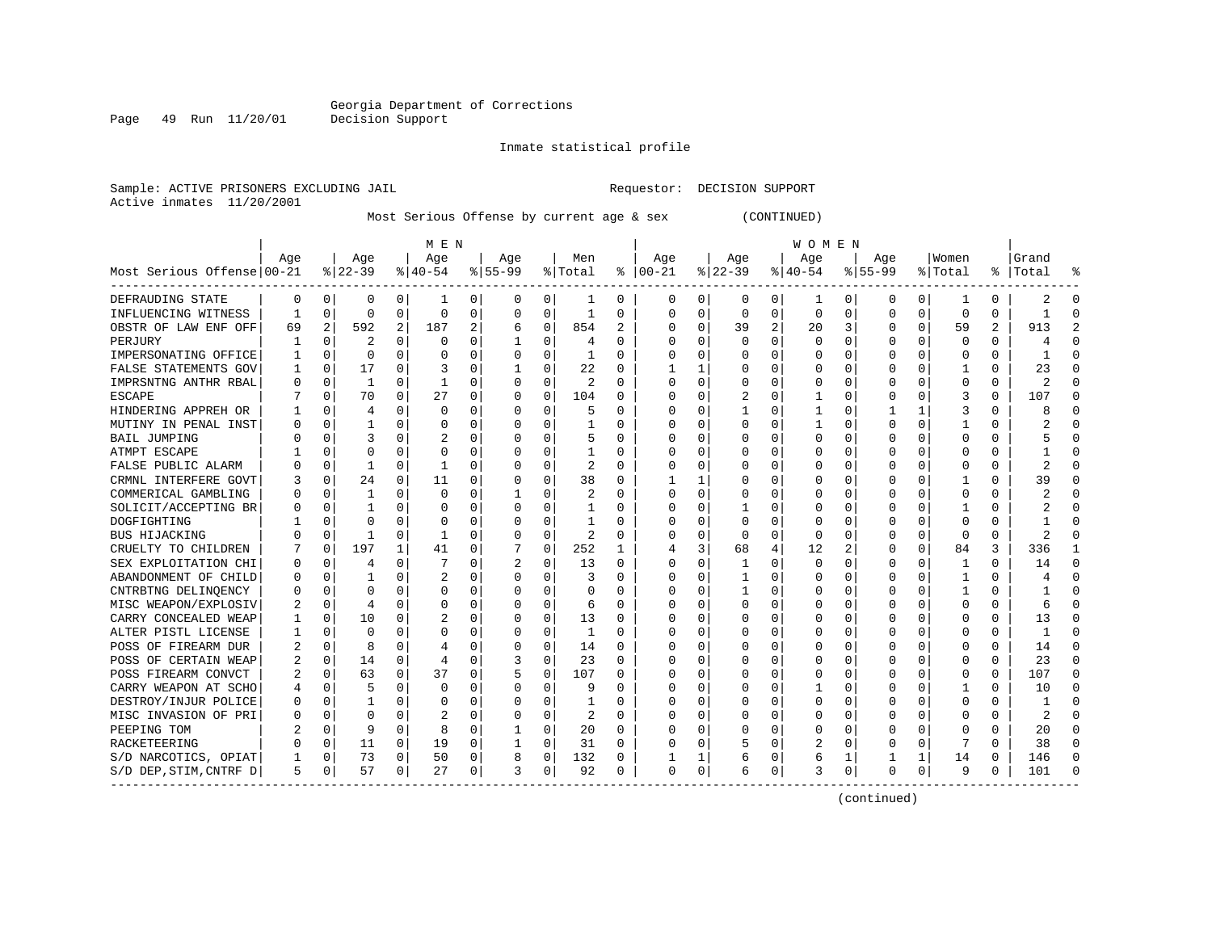Georgia Department of Corrections
Decision Support

Inmate statistical profile

Sample: ACTIVE PRISONERS EXCLUDING JAIL                    Requestor: DECISION SUPPORT
Active inmates 11/20/2001

Most Serious Offense by current age & sex (CONTINUED)

| Most Serious Offense | MEN Age 00-21 | % | Age 22-39 | % | Age 40-54 | % | Age 55-99 | % | Men Total | % | WOMEN Age 00-21 | % | Age 22-39 | % | Age 40-54 | % | Age 55-99 | % | Women Total | % | Grand Total | % |
|---|---|---|---|---|---|---|---|---|---|---|---|---|---|---|---|---|---|---|---|---|---|---|
| DEFRAUDING STATE | 0 | 0 | 0 | 0 | 1 | 0 | 0 | 0 | 1 | 0 | 0 | 0 | 0 | 0 | 1 | 0 | 0 | 0 | 1 | 0 | 2 | 0 |
| INFLUENCING WITNESS | 1 | 0 | 0 | 0 | 0 | 0 | 0 | 0 | 1 | 0 | 0 | 0 | 0 | 0 | 0 | 0 | 0 | 0 | 0 | 0 | 1 | 0 |
| OBSTR OF LAW ENF OFF | 69 | 2 | 592 | 2 | 187 | 2 | 6 | 0 | 854 | 2 | 0 | 0 | 39 | 2 | 20 | 3 | 0 | 0 | 59 | 2 | 913 | 2 |
| PERJURY | 1 | 0 | 2 | 0 | 0 | 0 | 1 | 0 | 4 | 0 | 0 | 0 | 0 | 0 | 0 | 0 | 0 | 0 | 0 | 0 | 4 | 0 |
| IMPERSONATING OFFICE | 1 | 0 | 0 | 0 | 0 | 0 | 0 | 0 | 1 | 0 | 0 | 0 | 0 | 0 | 0 | 0 | 0 | 0 | 0 | 0 | 1 | 0 |
| FALSE STATEMENTS GOV | 1 | 0 | 17 | 0 | 3 | 0 | 1 | 0 | 22 | 0 | 1 | 1 | 0 | 0 | 0 | 0 | 0 | 0 | 1 | 0 | 23 | 0 |
| IMPRSNTNG ANTHR RBAL | 0 | 0 | 1 | 0 | 1 | 0 | 0 | 0 | 2 | 0 | 0 | 0 | 0 | 0 | 0 | 0 | 0 | 0 | 0 | 0 | 2 | 0 |
| ESCAPE | 7 | 0 | 70 | 0 | 27 | 0 | 0 | 0 | 104 | 0 | 0 | 0 | 2 | 0 | 1 | 0 | 0 | 0 | 3 | 0 | 107 | 0 |
| HINDERING APPREH OR | 1 | 0 | 4 | 0 | 0 | 0 | 0 | 0 | 5 | 0 | 0 | 0 | 1 | 0 | 1 | 0 | 1 | 1 | 3 | 0 | 8 | 0 |
| MUTINY IN PENAL INST | 0 | 0 | 1 | 0 | 0 | 0 | 0 | 0 | 1 | 0 | 0 | 0 | 0 | 0 | 1 | 0 | 0 | 0 | 1 | 0 | 2 | 0 |
| BAIL JUMPING | 0 | 0 | 3 | 0 | 2 | 0 | 0 | 0 | 5 | 0 | 0 | 0 | 0 | 0 | 0 | 0 | 0 | 0 | 0 | 0 | 5 | 0 |
| ATMPT ESCAPE | 1 | 0 | 0 | 0 | 0 | 0 | 0 | 0 | 1 | 0 | 0 | 0 | 0 | 0 | 0 | 0 | 0 | 0 | 0 | 0 | 1 | 0 |
| FALSE PUBLIC ALARM | 0 | 0 | 1 | 0 | 1 | 0 | 0 | 0 | 2 | 0 | 0 | 0 | 0 | 0 | 0 | 0 | 0 | 0 | 0 | 0 | 2 | 0 |
| CRMNL INTERFERE GOVT | 3 | 0 | 24 | 0 | 11 | 0 | 0 | 0 | 38 | 0 | 1 | 1 | 0 | 0 | 0 | 0 | 0 | 0 | 1 | 0 | 39 | 0 |
| COMMERICAL GAMBLING | 0 | 0 | 1 | 0 | 0 | 0 | 1 | 0 | 2 | 0 | 0 | 0 | 0 | 0 | 0 | 0 | 0 | 0 | 0 | 0 | 2 | 0 |
| SOLICIT/ACCEPTING BR | 0 | 0 | 1 | 0 | 0 | 0 | 0 | 0 | 1 | 0 | 0 | 0 | 1 | 0 | 0 | 0 | 0 | 0 | 1 | 0 | 2 | 0 |
| DOGFIGHTING | 1 | 0 | 0 | 0 | 0 | 0 | 0 | 0 | 1 | 0 | 0 | 0 | 0 | 0 | 0 | 0 | 0 | 0 | 0 | 0 | 1 | 0 |
| BUS HIJACKING | 0 | 0 | 1 | 0 | 1 | 0 | 0 | 0 | 2 | 0 | 0 | 0 | 0 | 0 | 0 | 0 | 0 | 0 | 0 | 0 | 2 | 0 |
| CRUELTY TO CHILDREN | 7 | 0 | 197 | 1 | 41 | 0 | 7 | 0 | 252 | 1 | 4 | 3 | 68 | 4 | 12 | 2 | 0 | 0 | 84 | 3 | 336 | 1 |
| SEX EXPLOITATION CHI | 0 | 0 | 4 | 0 | 7 | 0 | 2 | 0 | 13 | 0 | 0 | 0 | 1 | 0 | 0 | 0 | 0 | 0 | 1 | 0 | 14 | 0 |
| ABANDONMENT OF CHILD | 0 | 0 | 1 | 0 | 2 | 0 | 0 | 0 | 3 | 0 | 0 | 0 | 1 | 0 | 0 | 0 | 0 | 0 | 1 | 0 | 4 | 0 |
| CNTRBTNG DELINQENCY | 0 | 0 | 0 | 0 | 0 | 0 | 0 | 0 | 0 | 0 | 0 | 0 | 1 | 0 | 0 | 0 | 0 | 0 | 1 | 0 | 1 | 0 |
| MISC WEAPON/EXPLOSIV | 2 | 0 | 4 | 0 | 0 | 0 | 0 | 0 | 6 | 0 | 0 | 0 | 0 | 0 | 0 | 0 | 0 | 0 | 0 | 0 | 6 | 0 |
| CARRY CONCEALED WEAP | 1 | 0 | 10 | 0 | 2 | 0 | 0 | 0 | 13 | 0 | 0 | 0 | 0 | 0 | 0 | 0 | 0 | 0 | 0 | 0 | 13 | 0 |
| ALTER PISTL LICENSE | 1 | 0 | 0 | 0 | 0 | 0 | 0 | 0 | 1 | 0 | 0 | 0 | 0 | 0 | 0 | 0 | 0 | 0 | 0 | 0 | 1 | 0 |
| POSS OF FIREARM DUR | 2 | 0 | 8 | 0 | 4 | 0 | 0 | 0 | 14 | 0 | 0 | 0 | 0 | 0 | 0 | 0 | 0 | 0 | 0 | 0 | 14 | 0 |
| POSS OF CERTAIN WEAP | 2 | 0 | 14 | 0 | 4 | 0 | 3 | 0 | 23 | 0 | 0 | 0 | 0 | 0 | 0 | 0 | 0 | 0 | 0 | 0 | 23 | 0 |
| POSS FIREARM CONVCT | 2 | 0 | 63 | 0 | 37 | 0 | 5 | 0 | 107 | 0 | 0 | 0 | 0 | 0 | 0 | 0 | 0 | 0 | 0 | 0 | 107 | 0 |
| CARRY WEAPON AT SCHO | 4 | 0 | 5 | 0 | 0 | 0 | 0 | 0 | 9 | 0 | 0 | 0 | 0 | 0 | 1 | 0 | 0 | 0 | 1 | 0 | 10 | 0 |
| DESTROY/INJUR POLICE | 0 | 0 | 1 | 0 | 0 | 0 | 0 | 0 | 1 | 0 | 0 | 0 | 0 | 0 | 0 | 0 | 0 | 0 | 0 | 0 | 1 | 0 |
| MISC INVASION OF PRI | 0 | 0 | 0 | 0 | 2 | 0 | 0 | 0 | 2 | 0 | 0 | 0 | 0 | 0 | 0 | 0 | 0 | 0 | 0 | 0 | 2 | 0 |
| PEEPING TOM | 2 | 0 | 9 | 0 | 8 | 0 | 1 | 0 | 20 | 0 | 0 | 0 | 0 | 0 | 0 | 0 | 0 | 0 | 0 | 0 | 20 | 0 |
| RACKETEERING | 0 | 0 | 11 | 0 | 19 | 0 | 1 | 0 | 31 | 0 | 0 | 0 | 5 | 0 | 2 | 0 | 0 | 0 | 7 | 0 | 38 | 0 |
| S/D NARCOTICS, OPIAT | 1 | 0 | 73 | 0 | 50 | 0 | 8 | 0 | 132 | 0 | 1 | 1 | 6 | 0 | 6 | 1 | 1 | 1 | 14 | 0 | 146 | 0 |
| S/D DEP,STIM,CNTRF D | 5 | 0 | 57 | 0 | 27 | 0 | 3 | 0 | 92 | 0 | 0 | 0 | 6 | 0 | 3 | 0 | 0 | 0 | 9 | 0 | 101 | 0 |

(continued)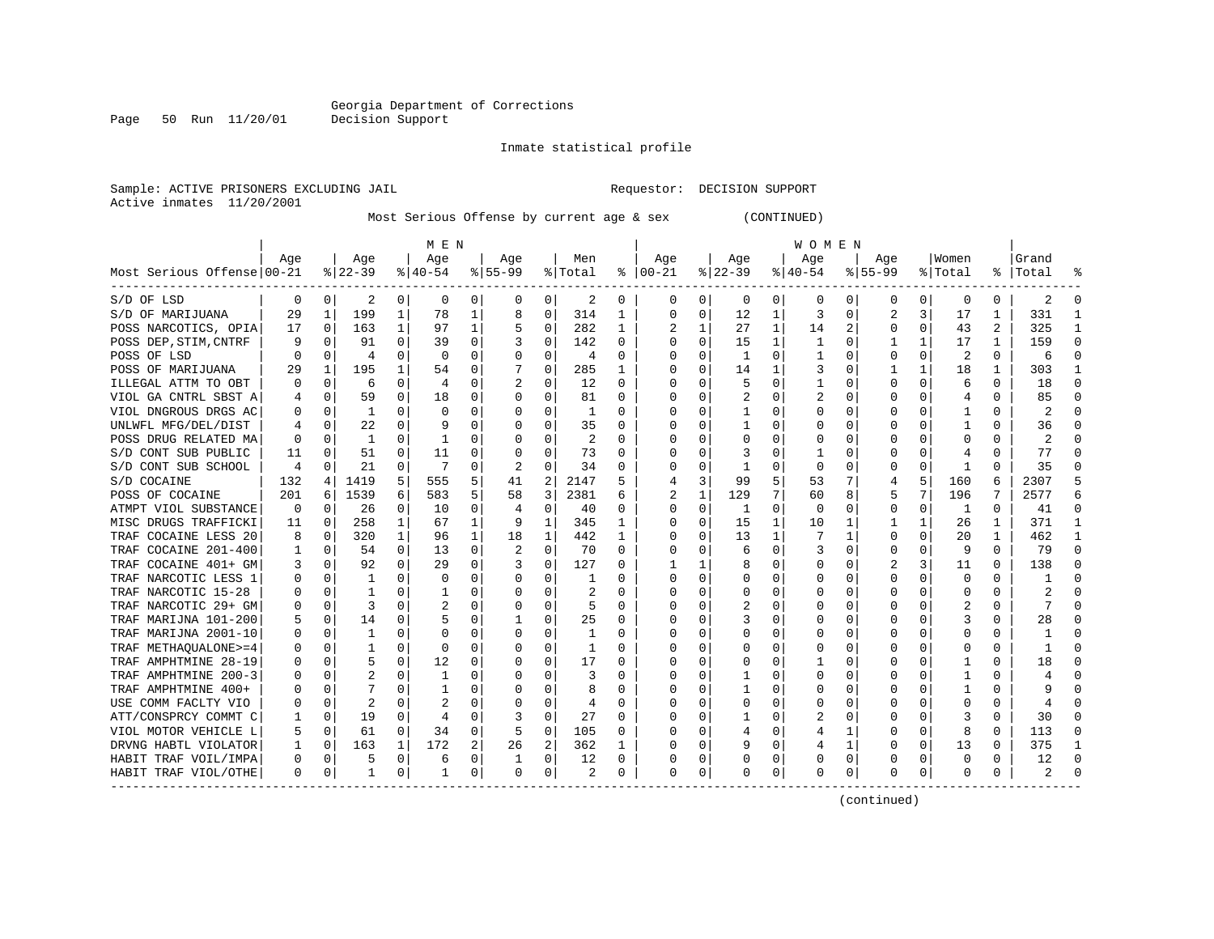Georgia Department of Corrections
Decision Support

Inmate statistical profile

Sample: ACTIVE PRISONERS EXCLUDING JAIL                    Requestor: DECISION SUPPORT
Active inmates 11/20/2001

Most Serious Offense by current age & sex (CONTINUED)

| Most Serious Offense | MEN Age 00-21 | % | Age 22-39 | % | Age 40-54 | % | Age 55-99 | % | Men Total | % | WOMEN Age 00-21 | % | Age 22-39 | % | Age 40-54 | % | Age 55-99 | % | Women Total | % | Grand Total | % |
|---|---|---|---|---|---|---|---|---|---|---|---|---|---|---|---|---|---|---|---|---|---|---|
| S/D OF LSD | 0 | 0 | 2 | 0 | 0 | 0 | 0 | 0 | 2 | 0 | 0 | 0 | 0 | 0 | 0 | 0 | 0 | 0 | 0 | 0 | 2 | 0 |
| S/D OF MARIJUANA | 29 | 1 | 199 | 1 | 78 | 1 | 8 | 0 | 314 | 1 | 0 | 0 | 12 | 1 | 3 | 0 | 2 | 3 | 17 | 1 | 331 | 1 |
| POSS NARCOTICS, OPIA | 17 | 0 | 163 | 1 | 97 | 1 | 5 | 0 | 282 | 1 | 2 | 1 | 27 | 1 | 14 | 2 | 0 | 0 | 43 | 2 | 325 | 1 |
| POSS DEP,STIM,CNTRF | 9 | 0 | 91 | 0 | 39 | 0 | 3 | 0 | 142 | 0 | 0 | 0 | 15 | 1 | 1 | 0 | 1 | 1 | 17 | 1 | 159 | 0 |
| POSS OF LSD | 0 | 0 | 4 | 0 | 0 | 0 | 0 | 0 | 4 | 0 | 0 | 0 | 1 | 0 | 1 | 0 | 0 | 0 | 2 | 0 | 6 | 0 |
| POSS OF MARIJUANA | 29 | 1 | 195 | 1 | 54 | 0 | 7 | 0 | 285 | 1 | 0 | 0 | 14 | 1 | 3 | 0 | 1 | 1 | 18 | 1 | 303 | 1 |
| ILLEGAL ATTM TO OBT | 0 | 0 | 6 | 0 | 4 | 0 | 2 | 0 | 12 | 0 | 0 | 0 | 5 | 0 | 1 | 0 | 0 | 0 | 6 | 0 | 18 | 0 |
| VIOL GA CNTRL SBST A | 4 | 0 | 59 | 0 | 18 | 0 | 0 | 0 | 81 | 0 | 0 | 0 | 2 | 0 | 2 | 0 | 0 | 0 | 4 | 0 | 85 | 0 |
| VIOL DNGROUS DRGS AC | 0 | 0 | 1 | 0 | 0 | 0 | 0 | 0 | 1 | 0 | 0 | 0 | 1 | 0 | 0 | 0 | 0 | 0 | 1 | 0 | 2 | 0 |
| UNLWFL MFG/DEL/DIST | 4 | 0 | 22 | 0 | 9 | 0 | 0 | 0 | 35 | 0 | 0 | 0 | 1 | 0 | 0 | 0 | 0 | 0 | 1 | 0 | 36 | 0 |
| POSS DRUG RELATED MA | 0 | 0 | 1 | 0 | 1 | 0 | 0 | 0 | 2 | 0 | 0 | 0 | 0 | 0 | 0 | 0 | 0 | 0 | 0 | 0 | 2 | 0 |
| S/D CONT SUB PUBLIC | 11 | 0 | 51 | 0 | 11 | 0 | 0 | 0 | 73 | 0 | 0 | 0 | 3 | 0 | 1 | 0 | 0 | 0 | 4 | 0 | 77 | 0 |
| S/D CONT SUB SCHOOL | 4 | 0 | 21 | 0 | 7 | 0 | 2 | 0 | 34 | 0 | 0 | 0 | 1 | 0 | 0 | 0 | 0 | 0 | 1 | 0 | 35 | 0 |
| S/D COCAINE | 132 | 4 | 1419 | 5 | 555 | 5 | 41 | 2 | 2147 | 5 | 4 | 3 | 99 | 5 | 53 | 7 | 4 | 5 | 160 | 6 | 2307 | 5 |
| POSS OF COCAINE | 201 | 6 | 1539 | 6 | 583 | 5 | 58 | 3 | 2381 | 6 | 2 | 1 | 129 | 7 | 60 | 8 | 5 | 7 | 196 | 7 | 2577 | 6 |
| ATMPT VIOL SUBSTANCE | 0 | 0 | 26 | 0 | 10 | 0 | 4 | 0 | 40 | 0 | 0 | 0 | 1 | 0 | 0 | 0 | 0 | 0 | 1 | 0 | 41 | 0 |
| MISC DRUGS TRAFFICKI | 11 | 0 | 258 | 1 | 67 | 1 | 9 | 1 | 345 | 1 | 0 | 0 | 15 | 1 | 10 | 1 | 1 | 1 | 26 | 1 | 371 | 1 |
| TRAF COCAINE LESS 20 | 8 | 0 | 320 | 1 | 96 | 1 | 18 | 1 | 442 | 1 | 0 | 0 | 13 | 1 | 7 | 1 | 0 | 0 | 20 | 1 | 462 | 1 |
| TRAF COCAINE 201-400 | 1 | 0 | 54 | 0 | 13 | 0 | 2 | 0 | 70 | 0 | 0 | 0 | 6 | 0 | 3 | 0 | 0 | 0 | 9 | 0 | 79 | 0 |
| TRAF COCAINE 401+ GM | 3 | 0 | 92 | 0 | 29 | 0 | 3 | 0 | 127 | 0 | 1 | 1 | 8 | 0 | 0 | 0 | 2 | 3 | 11 | 0 | 138 | 0 |
| TRAF NARCOTIC LESS 1 | 0 | 0 | 1 | 0 | 0 | 0 | 0 | 0 | 1 | 0 | 0 | 0 | 0 | 0 | 0 | 0 | 0 | 0 | 0 | 0 | 1 | 0 |
| TRAF NARCOTIC 15-28 | 0 | 0 | 1 | 0 | 1 | 0 | 0 | 0 | 2 | 0 | 0 | 0 | 0 | 0 | 0 | 0 | 0 | 0 | 0 | 0 | 2 | 0 |
| TRAF NARCOTIC 29+ GM | 0 | 0 | 3 | 0 | 2 | 0 | 0 | 0 | 5 | 0 | 0 | 0 | 2 | 0 | 0 | 0 | 0 | 0 | 2 | 0 | 7 | 0 |
| TRAF MARIJNA 101-200 | 5 | 0 | 14 | 0 | 5 | 0 | 1 | 0 | 25 | 0 | 0 | 0 | 3 | 0 | 0 | 0 | 0 | 0 | 3 | 0 | 28 | 0 |
| TRAF MARIJNA 2001-10 | 0 | 0 | 1 | 0 | 0 | 0 | 0 | 0 | 1 | 0 | 0 | 0 | 0 | 0 | 0 | 0 | 0 | 0 | 0 | 0 | 1 | 0 |
| TRAF METHAQUALONE>=4 | 0 | 0 | 1 | 0 | 0 | 0 | 0 | 0 | 1 | 0 | 0 | 0 | 0 | 0 | 0 | 0 | 0 | 0 | 0 | 0 | 1 | 0 |
| TRAF AMPHTMINE 28-19 | 0 | 0 | 5 | 0 | 12 | 0 | 0 | 0 | 17 | 0 | 0 | 0 | 0 | 0 | 1 | 0 | 0 | 0 | 1 | 0 | 18 | 0 |
| TRAF AMPHTMINE 200-3 | 0 | 0 | 2 | 0 | 1 | 0 | 0 | 0 | 3 | 0 | 0 | 0 | 1 | 0 | 0 | 0 | 0 | 0 | 1 | 0 | 4 | 0 |
| TRAF AMPHTMINE 400+ | 0 | 0 | 7 | 0 | 1 | 0 | 0 | 0 | 8 | 0 | 0 | 0 | 1 | 0 | 0 | 0 | 0 | 0 | 1 | 0 | 9 | 0 |
| USE COMM FACLTY VIO | 0 | 0 | 2 | 0 | 2 | 0 | 0 | 0 | 4 | 0 | 0 | 0 | 0 | 0 | 0 | 0 | 0 | 0 | 0 | 0 | 4 | 0 |
| ATT/CONSPRCY COMMT C | 1 | 0 | 19 | 0 | 4 | 0 | 3 | 0 | 27 | 0 | 0 | 0 | 1 | 0 | 2 | 0 | 0 | 0 | 3 | 0 | 30 | 0 |
| VIOL MOTOR VEHICLE L | 5 | 0 | 61 | 0 | 34 | 0 | 5 | 0 | 105 | 0 | 0 | 0 | 4 | 0 | 4 | 1 | 0 | 0 | 8 | 0 | 113 | 0 |
| DRVNG HABTL VIOLATOR | 1 | 0 | 163 | 1 | 172 | 2 | 26 | 2 | 362 | 1 | 0 | 0 | 9 | 0 | 4 | 1 | 0 | 0 | 13 | 0 | 375 | 1 |
| HABIT TRAF VOIL/IMPA | 0 | 0 | 5 | 0 | 6 | 0 | 1 | 0 | 12 | 0 | 0 | 0 | 0 | 0 | 0 | 0 | 0 | 0 | 0 | 0 | 12 | 0 |
| HABIT TRAF VIOL/OTHE | 0 | 0 | 1 | 0 | 1 | 0 | 0 | 0 | 2 | 0 | 0 | 0 | 0 | 0 | 0 | 0 | 0 | 0 | 0 | 0 | 2 | 0 |

(continued)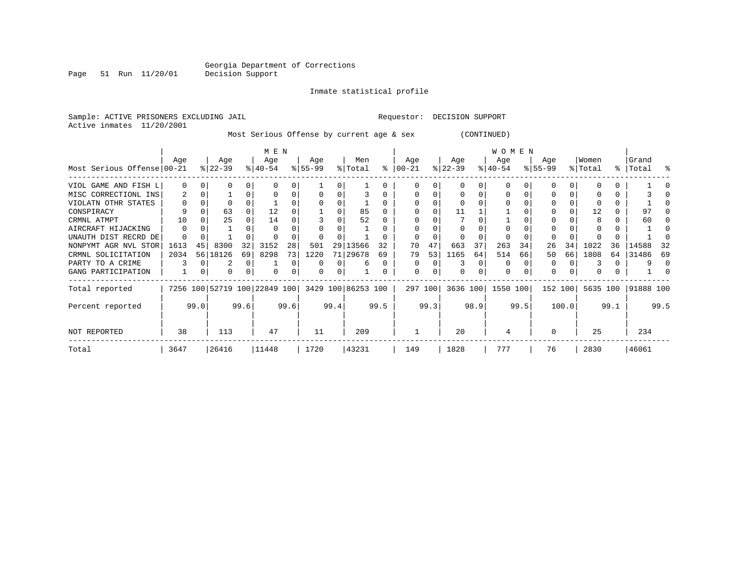Georgia Department of Corrections
Decision Support

Inmate statistical profile

Sample: ACTIVE PRISONERS EXCLUDING JAIL          Requestor: DECISION SUPPORT
Active inmates 11/20/2001

Most Serious Offense by current age & sex (CONTINUED)

| Most Serious Offense | MEN Age 00-21 | % | Age 22-39 | % | Age 40-54 | % | Age 55-99 | % | Men Total | % | WOMEN Age 00-21 | % | Age 22-39 | % | Age 40-54 | % | Age 55-99 | % | Women Total | % | Grand Total | % |
|---|---|---|---|---|---|---|---|---|---|---|---|---|---|---|---|---|---|---|---|---|---|---|
| VIOL GAME AND FISH L | 0 | 0 | 0 | 0 | 0 | 0 | 1 | 0 | 1 | 0 | 0 | 0 | 0 | 0 | 0 | 0 | 0 | 0 | 0 | 0 | 1 | 0 |
| MISC CORRECTIONL INS | 2 | 0 | 1 | 0 | 0 | 0 | 0 | 0 | 3 | 0 | 0 | 0 | 0 | 0 | 0 | 0 | 0 | 0 | 0 | 0 | 3 | 0 |
| VIOLATN OTHR STATES | 0 | 0 | 0 | 0 | 1 | 0 | 0 | 0 | 1 | 0 | 0 | 0 | 0 | 0 | 0 | 0 | 0 | 0 | 0 | 0 | 1 | 0 |
| CONSPIRACY | 9 | 0 | 63 | 0 | 12 | 0 | 1 | 0 | 85 | 0 | 0 | 0 | 11 | 1 | 1 | 0 | 0 | 0 | 12 | 0 | 97 | 0 |
| CRMNL ATMPT | 10 | 0 | 25 | 0 | 14 | 0 | 3 | 0 | 52 | 0 | 0 | 0 | 7 | 0 | 1 | 0 | 0 | 0 | 8 | 0 | 60 | 0 |
| AIRCRAFT HIJACKING | 0 | 0 | 1 | 0 | 0 | 0 | 0 | 0 | 1 | 0 | 0 | 0 | 0 | 0 | 0 | 0 | 0 | 0 | 0 | 0 | 1 | 0 |
| UNAUTH DIST RECRD DE | 0 | 0 | 1 | 0 | 0 | 0 | 0 | 0 | 1 | 0 | 0 | 0 | 0 | 0 | 0 | 0 | 0 | 0 | 0 | 0 | 1 | 0 |
| NONPYMT AGR NVL STOR | 1613 | 45 | 8300 | 32 | 3152 | 28 | 501 | 29 | 13566 | 32 | 70 | 47 | 663 | 37 | 263 | 34 | 26 | 34 | 1022 | 36 | 14588 | 32 |
| CRMNL SOLICITATION | 2034 | 56 | 18126 | 69 | 8298 | 73 | 1220 | 71 | 29678 | 69 | 79 | 53 | 1165 | 64 | 514 | 66 | 50 | 66 | 1808 | 64 | 31486 | 69 |
| PARTY TO A CRIME | 3 | 0 | 2 | 0 | 1 | 0 | 0 | 0 | 6 | 0 | 0 | 0 | 3 | 0 | 0 | 0 | 0 | 0 | 3 | 0 | 9 | 0 |
| GANG PARTICIPATION | 1 | 0 | 0 | 0 | 0 | 0 | 0 | 0 | 1 | 0 | 0 | 0 | 0 | 0 | 0 | 0 | 0 | 0 | 0 | 0 | 1 | 0 |
| Total reported | 7256 | 100 | 52719 | 100 | 22849 | 100 | 3429 | 100 | 86253 | 100 | 297 | 100 | 3636 | 100 | 1550 | 100 | 152 | 100 | 5635 | 100 | 91888 | 100 |
| Percent reported | | 99.0 | | 99.6 | | 99.6 | | 99.4 | | 99.5 | | 99.3 | | 98.9 | | 99.5 | | 100.0 | | 99.1 | | 99.5 |
| NOT REPORTED | 38 | | 113 | | 47 | | 11 | | 209 | | 1 | | 20 | | 4 | | 0 | | 25 | | 234 | |
| Total | 3647 | | 26416 | | 11448 | | 1720 | | 43231 | | 149 | | 1828 | | 777 | | 76 | | 2830 | | 46061 | |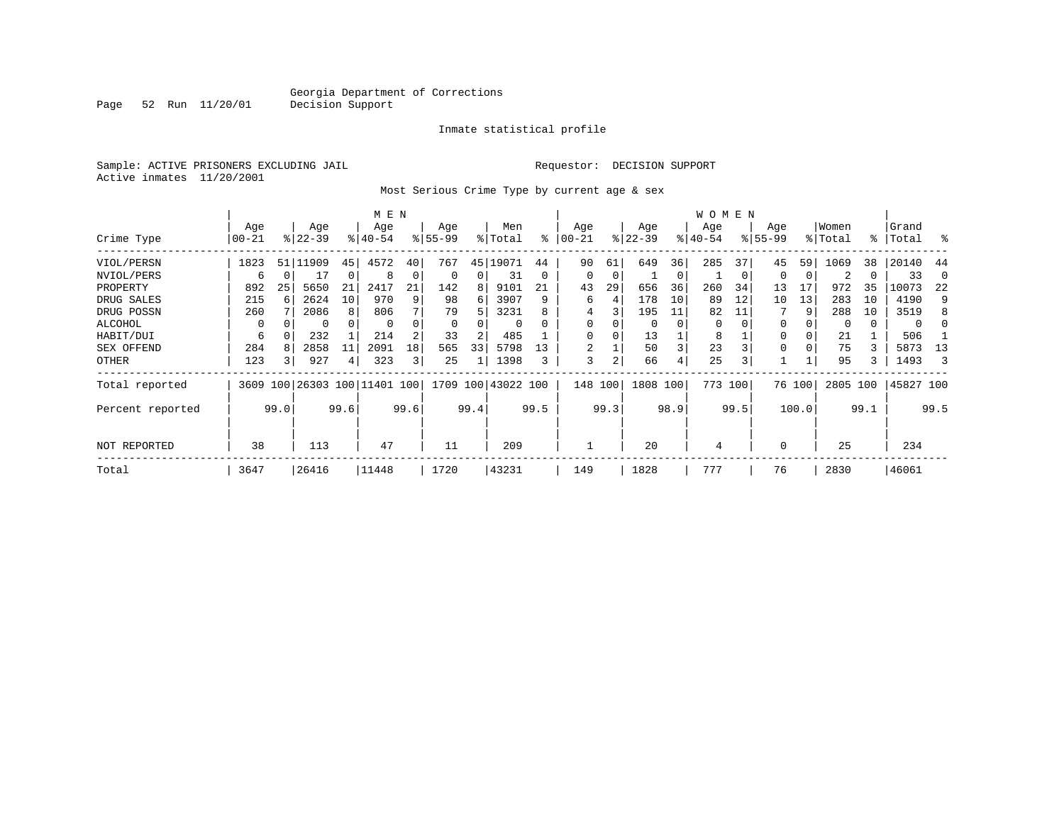Georgia Department of Corrections
Decision Support

Inmate statistical profile

Sample: ACTIVE PRISONERS EXCLUDING JAIL
Requestor: DECISION SUPPORT
Active inmates 11/20/2001

Most Serious Crime Type by current age & sex

| | MEN | | | | | | | | | | WOMEN | | | | | | | | | | | |
|---|---|---|---|---|---|---|---|---|---|---|---|---|---|---|---|---|---|---|---|---|---|---|
| Crime Type | Age 00-21 | % | Age 22-39 | % | Age 40-54 | % | Age 55-99 | % | Men Total | % | Age 00-21 | % | Age 22-39 | % | Age 40-54 | % | Age 55-99 | % | Women Total | % | Grand Total | % |
| VIOL/PERSN | 1823 | 51 | 11909 | 45 | 4572 | 40 | 767 | 45 | 19071 | 44 | 90 | 61 | 649 | 36 | 285 | 37 | 45 | 59 | 1069 | 38 | 20140 | 44 |
| NVIOL/PERS | 6 | 0 | 17 | 0 | 8 | 0 | 0 | 0 | 31 | 0 | 0 | 0 | 1 | 0 | 1 | 0 | 0 | 0 | 2 | 0 | 33 | 0 |
| PROPERTY | 892 | 25 | 5650 | 21 | 2417 | 21 | 142 | 8 | 9101 | 21 | 43 | 29 | 656 | 36 | 260 | 34 | 13 | 17 | 972 | 35 | 10073 | 22 |
| DRUG SALES | 215 | 6 | 2624 | 10 | 970 | 9 | 98 | 6 | 3907 | 9 | 6 | 4 | 178 | 10 | 89 | 12 | 10 | 13 | 283 | 10 | 4190 | 9 |
| DRUG POSSN | 260 | 7 | 2086 | 8 | 806 | 7 | 79 | 5 | 3231 | 8 | 4 | 3 | 195 | 11 | 82 | 11 | 7 | 9 | 288 | 10 | 3519 | 8 |
| ALCOHOL | 0 | 0 | 0 | 0 | 0 | 0 | 0 | 0 | 0 | 0 | 0 | 0 | 0 | 0 | 0 | 0 | 0 | 0 | 0 | 0 | 0 | 0 |
| HABIT/DUI | 6 | 0 | 232 | 1 | 214 | 2 | 33 | 2 | 485 | 1 | 0 | 0 | 13 | 1 | 8 | 1 | 0 | 0 | 21 | 1 | 506 | 1 |
| SEX OFFEND | 284 | 8 | 2858 | 11 | 2091 | 18 | 565 | 33 | 5798 | 13 | 2 | 1 | 50 | 3 | 23 | 3 | 0 | 0 | 75 | 3 | 5873 | 13 |
| OTHER | 123 | 3 | 927 | 4 | 323 | 3 | 25 | 1 | 1398 | 3 | 3 | 2 | 66 | 4 | 25 | 3 | 1 | 1 | 95 | 3 | 1493 | 3 |
| Total reported | 3609 | 100 | 26303 | 100 | 11401 | 100 | 1709 | 100 | 43022 | 100 | 148 | 100 | 1808 | 100 | 773 | 100 | 76 | 100 | 2805 | 100 | 45827 | 100 |
| Percent reported | | 99.0 | | 99.6 | | 99.6 | | 99.4 | | 99.5 | | 99.3 | | 98.9 | | 99.5 | | 100.0 | | 99.1 | | 99.5 |
| NOT REPORTED | 38 | | 113 | | 47 | | 11 | | 209 | | 1 | | 20 | | 4 | | 0 | | 25 | | 234 | |
| Total | 3647 | | 26416 | | 11448 | | 1720 | | 43231 | | 149 | | 1828 | | 777 | | 76 | | 2830 | | 46061 | |